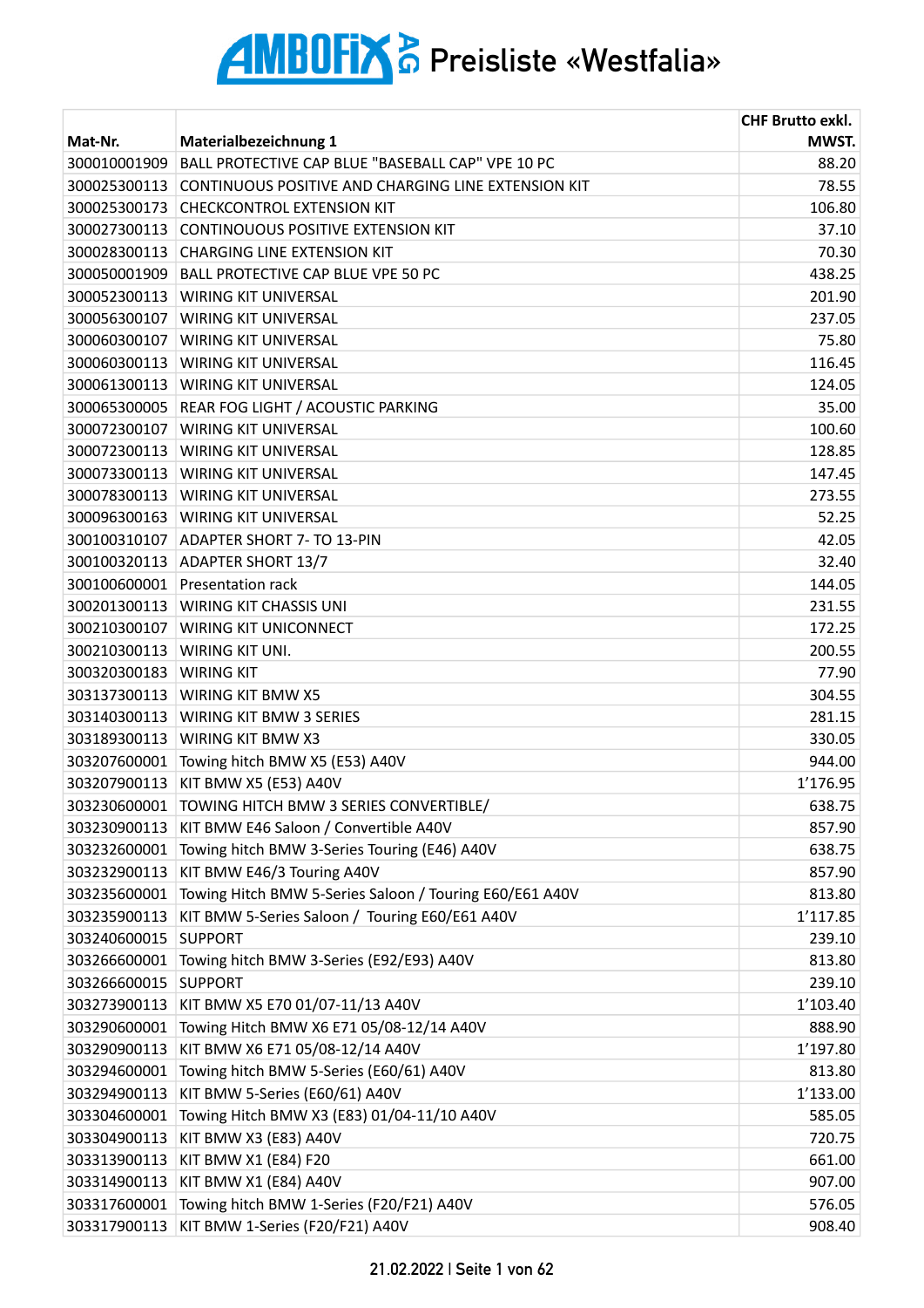# AMBOFIX AG Preisliste «Westfalia»

| Mat-Nr. | Materialbezeichnung 1 | CHF Brutto exkl. MWST. |
|---|---|---|
| 300010001909 | BALL PROTECTIVE CAP BLUE "BASEBALL CAP" VPE 10 PC | 88.20 |
| 300025300113 | CONTINUOUS POSITIVE AND CHARGING LINE EXTENSION KIT | 78.55 |
| 300025300173 | CHECKCONTROL EXTENSION KIT | 106.80 |
| 300027300113 | CONTINOUOUS POSITIVE EXTENSION KIT | 37.10 |
| 300028300113 | CHARGING LINE EXTENSION KIT | 70.30 |
| 300050001909 | BALL PROTECTIVE CAP BLUE VPE 50 PC | 438.25 |
| 300052300113 | WIRING KIT UNIVERSAL | 201.90 |
| 300056300107 | WIRING KIT UNIVERSAL | 237.05 |
| 300060300107 | WIRING KIT UNIVERSAL | 75.80 |
| 300060300113 | WIRING KIT UNIVERSAL | 116.45 |
| 300061300113 | WIRING KIT UNIVERSAL | 124.05 |
| 300065300005 | REAR FOG LIGHT / ACOUSTIC PARKING | 35.00 |
| 300072300107 | WIRING KIT UNIVERSAL | 100.60 |
| 300072300113 | WIRING KIT UNIVERSAL | 128.85 |
| 300073300113 | WIRING KIT UNIVERSAL | 147.45 |
| 300078300113 | WIRING KIT UNIVERSAL | 273.55 |
| 300096300163 | WIRING KIT UNIVERSAL | 52.25 |
| 300100310107 | ADAPTER SHORT 7- TO 13-PIN | 42.05 |
| 300100320113 | ADAPTER SHORT 13/7 | 32.40 |
| 300100600001 | Presentation rack | 144.05 |
| 300201300113 | WIRING KIT CHASSIS UNI | 231.55 |
| 300210300107 | WIRING KIT UNICONNECT | 172.25 |
| 300210300113 | WIRING KIT UNI. | 200.55 |
| 300320300183 | WIRING KIT | 77.90 |
| 303137300113 | WIRING KIT BMW X5 | 304.55 |
| 303140300113 | WIRING KIT BMW 3 SERIES | 281.15 |
| 303189300113 | WIRING KIT BMW X3 | 330.05 |
| 303207600001 | Towing hitch BMW X5 (E53) A40V | 944.00 |
| 303207900113 | KIT BMW X5 (E53) A40V | 1'176.95 |
| 303230600001 | TOWING HITCH BMW 3 SERIES CONVERTIBLE/ | 638.75 |
| 303230900113 | KIT BMW E46 Saloon / Convertible A40V | 857.90 |
| 303232600001 | Towing hitch BMW 3-Series Touring (E46) A40V | 638.75 |
| 303232900113 | KIT BMW E46/3 Touring A40V | 857.90 |
| 303235600001 | Towing Hitch BMW 5-Series Saloon / Touring E60/E61 A40V | 813.80 |
| 303235900113 | KIT BMW 5-Series Saloon / Touring E60/E61 A40V | 1'117.85 |
| 303240600015 | SUPPORT | 239.10 |
| 303266600001 | Towing hitch BMW 3-Series (E92/E93) A40V | 813.80 |
| 303266600015 | SUPPORT | 239.10 |
| 303273900113 | KIT BMW X5 E70 01/07-11/13 A40V | 1'103.40 |
| 303290600001 | Towing Hitch BMW X6 E71 05/08-12/14 A40V | 888.90 |
| 303290900113 | KIT BMW X6 E71 05/08-12/14 A40V | 1'197.80 |
| 303294600001 | Towing hitch BMW 5-Series (E60/61) A40V | 813.80 |
| 303294900113 | KIT BMW 5-Series (E60/61) A40V | 1'133.00 |
| 303304600001 | Towing Hitch BMW X3 (E83) 01/04-11/10 A40V | 585.05 |
| 303304900113 | KIT BMW X3 (E83) A40V | 720.75 |
| 303313900113 | KIT BMW X1 (E84) F20 | 661.00 |
| 303314900113 | KIT BMW X1 (E84) A40V | 907.00 |
| 303317600001 | Towing hitch BMW 1-Series (F20/F21) A40V | 576.05 |
| 303317900113 | KIT BMW 1-Series (F20/F21) A40V | 908.40 |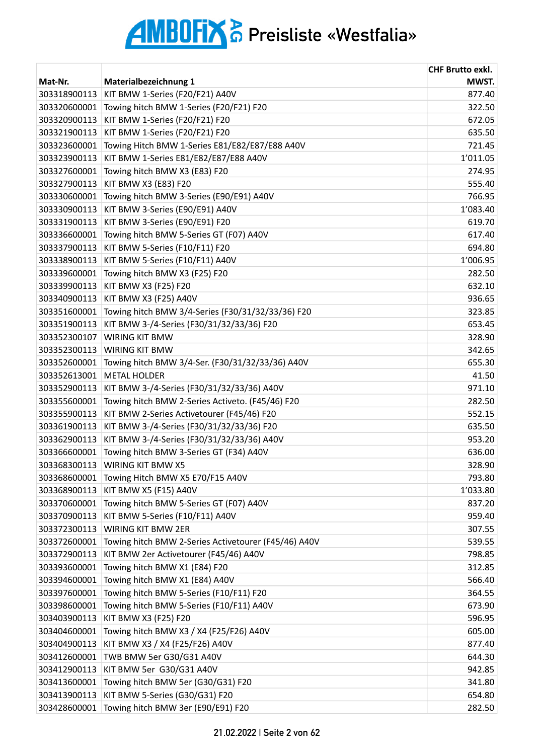# AMBOFIX AG Preisliste «Westfalia»

| Mat-Nr. | Materialbezeichnung 1 | CHF Brutto exkl. MWST. |
|---|---|---|
| 303318900113 | KIT BMW 1-Series (F20/F21) A40V | 877.40 |
| 303320600001 | Towing hitch BMW 1-Series (F20/F21) F20 | 322.50 |
| 303320900113 | KIT BMW 1-Series (F20/F21) F20 | 672.05 |
| 303321900113 | KIT BMW 1-Series (F20/F21) F20 | 635.50 |
| 303323600001 | Towing Hitch BMW 1-Series E81/E82/E87/E88 A40V | 721.45 |
| 303323900113 | KIT BMW 1-Series E81/E82/E87/E88 A40V | 1'011.05 |
| 303327600001 | Towing hitch BMW X3 (E83) F20 | 274.95 |
| 303327900113 | KIT BMW X3 (E83) F20 | 555.40 |
| 303330600001 | Towing hitch BMW 3-Series (E90/E91) A40V | 766.95 |
| 303330900113 | KIT BMW 3-Series (E90/E91) A40V | 1'083.40 |
| 303331900113 | KIT BMW 3-Series (E90/E91) F20 | 619.70 |
| 303336600001 | Towing hitch BMW 5-Series GT (F07) A40V | 617.40 |
| 303337900113 | KIT BMW 5-Series (F10/F11) F20 | 694.80 |
| 303338900113 | KIT BMW 5-Series (F10/F11) A40V | 1'006.95 |
| 303339600001 | Towing hitch BMW X3 (F25) F20 | 282.50 |
| 303339900113 | KIT BMW X3 (F25) F20 | 632.10 |
| 303340900113 | KIT BMW X3 (F25) A40V | 936.65 |
| 303351600001 | Towing hitch BMW 3/4-Series (F30/31/32/33/36) F20 | 323.85 |
| 303351900113 | KIT BMW 3-/4-Series (F30/31/32/33/36) F20 | 653.45 |
| 303352300107 | WIRING KIT BMW | 328.90 |
| 303352300113 | WIRING KIT BMW | 342.65 |
| 303352600001 | Towing hitch BMW 3/4-Ser. (F30/31/32/33/36) A40V | 655.30 |
| 303352613001 | METAL HOLDER | 41.50 |
| 303352900113 | KIT BMW 3-/4-Series (F30/31/32/33/36) A40V | 971.10 |
| 303355600001 | Towing hitch BMW 2-Series Activeto. (F45/46) F20 | 282.50 |
| 303355900113 | KIT BMW 2-Series Activetourer (F45/46) F20 | 552.15 |
| 303361900113 | KIT BMW 3-/4-Series (F30/31/32/33/36) F20 | 635.50 |
| 303362900113 | KIT BMW 3-/4-Series (F30/31/32/33/36) A40V | 953.20 |
| 303366600001 | Towing hitch BMW 3-Series GT (F34) A40V | 636.00 |
| 303368300113 | WIRING KIT BMW X5 | 328.90 |
| 303368600001 | Towing Hitch BMW X5 E70/F15 A40V | 793.80 |
| 303368900113 | KIT BMW X5 (F15) A40V | 1'033.80 |
| 303370600001 | Towing hitch BMW 5-Series GT (F07) A40V | 837.20 |
| 303370900113 | KIT BMW 5-Series (F10/F11) A40V | 959.40 |
| 303372300113 | WIRING KIT BMW 2ER | 307.55 |
| 303372600001 | Towing hitch BMW 2-Series Activetourer (F45/46) A40V | 539.55 |
| 303372900113 | KIT BMW 2er Activetourer (F45/46) A40V | 798.85 |
| 303393600001 | Towing hitch BMW X1 (E84) F20 | 312.85 |
| 303394600001 | Towing hitch BMW X1 (E84) A40V | 566.40 |
| 303397600001 | Towing hitch BMW 5-Series (F10/F11) F20 | 364.55 |
| 303398600001 | Towing hitch BMW 5-Series (F10/F11) A40V | 673.90 |
| 303403900113 | KIT BMW X3 (F25) F20 | 596.95 |
| 303404600001 | Towing hitch BMW X3 / X4 (F25/F26) A40V | 605.00 |
| 303404900113 | KIT BMW X3 / X4 (F25/F26) A40V | 877.40 |
| 303412600001 | TWB BMW 5er G30/G31 A40V | 644.30 |
| 303412900113 | KIT BMW 5er  G30/G31 A40V | 942.85 |
| 303413600001 | Towing hitch BMW 5er (G30/G31) F20 | 341.80 |
| 303413900113 | KIT BMW 5-Series (G30/G31) F20 | 654.80 |
| 303428600001 | Towing hitch BMW 3er (E90/E91) F20 | 282.50 |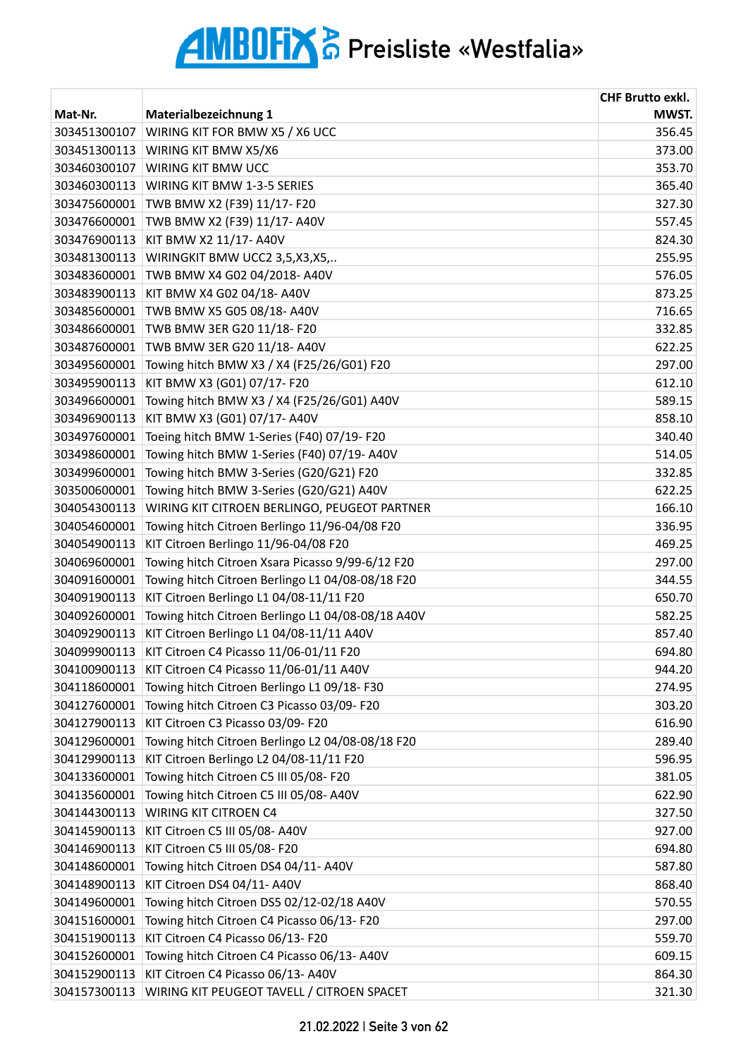# AMBOFIX AG Preisliste «Westfalia»

| Mat-Nr. | Materialbezeichnung 1 | CHF Brutto exkl. MWST. |
|---|---|---|
| 303451300107 | WIRING KIT FOR BMW X5 / X6 UCC | 356.45 |
| 303451300113 | WIRING KIT BMW X5/X6 | 373.00 |
| 303460300107 | WIRING KIT BMW UCC | 353.70 |
| 303460300113 | WIRING KIT BMW 1-3-5 SERIES | 365.40 |
| 303475600001 | TWB BMW X2 (F39) 11/17- F20 | 327.30 |
| 303476600001 | TWB BMW X2 (F39) 11/17- A40V | 557.45 |
| 303476900113 | KIT BMW X2 11/17- A40V | 824.30 |
| 303481300113 | WIRINGKIT BMW UCC2 3,5,X3,X5,.. | 255.95 |
| 303483600001 | TWB BMW X4 G02 04/2018- A40V | 576.05 |
| 303483900113 | KIT BMW X4 G02 04/18- A40V | 873.25 |
| 303485600001 | TWB BMW X5 G05 08/18- A40V | 716.65 |
| 303486600001 | TWB BMW 3ER G20 11/18- F20 | 332.85 |
| 303487600001 | TWB BMW 3ER G20 11/18- A40V | 622.25 |
| 303495600001 | Towing hitch BMW X3 / X4 (F25/26/G01) F20 | 297.00 |
| 303495900113 | KIT BMW X3 (G01) 07/17- F20 | 612.10 |
| 303496600001 | Towing hitch BMW X3 / X4 (F25/26/G01) A40V | 589.15 |
| 303496900113 | KIT BMW X3 (G01) 07/17- A40V | 858.10 |
| 303497600001 | Toeing hitch BMW 1-Series (F40) 07/19- F20 | 340.40 |
| 303498600001 | Towing hitch BMW 1-Series (F40) 07/19- A40V | 514.05 |
| 303499600001 | Towing hitch BMW 3-Series (G20/G21) F20 | 332.85 |
| 303500600001 | Towing hitch BMW 3-Series (G20/G21) A40V | 622.25 |
| 304054300113 | WIRING KIT CITROEN BERLINGO, PEUGEOT PARTNER | 166.10 |
| 304054600001 | Towing hitch Citroen Berlingo 11/96-04/08 F20 | 336.95 |
| 304054900113 | KIT Citroen Berlingo 11/96-04/08 F20 | 469.25 |
| 304069600001 | Towing hitch Citroen Xsara Picasso 9/99-6/12 F20 | 297.00 |
| 304091600001 | Towing hitch Citroen Berlingo L1 04/08-08/18 F20 | 344.55 |
| 304091900113 | KIT Citroen Berlingo L1 04/08-11/11 F20 | 650.70 |
| 304092600001 | Towing hitch Citroen Berlingo L1 04/08-08/18 A40V | 582.25 |
| 304092900113 | KIT Citroen Berlingo L1 04/08-11/11 A40V | 857.40 |
| 304099900113 | KIT Citroen C4 Picasso 11/06-01/11 F20 | 694.80 |
| 304100900113 | KIT Citroen C4 Picasso 11/06-01/11 A40V | 944.20 |
| 304118600001 | Towing hitch Citroen Berlingo L1 09/18- F30 | 274.95 |
| 304127600001 | Towing hitch Citroen C3 Picasso 03/09- F20 | 303.20 |
| 304127900113 | KIT Citroen C3 Picasso 03/09- F20 | 616.90 |
| 304129600001 | Towing hitch Citroen Berlingo L2 04/08-08/18 F20 | 289.40 |
| 304129900113 | KIT Citroen Berlingo L2 04/08-11/11 F20 | 596.95 |
| 304133600001 | Towing hitch Citroen C5 III 05/08- F20 | 381.05 |
| 304135600001 | Towing hitch Citroen C5 III 05/08- A40V | 622.90 |
| 304144300113 | WIRING KIT CITROEN C4 | 327.50 |
| 304145900113 | KIT Citroen C5 III 05/08- A40V | 927.00 |
| 304146900113 | KIT Citroen C5 III 05/08- F20 | 694.80 |
| 304148600001 | Towing hitch Citroen DS4 04/11- A40V | 587.80 |
| 304148900113 | KIT Citroen DS4 04/11- A40V | 868.40 |
| 304149600001 | Towing hitch Citroen DS5 02/12-02/18 A40V | 570.55 |
| 304151600001 | Towing hitch Citroen C4 Picasso 06/13- F20 | 297.00 |
| 304151900113 | KIT Citroen C4 Picasso 06/13- F20 | 559.70 |
| 304152600001 | Towing hitch Citroen C4 Picasso 06/13- A40V | 609.15 |
| 304152900113 | KIT Citroen C4 Picasso 06/13- A40V | 864.30 |
| 304157300113 | WIRING KIT PEUGEOT TAVELL / CITROEN SPACET | 321.30 |

21.02.2022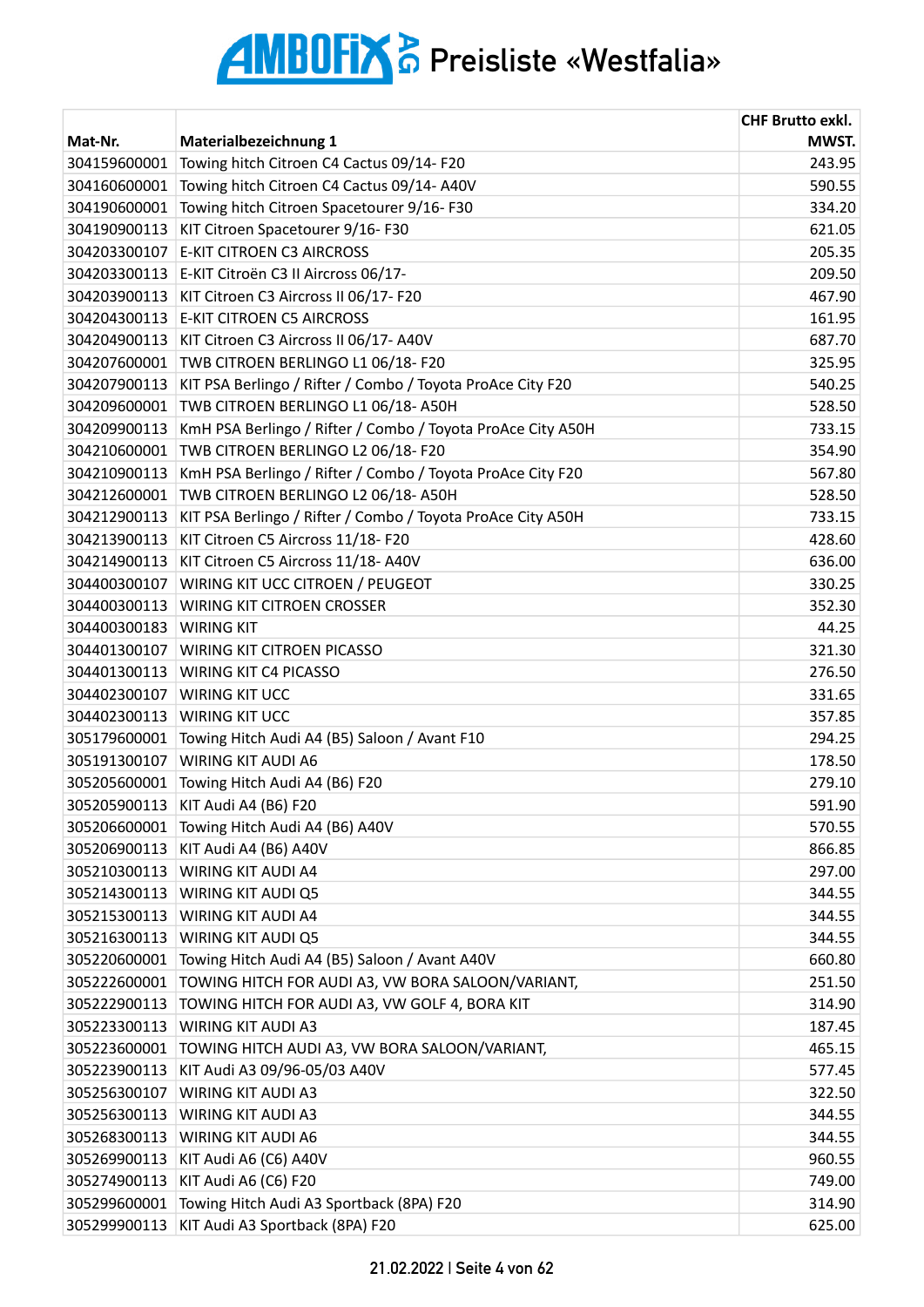# AMBOFIX AG Preisliste «Westfalia»

| Mat-Nr. | Materialbezeichnung 1 | CHF Brutto exkl. MWST. |
|---|---|---|
| 304159600001 | Towing hitch Citroen C4 Cactus 09/14- F20 | 243.95 |
| 304160600001 | Towing hitch Citroen C4 Cactus 09/14- A40V | 590.55 |
| 304190600001 | Towing hitch Citroen Spacetourer 9/16- F30 | 334.20 |
| 304190900113 | KIT Citroen Spacetourer 9/16- F30 | 621.05 |
| 304203300107 | E-KIT CITROEN C3 AIRCROSS | 205.35 |
| 304203300113 | E-KIT Citroën C3 II Aircross 06/17- | 209.50 |
| 304203900113 | KIT Citroen C3 Aircross II 06/17- F20 | 467.90 |
| 304204300113 | E-KIT CITROEN C5 AIRCROSS | 161.95 |
| 304204900113 | KIT Citroen C3 Aircross II 06/17- A40V | 687.70 |
| 304207600001 | TWB CITROEN BERLINGO L1 06/18- F20 | 325.95 |
| 304207900113 | KIT PSA Berlingo / Rifter / Combo / Toyota ProAce City F20 | 540.25 |
| 304209600001 | TWB CITROEN BERLINGO L1 06/18- A50H | 528.50 |
| 304209900113 | KmH PSA Berlingo / Rifter / Combo / Toyota ProAce City A50H | 733.15 |
| 304210600001 | TWB CITROEN BERLINGO L2 06/18- F20 | 354.90 |
| 304210900113 | KmH PSA Berlingo / Rifter / Combo / Toyota ProAce City F20 | 567.80 |
| 304212600001 | TWB CITROEN BERLINGO L2 06/18- A50H | 528.50 |
| 304212900113 | KIT PSA Berlingo / Rifter / Combo / Toyota ProAce City A50H | 733.15 |
| 304213900113 | KIT Citroen C5 Aircross 11/18- F20 | 428.60 |
| 304214900113 | KIT Citroen C5 Aircross 11/18- A40V | 636.00 |
| 304400300107 | WIRING KIT UCC CITROEN / PEUGEOT | 330.25 |
| 304400300113 | WIRING KIT CITROEN CROSSER | 352.30 |
| 304400300183 | WIRING KIT | 44.25 |
| 304401300107 | WIRING KIT CITROEN PICASSO | 321.30 |
| 304401300113 | WIRING KIT C4 PICASSO | 276.50 |
| 304402300107 | WIRING KIT UCC | 331.65 |
| 304402300113 | WIRING KIT UCC | 357.85 |
| 305179600001 | Towing Hitch Audi A4 (B5) Saloon / Avant F10 | 294.25 |
| 305191300107 | WIRING KIT AUDI A6 | 178.50 |
| 305205600001 | Towing Hitch Audi A4 (B6) F20 | 279.10 |
| 305205900113 | KIT Audi A4 (B6) F20 | 591.90 |
| 305206600001 | Towing Hitch Audi A4 (B6) A40V | 570.55 |
| 305206900113 | KIT Audi A4 (B6) A40V | 866.85 |
| 305210300113 | WIRING KIT AUDI A4 | 297.00 |
| 305214300113 | WIRING KIT AUDI Q5 | 344.55 |
| 305215300113 | WIRING KIT AUDI A4 | 344.55 |
| 305216300113 | WIRING KIT AUDI Q5 | 344.55 |
| 305220600001 | Towing Hitch Audi A4 (B5) Saloon / Avant A40V | 660.80 |
| 305222600001 | TOWING HITCH FOR AUDI A3, VW BORA SALOON/VARIANT, | 251.50 |
| 305222900113 | TOWING HITCH FOR AUDI A3, VW GOLF 4, BORA KIT | 314.90 |
| 305223300113 | WIRING KIT AUDI A3 | 187.45 |
| 305223600001 | TOWING HITCH AUDI A3, VW BORA SALOON/VARIANT, | 465.15 |
| 305223900113 | KIT Audi A3 09/96-05/03 A40V | 577.45 |
| 305256300107 | WIRING KIT AUDI A3 | 322.50 |
| 305256300113 | WIRING KIT AUDI A3 | 344.55 |
| 305268300113 | WIRING KIT AUDI A6 | 344.55 |
| 305269900113 | KIT Audi A6 (C6) A40V | 960.55 |
| 305274900113 | KIT Audi A6 (C6) F20 | 749.00 |
| 305299600001 | Towing Hitch Audi A3 Sportback (8PA) F20 | 314.90 |
| 305299900113 | KIT Audi A3 Sportback (8PA) F20 | 625.00 |

21.02.2022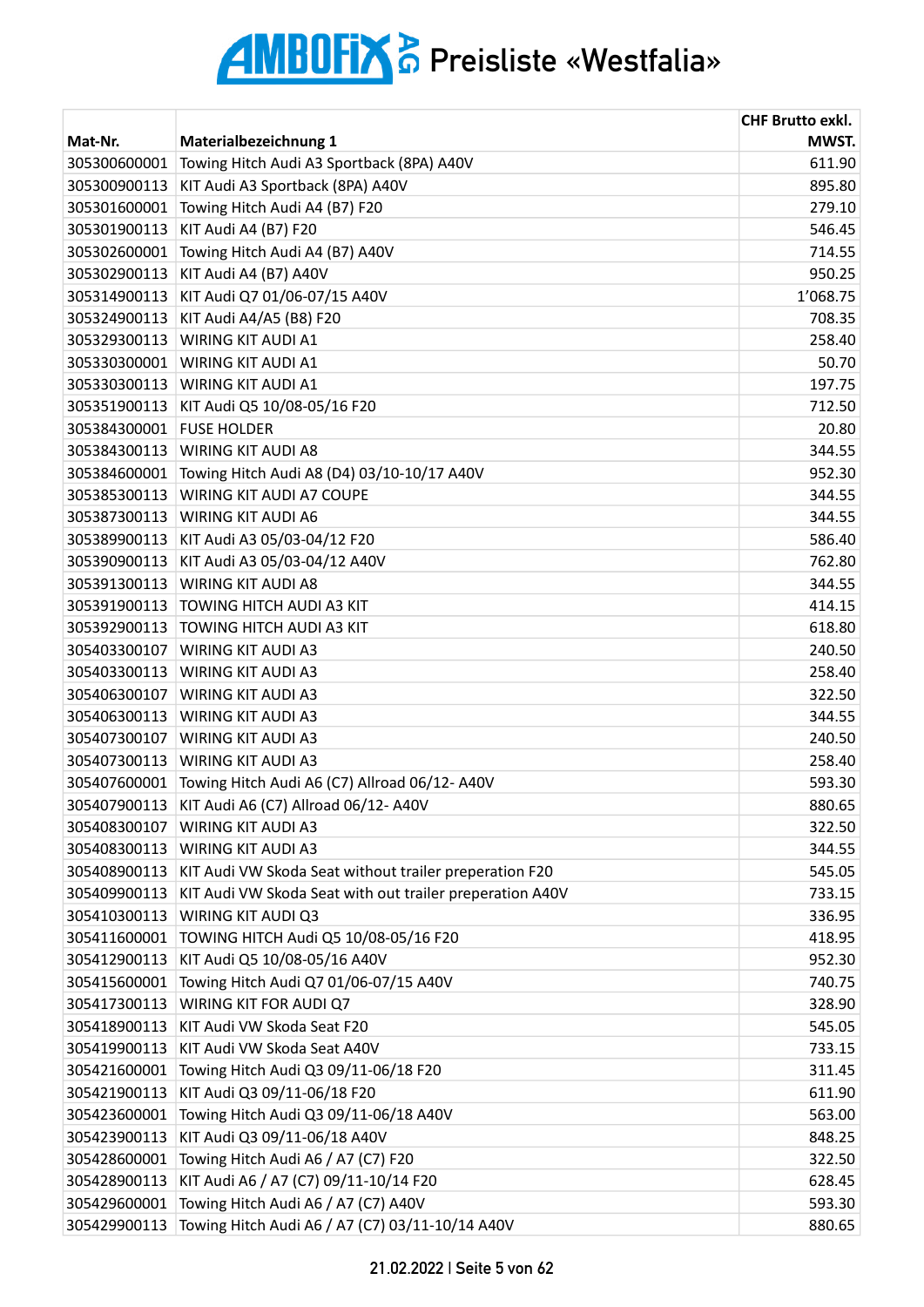# AMBOFIX AG Preisliste «Westfalia»

| Mat-Nr. | Materialbezeichnung 1 | CHF Brutto exkl. MWST. |
|---|---|---|
| 305300600001 | Towing Hitch Audi A3 Sportback (8PA) A40V | 611.90 |
| 305300900113 | KIT Audi A3 Sportback (8PA) A40V | 895.80 |
| 305301600001 | Towing Hitch Audi A4 (B7) F20 | 279.10 |
| 305301900113 | KIT Audi A4 (B7) F20 | 546.45 |
| 305302600001 | Towing Hitch Audi A4 (B7) A40V | 714.55 |
| 305302900113 | KIT Audi A4 (B7) A40V | 950.25 |
| 305314900113 | KIT Audi Q7 01/06-07/15 A40V | 1'068.75 |
| 305324900113 | KIT Audi A4/A5 (B8) F20 | 708.35 |
| 305329300113 | WIRING KIT AUDI A1 | 258.40 |
| 305330300001 | WIRING KIT AUDI A1 | 50.70 |
| 305330300113 | WIRING KIT AUDI A1 | 197.75 |
| 305351900113 | KIT Audi Q5 10/08-05/16 F20 | 712.50 |
| 305384300001 | FUSE HOLDER | 20.80 |
| 305384300113 | WIRING KIT AUDI A8 | 344.55 |
| 305384600001 | Towing Hitch Audi A8 (D4) 03/10-10/17 A40V | 952.30 |
| 305385300113 | WIRING KIT AUDI A7 COUPE | 344.55 |
| 305387300113 | WIRING KIT AUDI A6 | 344.55 |
| 305389900113 | KIT Audi A3 05/03-04/12 F20 | 586.40 |
| 305390900113 | KIT Audi A3 05/03-04/12 A40V | 762.80 |
| 305391300113 | WIRING KIT AUDI A8 | 344.55 |
| 305391900113 | TOWING HITCH AUDI A3 KIT | 414.15 |
| 305392900113 | TOWING HITCH AUDI A3 KIT | 618.80 |
| 305403300107 | WIRING KIT AUDI A3 | 240.50 |
| 305403300113 | WIRING KIT AUDI A3 | 258.40 |
| 305406300107 | WIRING KIT AUDI A3 | 322.50 |
| 305406300113 | WIRING KIT AUDI A3 | 344.55 |
| 305407300107 | WIRING KIT AUDI A3 | 240.50 |
| 305407300113 | WIRING KIT AUDI A3 | 258.40 |
| 305407600001 | Towing Hitch Audi A6 (C7) Allroad 06/12- A40V | 593.30 |
| 305407900113 | KIT Audi A6 (C7) Allroad 06/12- A40V | 880.65 |
| 305408300107 | WIRING KIT AUDI A3 | 322.50 |
| 305408300113 | WIRING KIT AUDI A3 | 344.55 |
| 305408900113 | KIT Audi VW Skoda Seat without trailer preperation F20 | 545.05 |
| 305409900113 | KIT Audi VW Skoda Seat with out trailer preperation A40V | 733.15 |
| 305410300113 | WIRING KIT AUDI Q3 | 336.95 |
| 305411600001 | TOWING HITCH Audi Q5 10/08-05/16 F20 | 418.95 |
| 305412900113 | KIT Audi Q5 10/08-05/16 A40V | 952.30 |
| 305415600001 | Towing Hitch Audi Q7 01/06-07/15 A40V | 740.75 |
| 305417300113 | WIRING KIT FOR AUDI Q7 | 328.90 |
| 305418900113 | KIT Audi VW Skoda Seat F20 | 545.05 |
| 305419900113 | KIT Audi VW Skoda Seat A40V | 733.15 |
| 305421600001 | Towing Hitch Audi Q3 09/11-06/18 F20 | 311.45 |
| 305421900113 | KIT Audi Q3 09/11-06/18 F20 | 611.90 |
| 305423600001 | Towing Hitch Audi Q3 09/11-06/18 A40V | 563.00 |
| 305423900113 | KIT Audi Q3 09/11-06/18 A40V | 848.25 |
| 305428600001 | Towing Hitch Audi A6 / A7 (C7) F20 | 322.50 |
| 305428900113 | KIT Audi A6 / A7 (C7) 09/11-10/14 F20 | 628.45 |
| 305429600001 | Towing Hitch Audi A6 / A7 (C7) A40V | 593.30 |
| 305429900113 | Towing Hitch Audi A6 / A7 (C7) 03/11-10/14 A40V | 880.65 |

21.02.2022 | Seite 5 von 62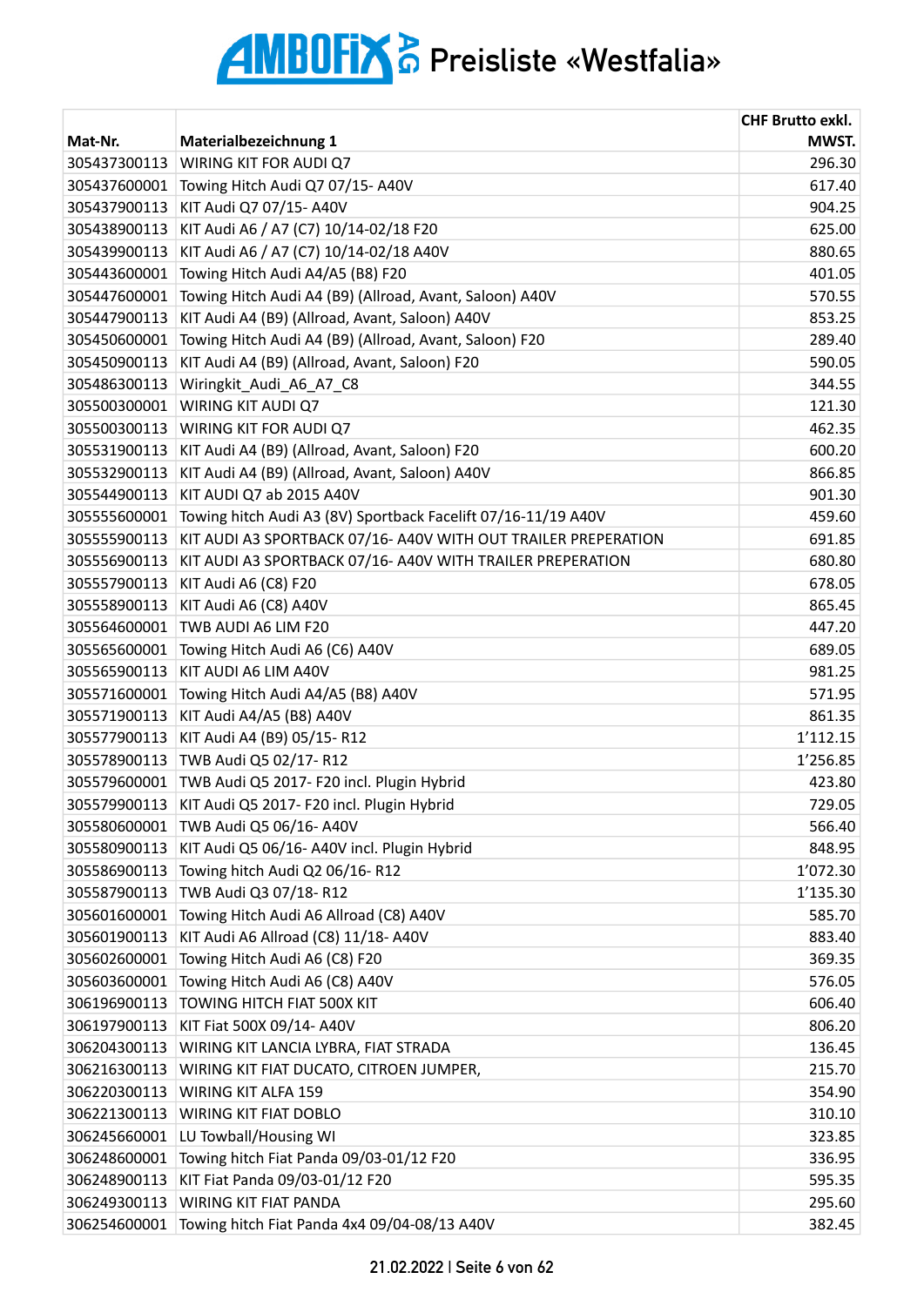# AMBOFIX AG Preisliste «Westfalia»

| Mat-Nr. | Materialbezeichnung 1 | CHF Brutto exkl. MWST. |
|---|---|---|
| 305437300113 | WIRING KIT FOR AUDI Q7 | 296.30 |
| 305437600001 | Towing Hitch Audi Q7 07/15- A40V | 617.40 |
| 305437900113 | KIT Audi Q7 07/15- A40V | 904.25 |
| 305438900113 | KIT Audi A6 / A7 (C7) 10/14-02/18 F20 | 625.00 |
| 305439900113 | KIT Audi A6 / A7 (C7) 10/14-02/18 A40V | 880.65 |
| 305443600001 | Towing Hitch Audi A4/A5 (B8) F20 | 401.05 |
| 305447600001 | Towing Hitch Audi A4 (B9) (Allroad, Avant, Saloon) A40V | 570.55 |
| 305447900113 | KIT Audi A4 (B9) (Allroad, Avant, Saloon) A40V | 853.25 |
| 305450600001 | Towing Hitch Audi A4 (B9) (Allroad, Avant, Saloon) F20 | 289.40 |
| 305450900113 | KIT Audi A4 (B9) (Allroad, Avant, Saloon) F20 | 590.05 |
| 305486300113 | Wiringkit_Audi_A6_A7_C8 | 344.55 |
| 305500300001 | WIRING KIT AUDI Q7 | 121.30 |
| 305500300113 | WIRING KIT FOR AUDI Q7 | 462.35 |
| 305531900113 | KIT Audi A4 (B9) (Allroad, Avant, Saloon) F20 | 600.20 |
| 305532900113 | KIT Audi A4 (B9) (Allroad, Avant, Saloon) A40V | 866.85 |
| 305544900113 | KIT AUDI Q7 ab 2015 A40V | 901.30 |
| 305555600001 | Towing hitch Audi A3 (8V) Sportback Facelift 07/16-11/19 A40V | 459.60 |
| 305555900113 | KIT AUDI A3 SPORTBACK 07/16- A40V WITH OUT TRAILER PREPERATION | 691.85 |
| 305556900113 | KIT AUDI A3 SPORTBACK 07/16- A40V WITH TRAILER PREPERATION | 680.80 |
| 305557900113 | KIT Audi A6 (C8) F20 | 678.05 |
| 305558900113 | KIT Audi A6 (C8) A40V | 865.45 |
| 305564600001 | TWB AUDI A6 LIM F20 | 447.20 |
| 305565600001 | Towing Hitch Audi A6 (C6) A40V | 689.05 |
| 305565900113 | KIT AUDI A6 LIM A40V | 981.25 |
| 305571600001 | Towing Hitch Audi A4/A5 (B8) A40V | 571.95 |
| 305571900113 | KIT Audi A4/A5 (B8) A40V | 861.35 |
| 305577900113 | KIT Audi A4 (B9) 05/15- R12 | 1'112.15 |
| 305578900113 | TWB Audi Q5 02/17- R12 | 1'256.85 |
| 305579600001 | TWB Audi Q5 2017- F20 incl. Plugin Hybrid | 423.80 |
| 305579900113 | KIT Audi Q5 2017- F20 incl. Plugin Hybrid | 729.05 |
| 305580600001 | TWB Audi Q5 06/16- A40V | 566.40 |
| 305580900113 | KIT Audi Q5 06/16- A40V incl. Plugin Hybrid | 848.95 |
| 305586900113 | Towing hitch Audi Q2 06/16- R12 | 1'072.30 |
| 305587900113 | TWB Audi Q3 07/18- R12 | 1'135.30 |
| 305601600001 | Towing Hitch Audi A6 Allroad (C8) A40V | 585.70 |
| 305601900113 | KIT Audi A6 Allroad (C8) 11/18- A40V | 883.40 |
| 305602600001 | Towing Hitch Audi A6 (C8) F20 | 369.35 |
| 305603600001 | Towing Hitch Audi A6 (C8) A40V | 576.05 |
| 306196900113 | TOWING HITCH FIAT 500X KIT | 606.40 |
| 306197900113 | KIT Fiat 500X 09/14- A40V | 806.20 |
| 306204300113 | WIRING KIT LANCIA LYBRA, FIAT STRADA | 136.45 |
| 306216300113 | WIRING KIT FIAT DUCATO, CITROEN JUMPER, | 215.70 |
| 306220300113 | WIRING KIT ALFA 159 | 354.90 |
| 306221300113 | WIRING KIT FIAT DOBLO | 310.10 |
| 306245660001 | LU Towball/Housing WI | 323.85 |
| 306248600001 | Towing hitch Fiat Panda 09/03-01/12 F20 | 336.95 |
| 306248900113 | KIT Fiat Panda 09/03-01/12 F20 | 595.35 |
| 306249300113 | WIRING KIT FIAT PANDA | 295.60 |
| 306254600001 | Towing hitch Fiat Panda 4x4 09/04-08/13 A40V | 382.45 |

21.02.2022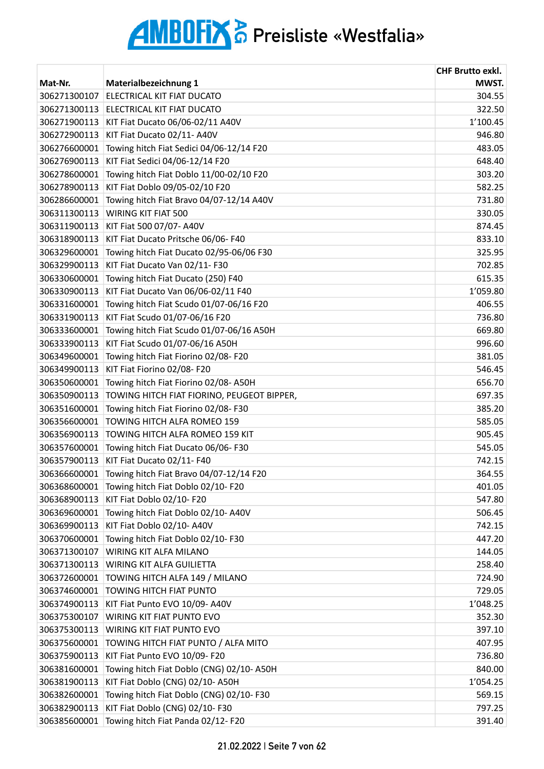# AMBOFIX AG Preisliste «Westfalia»

| Mat-Nr. | Materialbezeichnung 1 | CHF Brutto exkl. MWST. |
|---|---|---|
| 306271300107 | ELECTRICAL KIT FIAT DUCATO | 304.55 |
| 306271300113 | ELECTRICAL KIT FIAT DUCATO | 322.50 |
| 306271900113 | KIT Fiat Ducato 06/06-02/11 A40V | 1'100.45 |
| 306272900113 | KIT Fiat Ducato 02/11- A40V | 946.80 |
| 306276600001 | Towing hitch Fiat Sedici 04/06-12/14 F20 | 483.05 |
| 306276900113 | KIT Fiat Sedici 04/06-12/14 F20 | 648.40 |
| 306278600001 | Towing hitch Fiat Doblo 11/00-02/10 F20 | 303.20 |
| 306278900113 | KIT Fiat Doblo 09/05-02/10 F20 | 582.25 |
| 306286600001 | Towing hitch Fiat Bravo 04/07-12/14 A40V | 731.80 |
| 306311300113 | WIRING KIT FIAT 500 | 330.05 |
| 306311900113 | KIT Fiat 500 07/07- A40V | 874.45 |
| 306318900113 | KIT Fiat Ducato Pritsche 06/06- F40 | 833.10 |
| 306329600001 | Towing hitch Fiat Ducato 02/95-06/06 F30 | 325.95 |
| 306329900113 | KIT Fiat Ducato Van 02/11- F30 | 702.85 |
| 306330600001 | Towing hitch Fiat Ducato (250) F40 | 615.35 |
| 306330900113 | KIT Fiat Ducato Van 06/06-02/11 F40 | 1'059.80 |
| 306331600001 | Towing hitch Fiat Scudo 01/07-06/16 F20 | 406.55 |
| 306331900113 | KIT Fiat Scudo 01/07-06/16 F20 | 736.80 |
| 306333600001 | Towing hitch Fiat Scudo 01/07-06/16 A50H | 669.80 |
| 306333900113 | KIT Fiat Scudo 01/07-06/16 A50H | 996.60 |
| 306349600001 | Towing hitch Fiat Fiorino 02/08- F20 | 381.05 |
| 306349900113 | KIT Fiat Fiorino 02/08- F20 | 546.45 |
| 306350600001 | Towing hitch Fiat Fiorino 02/08- A50H | 656.70 |
| 306350900113 | TOWING HITCH FIAT FIORINO, PEUGEOT BIPPER, | 697.35 |
| 306351600001 | Towing hitch Fiat Fiorino 02/08- F30 | 385.20 |
| 306356600001 | TOWING HITCH ALFA ROMEO 159 | 585.05 |
| 306356900113 | TOWING HITCH ALFA ROMEO 159 KIT | 905.45 |
| 306357600001 | Towing hitch Fiat Ducato 06/06- F30 | 545.05 |
| 306357900113 | KIT Fiat Ducato 02/11- F40 | 742.15 |
| 306366600001 | Towing hitch Fiat Bravo 04/07-12/14 F20 | 364.55 |
| 306368600001 | Towing hitch Fiat Doblo 02/10- F20 | 401.05 |
| 306368900113 | KIT Fiat Doblo 02/10- F20 | 547.80 |
| 306369600001 | Towing hitch Fiat Doblo 02/10- A40V | 506.45 |
| 306369900113 | KIT Fiat Doblo 02/10- A40V | 742.15 |
| 306370600001 | Towing hitch Fiat Doblo 02/10- F30 | 447.20 |
| 306371300107 | WIRING KIT ALFA MILANO | 144.05 |
| 306371300113 | WIRING KIT ALFA GUILIETTA | 258.40 |
| 306372600001 | TOWING HITCH ALFA 149 / MILANO | 724.90 |
| 306374600001 | TOWING HITCH FIAT PUNTO | 729.05 |
| 306374900113 | KIT Fiat Punto EVO 10/09- A40V | 1'048.25 |
| 306375300107 | WIRING KIT FIAT PUNTO EVO | 352.30 |
| 306375300113 | WIRING KIT FIAT PUNTO EVO | 397.10 |
| 306375600001 | TOWING HITCH FIAT PUNTO / ALFA MITO | 407.95 |
| 306375900113 | KIT Fiat Punto EVO 10/09- F20 | 736.80 |
| 306381600001 | Towing hitch Fiat Doblo (CNG) 02/10- A50H | 840.00 |
| 306381900113 | KIT Fiat Doblo (CNG) 02/10- A50H | 1'054.25 |
| 306382600001 | Towing hitch Fiat Doblo (CNG) 02/10- F30 | 569.15 |
| 306382900113 | KIT Fiat Doblo (CNG) 02/10- F30 | 797.25 |
| 306385600001 | Towing hitch Fiat Panda 02/12- F20 | 391.40 |

21.02.2022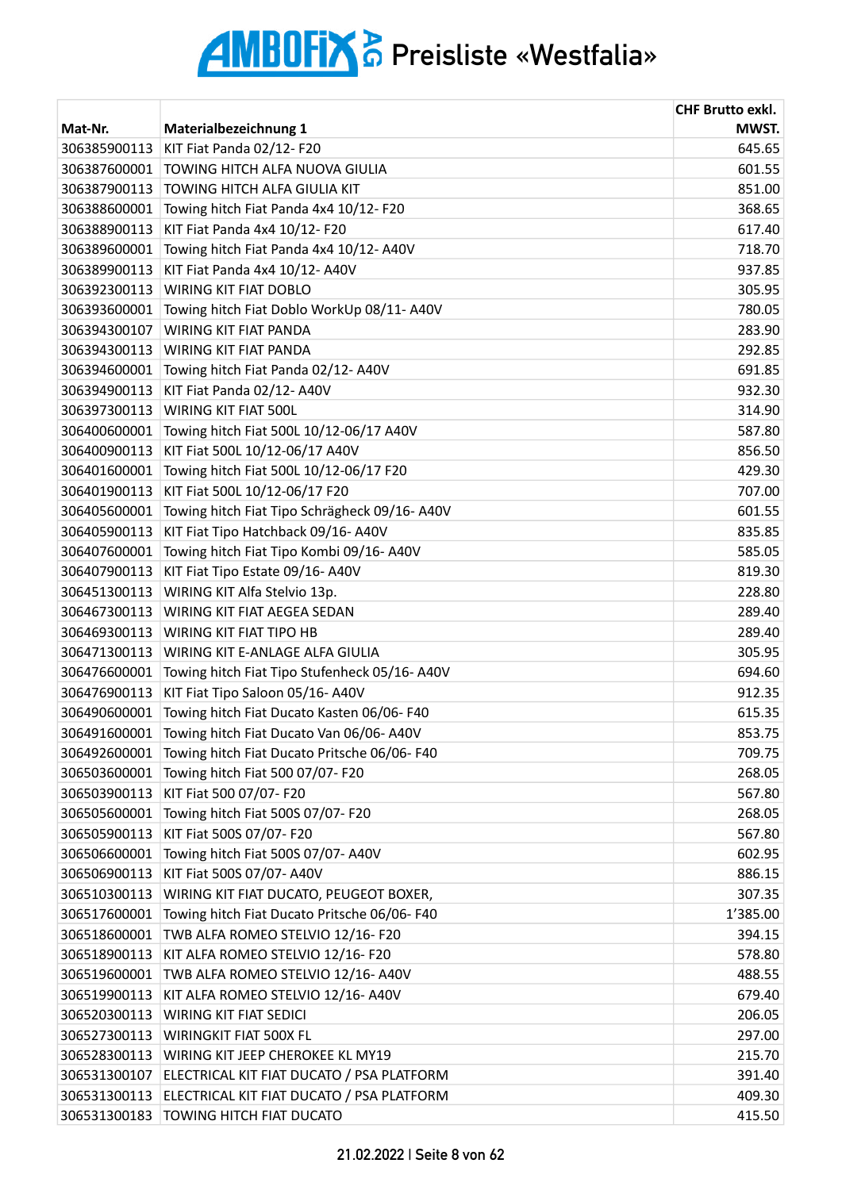# AMBOFIX AG Preisliste «Westfalia»

| Mat-Nr. | Materialbezeichnung 1 | CHF Brutto exkl. MWST. |
|---|---|---|
| 306385900113 | KIT Fiat Panda 02/12- F20 | 645.65 |
| 306387600001 | TOWING HITCH ALFA NUOVA GIULIA | 601.55 |
| 306387900113 | TOWING HITCH ALFA GIULIA KIT | 851.00 |
| 306388600001 | Towing hitch Fiat Panda 4x4 10/12- F20 | 368.65 |
| 306388900113 | KIT Fiat Panda 4x4 10/12- F20 | 617.40 |
| 306389600001 | Towing hitch Fiat Panda 4x4 10/12- A40V | 718.70 |
| 306389900113 | KIT Fiat Panda 4x4 10/12- A40V | 937.85 |
| 306392300113 | WIRING KIT FIAT DOBLO | 305.95 |
| 306393600001 | Towing hitch Fiat Doblo WorkUp 08/11- A40V | 780.05 |
| 306394300107 | WIRING KIT FIAT PANDA | 283.90 |
| 306394300113 | WIRING KIT FIAT PANDA | 292.85 |
| 306394600001 | Towing hitch Fiat Panda 02/12- A40V | 691.85 |
| 306394900113 | KIT Fiat Panda 02/12- A40V | 932.30 |
| 306397300113 | WIRING KIT FIAT 500L | 314.90 |
| 306400600001 | Towing hitch Fiat 500L 10/12-06/17 A40V | 587.80 |
| 306400900113 | KIT Fiat 500L 10/12-06/17 A40V | 856.50 |
| 306401600001 | Towing hitch Fiat 500L 10/12-06/17 F20 | 429.30 |
| 306401900113 | KIT Fiat 500L 10/12-06/17 F20 | 707.00 |
| 306405600001 | Towing hitch Fiat Tipo Schrägheck 09/16- A40V | 601.55 |
| 306405900113 | KIT Fiat Tipo Hatchback 09/16- A40V | 835.85 |
| 306407600001 | Towing hitch Fiat Tipo Kombi 09/16- A40V | 585.05 |
| 306407900113 | KIT Fiat Tipo Estate 09/16- A40V | 819.30 |
| 306451300113 | WIRING KIT Alfa Stelvio 13p. | 228.80 |
| 306467300113 | WIRING KIT FIAT AEGEA SEDAN | 289.40 |
| 306469300113 | WIRING KIT FIAT TIPO HB | 289.40 |
| 306471300113 | WIRING KIT E-ANLAGE ALFA GIULIA | 305.95 |
| 306476600001 | Towing hitch Fiat Tipo Stufenheck 05/16- A40V | 694.60 |
| 306476900113 | KIT Fiat Tipo Saloon 05/16- A40V | 912.35 |
| 306490600001 | Towing hitch Fiat Ducato Kasten 06/06- F40 | 615.35 |
| 306491600001 | Towing hitch Fiat Ducato Van 06/06- A40V | 853.75 |
| 306492600001 | Towing hitch Fiat Ducato Pritsche 06/06- F40 | 709.75 |
| 306503600001 | Towing hitch Fiat 500 07/07- F20 | 268.05 |
| 306503900113 | KIT Fiat 500 07/07- F20 | 567.80 |
| 306505600001 | Towing hitch Fiat 500S 07/07- F20 | 268.05 |
| 306505900113 | KIT Fiat 500S 07/07- F20 | 567.80 |
| 306506600001 | Towing hitch Fiat 500S 07/07- A40V | 602.95 |
| 306506900113 | KIT Fiat 500S 07/07- A40V | 886.15 |
| 306510300113 | WIRING KIT FIAT DUCATO, PEUGEOT BOXER, | 307.35 |
| 306517600001 | Towing hitch Fiat Ducato Pritsche 06/06- F40 | 1'385.00 |
| 306518600001 | TWB ALFA ROMEO STELVIO 12/16- F20 | 394.15 |
| 306518900113 | KIT ALFA ROMEO STELVIO 12/16- F20 | 578.80 |
| 306519600001 | TWB ALFA ROMEO STELVIO 12/16- A40V | 488.55 |
| 306519900113 | KIT ALFA ROMEO STELVIO 12/16- A40V | 679.40 |
| 306520300113 | WIRING KIT FIAT SEDICI | 206.05 |
| 306527300113 | WIRINGKIT FIAT 500X FL | 297.00 |
| 306528300113 | WIRING KIT JEEP CHEROKEE KL MY19 | 215.70 |
| 306531300107 | ELECTRICAL KIT FIAT DUCATO / PSA PLATFORM | 391.40 |
| 306531300113 | ELECTRICAL KIT FIAT DUCATO / PSA PLATFORM | 409.30 |
| 306531300183 | TOWING HITCH FIAT DUCATO | 415.50 |

21.02.2022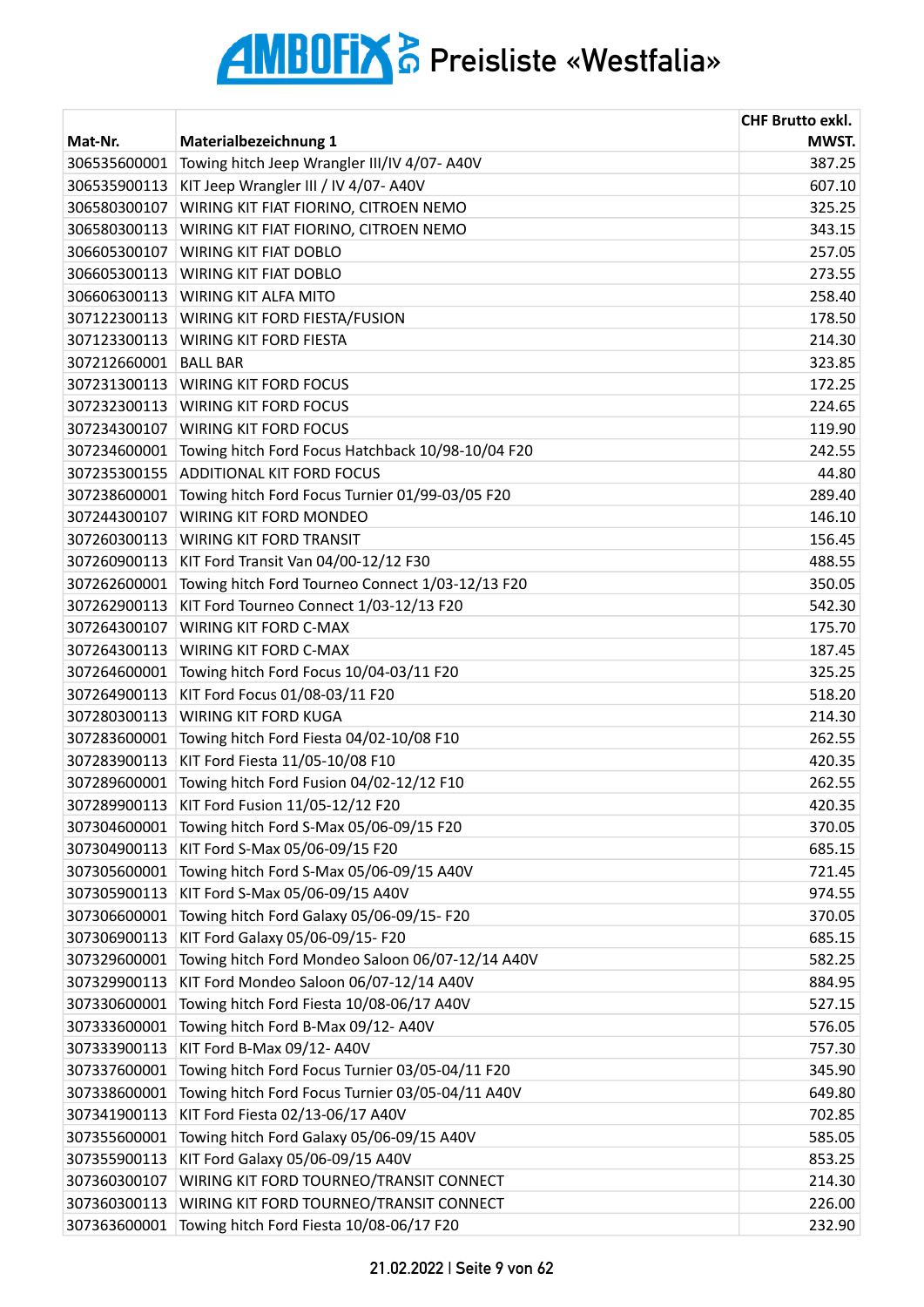# AMBOFIX AG Preisliste «Westfalia»

| Mat-Nr. | Materialbezeichnung 1 | CHF Brutto exkl. MWST. |
|---|---|---|
| 306535600001 | Towing hitch Jeep Wrangler III/IV 4/07- A40V | 387.25 |
| 306535900113 | KIT Jeep Wrangler III / IV 4/07- A40V | 607.10 |
| 306580300107 | WIRING KIT FIAT FIORINO, CITROEN NEMO | 325.25 |
| 306580300113 | WIRING KIT FIAT FIORINO, CITROEN NEMO | 343.15 |
| 306605300107 | WIRING KIT FIAT DOBLO | 257.05 |
| 306605300113 | WIRING KIT FIAT DOBLO | 273.55 |
| 306606300113 | WIRING KIT ALFA MITO | 258.40 |
| 307122300113 | WIRING KIT FORD FIESTA/FUSION | 178.50 |
| 307123300113 | WIRING KIT FORD FIESTA | 214.30 |
| 307212660001 | BALL BAR | 323.85 |
| 307231300113 | WIRING KIT FORD FOCUS | 172.25 |
| 307232300113 | WIRING KIT FORD FOCUS | 224.65 |
| 307234300107 | WIRING KIT FORD FOCUS | 119.90 |
| 307234600001 | Towing hitch Ford Focus Hatchback 10/98-10/04 F20 | 242.55 |
| 307235300155 | ADDITIONAL KIT FORD FOCUS | 44.80 |
| 307238600001 | Towing hitch Ford Focus Turnier 01/99-03/05 F20 | 289.40 |
| 307244300107 | WIRING KIT FORD MONDEO | 146.10 |
| 307260300113 | WIRING KIT FORD TRANSIT | 156.45 |
| 307260900113 | KIT Ford Transit Van 04/00-12/12 F30 | 488.55 |
| 307262600001 | Towing hitch Ford Tourneo Connect 1/03-12/13 F20 | 350.05 |
| 307262900113 | KIT Ford Tourneo Connect 1/03-12/13 F20 | 542.30 |
| 307264300107 | WIRING KIT FORD C-MAX | 175.70 |
| 307264300113 | WIRING KIT FORD C-MAX | 187.45 |
| 307264600001 | Towing hitch Ford Focus 10/04-03/11 F20 | 325.25 |
| 307264900113 | KIT Ford Focus 01/08-03/11 F20 | 518.20 |
| 307280300113 | WIRING KIT FORD KUGA | 214.30 |
| 307283600001 | Towing hitch Ford Fiesta 04/02-10/08 F10 | 262.55 |
| 307283900113 | KIT Ford Fiesta 11/05-10/08 F10 | 420.35 |
| 307289600001 | Towing hitch Ford Fusion 04/02-12/12 F10 | 262.55 |
| 307289900113 | KIT Ford Fusion 11/05-12/12 F20 | 420.35 |
| 307304600001 | Towing hitch Ford S-Max 05/06-09/15 F20 | 370.05 |
| 307304900113 | KIT Ford S-Max 05/06-09/15 F20 | 685.15 |
| 307305600001 | Towing hitch Ford S-Max 05/06-09/15 A40V | 721.45 |
| 307305900113 | KIT Ford S-Max 05/06-09/15 A40V | 974.55 |
| 307306600001 | Towing hitch Ford Galaxy 05/06-09/15- F20 | 370.05 |
| 307306900113 | KIT Ford Galaxy 05/06-09/15- F20 | 685.15 |
| 307329600001 | Towing hitch Ford Mondeo Saloon 06/07-12/14 A40V | 582.25 |
| 307329900113 | KIT Ford Mondeo Saloon 06/07-12/14 A40V | 884.95 |
| 307330600001 | Towing hitch Ford Fiesta 10/08-06/17 A40V | 527.15 |
| 307333600001 | Towing hitch Ford B-Max 09/12- A40V | 576.05 |
| 307333900113 | KIT Ford B-Max 09/12- A40V | 757.30 |
| 307337600001 | Towing hitch Ford Focus Turnier 03/05-04/11 F20 | 345.90 |
| 307338600001 | Towing hitch Ford Focus Turnier 03/05-04/11 A40V | 649.80 |
| 307341900113 | KIT Ford Fiesta 02/13-06/17 A40V | 702.85 |
| 307355600001 | Towing hitch Ford Galaxy 05/06-09/15 A40V | 585.05 |
| 307355900113 | KIT Ford Galaxy 05/06-09/15 A40V | 853.25 |
| 307360300107 | WIRING KIT FORD TOURNEO/TRANSIT CONNECT | 214.30 |
| 307360300113 | WIRING KIT FORD TOURNEO/TRANSIT CONNECT | 226.00 |
| 307363600001 | Towing hitch Ford Fiesta 10/08-06/17 F20 | 232.90 |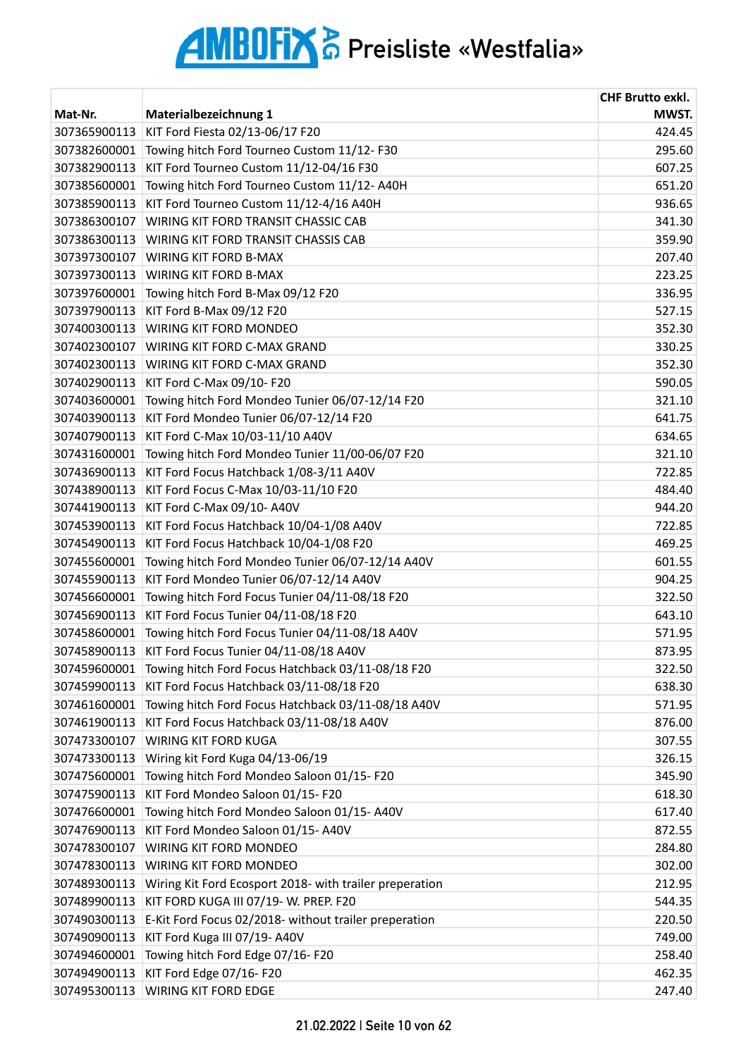# AMBOFIX AG Preisliste «Westfalia»

| Mat-Nr. | Materialbezeichnung 1 | CHF Brutto exkl. MWST. |
|---|---|---|
| 307365900113 | KIT Ford Fiesta 02/13-06/17 F20 | 424.45 |
| 307382600001 | Towing hitch Ford Tourneo Custom 11/12- F30 | 295.60 |
| 307382900113 | KIT Ford Tourneo Custom 11/12-04/16 F30 | 607.25 |
| 307385600001 | Towing hitch Ford Tourneo Custom 11/12- A40H | 651.20 |
| 307385900113 | KIT Ford Tourneo Custom 11/12-4/16 A40H | 936.65 |
| 307386300107 | WIRING KIT FORD TRANSIT CHASSIC CAB | 341.30 |
| 307386300113 | WIRING KIT FORD TRANSIT CHASSIS CAB | 359.90 |
| 307397300107 | WIRING KIT FORD B-MAX | 207.40 |
| 307397300113 | WIRING KIT FORD B-MAX | 223.25 |
| 307397600001 | Towing hitch Ford B-Max 09/12 F20 | 336.95 |
| 307397900113 | KIT Ford B-Max 09/12 F20 | 527.15 |
| 307400300113 | WIRING KIT FORD MONDEO | 352.30 |
| 307402300107 | WIRING KIT FORD C-MAX GRAND | 330.25 |
| 307402300113 | WIRING KIT FORD C-MAX GRAND | 352.30 |
| 307402900113 | KIT Ford C-Max 09/10- F20 | 590.05 |
| 307403600001 | Towing hitch Ford Mondeo Tunier 06/07-12/14 F20 | 321.10 |
| 307403900113 | KIT Ford Mondeo Tunier 06/07-12/14 F20 | 641.75 |
| 307407900113 | KIT Ford C-Max 10/03-11/10 A40V | 634.65 |
| 307431600001 | Towing hitch Ford Mondeo Tunier 11/00-06/07 F20 | 321.10 |
| 307436900113 | KIT Ford Focus Hatchback 1/08-3/11 A40V | 722.85 |
| 307438900113 | KIT Ford Focus C-Max 10/03-11/10 F20 | 484.40 |
| 307441900113 | KIT Ford C-Max 09/10- A40V | 944.20 |
| 307453900113 | KIT Ford Focus Hatchback 10/04-1/08 A40V | 722.85 |
| 307454900113 | KIT Ford Focus Hatchback 10/04-1/08 F20 | 469.25 |
| 307455600001 | Towing hitch Ford Mondeo Tunier 06/07-12/14 A40V | 601.55 |
| 307455900113 | KIT Ford Mondeo Tunier 06/07-12/14 A40V | 904.25 |
| 307456600001 | Towing hitch Ford Focus Tunier 04/11-08/18 F20 | 322.50 |
| 307456900113 | KIT Ford Focus Tunier 04/11-08/18 F20 | 643.10 |
| 307458600001 | Towing hitch Ford Focus Tunier 04/11-08/18 A40V | 571.95 |
| 307458900113 | KIT Ford Focus Tunier 04/11-08/18 A40V | 873.95 |
| 307459600001 | Towing hitch Ford Focus Hatchback 03/11-08/18 F20 | 322.50 |
| 307459900113 | KIT Ford Focus Hatchback 03/11-08/18 F20 | 638.30 |
| 307461600001 | Towing hitch Ford Focus Hatchback 03/11-08/18 A40V | 571.95 |
| 307461900113 | KIT Ford Focus Hatchback 03/11-08/18 A40V | 876.00 |
| 307473300107 | WIRING KIT FORD KUGA | 307.55 |
| 307473300113 | Wiring kit Ford Kuga 04/13-06/19 | 326.15 |
| 307475600001 | Towing hitch Ford Mondeo Saloon 01/15- F20 | 345.90 |
| 307475900113 | KIT Ford Mondeo Saloon 01/15- F20 | 618.30 |
| 307476600001 | Towing hitch Ford Mondeo Saloon 01/15- A40V | 617.40 |
| 307476900113 | KIT Ford Mondeo Saloon 01/15- A40V | 872.55 |
| 307478300107 | WIRING KIT FORD MONDEO | 284.80 |
| 307478300113 | WIRING KIT FORD MONDEO | 302.00 |
| 307489300113 | Wiring Kit Ford Ecosport 2018- with trailer preperation | 212.95 |
| 307489900113 | KIT FORD KUGA III 07/19- W. PREP. F20 | 544.35 |
| 307490300113 | E-Kit Ford Focus 02/2018- without trailer preperation | 220.50 |
| 307490900113 | KIT Ford Kuga III 07/19- A40V | 749.00 |
| 307494600001 | Towing hitch Ford Edge 07/16- F20 | 258.40 |
| 307494900113 | KIT Ford Edge 07/16- F20 | 462.35 |
| 307495300113 | WIRING KIT FORD EDGE | 247.40 |

21.02.2022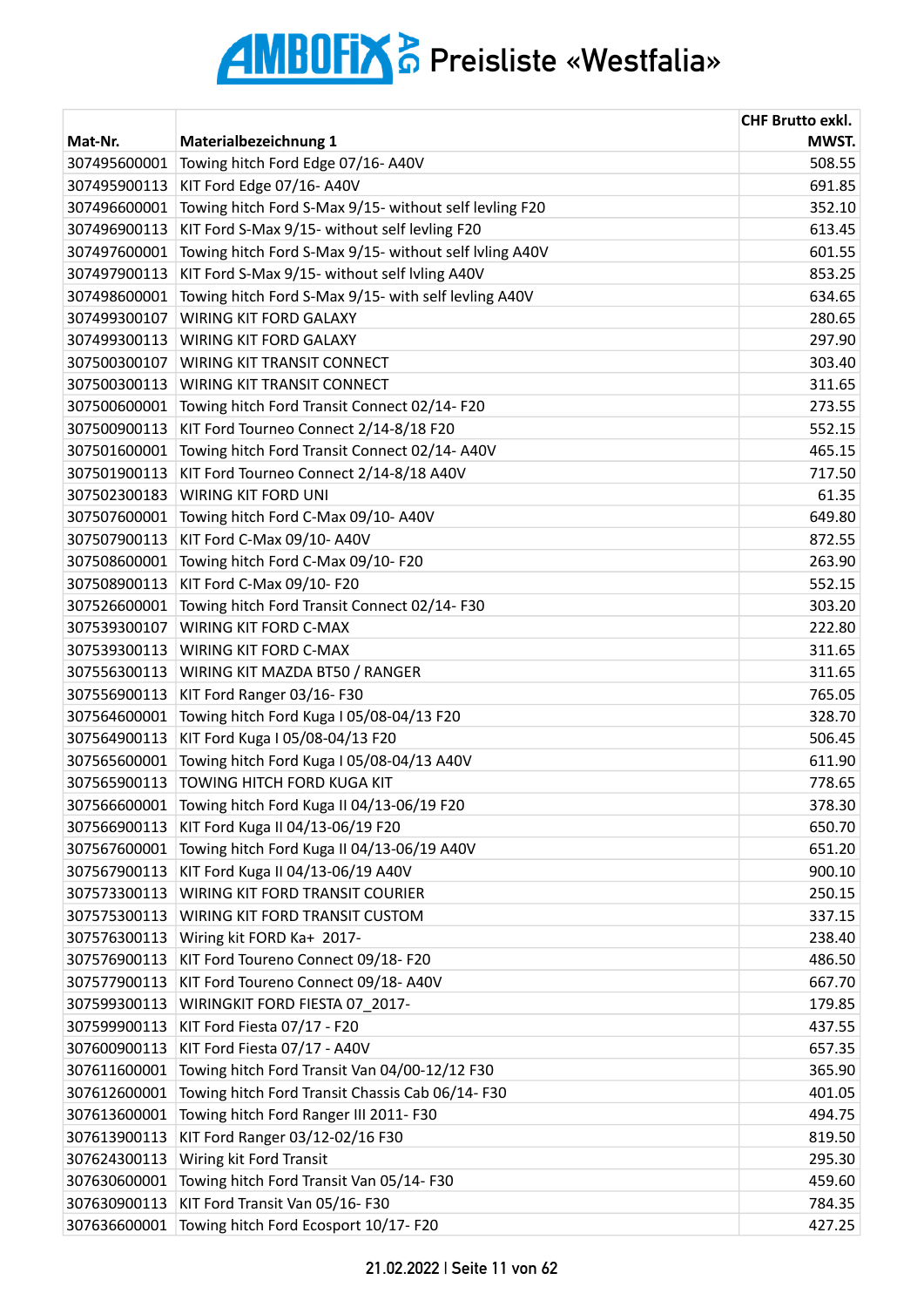# AMBOFIX AG Preisliste «Westfalia»

| Mat-Nr. | Materialbezeichnung 1 | CHF Brutto exkl. MWST. |
|---|---|---|
| 307495600001 | Towing hitch Ford Edge 07/16- A40V | 508.55 |
| 307495900113 | KIT Ford Edge 07/16- A40V | 691.85 |
| 307496600001 | Towing hitch Ford S-Max 9/15- without self levling F20 | 352.10 |
| 307496900113 | KIT Ford S-Max 9/15- without self levling F20 | 613.45 |
| 307497600001 | Towing hitch Ford S-Max 9/15- without self lvling A40V | 601.55 |
| 307497900113 | KIT Ford S-Max 9/15- without self lvling A40V | 853.25 |
| 307498600001 | Towing hitch Ford S-Max 9/15- with self levling A40V | 634.65 |
| 307499300107 | WIRING KIT FORD GALAXY | 280.65 |
| 307499300113 | WIRING KIT FORD GALAXY | 297.90 |
| 307500300107 | WIRING KIT TRANSIT CONNECT | 303.40 |
| 307500300113 | WIRING KIT TRANSIT CONNECT | 311.65 |
| 307500600001 | Towing hitch Ford Transit Connect 02/14- F20 | 273.55 |
| 307500900113 | KIT Ford Tourneo Connect 2/14-8/18 F20 | 552.15 |
| 307501600001 | Towing hitch Ford Transit Connect 02/14- A40V | 465.15 |
| 307501900113 | KIT Ford Tourneo Connect 2/14-8/18 A40V | 717.50 |
| 307502300183 | WIRING KIT FORD UNI | 61.35 |
| 307507600001 | Towing hitch Ford C-Max 09/10- A40V | 649.80 |
| 307507900113 | KIT Ford C-Max 09/10- A40V | 872.55 |
| 307508600001 | Towing hitch Ford C-Max 09/10- F20 | 263.90 |
| 307508900113 | KIT Ford C-Max 09/10- F20 | 552.15 |
| 307526600001 | Towing hitch Ford Transit Connect 02/14- F30 | 303.20 |
| 307539300107 | WIRING KIT FORD C-MAX | 222.80 |
| 307539300113 | WIRING KIT FORD C-MAX | 311.65 |
| 307556300113 | WIRING KIT MAZDA BT50 / RANGER | 311.65 |
| 307556900113 | KIT Ford Ranger 03/16- F30 | 765.05 |
| 307564600001 | Towing hitch Ford Kuga I 05/08-04/13 F20 | 328.70 |
| 307564900113 | KIT Ford Kuga I 05/08-04/13 F20 | 506.45 |
| 307565600001 | Towing hitch Ford Kuga I 05/08-04/13 A40V | 611.90 |
| 307565900113 | TOWING HITCH FORD KUGA KIT | 778.65 |
| 307566600001 | Towing hitch Ford Kuga II 04/13-06/19 F20 | 378.30 |
| 307566900113 | KIT Ford Kuga II 04/13-06/19 F20 | 650.70 |
| 307567600001 | Towing hitch Ford Kuga II 04/13-06/19 A40V | 651.20 |
| 307567900113 | KIT Ford Kuga II 04/13-06/19 A40V | 900.10 |
| 307573300113 | WIRING KIT FORD TRANSIT COURIER | 250.15 |
| 307575300113 | WIRING KIT FORD TRANSIT CUSTOM | 337.15 |
| 307576300113 | Wiring kit FORD Ka+ 2017- | 238.40 |
| 307576900113 | KIT Ford Toureno Connect 09/18- F20 | 486.50 |
| 307577900113 | KIT Ford Toureno Connect 09/18- A40V | 667.70 |
| 307599300113 | WIRINGKIT FORD FIESTA 07_2017- | 179.85 |
| 307599900113 | KIT Ford Fiesta 07/17 - F20 | 437.55 |
| 307600900113 | KIT Ford Fiesta 07/17 - A40V | 657.35 |
| 307611600001 | Towing hitch Ford Transit Van 04/00-12/12 F30 | 365.90 |
| 307612600001 | Towing hitch Ford Transit Chassis Cab 06/14- F30 | 401.05 |
| 307613600001 | Towing hitch Ford Ranger III 2011- F30 | 494.75 |
| 307613900113 | KIT Ford Ranger 03/12-02/16 F30 | 819.50 |
| 307624300113 | Wiring kit Ford Transit | 295.30 |
| 307630600001 | Towing hitch Ford Transit Van 05/14- F30 | 459.60 |
| 307630900113 | KIT Ford Transit Van 05/16- F30 | 784.35 |
| 307636600001 | Towing hitch Ford Ecosport 10/17- F20 | 427.25 |

21.02.2022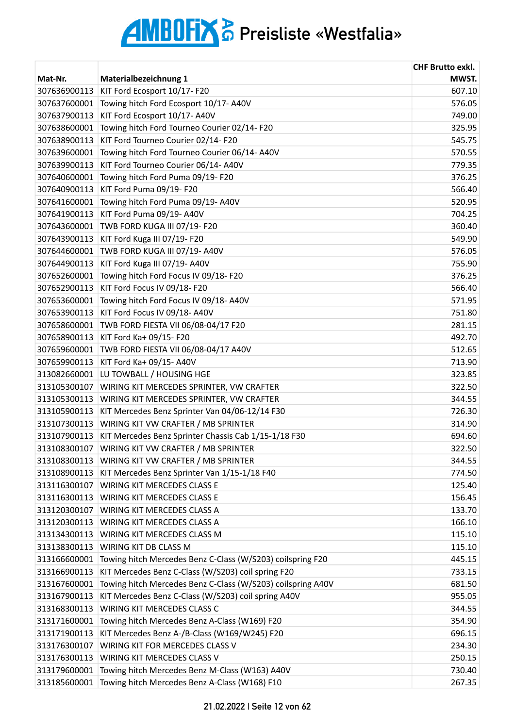# AMBOFIX AG Preisliste «Westfalia»

| Mat-Nr. | Materialbezeichnung 1 | CHF Brutto exkl. MWST. |
|---|---|---|
| 307636900113 | KIT Ford Ecosport 10/17- F20 | 607.10 |
| 307637600001 | Towing hitch Ford Ecosport 10/17- A40V | 576.05 |
| 307637900113 | KIT Ford Ecosport 10/17- A40V | 749.00 |
| 307638600001 | Towing hitch Ford Tourneo Courier 02/14- F20 | 325.95 |
| 307638900113 | KIT Ford Tourneo Courier 02/14- F20 | 545.75 |
| 307639600001 | Towing hitch Ford Tourneo Courier 06/14- A40V | 570.55 |
| 307639900113 | KIT Ford Tourneo Courier 06/14- A40V | 779.35 |
| 307640600001 | Towing hitch Ford Puma 09/19- F20 | 376.25 |
| 307640900113 | KIT Ford Puma 09/19- F20 | 566.40 |
| 307641600001 | Towing hitch Ford Puma 09/19- A40V | 520.95 |
| 307641900113 | KIT Ford Puma 09/19- A40V | 704.25 |
| 307643600001 | TWB FORD KUGA III 07/19- F20 | 360.40 |
| 307643900113 | KIT Ford Kuga III 07/19- F20 | 549.90 |
| 307644600001 | TWB FORD KUGA III 07/19- A40V | 576.05 |
| 307644900113 | KIT Ford Kuga III 07/19- A40V | 755.90 |
| 307652600001 | Towing hitch Ford Focus IV 09/18- F20 | 376.25 |
| 307652900113 | KIT Ford Focus IV 09/18- F20 | 566.40 |
| 307653600001 | Towing hitch Ford Focus IV 09/18- A40V | 571.95 |
| 307653900113 | KIT Ford Focus IV 09/18- A40V | 751.80 |
| 307658600001 | TWB FORD FIESTA VII 06/08-04/17 F20 | 281.15 |
| 307658900113 | KIT Ford Ka+ 09/15- F20 | 492.70 |
| 307659600001 | TWB FORD FIESTA VII 06/08-04/17 A40V | 512.65 |
| 307659900113 | KIT Ford Ka+ 09/15- A40V | 713.90 |
| 313082660001 | LU TOWBALL / HOUSING HGE | 323.85 |
| 313105300107 | WIRING KIT MERCEDES SPRINTER, VW CRAFTER | 322.50 |
| 313105300113 | WIRING KIT MERCEDES SPRINTER, VW CRAFTER | 344.55 |
| 313105900113 | KIT Mercedes Benz Sprinter Van 04/06-12/14 F30 | 726.30 |
| 313107300113 | WIRING KIT VW CRAFTER / MB SPRINTER | 314.90 |
| 313107900113 | KIT Mercedes Benz Sprinter Chassis Cab 1/15-1/18 F30 | 694.60 |
| 313108300107 | WIRING KIT VW CRAFTER / MB SPRINTER | 322.50 |
| 313108300113 | WIRING KIT VW CRAFTER / MB SPRINTER | 344.55 |
| 313108900113 | KIT Mercedes Benz Sprinter Van 1/15-1/18 F40 | 774.50 |
| 313116300107 | WIRING KIT MERCEDES CLASS E | 125.40 |
| 313116300113 | WIRING KIT MERCEDES CLASS E | 156.45 |
| 313120300107 | WIRING KIT MERCEDES CLASS A | 133.70 |
| 313120300113 | WIRING KIT MERCEDES CLASS A | 166.10 |
| 313134300113 | WIRING KIT MERCEDES CLASS M | 115.10 |
| 313138300113 | WIRING KIT DB CLASS M | 115.10 |
| 313166600001 | Towing hitch Mercedes Benz C-Class (W/S203) coilspring F20 | 445.15 |
| 313166900113 | KIT Mercedes Benz C-Class (W/S203) coil spring F20 | 733.15 |
| 313167600001 | Towing hitch Mercedes Benz C-Class (W/S203) coilspring A40V | 681.50 |
| 313167900113 | KIT Mercedes Benz C-Class (W/S203) coil spring A40V | 955.05 |
| 313168300113 | WIRING KIT MERCEDES CLASS C | 344.55 |
| 313171600001 | Towing hitch Mercedes Benz A-Class (W169) F20 | 354.90 |
| 313171900113 | KIT Mercedes Benz A-/B-Class (W169/W245) F20 | 696.15 |
| 313176300107 | WIRING KIT FOR MERCEDES CLASS V | 234.30 |
| 313176300113 | WIRING KIT MERCEDES CLASS V | 250.15 |
| 313179600001 | Towing hitch Mercedes Benz M-Class (W163) A40V | 730.40 |
| 313185600001 | Towing hitch Mercedes Benz A-Class (W168) F10 | 267.35 |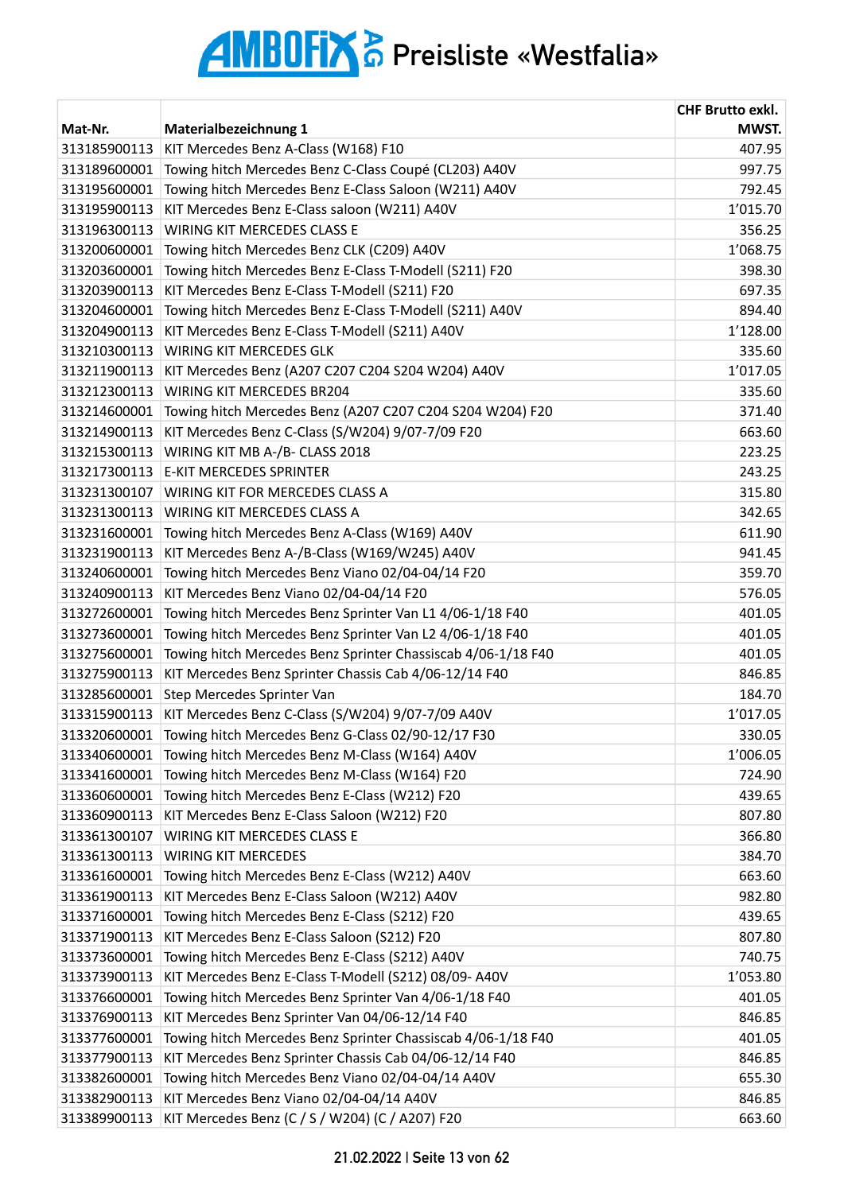# AMBOFIX AG Preisliste «Westfalia»

| Mat-Nr. | Materialbezeichnung 1 | CHF Brutto exkl. MWST. |
|---|---|---|
| 313185900113 | KIT Mercedes Benz A-Class (W168) F10 | 407.95 |
| 313189600001 | Towing hitch Mercedes Benz C-Class Coupé (CL203) A40V | 997.75 |
| 313195600001 | Towing hitch Mercedes Benz E-Class Saloon (W211) A40V | 792.45 |
| 313195900113 | KIT Mercedes Benz E-Class saloon (W211) A40V | 1'015.70 |
| 313196300113 | WIRING KIT MERCEDES CLASS E | 356.25 |
| 313200600001 | Towing hitch Mercedes Benz CLK (C209) A40V | 1'068.75 |
| 313203600001 | Towing hitch Mercedes Benz E-Class T-Modell (S211) F20 | 398.30 |
| 313203900113 | KIT Mercedes Benz E-Class T-Modell (S211) F20 | 697.35 |
| 313204600001 | Towing hitch Mercedes Benz E-Class T-Modell (S211) A40V | 894.40 |
| 313204900113 | KIT Mercedes Benz E-Class T-Modell (S211) A40V | 1'128.00 |
| 313210300113 | WIRING KIT MERCEDES GLK | 335.60 |
| 313211900113 | KIT Mercedes Benz (A207 C207 C204 S204 W204) A40V | 1'017.05 |
| 313212300113 | WIRING KIT MERCEDES BR204 | 335.60 |
| 313214600001 | Towing hitch Mercedes Benz (A207 C207 C204 S204 W204) F20 | 371.40 |
| 313214900113 | KIT Mercedes Benz C-Class (S/W204) 9/07-7/09 F20 | 663.60 |
| 313215300113 | WIRING KIT MB A-/B- CLASS 2018 | 223.25 |
| 313217300113 | E-KIT MERCEDES SPRINTER | 243.25 |
| 313231300107 | WIRING KIT FOR MERCEDES CLASS A | 315.80 |
| 313231300113 | WIRING KIT MERCEDES CLASS A | 342.65 |
| 313231600001 | Towing hitch Mercedes Benz A-Class (W169) A40V | 611.90 |
| 313231900113 | KIT Mercedes Benz A-/B-Class (W169/W245) A40V | 941.45 |
| 313240600001 | Towing hitch Mercedes Benz Viano 02/04-04/14 F20 | 359.70 |
| 313240900113 | KIT Mercedes Benz Viano 02/04-04/14 F20 | 576.05 |
| 313272600001 | Towing hitch Mercedes Benz Sprinter Van L1 4/06-1/18 F40 | 401.05 |
| 313273600001 | Towing hitch Mercedes Benz Sprinter Van L2 4/06-1/18 F40 | 401.05 |
| 313275600001 | Towing hitch Mercedes Benz Sprinter Chassiscab 4/06-1/18 F40 | 401.05 |
| 313275900113 | KIT Mercedes Benz Sprinter Chassis Cab 4/06-12/14 F40 | 846.85 |
| 313285600001 | Step Mercedes Sprinter Van | 184.70 |
| 313315900113 | KIT Mercedes Benz C-Class (S/W204) 9/07-7/09 A40V | 1'017.05 |
| 313320600001 | Towing hitch Mercedes Benz G-Class 02/90-12/17 F30 | 330.05 |
| 313340600001 | Towing hitch Mercedes Benz M-Class (W164) A40V | 1'006.05 |
| 313341600001 | Towing hitch Mercedes Benz M-Class (W164) F20 | 724.90 |
| 313360600001 | Towing hitch Mercedes Benz E-Class (W212) F20 | 439.65 |
| 313360900113 | KIT Mercedes Benz E-Class Saloon (W212) F20 | 807.80 |
| 313361300107 | WIRING KIT MERCEDES CLASS E | 366.80 |
| 313361300113 | WIRING KIT MERCEDES | 384.70 |
| 313361600001 | Towing hitch Mercedes Benz E-Class (W212) A40V | 663.60 |
| 313361900113 | KIT Mercedes Benz E-Class Saloon (W212) A40V | 982.80 |
| 313371600001 | Towing hitch Mercedes Benz E-Class (S212) F20 | 439.65 |
| 313371900113 | KIT Mercedes Benz E-Class Saloon (S212) F20 | 807.80 |
| 313373600001 | Towing hitch Mercedes Benz E-Class (S212) A40V | 740.75 |
| 313373900113 | KIT Mercedes Benz E-Class T-Modell (S212) 08/09- A40V | 1'053.80 |
| 313376600001 | Towing hitch Mercedes Benz Sprinter Van 4/06-1/18 F40 | 401.05 |
| 313376900113 | KIT Mercedes Benz Sprinter Van 04/06-12/14 F40 | 846.85 |
| 313377600001 | Towing hitch Mercedes Benz Sprinter Chassiscab 4/06-1/18 F40 | 401.05 |
| 313377900113 | KIT Mercedes Benz Sprinter Chassis Cab 04/06-12/14 F40 | 846.85 |
| 313382600001 | Towing hitch Mercedes Benz Viano 02/04-04/14 A40V | 655.30 |
| 313382900113 | KIT Mercedes Benz Viano 02/04-04/14 A40V | 846.85 |
| 313389900113 | KIT Mercedes Benz (C / S / W204) (C / A207) F20 | 663.60 |

21.02.2022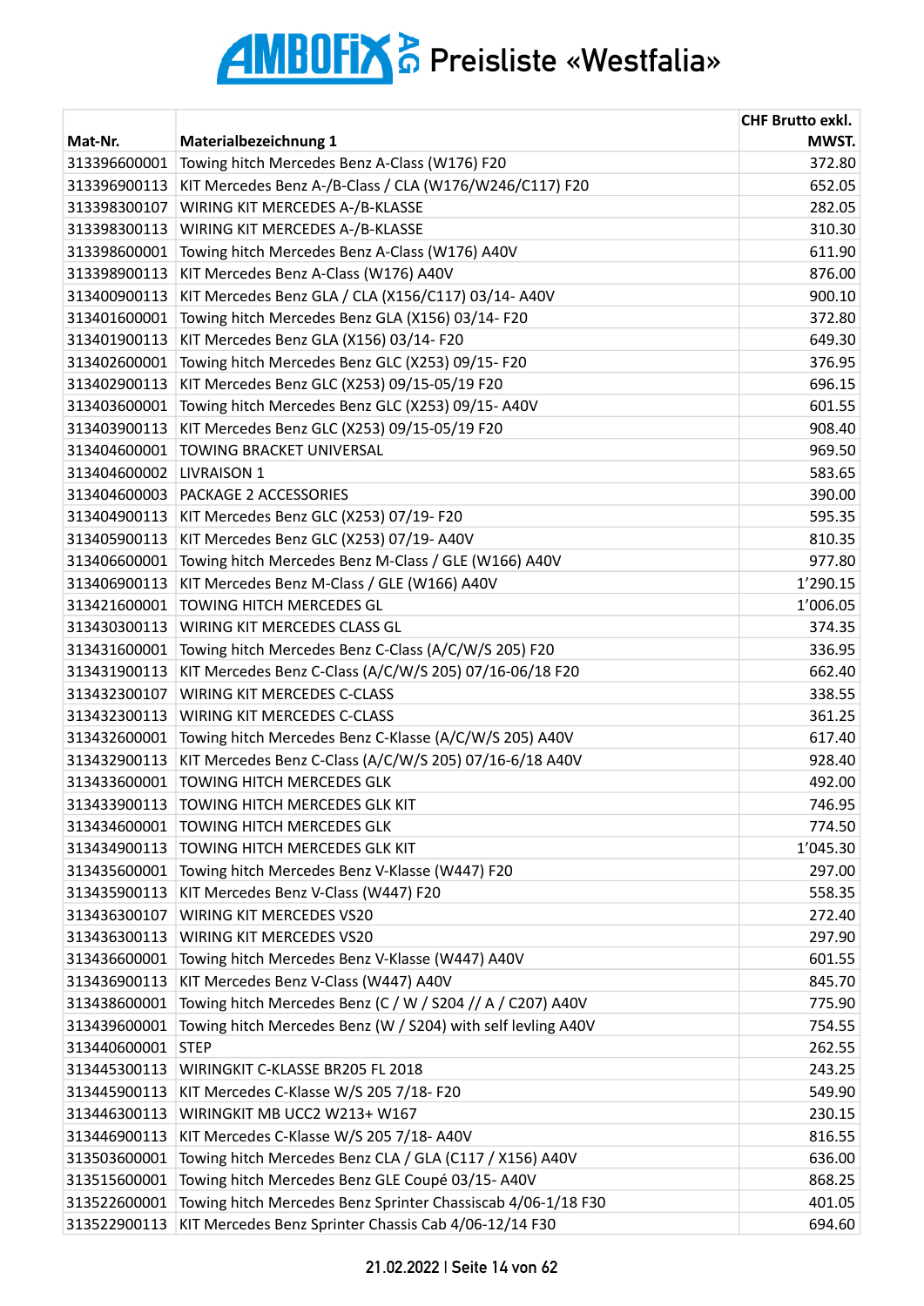# AMBOFIX AG Preisliste «Westfalia»

| Mat-Nr. | Materialbezeichnung 1 | CHF Brutto exkl. MWST. |
|---|---|---|
| 313396600001 | Towing hitch Mercedes Benz A-Class (W176) F20 | 372.80 |
| 313396900113 | KIT Mercedes Benz A-/B-Class / CLA (W176/W246/C117) F20 | 652.05 |
| 313398300107 | WIRING KIT MERCEDES A-/B-KLASSE | 282.05 |
| 313398300113 | WIRING KIT MERCEDES A-/B-KLASSE | 310.30 |
| 313398600001 | Towing hitch Mercedes Benz A-Class (W176) A40V | 611.90 |
| 313398900113 | KIT Mercedes Benz A-Class (W176) A40V | 876.00 |
| 313400900113 | KIT Mercedes Benz GLA / CLA (X156/C117) 03/14- A40V | 900.10 |
| 313401600001 | Towing hitch Mercedes Benz GLA (X156) 03/14- F20 | 372.80 |
| 313401900113 | KIT Mercedes Benz GLA (X156) 03/14- F20 | 649.30 |
| 313402600001 | Towing hitch Mercedes Benz GLC (X253) 09/15- F20 | 376.95 |
| 313402900113 | KIT Mercedes Benz GLC (X253) 09/15-05/19 F20 | 696.15 |
| 313403600001 | Towing hitch Mercedes Benz GLC (X253) 09/15- A40V | 601.55 |
| 313403900113 | KIT Mercedes Benz GLC (X253) 09/15-05/19 F20 | 908.40 |
| 313404600001 | TOWING BRACKET UNIVERSAL | 969.50 |
| 313404600002 | LIVRAISON 1 | 583.65 |
| 313404600003 | PACKAGE 2 ACCESSORIES | 390.00 |
| 313404900113 | KIT Mercedes Benz GLC (X253) 07/19- F20 | 595.35 |
| 313405900113 | KIT Mercedes Benz GLC (X253) 07/19- A40V | 810.35 |
| 313406600001 | Towing hitch Mercedes Benz M-Class / GLE (W166) A40V | 977.80 |
| 313406900113 | KIT Mercedes Benz M-Class / GLE (W166) A40V | 1'290.15 |
| 313421600001 | TOWING HITCH MERCEDES GL | 1'006.05 |
| 313430300113 | WIRING KIT MERCEDES CLASS GL | 374.35 |
| 313431600001 | Towing hitch Mercedes Benz C-Class (A/C/W/S 205) F20 | 336.95 |
| 313431900113 | KIT Mercedes Benz C-Class (A/C/W/S 205) 07/16-06/18 F20 | 662.40 |
| 313432300107 | WIRING KIT MERCEDES C-CLASS | 338.55 |
| 313432300113 | WIRING KIT MERCEDES C-CLASS | 361.25 |
| 313432600001 | Towing hitch Mercedes Benz C-Klasse (A/C/W/S 205) A40V | 617.40 |
| 313432900113 | KIT Mercedes Benz C-Class (A/C/W/S 205) 07/16-6/18 A40V | 928.40 |
| 313433600001 | TOWING HITCH MERCEDES GLK | 492.00 |
| 313433900113 | TOWING HITCH MERCEDES GLK KIT | 746.95 |
| 313434600001 | TOWING HITCH MERCEDES GLK | 774.50 |
| 313434900113 | TOWING HITCH MERCEDES GLK KIT | 1'045.30 |
| 313435600001 | Towing hitch Mercedes Benz V-Klasse (W447) F20 | 297.00 |
| 313435900113 | KIT Mercedes Benz V-Class (W447) F20 | 558.35 |
| 313436300107 | WIRING KIT MERCEDES VS20 | 272.40 |
| 313436300113 | WIRING KIT MERCEDES VS20 | 297.90 |
| 313436600001 | Towing hitch Mercedes Benz V-Klasse (W447) A40V | 601.55 |
| 313436900113 | KIT Mercedes Benz V-Class (W447) A40V | 845.70 |
| 313438600001 | Towing hitch Mercedes Benz (C / W / S204 // A / C207) A40V | 775.90 |
| 313439600001 | Towing hitch Mercedes Benz (W / S204) with self levling A40V | 754.55 |
| 313440600001 | STEP | 262.55 |
| 313445300113 | WIRINGKIT C-KLASSE BR205 FL 2018 | 243.25 |
| 313445900113 | KIT Mercedes C-Klasse W/S 205 7/18- F20 | 549.90 |
| 313446300113 | WIRINGKIT MB UCC2 W213+ W167 | 230.15 |
| 313446900113 | KIT Mercedes C-Klasse W/S 205 7/18- A40V | 816.55 |
| 313503600001 | Towing hitch Mercedes Benz CLA / GLA (C117 / X156) A40V | 636.00 |
| 313515600001 | Towing hitch Mercedes Benz GLE Coupé 03/15- A40V | 868.25 |
| 313522600001 | Towing hitch Mercedes Benz Sprinter Chassiscab 4/06-1/18 F30 | 401.05 |
| 313522900113 | KIT Mercedes Benz Sprinter Chassis Cab 4/06-12/14 F30 | 694.60 |

21.02.2022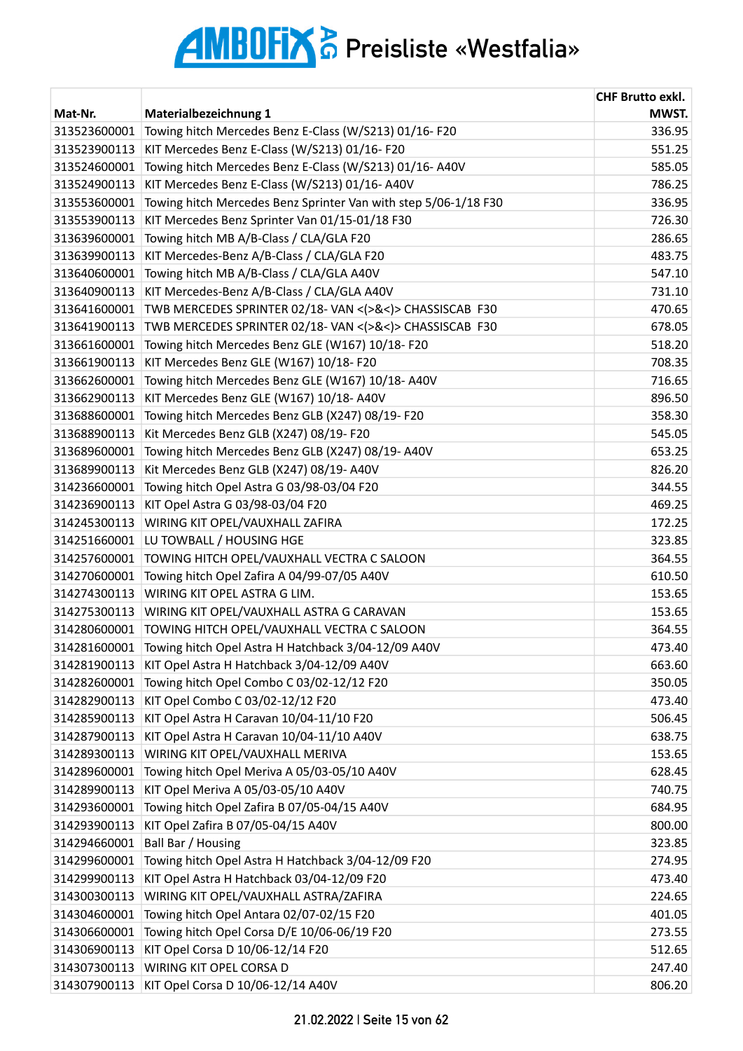# AMBOFIX AG Preisliste «Westfalia»

| Mat-Nr. | Materialbezeichnung 1 | CHF Brutto exkl. MWST. |
|---|---|---|
| 313523600001 | Towing hitch Mercedes Benz E-Class (W/S213) 01/16- F20 | 336.95 |
| 313523900113 | KIT Mercedes Benz E-Class (W/S213) 01/16- F20 | 551.25 |
| 313524600001 | Towing hitch Mercedes Benz E-Class (W/S213) 01/16- A40V | 585.05 |
| 313524900113 | KIT Mercedes Benz E-Class (W/S213) 01/16- A40V | 786.25 |
| 313553600001 | Towing hitch Mercedes Benz Sprinter Van with step 5/06-1/18 F30 | 336.95 |
| 313553900113 | KIT Mercedes Benz Sprinter Van 01/15-01/18 F30 | 726.30 |
| 313639600001 | Towing hitch MB A/B-Class / CLA/GLA F20 | 286.65 |
| 313639900113 | KIT Mercedes-Benz A/B-Class / CLA/GLA F20 | 483.75 |
| 313640600001 | Towing hitch MB A/B-Class / CLA/GLA A40V | 547.10 |
| 313640900113 | KIT Mercedes-Benz A/B-Class / CLA/GLA A40V | 731.10 |
| 313641600001 | TWB MERCEDES SPRINTER 02/18- VAN <(>&<)> CHASSISCAB  F30 | 470.65 |
| 313641900113 | TWB MERCEDES SPRINTER 02/18- VAN <(>&<)> CHASSISCAB  F30 | 678.05 |
| 313661600001 | Towing hitch Mercedes Benz GLE (W167) 10/18- F20 | 518.20 |
| 313661900113 | KIT Mercedes Benz GLE (W167) 10/18- F20 | 708.35 |
| 313662600001 | Towing hitch Mercedes Benz GLE (W167) 10/18- A40V | 716.65 |
| 313662900113 | KIT Mercedes Benz GLE (W167) 10/18- A40V | 896.50 |
| 313688600001 | Towing hitch Mercedes Benz GLB (X247) 08/19- F20 | 358.30 |
| 313688900113 | Kit Mercedes Benz GLB (X247) 08/19- F20 | 545.05 |
| 313689600001 | Towing hitch Mercedes Benz GLB (X247) 08/19- A40V | 653.25 |
| 313689900113 | Kit Mercedes Benz GLB (X247) 08/19- A40V | 826.20 |
| 314236600001 | Towing hitch Opel Astra G 03/98-03/04 F20 | 344.55 |
| 314236900113 | KIT Opel Astra G 03/98-03/04 F20 | 469.25 |
| 314245300113 | WIRING KIT OPEL/VAUXHALL ZAFIRA | 172.25 |
| 314251660001 | LU TOWBALL / HOUSING HGE | 323.85 |
| 314257600001 | TOWING HITCH OPEL/VAUXHALL VECTRA C SALOON | 364.55 |
| 314270600001 | Towing hitch Opel Zafira A 04/99-07/05 A40V | 610.50 |
| 314274300113 | WIRING KIT OPEL ASTRA G LIM. | 153.65 |
| 314275300113 | WIRING KIT OPEL/VAUXHALL ASTRA G CARAVAN | 153.65 |
| 314280600001 | TOWING HITCH OPEL/VAUXHALL VECTRA C SALOON | 364.55 |
| 314281600001 | Towing hitch Opel Astra H Hatchback 3/04-12/09 A40V | 473.40 |
| 314281900113 | KIT Opel Astra H Hatchback 3/04-12/09 A40V | 663.60 |
| 314282600001 | Towing hitch Opel Combo C 03/02-12/12 F20 | 350.05 |
| 314282900113 | KIT Opel Combo C 03/02-12/12 F20 | 473.40 |
| 314285900113 | KIT Opel Astra H Caravan 10/04-11/10 F20 | 506.45 |
| 314287900113 | KIT Opel Astra H Caravan 10/04-11/10 A40V | 638.75 |
| 314289300113 | WIRING KIT OPEL/VAUXHALL MERIVA | 153.65 |
| 314289600001 | Towing hitch Opel Meriva A 05/03-05/10 A40V | 628.45 |
| 314289900113 | KIT Opel Meriva A 05/03-05/10 A40V | 740.75 |
| 314293600001 | Towing hitch Opel Zafira B 07/05-04/15 A40V | 684.95 |
| 314293900113 | KIT Opel Zafira B 07/05-04/15 A40V | 800.00 |
| 314294660001 | Ball Bar / Housing | 323.85 |
| 314299600001 | Towing hitch Opel Astra H Hatchback 3/04-12/09 F20 | 274.95 |
| 314299900113 | KIT Opel Astra H Hatchback 03/04-12/09 F20 | 473.40 |
| 314300300113 | WIRING KIT OPEL/VAUXHALL ASTRA/ZAFIRA | 224.65 |
| 314304600001 | Towing hitch Opel Antara 02/07-02/15 F20 | 401.05 |
| 314306600001 | Towing hitch Opel Corsa D/E 10/06-06/19 F20 | 273.55 |
| 314306900113 | KIT Opel Corsa D 10/06-12/14 F20 | 512.65 |
| 314307300113 | WIRING KIT OPEL CORSA D | 247.40 |
| 314307900113 | KIT Opel Corsa D 10/06-12/14 A40V | 806.20 |

21.02.2022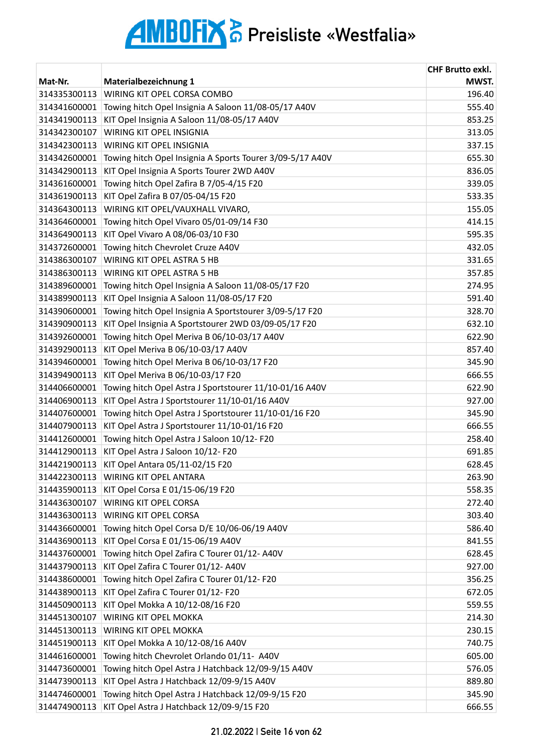# AMBOFIX AG Preisliste «Westfalia»

| Mat-Nr. | Materialbezeichnung 1 | CHF Brutto exkl. MWST. |
|---|---|---|
| 314335300113 | WIRING KIT OPEL CORSA COMBO | 196.40 |
| 314341600001 | Towing hitch Opel Insignia A Saloon 11/08-05/17 A40V | 555.40 |
| 314341900113 | KIT Opel Insignia A Saloon 11/08-05/17 A40V | 853.25 |
| 314342300107 | WIRING KIT OPEL INSIGNIA | 313.05 |
| 314342300113 | WIRING KIT OPEL INSIGNIA | 337.15 |
| 314342600001 | Towing hitch Opel Insignia A Sports Tourer 3/09-5/17 A40V | 655.30 |
| 314342900113 | KIT Opel Insignia A Sports Tourer 2WD A40V | 836.05 |
| 314361600001 | Towing hitch Opel Zafira B 7/05-4/15 F20 | 339.05 |
| 314361900113 | KIT Opel Zafira B 07/05-04/15 F20 | 533.35 |
| 314364300113 | WIRING KIT OPEL/VAUXHALL VIVARO, | 155.05 |
| 314364600001 | Towing hitch Opel Vivaro 05/01-09/14 F30 | 414.15 |
| 314364900113 | KIT Opel Vivaro A 08/06-03/10 F30 | 595.35 |
| 314372600001 | Towing hitch Chevrolet Cruze A40V | 432.05 |
| 314386300107 | WIRING KIT OPEL ASTRA 5 HB | 331.65 |
| 314386300113 | WIRING KIT OPEL ASTRA 5 HB | 357.85 |
| 314389600001 | Towing hitch Opel Insignia A Saloon 11/08-05/17 F20 | 274.95 |
| 314389900113 | KIT Opel Insignia A Saloon 11/08-05/17 F20 | 591.40 |
| 314390600001 | Towing hitch Opel Insignia A Sportstourer 3/09-5/17 F20 | 328.70 |
| 314390900113 | KIT Opel Insignia A Sportstourer 2WD 03/09-05/17 F20 | 632.10 |
| 314392600001 | Towing hitch Opel Meriva B 06/10-03/17 A40V | 622.90 |
| 314392900113 | KIT Opel Meriva B 06/10-03/17 A40V | 857.40 |
| 314394600001 | Towing hitch Opel Meriva B 06/10-03/17 F20 | 345.90 |
| 314394900113 | KIT Opel Meriva B 06/10-03/17 F20 | 666.55 |
| 314406600001 | Towing hitch Opel Astra J Sportstourer 11/10-01/16 A40V | 622.90 |
| 314406900113 | KIT Opel Astra J Sportstourer 11/10-01/16 A40V | 927.00 |
| 314407600001 | Towing hitch Opel Astra J Sportstourer 11/10-01/16 F20 | 345.90 |
| 314407900113 | KIT Opel Astra J Sportstourer 11/10-01/16 F20 | 666.55 |
| 314412600001 | Towing hitch Opel Astra J Saloon 10/12- F20 | 258.40 |
| 314412900113 | KIT Opel Astra J Saloon 10/12- F20 | 691.85 |
| 314421900113 | KIT Opel Antara 05/11-02/15 F20 | 628.45 |
| 314422300113 | WIRING KIT OPEL ANTARA | 263.90 |
| 314435900113 | KIT Opel Corsa E 01/15-06/19 F20 | 558.35 |
| 314436300107 | WIRING KIT OPEL CORSA | 272.40 |
| 314436300113 | WIRING KIT OPEL CORSA | 303.40 |
| 314436600001 | Towing hitch Opel Corsa D/E 10/06-06/19 A40V | 586.40 |
| 314436900113 | KIT Opel Corsa E 01/15-06/19 A40V | 841.55 |
| 314437600001 | Towing hitch Opel Zafira C Tourer 01/12- A40V | 628.45 |
| 314437900113 | KIT Opel Zafira C Tourer 01/12- A40V | 927.00 |
| 314438600001 | Towing hitch Opel Zafira C Tourer 01/12- F20 | 356.25 |
| 314438900113 | KIT Opel Zafira C Tourer 01/12- F20 | 672.05 |
| 314450900113 | KIT Opel Mokka A 10/12-08/16 F20 | 559.55 |
| 314451300107 | WIRING KIT OPEL MOKKA | 214.30 |
| 314451300113 | WIRING KIT OPEL MOKKA | 230.15 |
| 314451900113 | KIT Opel Mokka A 10/12-08/16 A40V | 740.75 |
| 314461600001 | Towing hitch Chevrolet Orlando 01/11- A40V | 605.00 |
| 314473600001 | Towing hitch Opel Astra J Hatchback 12/09-9/15 A40V | 576.05 |
| 314473900113 | KIT Opel Astra J Hatchback 12/09-9/15 A40V | 889.80 |
| 314474600001 | Towing hitch Opel Astra J Hatchback 12/09-9/15 F20 | 345.90 |
| 314474900113 | KIT Opel Astra J Hatchback 12/09-9/15 F20 | 666.55 |

21.02.2022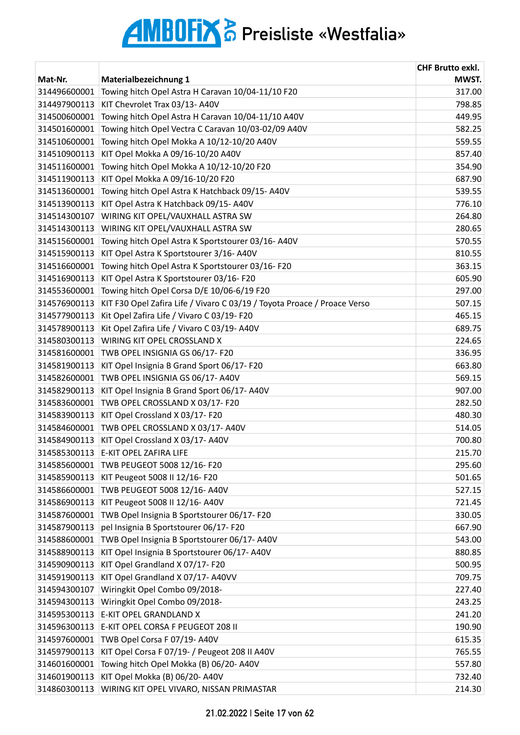# AMBOFIX AG Preisliste «Westfalia»

| Mat-Nr. | Materialbezeichnung 1 | CHF Brutto exkl. MWST. |
|---|---|---|
| 314496600001 | Towing hitch Opel Astra H Caravan 10/04-11/10 F20 | 317.00 |
| 314497900113 | KIT Chevrolet Trax 03/13- A40V | 798.85 |
| 314500600001 | Towing hitch Opel Astra H Caravan 10/04-11/10 A40V | 449.95 |
| 314501600001 | Towing hitch Opel Vectra C Caravan 10/03-02/09 A40V | 582.25 |
| 314510600001 | Towing hitch Opel Mokka A 10/12-10/20 A40V | 559.55 |
| 314510900113 | KIT Opel Mokka A 09/16-10/20 A40V | 857.40 |
| 314511600001 | Towing hitch Opel Mokka A 10/12-10/20 F20 | 354.90 |
| 314511900113 | KIT Opel Mokka A 09/16-10/20 F20 | 687.90 |
| 314513600001 | Towing hitch Opel Astra K Hatchback 09/15- A40V | 539.55 |
| 314513900113 | KIT Opel Astra K Hatchback 09/15- A40V | 776.10 |
| 314514300107 | WIRING KIT OPEL/VAUXHALL ASTRA SW | 264.80 |
| 314514300113 | WIRING KIT OPEL/VAUXHALL ASTRA SW | 280.65 |
| 314515600001 | Towing hitch Opel Astra K Sportstourer 03/16- A40V | 570.55 |
| 314515900113 | KIT Opel Astra K Sportstourer 3/16- A40V | 810.55 |
| 314516600001 | Towing hitch Opel Astra K Sportstourer 03/16- F20 | 363.15 |
| 314516900113 | KIT Opel Astra K Sportstourer 03/16- F20 | 605.90 |
| 314553600001 | Towing hitch Opel Corsa D/E 10/06-6/19 F20 | 297.00 |
| 314576900113 | KIT F30 Opel Zafira Life / Vivaro C 03/19 / Toyota Proace / Proace Verso | 507.15 |
| 314577900113 | Kit Opel Zafira Life / Vivaro C 03/19- F20 | 465.15 |
| 314578900113 | Kit Opel Zafira Life / Vivaro C 03/19- A40V | 689.75 |
| 314580300113 | WIRING KIT OPEL CROSSLAND X | 224.65 |
| 314581600001 | TWB OPEL INSIGNIA GS 06/17- F20 | 336.95 |
| 314581900113 | KIT Opel Insignia B Grand Sport 06/17- F20 | 663.80 |
| 314582600001 | TWB OPEL INSIGNIA GS 06/17- A40V | 569.15 |
| 314582900113 | KIT Opel Insignia B Grand Sport 06/17- A40V | 907.00 |
| 314583600001 | TWB OPEL CROSSLAND X 03/17- F20 | 282.50 |
| 314583900113 | KIT Opel Crossland X 03/17- F20 | 480.30 |
| 314584600001 | TWB OPEL CROSSLAND X 03/17- A40V | 514.05 |
| 314584900113 | KIT Opel Crossland X 03/17- A40V | 700.80 |
| 314585300113 | E-KIT OPEL ZAFIRA LIFE | 215.70 |
| 314585600001 | TWB PEUGEOT 5008 12/16- F20 | 295.60 |
| 314585900113 | KIT Peugeot 5008 II 12/16- F20 | 501.65 |
| 314586600001 | TWB PEUGEOT 5008 12/16- A40V | 527.15 |
| 314586900113 | KIT Peugeot 5008 II 12/16- A40V | 721.45 |
| 314587600001 | TWB Opel Insignia B Sportstourer 06/17- F20 | 330.05 |
| 314587900113 | pel Insignia B Sportstourer 06/17- F20 | 667.90 |
| 314588600001 | TWB Opel Insignia B Sportstourer 06/17- A40V | 543.00 |
| 314588900113 | KIT Opel Insignia B Sportstourer 06/17- A40V | 880.85 |
| 314590900113 | KIT Opel Grandland X 07/17- F20 | 500.95 |
| 314591900113 | KIT Opel Grandland X 07/17- A40VV | 709.75 |
| 314594300107 | Wiringkit Opel Combo 09/2018- | 227.40 |
| 314594300113 | Wiringkit Opel Combo 09/2018- | 243.25 |
| 314595300113 | E-KIT OPEL GRANDLAND X | 241.20 |
| 314596300113 | E-KIT OPEL CORSA F PEUGEOT 208 II | 190.90 |
| 314597600001 | TWB Opel Corsa F 07/19- A40V | 615.35 |
| 314597900113 | KIT Opel Corsa F 07/19- / Peugeot 208 II A40V | 765.55 |
| 314601600001 | Towing hitch Opel Mokka (B) 06/20- A40V | 557.80 |
| 314601900113 | KIT Opel Mokka (B) 06/20- A40V | 732.40 |
| 314860300113 | WIRING KIT OPEL VIVARO, NISSAN PRIMASTAR | 214.30 |

21.02.2022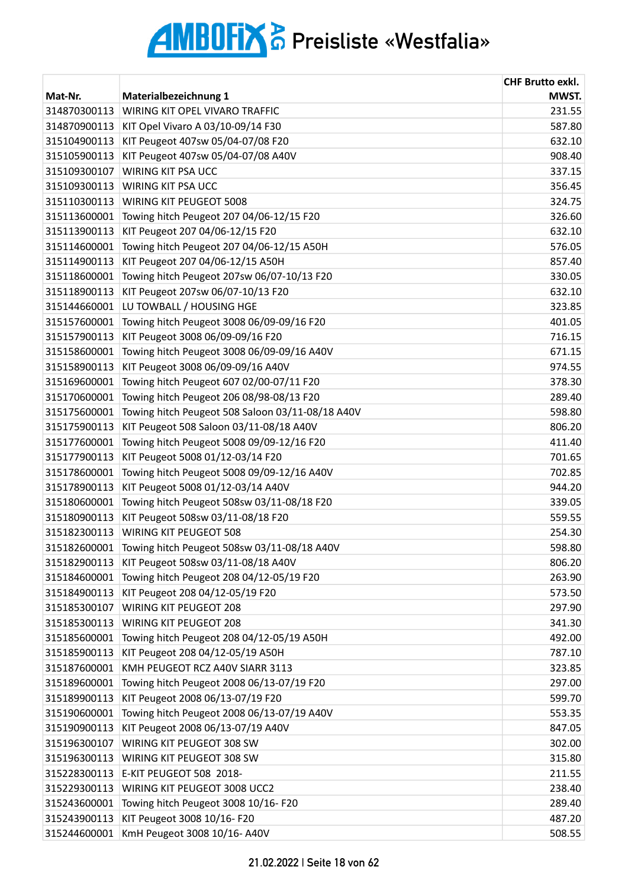# AMBOFIX AG Preisliste «Westfalia»

| Mat-Nr. | Materialbezeichnung 1 | CHF Brutto exkl. MWST. |
|---|---|---|
| 314870300113 | WIRING KIT OPEL VIVARO TRAFFIC | 231.55 |
| 314870900113 | KIT Opel Vivaro A 03/10-09/14 F30 | 587.80 |
| 315104900113 | KIT Peugeot 407sw 05/04-07/08 F20 | 632.10 |
| 315105900113 | KIT Peugeot 407sw 05/04-07/08 A40V | 908.40 |
| 315109300107 | WIRING KIT PSA UCC | 337.15 |
| 315109300113 | WIRING KIT PSA UCC | 356.45 |
| 315110300113 | WIRING KIT PEUGEOT 5008 | 324.75 |
| 315113600001 | Towing hitch Peugeot 207 04/06-12/15 F20 | 326.60 |
| 315113900113 | KIT Peugeot 207 04/06-12/15 F20 | 632.10 |
| 315114600001 | Towing hitch Peugeot 207 04/06-12/15 A50H | 576.05 |
| 315114900113 | KIT Peugeot 207 04/06-12/15 A50H | 857.40 |
| 315118600001 | Towing hitch Peugeot 207sw 06/07-10/13 F20 | 330.05 |
| 315118900113 | KIT Peugeot 207sw 06/07-10/13 F20 | 632.10 |
| 315144660001 | LU TOWBALL / HOUSING HGE | 323.85 |
| 315157600001 | Towing hitch Peugeot 3008 06/09-09/16 F20 | 401.05 |
| 315157900113 | KIT Peugeot 3008 06/09-09/16 F20 | 716.15 |
| 315158600001 | Towing hitch Peugeot 3008 06/09-09/16 A40V | 671.15 |
| 315158900113 | KIT Peugeot 3008 06/09-09/16 A40V | 974.55 |
| 315169600001 | Towing hitch Peugeot 607 02/00-07/11 F20 | 378.30 |
| 315170600001 | Towing hitch Peugeot 206 08/98-08/13 F20 | 289.40 |
| 315175600001 | Towing hitch Peugeot 508 Saloon 03/11-08/18 A40V | 598.80 |
| 315175900113 | KIT Peugeot 508 Saloon 03/11-08/18 A40V | 806.20 |
| 315177600001 | Towing hitch Peugeot 5008 09/09-12/16 F20 | 411.40 |
| 315177900113 | KIT Peugeot 5008 01/12-03/14 F20 | 701.65 |
| 315178600001 | Towing hitch Peugeot 5008 09/09-12/16 A40V | 702.85 |
| 315178900113 | KIT Peugeot 5008 01/12-03/14 A40V | 944.20 |
| 315180600001 | Towing hitch Peugeot 508sw 03/11-08/18 F20 | 339.05 |
| 315180900113 | KIT Peugeot 508sw 03/11-08/18 F20 | 559.55 |
| 315182300113 | WIRING KIT PEUGEOT 508 | 254.30 |
| 315182600001 | Towing hitch Peugeot 508sw 03/11-08/18 A40V | 598.80 |
| 315182900113 | KIT Peugeot 508sw 03/11-08/18 A40V | 806.20 |
| 315184600001 | Towing hitch Peugeot 208 04/12-05/19 F20 | 263.90 |
| 315184900113 | KIT Peugeot 208 04/12-05/19 F20 | 573.50 |
| 315185300107 | WIRING KIT PEUGEOT 208 | 297.90 |
| 315185300113 | WIRING KIT PEUGEOT 208 | 341.30 |
| 315185600001 | Towing hitch Peugeot 208 04/12-05/19 A50H | 492.00 |
| 315185900113 | KIT Peugeot 208 04/12-05/19 A50H | 787.10 |
| 315187600001 | KMH PEUGEOT RCZ A40V SIARR 3113 | 323.85 |
| 315189600001 | Towing hitch Peugeot 2008 06/13-07/19 F20 | 297.00 |
| 315189900113 | KIT Peugeot 2008 06/13-07/19 F20 | 599.70 |
| 315190600001 | Towing hitch Peugeot 2008 06/13-07/19 A40V | 553.35 |
| 315190900113 | KIT Peugeot 2008 06/13-07/19 A40V | 847.05 |
| 315196300107 | WIRING KIT PEUGEOT 308 SW | 302.00 |
| 315196300113 | WIRING KIT PEUGEOT 308 SW | 315.80 |
| 315228300113 | E-KIT PEUGEOT 508 2018- | 211.55 |
| 315229300113 | WIRING KIT PEUGEOT 3008 UCC2 | 238.40 |
| 315243600001 | Towing hitch Peugeot 3008 10/16- F20 | 289.40 |
| 315243900113 | KIT Peugeot 3008 10/16- F20 | 487.20 |
| 315244600001 | KmH Peugeot 3008 10/16- A40V | 508.55 |

21.02.2022 | Seite 18 von 62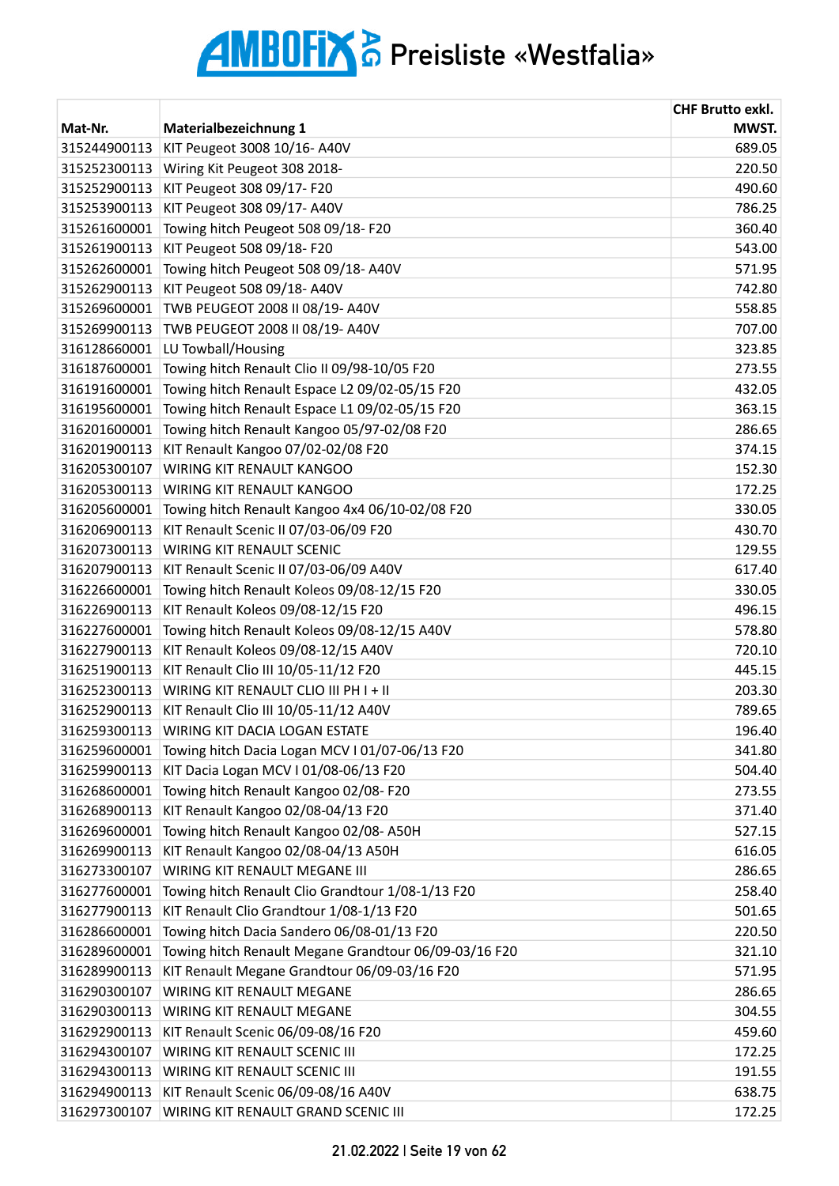# AMBOFIX AG Preisliste «Westfalia»

| Mat-Nr. | Materialbezeichnung 1 | CHF Brutto exkl. MWST. |
|---|---|---|
| 315244900113 | KIT Peugeot 3008 10/16- A40V | 689.05 |
| 315252300113 | Wiring Kit Peugeot 308 2018- | 220.50 |
| 315252900113 | KIT Peugeot 308 09/17- F20 | 490.60 |
| 315253900113 | KIT Peugeot 308 09/17- A40V | 786.25 |
| 315261600001 | Towing hitch Peugeot 508 09/18- F20 | 360.40 |
| 315261900113 | KIT Peugeot 508 09/18- F20 | 543.00 |
| 315262600001 | Towing hitch Peugeot 508 09/18- A40V | 571.95 |
| 315262900113 | KIT Peugeot 508 09/18- A40V | 742.80 |
| 315269600001 | TWB PEUGEOT 2008 II 08/19- A40V | 558.85 |
| 315269900113 | TWB PEUGEOT 2008 II 08/19- A40V | 707.00 |
| 316128660001 | LU Towball/Housing | 323.85 |
| 316187600001 | Towing hitch Renault Clio II 09/98-10/05 F20 | 273.55 |
| 316191600001 | Towing hitch Renault Espace L2 09/02-05/15 F20 | 432.05 |
| 316195600001 | Towing hitch Renault Espace L1 09/02-05/15 F20 | 363.15 |
| 316201600001 | Towing hitch Renault Kangoo 05/97-02/08 F20 | 286.65 |
| 316201900113 | KIT Renault Kangoo 07/02-02/08 F20 | 374.15 |
| 316205300107 | WIRING KIT RENAULT KANGOO | 152.30 |
| 316205300113 | WIRING KIT RENAULT KANGOO | 172.25 |
| 316205600001 | Towing hitch Renault Kangoo 4x4 06/10-02/08 F20 | 330.05 |
| 316206900113 | KIT Renault Scenic II 07/03-06/09 F20 | 430.70 |
| 316207300113 | WIRING KIT RENAULT SCENIC | 129.55 |
| 316207900113 | KIT Renault Scenic II 07/03-06/09 A40V | 617.40 |
| 316226600001 | Towing hitch Renault Koleos 09/08-12/15 F20 | 330.05 |
| 316226900113 | KIT Renault Koleos 09/08-12/15 F20 | 496.15 |
| 316227600001 | Towing hitch Renault Koleos 09/08-12/15 A40V | 578.80 |
| 316227900113 | KIT Renault Koleos 09/08-12/15 A40V | 720.10 |
| 316251900113 | KIT Renault Clio III 10/05-11/12 F20 | 445.15 |
| 316252300113 | WIRING KIT RENAULT CLIO III PH I + II | 203.30 |
| 316252900113 | KIT Renault Clio III 10/05-11/12 A40V | 789.65 |
| 316259300113 | WIRING KIT DACIA LOGAN ESTATE | 196.40 |
| 316259600001 | Towing hitch Dacia Logan MCV I 01/07-06/13 F20 | 341.80 |
| 316259900113 | KIT Dacia Logan MCV I 01/08-06/13 F20 | 504.40 |
| 316268600001 | Towing hitch Renault Kangoo 02/08- F20 | 273.55 |
| 316268900113 | KIT Renault Kangoo 02/08-04/13 F20 | 371.40 |
| 316269600001 | Towing hitch Renault Kangoo 02/08- A50H | 527.15 |
| 316269900113 | KIT Renault Kangoo 02/08-04/13 A50H | 616.05 |
| 316273300107 | WIRING KIT RENAULT MEGANE III | 286.65 |
| 316277600001 | Towing hitch Renault Clio Grandtour 1/08-1/13 F20 | 258.40 |
| 316277900113 | KIT Renault Clio Grandtour 1/08-1/13 F20 | 501.65 |
| 316286600001 | Towing hitch Dacia Sandero 06/08-01/13 F20 | 220.50 |
| 316289600001 | Towing hitch Renault Megane Grandtour 06/09-03/16 F20 | 321.10 |
| 316289900113 | KIT Renault Megane Grandtour 06/09-03/16 F20 | 571.95 |
| 316290300107 | WIRING KIT RENAULT MEGANE | 286.65 |
| 316290300113 | WIRING KIT RENAULT MEGANE | 304.55 |
| 316292900113 | KIT Renault Scenic 06/09-08/16 F20 | 459.60 |
| 316294300107 | WIRING KIT RENAULT SCENIC III | 172.25 |
| 316294300113 | WIRING KIT RENAULT SCENIC III | 191.55 |
| 316294900113 | KIT Renault Scenic 06/09-08/16 A40V | 638.75 |
| 316297300107 | WIRING KIT RENAULT GRAND SCENIC III | 172.25 |

21.02.2022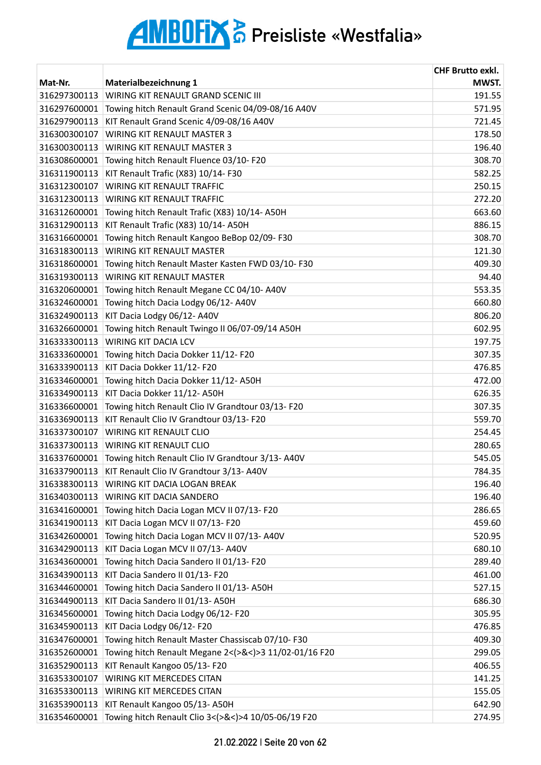# AMBOFIX AG Preisliste «Westfalia»

| Mat-Nr. | Materialbezeichnung 1 | CHF Brutto exkl. MWST. |
|---|---|---|
| 316297300113 | WIRING KIT RENAULT GRAND SCENIC III | 191.55 |
| 316297600001 | Towing hitch Renault Grand Scenic 04/09-08/16 A40V | 571.95 |
| 316297900113 | KIT Renault Grand Scenic 4/09-08/16 A40V | 721.45 |
| 316300300107 | WIRING KIT RENAULT MASTER 3 | 178.50 |
| 316300300113 | WIRING KIT RENAULT MASTER 3 | 196.40 |
| 316308600001 | Towing hitch Renault Fluence 03/10- F20 | 308.70 |
| 316311900113 | KIT Renault Trafic (X83) 10/14- F30 | 582.25 |
| 316312300107 | WIRING KIT RENAULT TRAFFIC | 250.15 |
| 316312300113 | WIRING KIT RENAULT TRAFFIC | 272.20 |
| 316312600001 | Towing hitch Renault Trafic (X83) 10/14- A50H | 663.60 |
| 316312900113 | KIT Renault Trafic (X83) 10/14- A50H | 886.15 |
| 316316600001 | Towing hitch Renault Kangoo BeBop 02/09- F30 | 308.70 |
| 316318300113 | WIRING KIT RENAULT MASTER | 121.30 |
| 316318600001 | Towing hitch Renault Master Kasten FWD 03/10- F30 | 409.30 |
| 316319300113 | WIRING KIT RENAULT MASTER | 94.40 |
| 316320600001 | Towing hitch Renault Megane CC 04/10- A40V | 553.35 |
| 316324600001 | Towing hitch Dacia Lodgy 06/12- A40V | 660.80 |
| 316324900113 | KIT Dacia Lodgy 06/12- A40V | 806.20 |
| 316326600001 | Towing hitch Renault Twingo II 06/07-09/14 A50H | 602.95 |
| 316333300113 | WIRING KIT DACIA LCV | 197.75 |
| 316333600001 | Towing hitch Dacia Dokker 11/12- F20 | 307.35 |
| 316333900113 | KIT Dacia Dokker 11/12- F20 | 476.85 |
| 316334600001 | Towing hitch Dacia Dokker 11/12- A50H | 472.00 |
| 316334900113 | KIT Dacia Dokker 11/12- A50H | 626.35 |
| 316336600001 | Towing hitch Renault Clio IV Grandtour 03/13- F20 | 307.35 |
| 316336900113 | KIT Renault Clio IV Grandtour 03/13- F20 | 559.70 |
| 316337300107 | WIRING KIT RENAULT CLIO | 254.45 |
| 316337300113 | WIRING KIT RENAULT CLIO | 280.65 |
| 316337600001 | Towing hitch Renault Clio IV Grandtour 3/13- A40V | 545.05 |
| 316337900113 | KIT Renault Clio IV Grandtour 3/13- A40V | 784.35 |
| 316338300113 | WIRING KIT DACIA LOGAN BREAK | 196.40 |
| 316340300113 | WIRING KIT DACIA SANDERO | 196.40 |
| 316341600001 | Towing hitch Dacia Logan MCV II 07/13- F20 | 286.65 |
| 316341900113 | KIT Dacia Logan MCV II 07/13- F20 | 459.60 |
| 316342600001 | Towing hitch Dacia Logan MCV II 07/13- A40V | 520.95 |
| 316342900113 | KIT Dacia Logan MCV II 07/13- A40V | 680.10 |
| 316343600001 | Towing hitch Dacia Sandero II 01/13- F20 | 289.40 |
| 316343900113 | KIT Dacia Sandero II 01/13- F20 | 461.00 |
| 316344600001 | Towing hitch Dacia Sandero II 01/13- A50H | 527.15 |
| 316344900113 | KIT Dacia Sandero II 01/13- A50H | 686.30 |
| 316345600001 | Towing hitch Dacia Lodgy 06/12- F20 | 305.95 |
| 316345900113 | KIT Dacia Lodgy 06/12- F20 | 476.85 |
| 316347600001 | Towing hitch Renault Master Chassiscab 07/10- F30 | 409.30 |
| 316352600001 | Towing hitch Renault Megane 2<(>&<)>3 11/02-01/16 F20 | 299.05 |
| 316352900113 | KIT Renault Kangoo 05/13- F20 | 406.55 |
| 316353300107 | WIRING KIT MERCEDES CITAN | 141.25 |
| 316353300113 | WIRING KIT MERCEDES CITAN | 155.05 |
| 316353900113 | KIT Renault Kangoo 05/13- A50H | 642.90 |
| 316354600001 | Towing hitch Renault Clio 3<(>&<)>4 10/05-06/19 F20 | 274.95 |

21.02.2022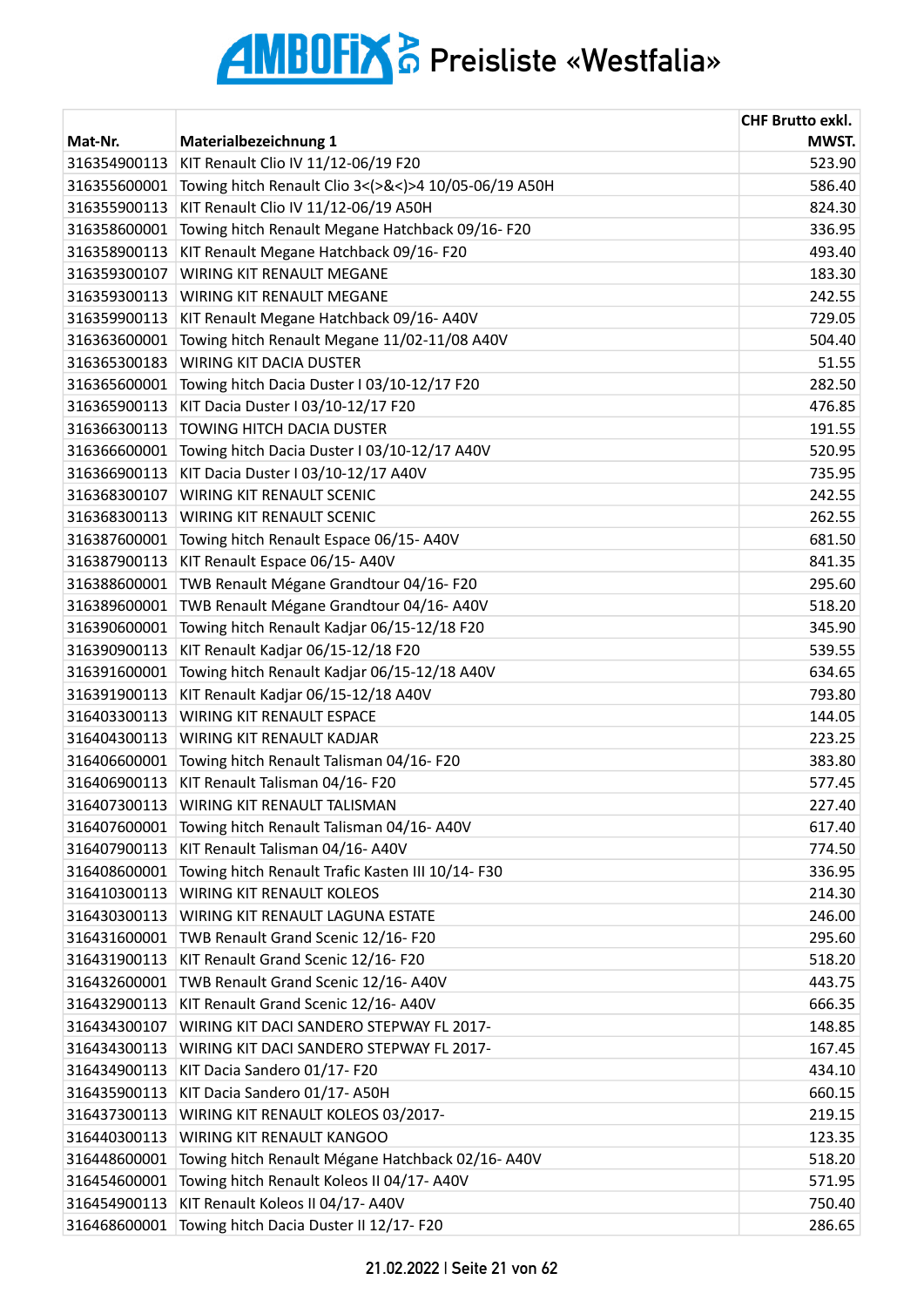# AMBOFIX AG Preisliste «Westfalia»

| Mat-Nr. | Materialbezeichnung 1 | CHF Brutto exkl. MWST. |
|---|---|---|
| 316354900113 | KIT Renault Clio IV 11/12-06/19 F20 | 523.90 |
| 316355600001 | Towing hitch Renault Clio 3<(>&<)>4 10/05-06/19 A50H | 586.40 |
| 316355900113 | KIT Renault Clio IV 11/12-06/19 A50H | 824.30 |
| 316358600001 | Towing hitch Renault Megane Hatchback 09/16- F20 | 336.95 |
| 316358900113 | KIT Renault Megane Hatchback 09/16- F20 | 493.40 |
| 316359300107 | WIRING KIT RENAULT MEGANE | 183.30 |
| 316359300113 | WIRING KIT RENAULT MEGANE | 242.55 |
| 316359900113 | KIT Renault Megane Hatchback 09/16- A40V | 729.05 |
| 316363600001 | Towing hitch Renault Megane 11/02-11/08 A40V | 504.40 |
| 316365300183 | WIRING KIT DACIA DUSTER | 51.55 |
| 316365600001 | Towing hitch Dacia Duster I 03/10-12/17 F20 | 282.50 |
| 316365900113 | KIT Dacia Duster I 03/10-12/17 F20 | 476.85 |
| 316366300113 | TOWING HITCH DACIA DUSTER | 191.55 |
| 316366600001 | Towing hitch Dacia Duster I 03/10-12/17 A40V | 520.95 |
| 316366900113 | KIT Dacia Duster I 03/10-12/17 A40V | 735.95 |
| 316368300107 | WIRING KIT RENAULT SCENIC | 242.55 |
| 316368300113 | WIRING KIT RENAULT SCENIC | 262.55 |
| 316387600001 | Towing hitch Renault Espace 06/15- A40V | 681.50 |
| 316387900113 | KIT Renault Espace 06/15- A40V | 841.35 |
| 316388600001 | TWB Renault Mégane Grandtour 04/16- F20 | 295.60 |
| 316389600001 | TWB Renault Mégane Grandtour 04/16- A40V | 518.20 |
| 316390600001 | Towing hitch Renault Kadjar 06/15-12/18 F20 | 345.90 |
| 316390900113 | KIT Renault Kadjar 06/15-12/18 F20 | 539.55 |
| 316391600001 | Towing hitch Renault Kadjar 06/15-12/18 A40V | 634.65 |
| 316391900113 | KIT Renault Kadjar 06/15-12/18 A40V | 793.80 |
| 316403300113 | WIRING KIT RENAULT ESPACE | 144.05 |
| 316404300113 | WIRING KIT RENAULT KADJAR | 223.25 |
| 316406600001 | Towing hitch Renault Talisman 04/16- F20 | 383.80 |
| 316406900113 | KIT Renault Talisman 04/16- F20 | 577.45 |
| 316407300113 | WIRING KIT RENAULT TALISMAN | 227.40 |
| 316407600001 | Towing hitch Renault Talisman 04/16- A40V | 617.40 |
| 316407900113 | KIT Renault Talisman 04/16- A40V | 774.50 |
| 316408600001 | Towing hitch Renault Trafic Kasten III 10/14- F30 | 336.95 |
| 316410300113 | WIRING KIT RENAULT KOLEOS | 214.30 |
| 316430300113 | WIRING KIT RENAULT LAGUNA ESTATE | 246.00 |
| 316431600001 | TWB Renault Grand Scenic 12/16- F20 | 295.60 |
| 316431900113 | KIT Renault Grand Scenic 12/16- F20 | 518.20 |
| 316432600001 | TWB Renault Grand Scenic 12/16- A40V | 443.75 |
| 316432900113 | KIT Renault Grand Scenic 12/16- A40V | 666.35 |
| 316434300107 | WIRING KIT DACI SANDERO STEPWAY FL 2017- | 148.85 |
| 316434300113 | WIRING KIT DACI SANDERO STEPWAY FL 2017- | 167.45 |
| 316434900113 | KIT Dacia Sandero 01/17- F20 | 434.10 |
| 316435900113 | KIT Dacia Sandero 01/17- A50H | 660.15 |
| 316437300113 | WIRING KIT RENAULT KOLEOS 03/2017- | 219.15 |
| 316440300113 | WIRING KIT RENAULT KANGOO | 123.35 |
| 316448600001 | Towing hitch Renault Mégane Hatchback 02/16- A40V | 518.20 |
| 316454600001 | Towing hitch Renault Koleos II 04/17- A40V | 571.95 |
| 316454900113 | KIT Renault Koleos II 04/17- A40V | 750.40 |
| 316468600001 | Towing hitch Dacia Duster II 12/17- F20 | 286.65 |

21.02.2022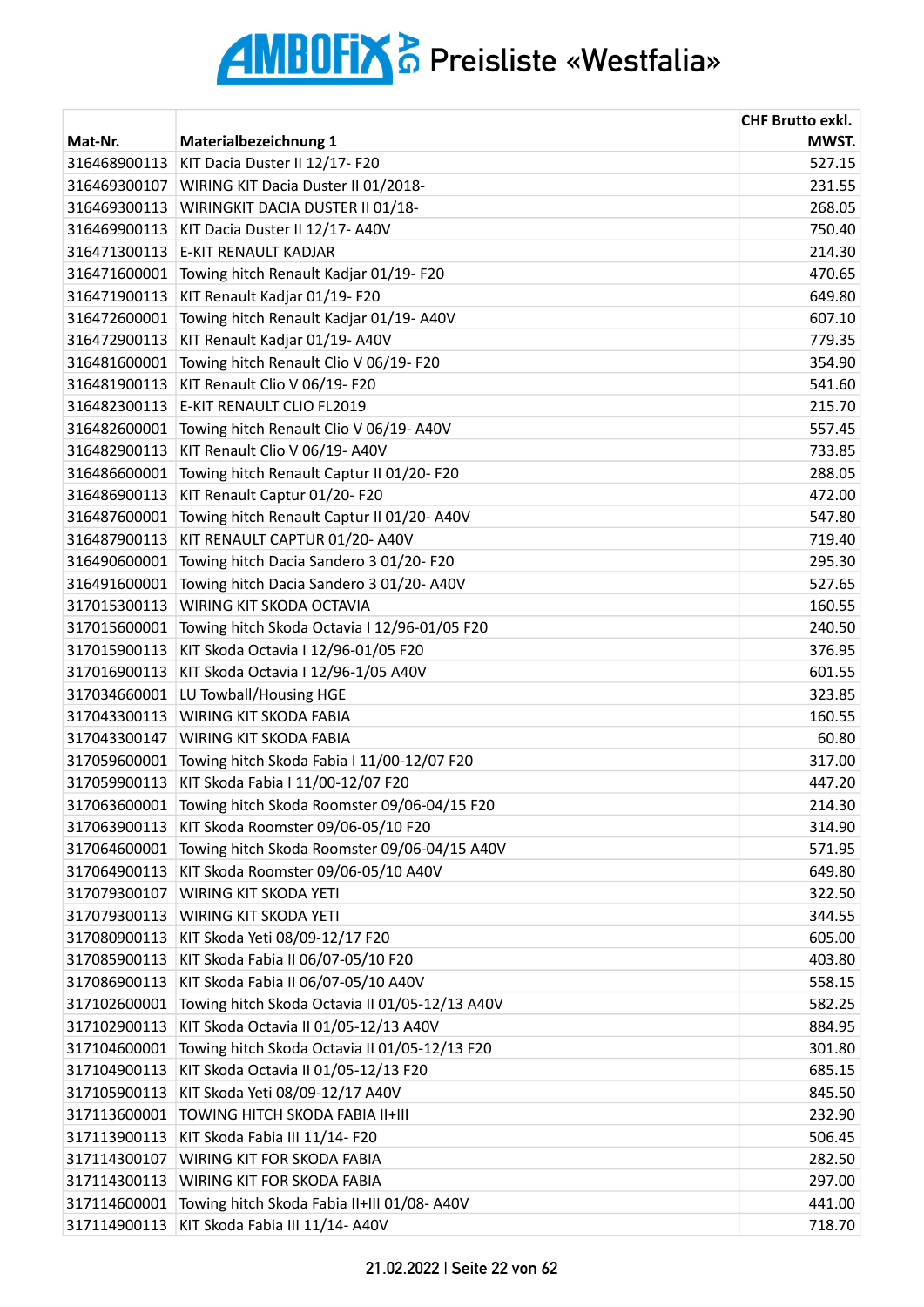# AMBOFIX AG Preisliste «Westfalia»

| Mat-Nr. | Materialbezeichnung 1 | CHF Brutto exkl. MWST. |
|---|---|---|
| 316468900113 | KIT Dacia Duster II 12/17- F20 | 527.15 |
| 316469300107 | WIRING KIT Dacia Duster II 01/2018- | 231.55 |
| 316469300113 | WIRINGKIT DACIA DUSTER II 01/18- | 268.05 |
| 316469900113 | KIT Dacia Duster II 12/17- A40V | 750.40 |
| 316471300113 | E-KIT RENAULT KADJAR | 214.30 |
| 316471600001 | Towing hitch Renault Kadjar 01/19- F20 | 470.65 |
| 316471900113 | KIT Renault Kadjar 01/19- F20 | 649.80 |
| 316472600001 | Towing hitch Renault Kadjar 01/19- A40V | 607.10 |
| 316472900113 | KIT Renault Kadjar 01/19- A40V | 779.35 |
| 316481600001 | Towing hitch Renault Clio V 06/19- F20 | 354.90 |
| 316481900113 | KIT Renault Clio V 06/19- F20 | 541.60 |
| 316482300113 | E-KIT RENAULT CLIO FL2019 | 215.70 |
| 316482600001 | Towing hitch Renault Clio V 06/19- A40V | 557.45 |
| 316482900113 | KIT Renault Clio V 06/19- A40V | 733.85 |
| 316486600001 | Towing hitch Renault Captur II 01/20- F20 | 288.05 |
| 316486900113 | KIT Renault Captur 01/20- F20 | 472.00 |
| 316487600001 | Towing hitch Renault Captur II 01/20- A40V | 547.80 |
| 316487900113 | KIT RENAULT CAPTUR 01/20- A40V | 719.40 |
| 316490600001 | Towing hitch Dacia Sandero 3 01/20- F20 | 295.30 |
| 316491600001 | Towing hitch Dacia Sandero 3 01/20- A40V | 527.65 |
| 317015300113 | WIRING KIT SKODA OCTAVIA | 160.55 |
| 317015600001 | Towing hitch Skoda Octavia I 12/96-01/05 F20 | 240.50 |
| 317015900113 | KIT Skoda Octavia I 12/96-01/05 F20 | 376.95 |
| 317016900113 | KIT Skoda Octavia I 12/96-1/05 A40V | 601.55 |
| 317034660001 | LU Towball/Housing HGE | 323.85 |
| 317043300113 | WIRING KIT SKODA FABIA | 160.55 |
| 317043300147 | WIRING KIT SKODA FABIA | 60.80 |
| 317059600001 | Towing hitch Skoda Fabia I 11/00-12/07 F20 | 317.00 |
| 317059900113 | KIT Skoda Fabia I 11/00-12/07 F20 | 447.20 |
| 317063600001 | Towing hitch Skoda Roomster 09/06-04/15 F20 | 214.30 |
| 317063900113 | KIT Skoda Roomster 09/06-05/10 F20 | 314.90 |
| 317064600001 | Towing hitch Skoda Roomster 09/06-04/15 A40V | 571.95 |
| 317064900113 | KIT Skoda Roomster 09/06-05/10 A40V | 649.80 |
| 317079300107 | WIRING KIT SKODA YETI | 322.50 |
| 317079300113 | WIRING KIT SKODA YETI | 344.55 |
| 317080900113 | KIT Skoda Yeti 08/09-12/17 F20 | 605.00 |
| 317085900113 | KIT Skoda Fabia II 06/07-05/10 F20 | 403.80 |
| 317086900113 | KIT Skoda Fabia II 06/07-05/10 A40V | 558.15 |
| 317102600001 | Towing hitch Skoda Octavia II 01/05-12/13 A40V | 582.25 |
| 317102900113 | KIT Skoda Octavia II 01/05-12/13 A40V | 884.95 |
| 317104600001 | Towing hitch Skoda Octavia II 01/05-12/13 F20 | 301.80 |
| 317104900113 | KIT Skoda Octavia II 01/05-12/13 F20 | 685.15 |
| 317105900113 | KIT Skoda Yeti 08/09-12/17 A40V | 845.50 |
| 317113600001 | TOWING HITCH SKODA FABIA II+III | 232.90 |
| 317113900113 | KIT Skoda Fabia III 11/14- F20 | 506.45 |
| 317114300107 | WIRING KIT FOR SKODA FABIA | 282.50 |
| 317114300113 | WIRING KIT FOR SKODA FABIA | 297.00 |
| 317114600001 | Towing hitch Skoda Fabia II+III 01/08- A40V | 441.00 |
| 317114900113 | KIT Skoda Fabia III 11/14- A40V | 718.70 |

21.02.2022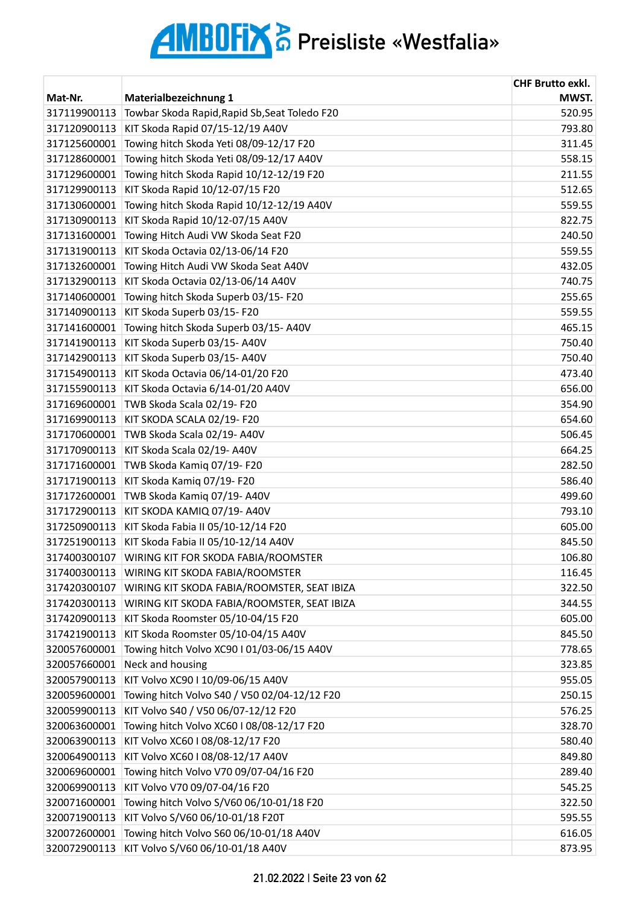# AMBOFIX AG Preisliste «Westfalia»

| Mat-Nr. | Materialbezeichnung 1 | CHF Brutto exkl. MWST. |
|---|---|---|
| 317119900113 | Towbar Skoda Rapid,Rapid Sb,Seat Toledo F20 | 520.95 |
| 317120900113 | KIT Skoda Rapid 07/15-12/19 A40V | 793.80 |
| 317125600001 | Towing hitch Skoda Yeti 08/09-12/17 F20 | 311.45 |
| 317128600001 | Towing hitch Skoda Yeti 08/09-12/17 A40V | 558.15 |
| 317129600001 | Towing hitch Skoda Rapid 10/12-12/19 F20 | 211.55 |
| 317129900113 | KIT Skoda Rapid 10/12-07/15 F20 | 512.65 |
| 317130600001 | Towing hitch Skoda Rapid 10/12-12/19 A40V | 559.55 |
| 317130900113 | KIT Skoda Rapid 10/12-07/15 A40V | 822.75 |
| 317131600001 | Towing Hitch Audi VW Skoda Seat F20 | 240.50 |
| 317131900113 | KIT Skoda Octavia 02/13-06/14 F20 | 559.55 |
| 317132600001 | Towing Hitch Audi VW Skoda Seat A40V | 432.05 |
| 317132900113 | KIT Skoda Octavia 02/13-06/14 A40V | 740.75 |
| 317140600001 | Towing hitch Skoda Superb 03/15- F20 | 255.65 |
| 317140900113 | KIT Skoda Superb 03/15- F20 | 559.55 |
| 317141600001 | Towing hitch Skoda Superb 03/15- A40V | 465.15 |
| 317141900113 | KIT Skoda Superb 03/15- A40V | 750.40 |
| 317142900113 | KIT Skoda Superb 03/15- A40V | 750.40 |
| 317154900113 | KIT Skoda Octavia 06/14-01/20 F20 | 473.40 |
| 317155900113 | KIT Skoda Octavia 6/14-01/20 A40V | 656.00 |
| 317169600001 | TWB Skoda Scala 02/19- F20 | 354.90 |
| 317169900113 | KIT SKODA SCALA 02/19- F20 | 654.60 |
| 317170600001 | TWB Skoda Scala 02/19- A40V | 506.45 |
| 317170900113 | KIT Skoda Scala 02/19- A40V | 664.25 |
| 317171600001 | TWB Skoda Kamiq 07/19- F20 | 282.50 |
| 317171900113 | KIT Skoda Kamiq 07/19- F20 | 586.40 |
| 317172600001 | TWB Skoda Kamiq 07/19- A40V | 499.60 |
| 317172900113 | KIT SKODA KAMIQ 07/19- A40V | 793.10 |
| 317250900113 | KIT Skoda Fabia II 05/10-12/14 F20 | 605.00 |
| 317251900113 | KIT Skoda Fabia II 05/10-12/14 A40V | 845.50 |
| 317400300107 | WIRING KIT FOR SKODA FABIA/ROOMSTER | 106.80 |
| 317400300113 | WIRING KIT SKODA FABIA/ROOMSTER | 116.45 |
| 317420300107 | WIRING KIT SKODA FABIA/ROOMSTER, SEAT IBIZA | 322.50 |
| 317420300113 | WIRING KIT SKODA FABIA/ROOMSTER, SEAT IBIZA | 344.55 |
| 317420900113 | KIT Skoda Roomster 05/10-04/15 F20 | 605.00 |
| 317421900113 | KIT Skoda Roomster 05/10-04/15 A40V | 845.50 |
| 320057600001 | Towing hitch Volvo XC90 I 01/03-06/15 A40V | 778.65 |
| 320057660001 | Neck and housing | 323.85 |
| 320057900113 | KIT Volvo XC90 I 10/09-06/15 A40V | 955.05 |
| 320059600001 | Towing hitch Volvo S40 / V50 02/04-12/12 F20 | 250.15 |
| 320059900113 | KIT Volvo S40 / V50 06/07-12/12 F20 | 576.25 |
| 320063600001 | Towing hitch Volvo XC60 I 08/08-12/17 F20 | 328.70 |
| 320063900113 | KIT Volvo XC60 I 08/08-12/17 F20 | 580.40 |
| 320064900113 | KIT Volvo XC60 I 08/08-12/17 A40V | 849.80 |
| 320069600001 | Towing hitch Volvo V70 09/07-04/16 F20 | 289.40 |
| 320069900113 | KIT Volvo V70 09/07-04/16 F20 | 545.25 |
| 320071600001 | Towing hitch Volvo S/V60 06/10-01/18 F20 | 322.50 |
| 320071900113 | KIT Volvo S/V60 06/10-01/18 F20T | 595.55 |
| 320072600001 | Towing hitch Volvo S60 06/10-01/18 A40V | 616.05 |
| 320072900113 | KIT Volvo S/V60 06/10-01/18 A40V | 873.95 |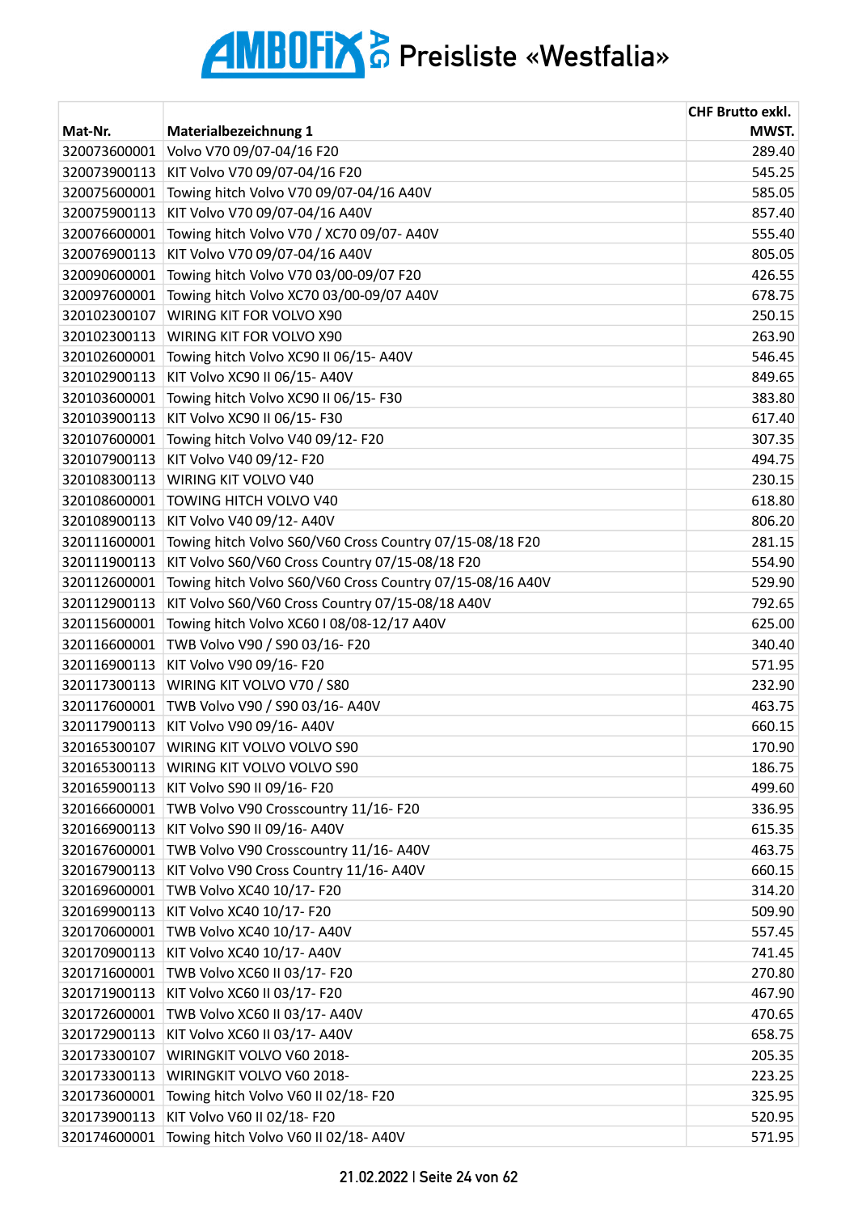# AMBOFIX AG Preisliste «Westfalia»

| Mat-Nr. | Materialbezeichnung 1 | CHF Brutto exkl. MWST. |
|---|---|---|
| 320073600001 | Volvo V70 09/07-04/16 F20 | 289.40 |
| 320073900113 | KIT Volvo V70 09/07-04/16 F20 | 545.25 |
| 320075600001 | Towing hitch Volvo V70 09/07-04/16 A40V | 585.05 |
| 320075900113 | KIT Volvo V70 09/07-04/16 A40V | 857.40 |
| 320076600001 | Towing hitch Volvo V70 / XC70 09/07- A40V | 555.40 |
| 320076900113 | KIT Volvo V70 09/07-04/16 A40V | 805.05 |
| 320090600001 | Towing hitch Volvo V70 03/00-09/07 F20 | 426.55 |
| 320097600001 | Towing hitch Volvo XC70 03/00-09/07 A40V | 678.75 |
| 320102300107 | WIRING KIT FOR VOLVO X90 | 250.15 |
| 320102300113 | WIRING KIT FOR VOLVO X90 | 263.90 |
| 320102600001 | Towing hitch Volvo XC90 II 06/15- A40V | 546.45 |
| 320102900113 | KIT Volvo XC90 II 06/15- A40V | 849.65 |
| 320103600001 | Towing hitch Volvo XC90 II 06/15- F30 | 383.80 |
| 320103900113 | KIT Volvo XC90 II 06/15- F30 | 617.40 |
| 320107600001 | Towing hitch Volvo V40 09/12- F20 | 307.35 |
| 320107900113 | KIT Volvo V40 09/12- F20 | 494.75 |
| 320108300113 | WIRING KIT VOLVO V40 | 230.15 |
| 320108600001 | TOWING HITCH VOLVO V40 | 618.80 |
| 320108900113 | KIT Volvo V40 09/12- A40V | 806.20 |
| 320111600001 | Towing hitch Volvo S60/V60 Cross Country 07/15-08/18 F20 | 281.15 |
| 320111900113 | KIT Volvo S60/V60 Cross Country 07/15-08/18 F20 | 554.90 |
| 320112600001 | Towing hitch Volvo S60/V60 Cross Country 07/15-08/16 A40V | 529.90 |
| 320112900113 | KIT Volvo S60/V60 Cross Country 07/15-08/18 A40V | 792.65 |
| 320115600001 | Towing hitch Volvo XC60 I 08/08-12/17 A40V | 625.00 |
| 320116600001 | TWB Volvo V90 / S90 03/16- F20 | 340.40 |
| 320116900113 | KIT Volvo V90 09/16- F20 | 571.95 |
| 320117300113 | WIRING KIT VOLVO V70 / S80 | 232.90 |
| 320117600001 | TWB Volvo V90 / S90 03/16- A40V | 463.75 |
| 320117900113 | KIT Volvo V90 09/16- A40V | 660.15 |
| 320165300107 | WIRING KIT VOLVO VOLVO S90 | 170.90 |
| 320165300113 | WIRING KIT VOLVO VOLVO S90 | 186.75 |
| 320165900113 | KIT Volvo S90 II 09/16- F20 | 499.60 |
| 320166600001 | TWB Volvo V90 Crosscountry 11/16- F20 | 336.95 |
| 320166900113 | KIT Volvo S90 II 09/16- A40V | 615.35 |
| 320167600001 | TWB Volvo V90 Crosscountry 11/16- A40V | 463.75 |
| 320167900113 | KIT Volvo V90 Cross Country 11/16- A40V | 660.15 |
| 320169600001 | TWB Volvo XC40 10/17- F20 | 314.20 |
| 320169900113 | KIT Volvo XC40 10/17- F20 | 509.90 |
| 320170600001 | TWB Volvo XC40 10/17- A40V | 557.45 |
| 320170900113 | KIT Volvo XC40 10/17- A40V | 741.45 |
| 320171600001 | TWB Volvo XC60 II 03/17- F20 | 270.80 |
| 320171900113 | KIT Volvo XC60 II 03/17- F20 | 467.90 |
| 320172600001 | TWB Volvo XC60 II 03/17- A40V | 470.65 |
| 320172900113 | KIT Volvo XC60 II 03/17- A40V | 658.75 |
| 320173300107 | WIRINGKIT VOLVO V60 2018- | 205.35 |
| 320173300113 | WIRINGKIT VOLVO V60 2018- | 223.25 |
| 320173600001 | Towing hitch Volvo V60 II 02/18- F20 | 325.95 |
| 320173900113 | KIT Volvo V60 II 02/18- F20 | 520.95 |
| 320174600001 | Towing hitch Volvo V60 II 02/18- A40V | 571.95 |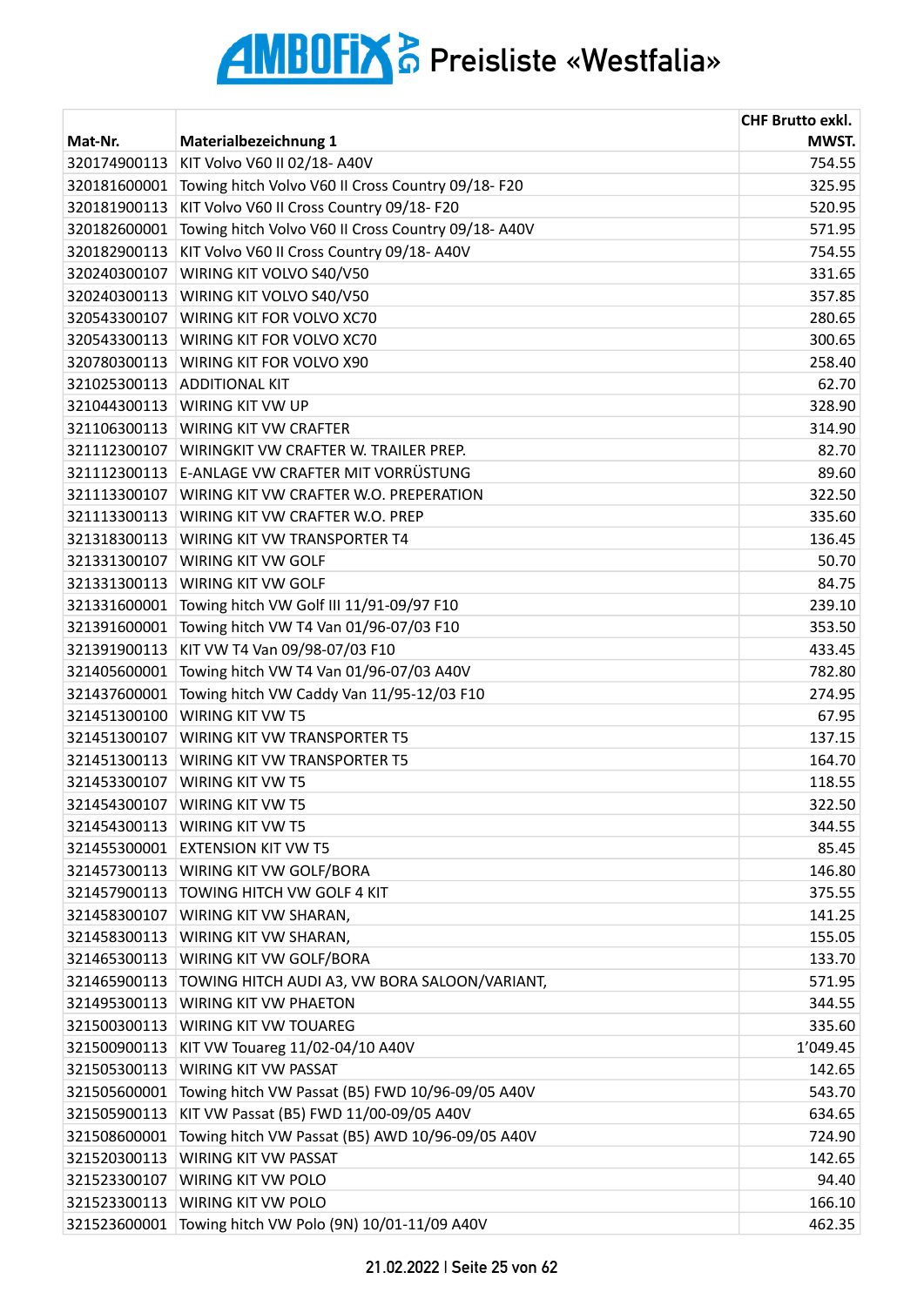# AMBOFIX AG Preisliste «Westfalia»

| Mat-Nr. | Materialbezeichnung 1 | CHF Brutto exkl. MWST. |
|---|---|---|
| 320174900113 | KIT Volvo V60 II 02/18- A40V | 754.55 |
| 320181600001 | Towing hitch Volvo V60 II Cross Country 09/18- F20 | 325.95 |
| 320181900113 | KIT Volvo V60 II Cross Country 09/18- F20 | 520.95 |
| 320182600001 | Towing hitch Volvo V60 II Cross Country 09/18- A40V | 571.95 |
| 320182900113 | KIT Volvo V60 II Cross Country 09/18- A40V | 754.55 |
| 320240300107 | WIRING KIT VOLVO S40/V50 | 331.65 |
| 320240300113 | WIRING KIT VOLVO S40/V50 | 357.85 |
| 320543300107 | WIRING KIT FOR VOLVO XC70 | 280.65 |
| 320543300113 | WIRING KIT FOR VOLVO XC70 | 300.65 |
| 320780300113 | WIRING KIT FOR VOLVO X90 | 258.40 |
| 321025300113 | ADDITIONAL KIT | 62.70 |
| 321044300113 | WIRING KIT VW UP | 328.90 |
| 321106300113 | WIRING KIT VW CRAFTER | 314.90 |
| 321112300107 | WIRINGKIT VW CRAFTER W. TRAILER PREP. | 82.70 |
| 321112300113 | E-ANLAGE VW CRAFTER MIT VORRÜSTUNG | 89.60 |
| 321113300107 | WIRING KIT VW CRAFTER W.O. PREPERATION | 322.50 |
| 321113300113 | WIRING KIT VW CRAFTER W.O. PREP | 335.60 |
| 321318300113 | WIRING KIT VW TRANSPORTER T4 | 136.45 |
| 321331300107 | WIRING KIT VW GOLF | 50.70 |
| 321331300113 | WIRING KIT VW GOLF | 84.75 |
| 321331600001 | Towing hitch VW Golf III 11/91-09/97 F10 | 239.10 |
| 321391600001 | Towing hitch VW T4 Van 01/96-07/03 F10 | 353.50 |
| 321391900113 | KIT VW T4 Van 09/98-07/03 F10 | 433.45 |
| 321405600001 | Towing hitch VW T4 Van 01/96-07/03 A40V | 782.80 |
| 321437600001 | Towing hitch VW Caddy Van 11/95-12/03 F10 | 274.95 |
| 321451300100 | WIRING KIT VW T5 | 67.95 |
| 321451300107 | WIRING KIT VW TRANSPORTER T5 | 137.15 |
| 321451300113 | WIRING KIT VW TRANSPORTER T5 | 164.70 |
| 321453300107 | WIRING KIT VW T5 | 118.55 |
| 321454300107 | WIRING KIT VW T5 | 322.50 |
| 321454300113 | WIRING KIT VW T5 | 344.55 |
| 321455300001 | EXTENSION KIT VW T5 | 85.45 |
| 321457300113 | WIRING KIT VW GOLF/BORA | 146.80 |
| 321457900113 | TOWING HITCH VW GOLF 4 KIT | 375.55 |
| 321458300107 | WIRING KIT VW SHARAN, | 141.25 |
| 321458300113 | WIRING KIT VW SHARAN, | 155.05 |
| 321465300113 | WIRING KIT VW GOLF/BORA | 133.70 |
| 321465900113 | TOWING HITCH AUDI A3, VW BORA SALOON/VARIANT, | 571.95 |
| 321495300113 | WIRING KIT VW PHAETON | 344.55 |
| 321500300113 | WIRING KIT VW TOUAREG | 335.60 |
| 321500900113 | KIT VW Touareg 11/02-04/10 A40V | 1’049.45 |
| 321505300113 | WIRING KIT VW PASSAT | 142.65 |
| 321505600001 | Towing hitch VW Passat (B5) FWD 10/96-09/05 A40V | 543.70 |
| 321505900113 | KIT VW Passat (B5) FWD 11/00-09/05 A40V | 634.65 |
| 321508600001 | Towing hitch VW Passat (B5) AWD 10/96-09/05 A40V | 724.90 |
| 321520300113 | WIRING KIT VW PASSAT | 142.65 |
| 321523300107 | WIRING KIT VW POLO | 94.40 |
| 321523300113 | WIRING KIT VW POLO | 166.10 |
| 321523600001 | Towing hitch VW Polo (9N) 10/01-11/09 A40V | 462.35 |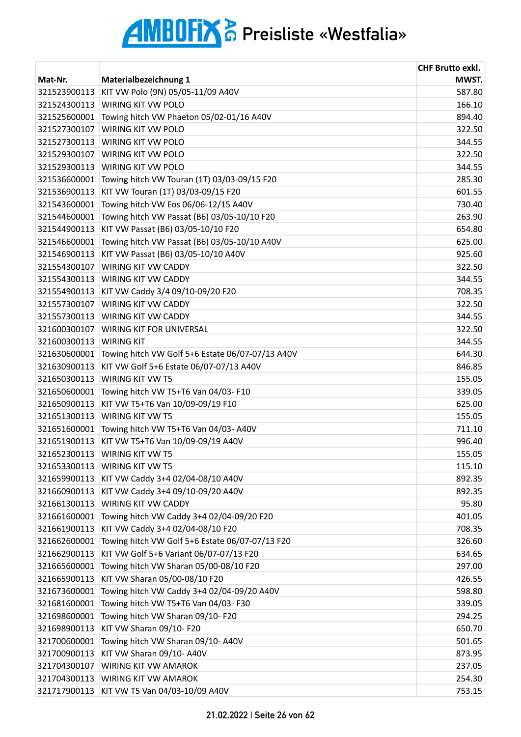# AMBOFIX AG Preisliste «Westfalia»

| Mat-Nr. | Materialbezeichnung 1 | CHF Brutto exkl. MWST. |
|---|---|---|
| 321523900113 | KIT VW Polo (9N) 05/05-11/09 A40V | 587.80 |
| 321524300113 | WIRING KIT VW POLO | 166.10 |
| 321525600001 | Towing hitch VW Phaeton 05/02-01/16 A40V | 894.40 |
| 321527300107 | WIRING KIT VW POLO | 322.50 |
| 321527300113 | WIRING KIT VW POLO | 344.55 |
| 321529300107 | WIRING KIT VW POLO | 322.50 |
| 321529300113 | WIRING KIT VW POLO | 344.55 |
| 321536600001 | Towing hitch VW Touran (1T) 03/03-09/15 F20 | 285.30 |
| 321536900113 | KIT VW Touran (1T) 03/03-09/15 F20 | 601.55 |
| 321543600001 | Towing hitch VW Eos 06/06-12/15 A40V | 730.40 |
| 321544600001 | Towing hitch VW Passat (B6) 03/05-10/10 F20 | 263.90 |
| 321544900113 | KIT VW Passat (B6) 03/05-10/10 F20 | 654.80 |
| 321546600001 | Towing hitch VW Passat (B6) 03/05-10/10 A40V | 625.00 |
| 321546900113 | KIT VW Passat (B6) 03/05-10/10 A40V | 925.60 |
| 321554300107 | WIRING KIT VW CADDY | 322.50 |
| 321554300113 | WIRING KIT VW CADDY | 344.55 |
| 321554900113 | KIT VW Caddy 3/4 09/10-09/20 F20 | 708.35 |
| 321557300107 | WIRING KIT VW CADDY | 322.50 |
| 321557300113 | WIRING KIT VW CADDY | 344.55 |
| 321600300107 | WIRING KIT FOR UNIVERSAL | 322.50 |
| 321600300113 | WIRING KIT | 344.55 |
| 321630600001 | Towing hitch VW Golf 5+6 Estate 06/07-07/13 A40V | 644.30 |
| 321630900113 | KIT VW Golf 5+6 Estate 06/07-07/13 A40V | 846.85 |
| 321650300113 | WIRING KIT VW T5 | 155.05 |
| 321650600001 | Towing hitch VW T5+T6 Van 04/03- F10 | 339.05 |
| 321650900113 | KIT VW T5+T6 Van 10/09-09/19 F10 | 625.00 |
| 321651300113 | WIRING KIT VW T5 | 155.05 |
| 321651600001 | Towing hitch VW T5+T6 Van 04/03- A40V | 711.10 |
| 321651900113 | KIT VW T5+T6 Van 10/09-09/19 A40V | 996.40 |
| 321652300113 | WIRING KIT VW T5 | 155.05 |
| 321653300113 | WIRING KIT VW T5 | 115.10 |
| 321659900113 | KIT VW Caddy 3+4 02/04-08/10 A40V | 892.35 |
| 321660900113 | KIT VW Caddy 3+4 09/10-09/20 A40V | 892.35 |
| 321661300113 | WIRING KIT VW CADDY | 95.80 |
| 321661600001 | Towing hitch VW Caddy 3+4 02/04-09/20 F20 | 401.05 |
| 321661900113 | KIT VW Caddy 3+4 02/04-08/10 F20 | 708.35 |
| 321662600001 | Towing hitch VW Golf 5+6 Estate 06/07-07/13 F20 | 326.60 |
| 321662900113 | KIT VW Golf 5+6 Variant 06/07-07/13 F20 | 634.65 |
| 321665600001 | Towing hitch VW Sharan 05/00-08/10 F20 | 297.00 |
| 321665900113 | KIT VW Sharan 05/00-08/10 F20 | 426.55 |
| 321673600001 | Towing hitch VW Caddy 3+4 02/04-09/20 A40V | 598.80 |
| 321681600001 | Towing hitch VW T5+T6 Van 04/03- F30 | 339.05 |
| 321698600001 | Towing hitch VW Sharan 09/10- F20 | 294.25 |
| 321698900113 | KIT VW Sharan 09/10- F20 | 650.70 |
| 321700600001 | Towing hitch VW Sharan 09/10- A40V | 501.65 |
| 321700900113 | KIT VW Sharan 09/10- A40V | 873.95 |
| 321704300107 | WIRING KIT VW AMAROK | 237.05 |
| 321704300113 | WIRING KIT VW AMAROK | 254.30 |
| 321717900113 | KIT VW T5 Van 04/03-10/09 A40V | 753.15 |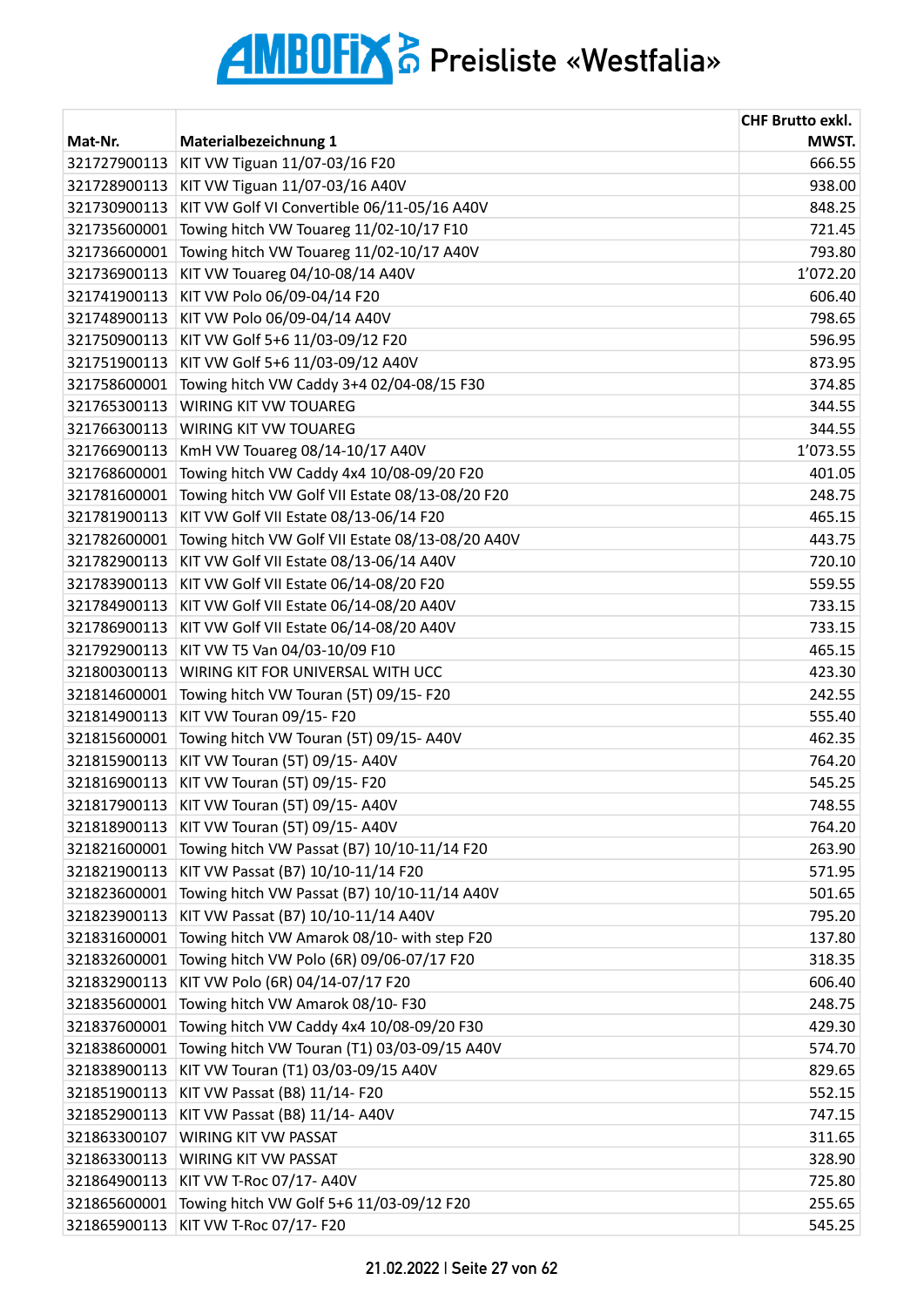# AMBOFIX AG Preisliste «Westfalia»

| Mat-Nr. | Materialbezeichnung 1 | CHF Brutto exkl. MWST. |
|---|---|---|
| 321727900113 | KIT VW Tiguan 11/07-03/16 F20 | 666.55 |
| 321728900113 | KIT VW Tiguan 11/07-03/16 A40V | 938.00 |
| 321730900113 | KIT VW Golf VI Convertible 06/11-05/16 A40V | 848.25 |
| 321735600001 | Towing hitch VW Touareg 11/02-10/17 F10 | 721.45 |
| 321736600001 | Towing hitch VW Touareg 11/02-10/17 A40V | 793.80 |
| 321736900113 | KIT VW Touareg 04/10-08/14 A40V | 1'072.20 |
| 321741900113 | KIT VW Polo 06/09-04/14 F20 | 606.40 |
| 321748900113 | KIT VW Polo 06/09-04/14 A40V | 798.65 |
| 321750900113 | KIT VW Golf 5+6 11/03-09/12 F20 | 596.95 |
| 321751900113 | KIT VW Golf 5+6 11/03-09/12 A40V | 873.95 |
| 321758600001 | Towing hitch VW Caddy 3+4 02/04-08/15 F30 | 374.85 |
| 321765300113 | WIRING KIT VW TOUAREG | 344.55 |
| 321766300113 | WIRING KIT VW TOUAREG | 344.55 |
| 321766900113 | KmH VW Touareg 08/14-10/17 A40V | 1'073.55 |
| 321768600001 | Towing hitch VW Caddy 4x4 10/08-09/20 F20 | 401.05 |
| 321781600001 | Towing hitch VW Golf VII Estate 08/13-08/20 F20 | 248.75 |
| 321781900113 | KIT VW Golf VII Estate 08/13-06/14 F20 | 465.15 |
| 321782600001 | Towing hitch VW Golf VII Estate 08/13-08/20 A40V | 443.75 |
| 321782900113 | KIT VW Golf VII Estate 08/13-06/14 A40V | 720.10 |
| 321783900113 | KIT VW Golf VII Estate 06/14-08/20 F20 | 559.55 |
| 321784900113 | KIT VW Golf VII Estate 06/14-08/20 A40V | 733.15 |
| 321786900113 | KIT VW Golf VII Estate 06/14-08/20 A40V | 733.15 |
| 321792900113 | KIT VW T5 Van 04/03-10/09 F10 | 465.15 |
| 321800300113 | WIRING KIT FOR UNIVERSAL WITH UCC | 423.30 |
| 321814600001 | Towing hitch VW Touran (5T) 09/15- F20 | 242.55 |
| 321814900113 | KIT VW Touran 09/15- F20 | 555.40 |
| 321815600001 | Towing hitch VW Touran (5T) 09/15- A40V | 462.35 |
| 321815900113 | KIT VW Touran (5T) 09/15- A40V | 764.20 |
| 321816900113 | KIT VW Touran (5T) 09/15- F20 | 545.25 |
| 321817900113 | KIT VW Touran (5T) 09/15- A40V | 748.55 |
| 321818900113 | KIT VW Touran (5T) 09/15- A40V | 764.20 |
| 321821600001 | Towing hitch VW Passat (B7) 10/10-11/14 F20 | 263.90 |
| 321821900113 | KIT VW Passat (B7) 10/10-11/14 F20 | 571.95 |
| 321823600001 | Towing hitch VW Passat (B7) 10/10-11/14 A40V | 501.65 |
| 321823900113 | KIT VW Passat (B7) 10/10-11/14 A40V | 795.20 |
| 321831600001 | Towing hitch VW Amarok 08/10- with step F20 | 137.80 |
| 321832600001 | Towing hitch VW Polo (6R) 09/06-07/17 F20 | 318.35 |
| 321832900113 | KIT VW Polo (6R) 04/14-07/17 F20 | 606.40 |
| 321835600001 | Towing hitch VW Amarok 08/10- F30 | 248.75 |
| 321837600001 | Towing hitch VW Caddy 4x4 10/08-09/20 F30 | 429.30 |
| 321838600001 | Towing hitch VW Touran (T1) 03/03-09/15 A40V | 574.70 |
| 321838900113 | KIT VW Touran (T1) 03/03-09/15 A40V | 829.65 |
| 321851900113 | KIT VW Passat (B8) 11/14- F20 | 552.15 |
| 321852900113 | KIT VW Passat (B8) 11/14- A40V | 747.15 |
| 321863300107 | WIRING KIT VW PASSAT | 311.65 |
| 321863300113 | WIRING KIT VW PASSAT | 328.90 |
| 321864900113 | KIT VW T-Roc 07/17- A40V | 725.80 |
| 321865600001 | Towing hitch VW Golf 5+6 11/03-09/12 F20 | 255.65 |
| 321865900113 | KIT VW T-Roc 07/17- F20 | 545.25 |

21.02.2022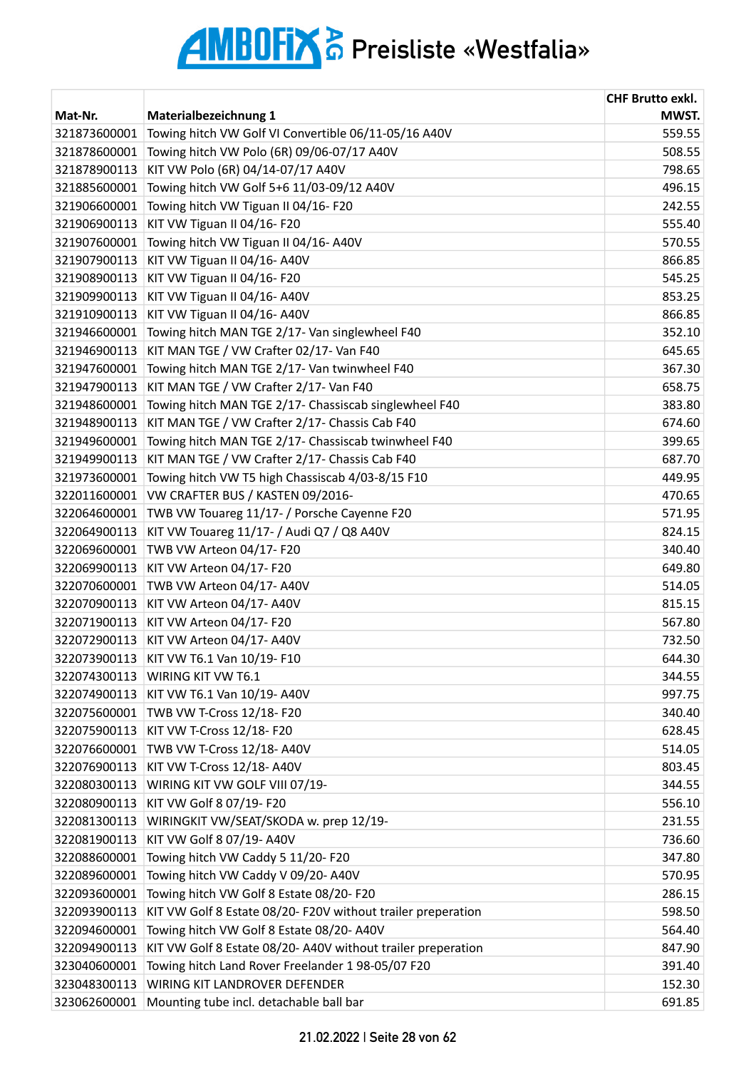# AMBOFIX AG Preisliste «Westfalia»

| Mat-Nr. | Materialbezeichnung 1 | CHF Brutto exkl. MWST. |
|---|---|---|
| 321873600001 | Towing hitch VW Golf VI Convertible 06/11-05/16 A40V | 559.55 |
| 321878600001 | Towing hitch VW Polo (6R) 09/06-07/17 A40V | 508.55 |
| 321878900113 | KIT VW Polo (6R) 04/14-07/17 A40V | 798.65 |
| 321885600001 | Towing hitch VW Golf 5+6 11/03-09/12 A40V | 496.15 |
| 321906600001 | Towing hitch VW Tiguan II 04/16- F20 | 242.55 |
| 321906900113 | KIT VW Tiguan II 04/16- F20 | 555.40 |
| 321907600001 | Towing hitch VW Tiguan II 04/16- A40V | 570.55 |
| 321907900113 | KIT VW Tiguan II 04/16- A40V | 866.85 |
| 321908900113 | KIT VW Tiguan II 04/16- F20 | 545.25 |
| 321909900113 | KIT VW Tiguan II 04/16- A40V | 853.25 |
| 321910900113 | KIT VW Tiguan II 04/16- A40V | 866.85 |
| 321946600001 | Towing hitch MAN TGE 2/17- Van singlewheel F40 | 352.10 |
| 321946900113 | KIT MAN TGE / VW Crafter 02/17- Van F40 | 645.65 |
| 321947600001 | Towing hitch MAN TGE 2/17- Van twinwheel F40 | 367.30 |
| 321947900113 | KIT MAN TGE / VW Crafter 2/17- Van F40 | 658.75 |
| 321948600001 | Towing hitch MAN TGE 2/17- Chassiscab singlewheel F40 | 383.80 |
| 321948900113 | KIT MAN TGE / VW Crafter 2/17- Chassis Cab F40 | 674.60 |
| 321949600001 | Towing hitch MAN TGE 2/17- Chassiscab twinwheel F40 | 399.65 |
| 321949900113 | KIT MAN TGE / VW Crafter 2/17- Chassis Cab F40 | 687.70 |
| 321973600001 | Towing hitch VW T5 high Chassiscab 4/03-8/15 F10 | 449.95 |
| 322011600001 | VW CRAFTER BUS / KASTEN 09/2016- | 470.65 |
| 322064600001 | TWB VW Touareg 11/17- / Porsche Cayenne F20 | 571.95 |
| 322064900113 | KIT VW Touareg 11/17- / Audi Q7 / Q8 A40V | 824.15 |
| 322069600001 | TWB VW Arteon 04/17- F20 | 340.40 |
| 322069900113 | KIT VW Arteon 04/17- F20 | 649.80 |
| 322070600001 | TWB VW Arteon 04/17- A40V | 514.05 |
| 322070900113 | KIT VW Arteon 04/17- A40V | 815.15 |
| 322071900113 | KIT VW Arteon 04/17- F20 | 567.80 |
| 322072900113 | KIT VW Arteon 04/17- A40V | 732.50 |
| 322073900113 | KIT VW T6.1 Van 10/19- F10 | 644.30 |
| 322074300113 | WIRING KIT VW T6.1 | 344.55 |
| 322074900113 | KIT VW T6.1 Van 10/19- A40V | 997.75 |
| 322075600001 | TWB VW T-Cross 12/18- F20 | 340.40 |
| 322075900113 | KIT VW T-Cross 12/18- F20 | 628.45 |
| 322076600001 | TWB VW T-Cross 12/18- A40V | 514.05 |
| 322076900113 | KIT VW T-Cross 12/18- A40V | 803.45 |
| 322080300113 | WIRING KIT VW GOLF VIII 07/19- | 344.55 |
| 322080900113 | KIT VW Golf 8 07/19- F20 | 556.10 |
| 322081300113 | WIRINGKIT VW/SEAT/SKODA w. prep 12/19- | 231.55 |
| 322081900113 | KIT VW Golf 8 07/19- A40V | 736.60 |
| 322088600001 | Towing hitch VW Caddy 5 11/20- F20 | 347.80 |
| 322089600001 | Towing hitch VW Caddy V 09/20- A40V | 570.95 |
| 322093600001 | Towing hitch VW Golf 8 Estate 08/20- F20 | 286.15 |
| 322093900113 | KIT VW Golf 8 Estate 08/20- F20V without trailer preperation | 598.50 |
| 322094600001 | Towing hitch VW Golf 8 Estate 08/20- A40V | 564.40 |
| 322094900113 | KIT VW Golf 8 Estate 08/20- A40V without trailer preperation | 847.90 |
| 323040600001 | Towing hitch Land Rover Freelander 1 98-05/07 F20 | 391.40 |
| 323048300113 | WIRING KIT LANDROVER DEFENDER | 152.30 |
| 323062600001 | Mounting tube incl. detachable ball bar | 691.85 |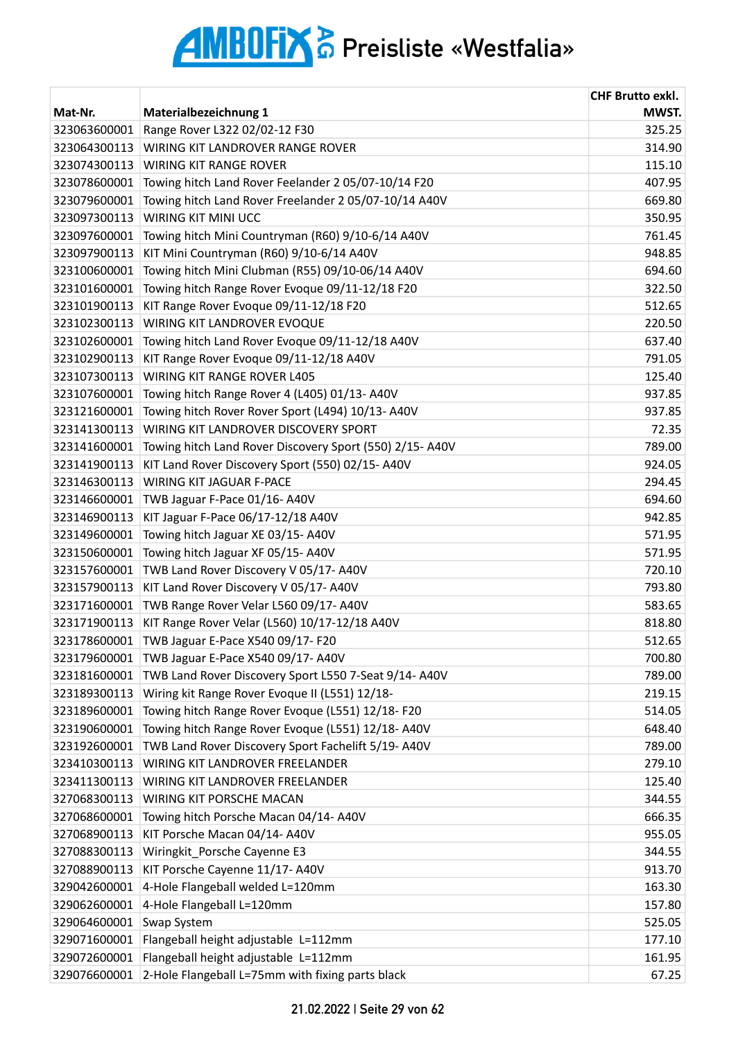# AMBOFIX AG Preisliste «Westfalia»

| Mat-Nr. | Materialbezeichnung 1 | CHF Brutto exkl. MWST. |
|---|---|---|
| 323063600001 | Range Rover L322 02/02-12 F30 | 325.25 |
| 323064300113 | WIRING KIT LANDROVER RANGE ROVER | 314.90 |
| 323074300113 | WIRING KIT RANGE ROVER | 115.10 |
| 323078600001 | Towing hitch Land Rover Feelander 2 05/07-10/14 F20 | 407.95 |
| 323079600001 | Towing hitch Land Rover Freelander 2 05/07-10/14 A40V | 669.80 |
| 323097300113 | WIRING KIT MINI UCC | 350.95 |
| 323097600001 | Towing hitch Mini Countryman (R60) 9/10-6/14 A40V | 761.45 |
| 323097900113 | KIT Mini Countryman (R60) 9/10-6/14 A40V | 948.85 |
| 323100600001 | Towing hitch Mini Clubman (R55) 09/10-06/14 A40V | 694.60 |
| 323101600001 | Towing hitch Range Rover Evoque 09/11-12/18 F20 | 322.50 |
| 323101900113 | KIT Range Rover Evoque 09/11-12/18 F20 | 512.65 |
| 323102300113 | WIRING KIT LANDROVER EVOQUE | 220.50 |
| 323102600001 | Towing hitch Land Rover Evoque 09/11-12/18 A40V | 637.40 |
| 323102900113 | KIT Range Rover Evoque 09/11-12/18 A40V | 791.05 |
| 323107300113 | WIRING KIT RANGE ROVER L405 | 125.40 |
| 323107600001 | Towing hitch Range Rover 4 (L405) 01/13- A40V | 937.85 |
| 323121600001 | Towing hitch Rover Rover Sport (L494) 10/13- A40V | 937.85 |
| 323141300113 | WIRING KIT LANDROVER DISCOVERY SPORT | 72.35 |
| 323141600001 | Towing hitch Land Rover Discovery Sport (550) 2/15- A40V | 789.00 |
| 323141900113 | KIT Land Rover Discovery Sport (550) 02/15- A40V | 924.05 |
| 323146300113 | WIRING KIT JAGUAR F-PACE | 294.45 |
| 323146600001 | TWB Jaguar F-Pace 01/16- A40V | 694.60 |
| 323146900113 | KIT Jaguar F-Pace 06/17-12/18 A40V | 942.85 |
| 323149600001 | Towing hitch Jaguar XE 03/15- A40V | 571.95 |
| 323150600001 | Towing hitch Jaguar XF 05/15- A40V | 571.95 |
| 323157600001 | TWB Land Rover Discovery V 05/17- A40V | 720.10 |
| 323157900113 | KIT Land Rover Discovery V 05/17- A40V | 793.80 |
| 323171600001 | TWB Range Rover Velar L560 09/17- A40V | 583.65 |
| 323171900113 | KIT Range Rover Velar (L560) 10/17-12/18 A40V | 818.80 |
| 323178600001 | TWB Jaguar E-Pace X540 09/17- F20 | 512.65 |
| 323179600001 | TWB Jaguar E-Pace X540 09/17- A40V | 700.80 |
| 323181600001 | TWB Land Rover Discovery Sport L550 7-Seat 9/14- A40V | 789.00 |
| 323189300113 | Wiring kit Range Rover Evoque II (L551) 12/18- | 219.15 |
| 323189600001 | Towing hitch Range Rover Evoque (L551) 12/18- F20 | 514.05 |
| 323190600001 | Towing hitch Range Rover Evoque (L551) 12/18- A40V | 648.40 |
| 323192600001 | TWB Land Rover Discovery Sport Fachelift 5/19- A40V | 789.00 |
| 323410300113 | WIRING KIT LANDROVER FREELANDER | 279.10 |
| 323411300113 | WIRING KIT LANDROVER FREELANDER | 125.40 |
| 327068300113 | WIRING KIT PORSCHE MACAN | 344.55 |
| 327068600001 | Towing hitch Porsche Macan 04/14- A40V | 666.35 |
| 327068900113 | KIT Porsche Macan 04/14- A40V | 955.05 |
| 327088300113 | Wiringkit_Porsche Cayenne E3 | 344.55 |
| 327088900113 | KIT Porsche Cayenne 11/17- A40V | 913.70 |
| 329042600001 | 4-Hole Flangeball welded L=120mm | 163.30 |
| 329062600001 | 4-Hole Flangeball L=120mm | 157.80 |
| 329064600001 | Swap System | 525.05 |
| 329071600001 | Flangeball height adjustable L=112mm | 177.10 |
| 329072600001 | Flangeball height adjustable L=112mm | 161.95 |
| 329076600001 | 2-Hole Flangeball L=75mm with fixing parts black | 67.25 |

21.02.2022 | Seite 29 von 62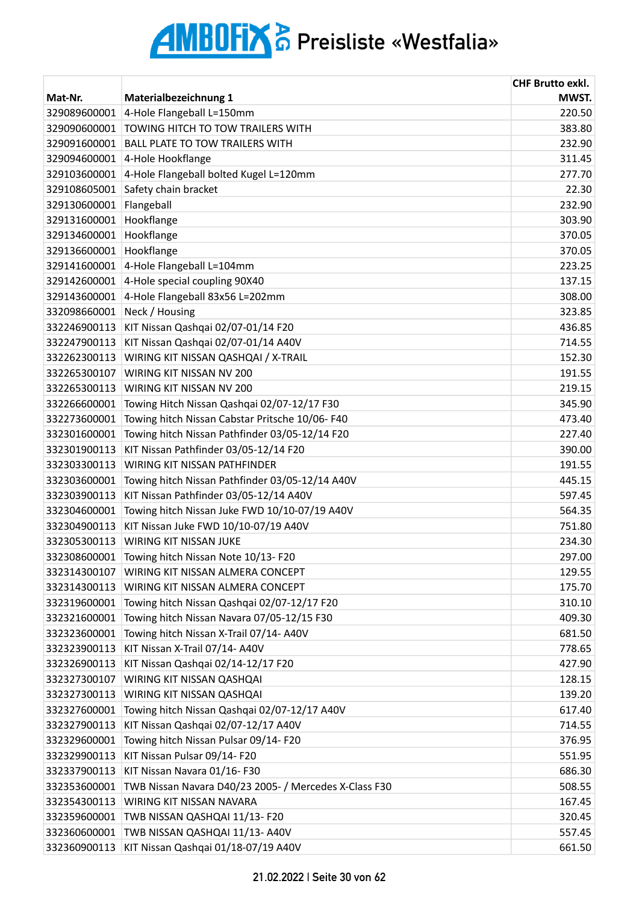# AMBOFIX AG Preisliste «Westfalia»

| Mat-Nr. | Materialbezeichnung 1 | CHF Brutto exkl. MWST. |
|---|---|---|
| 329089600001 | 4-Hole Flangeball L=150mm | 220.50 |
| 329090600001 | TOWING HITCH TO TOW TRAILERS WITH | 383.80 |
| 329091600001 | BALL PLATE TO TOW TRAILERS WITH | 232.90 |
| 329094600001 | 4-Hole Hookflange | 311.45 |
| 329103600001 | 4-Hole Flangeball bolted Kugel L=120mm | 277.70 |
| 329108605001 | Safety chain bracket | 22.30 |
| 329130600001 | Flangeball | 232.90 |
| 329131600001 | Hookflange | 303.90 |
| 329134600001 | Hookflange | 370.05 |
| 329136600001 | Hookflange | 370.05 |
| 329141600001 | 4-Hole Flangeball L=104mm | 223.25 |
| 329142600001 | 4-Hole special coupling 90X40 | 137.15 |
| 329143600001 | 4-Hole Flangeball 83x56 L=202mm | 308.00 |
| 332098660001 | Neck / Housing | 323.85 |
| 332246900113 | KIT Nissan Qashqai 02/07-01/14 F20 | 436.85 |
| 332247900113 | KIT Nissan Qashqai 02/07-01/14 A40V | 714.55 |
| 332262300113 | WIRING KIT NISSAN QASHQAI / X-TRAIL | 152.30 |
| 332265300107 | WIRING KIT NISSAN NV 200 | 191.55 |
| 332265300113 | WIRING KIT NISSAN NV 200 | 219.15 |
| 332266600001 | Towing Hitch Nissan Qashqai 02/07-12/17 F30 | 345.90 |
| 332273600001 | Towing hitch Nissan Cabstar Pritsche 10/06- F40 | 473.40 |
| 332301600001 | Towing hitch Nissan Pathfinder 03/05-12/14 F20 | 227.40 |
| 332301900113 | KIT Nissan Pathfinder 03/05-12/14 F20 | 390.00 |
| 332303300113 | WIRING KIT NISSAN PATHFINDER | 191.55 |
| 332303600001 | Towing hitch Nissan Pathfinder 03/05-12/14 A40V | 445.15 |
| 332303900113 | KIT Nissan Pathfinder 03/05-12/14 A40V | 597.45 |
| 332304600001 | Towing hitch Nissan Juke FWD 10/10-07/19 A40V | 564.35 |
| 332304900113 | KIT Nissan Juke FWD 10/10-07/19 A40V | 751.80 |
| 332305300113 | WIRING KIT NISSAN JUKE | 234.30 |
| 332308600001 | Towing hitch Nissan Note 10/13- F20 | 297.00 |
| 332314300107 | WIRING KIT NISSAN ALMERA CONCEPT | 129.55 |
| 332314300113 | WIRING KIT NISSAN ALMERA CONCEPT | 175.70 |
| 332319600001 | Towing hitch Nissan Qashqai 02/07-12/17 F20 | 310.10 |
| 332321600001 | Towing hitch Nissan Navara 07/05-12/15 F30 | 409.30 |
| 332323600001 | Towing hitch Nissan X-Trail 07/14- A40V | 681.50 |
| 332323900113 | KIT Nissan X-Trail 07/14- A40V | 778.65 |
| 332326900113 | KIT Nissan Qashqai 02/14-12/17 F20 | 427.90 |
| 332327300107 | WIRING KIT NISSAN QASHQAI | 128.15 |
| 332327300113 | WIRING KIT NISSAN QASHQAI | 139.20 |
| 332327600001 | Towing hitch Nissan Qashqai 02/07-12/17 A40V | 617.40 |
| 332327900113 | KIT Nissan Qashqai 02/07-12/17 A40V | 714.55 |
| 332329600001 | Towing hitch Nissan Pulsar 09/14- F20 | 376.95 |
| 332329900113 | KIT Nissan Pulsar 09/14- F20 | 551.95 |
| 332337900113 | KIT Nissan Navara 01/16- F30 | 686.30 |
| 332353600001 | TWB Nissan Navara D40/23 2005- / Mercedes X-Class F30 | 508.55 |
| 332354300113 | WIRING KIT NISSAN NAVARA | 167.45 |
| 332359600001 | TWB NISSAN QASHQAI 11/13- F20 | 320.45 |
| 332360600001 | TWB NISSAN QASHQAI 11/13- A40V | 557.45 |
| 332360900113 | KIT Nissan Qashqai 01/18-07/19 A40V | 661.50 |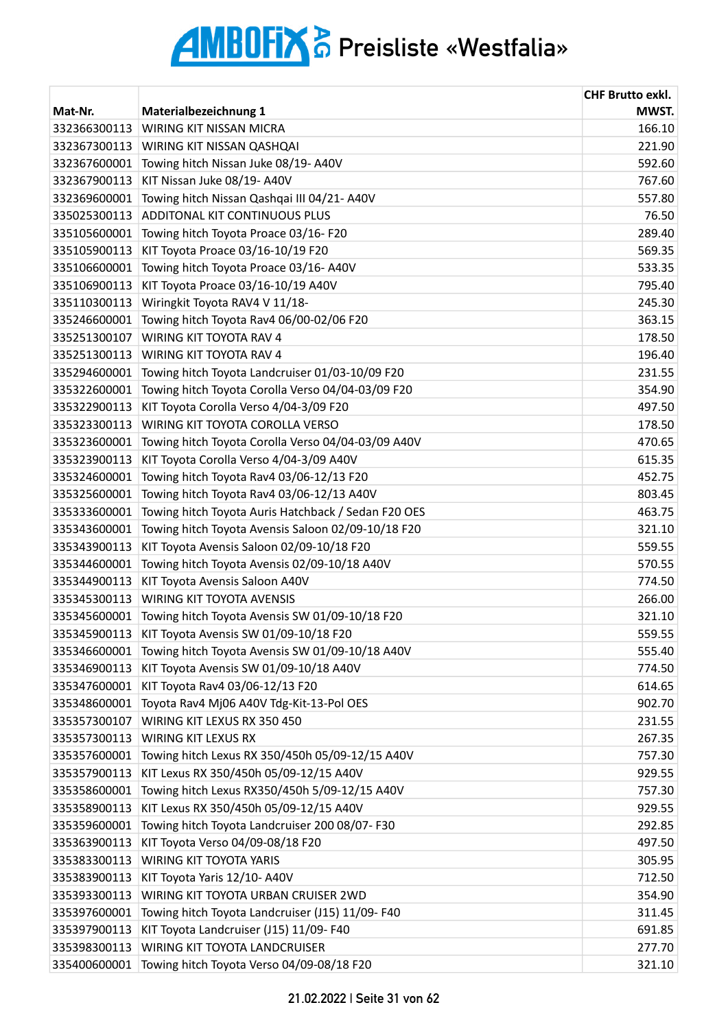# AMBOFIX AG Preisliste «Westfalia»

| Mat-Nr. | Materialbezeichnung 1 | CHF Brutto exkl. MWST. |
|---|---|---|
| 332366300113 | WIRING KIT NISSAN MICRA | 166.10 |
| 332367300113 | WIRING KIT NISSAN QASHQAI | 221.90 |
| 332367600001 | Towing hitch Nissan Juke 08/19- A40V | 592.60 |
| 332367900113 | KIT Nissan Juke 08/19- A40V | 767.60 |
| 332369600001 | Towing hitch Nissan Qashqai III 04/21- A40V | 557.80 |
| 335025300113 | ADDITONAL KIT CONTINUOUS PLUS | 76.50 |
| 335105600001 | Towing hitch Toyota Proace 03/16- F20 | 289.40 |
| 335105900113 | KIT Toyota Proace 03/16-10/19 F20 | 569.35 |
| 335106600001 | Towing hitch Toyota Proace 03/16- A40V | 533.35 |
| 335106900113 | KIT Toyota Proace 03/16-10/19 A40V | 795.40 |
| 335110300113 | Wiringkit Toyota RAV4 V 11/18- | 245.30 |
| 335246600001 | Towing hitch Toyota Rav4 06/00-02/06 F20 | 363.15 |
| 335251300107 | WIRING KIT TOYOTA RAV 4 | 178.50 |
| 335251300113 | WIRING KIT TOYOTA RAV 4 | 196.40 |
| 335294600001 | Towing hitch Toyota Landcruiser 01/03-10/09 F20 | 231.55 |
| 335322600001 | Towing hitch Toyota Corolla Verso 04/04-03/09 F20 | 354.90 |
| 335322900113 | KIT Toyota Corolla Verso 4/04-3/09 F20 | 497.50 |
| 335323300113 | WIRING KIT TOYOTA COROLLA VERSO | 178.50 |
| 335323600001 | Towing hitch Toyota Corolla Verso 04/04-03/09 A40V | 470.65 |
| 335323900113 | KIT Toyota Corolla Verso 4/04-3/09 A40V | 615.35 |
| 335324600001 | Towing hitch Toyota Rav4 03/06-12/13 F20 | 452.75 |
| 335325600001 | Towing hitch Toyota Rav4 03/06-12/13 A40V | 803.45 |
| 335333600001 | Towing hitch Toyota Auris Hatchback / Sedan F20 OES | 463.75 |
| 335343600001 | Towing hitch Toyota Avensis Saloon 02/09-10/18 F20 | 321.10 |
| 335343900113 | KIT Toyota Avensis Saloon 02/09-10/18 F20 | 559.55 |
| 335344600001 | Towing hitch Toyota Avensis 02/09-10/18 A40V | 570.55 |
| 335344900113 | KIT Toyota Avensis Saloon A40V | 774.50 |
| 335345300113 | WIRING KIT TOYOTA AVENSIS | 266.00 |
| 335345600001 | Towing hitch Toyota Avensis SW 01/09-10/18 F20 | 321.10 |
| 335345900113 | KIT Toyota Avensis SW 01/09-10/18 F20 | 559.55 |
| 335346600001 | Towing hitch Toyota Avensis SW 01/09-10/18 A40V | 555.40 |
| 335346900113 | KIT Toyota Avensis SW 01/09-10/18 A40V | 774.50 |
| 335347600001 | KIT Toyota Rav4 03/06-12/13 F20 | 614.65 |
| 335348600001 | Toyota Rav4 Mj06 A40V Tdg-Kit-13-Pol OES | 902.70 |
| 335357300107 | WIRING KIT LEXUS RX 350 450 | 231.55 |
| 335357300113 | WIRING KIT LEXUS RX | 267.35 |
| 335357600001 | Towing hitch Lexus RX 350/450h 05/09-12/15 A40V | 757.30 |
| 335357900113 | KIT Lexus RX 350/450h 05/09-12/15 A40V | 929.55 |
| 335358600001 | Towing hitch Lexus RX350/450h 5/09-12/15 A40V | 757.30 |
| 335358900113 | KIT Lexus RX 350/450h 05/09-12/15 A40V | 929.55 |
| 335359600001 | Towing hitch Toyota Landcruiser 200 08/07- F30 | 292.85 |
| 335363900113 | KIT Toyota Verso 04/09-08/18 F20 | 497.50 |
| 335383300113 | WIRING KIT TOYOTA YARIS | 305.95 |
| 335383900113 | KIT Toyota Yaris 12/10- A40V | 712.50 |
| 335393300113 | WIRING KIT TOYOTA URBAN CRUISER 2WD | 354.90 |
| 335397600001 | Towing hitch Toyota Landcruiser (J15) 11/09- F40 | 311.45 |
| 335397900113 | KIT Toyota Landcruiser (J15) 11/09- F40 | 691.85 |
| 335398300113 | WIRING KIT TOYOTA LANDCRUISER | 277.70 |
| 335400600001 | Towing hitch Toyota Verso 04/09-08/18 F20 | 321.10 |

21.02.2022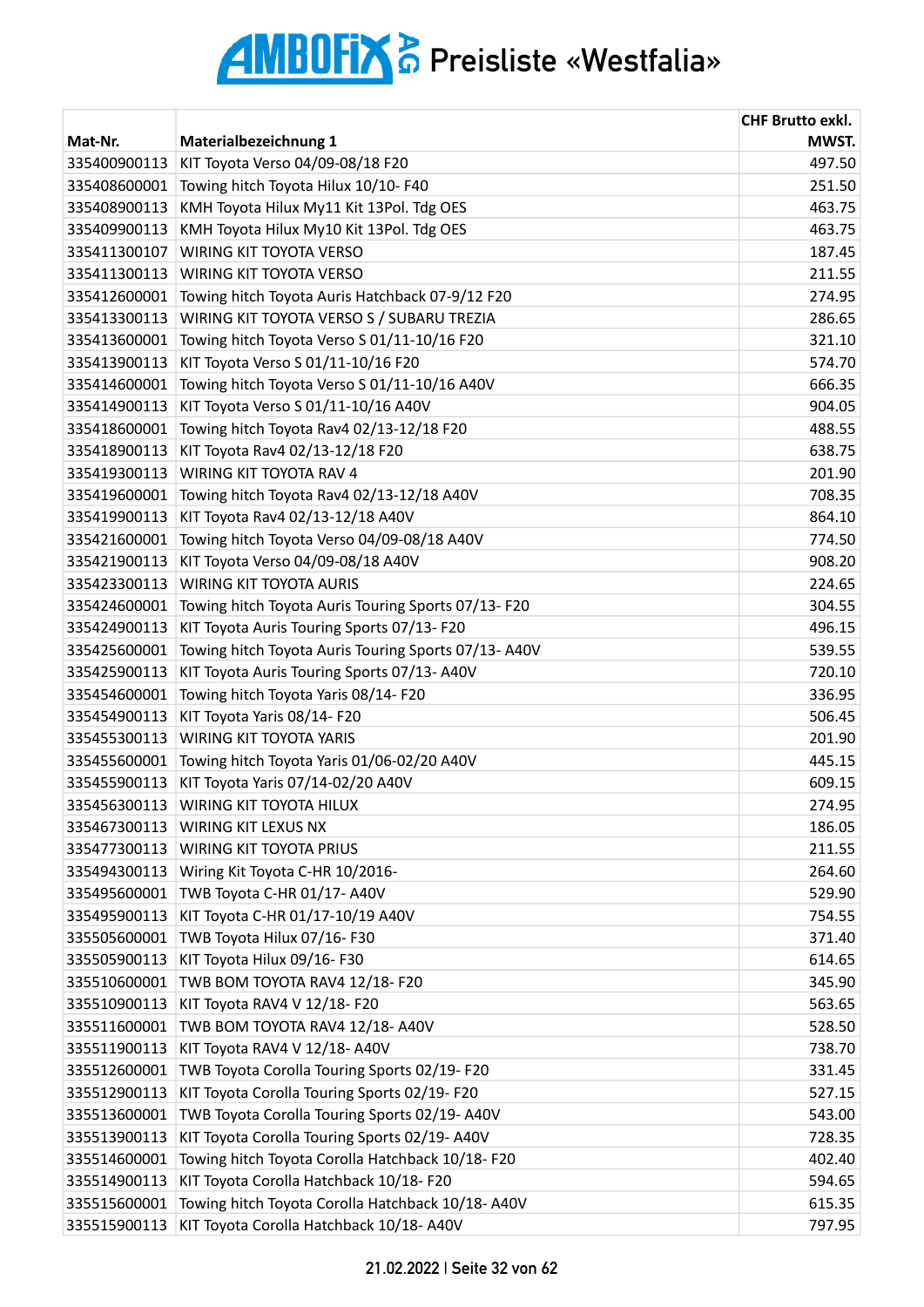# AMBOFIX AG Preisliste «Westfalia»

| Mat-Nr. | Materialbezeichnung 1 | CHF Brutto exkl. MWST. |
|---|---|---|
| 335400900113 | KIT Toyota Verso 04/09-08/18 F20 | 497.50 |
| 335408600001 | Towing hitch Toyota Hilux 10/10- F40 | 251.50 |
| 335408900113 | KMH Toyota Hilux My11 Kit 13Pol. Tdg OES | 463.75 |
| 335409900113 | KMH Toyota Hilux My10 Kit 13Pol. Tdg OES | 463.75 |
| 335411300107 | WIRING KIT TOYOTA VERSO | 187.45 |
| 335411300113 | WIRING KIT TOYOTA VERSO | 211.55 |
| 335412600001 | Towing hitch Toyota Auris Hatchback 07-9/12 F20 | 274.95 |
| 335413300113 | WIRING KIT TOYOTA VERSO S / SUBARU TREZIA | 286.65 |
| 335413600001 | Towing hitch Toyota Verso S 01/11-10/16 F20 | 321.10 |
| 335413900113 | KIT Toyota Verso S 01/11-10/16 F20 | 574.70 |
| 335414600001 | Towing hitch Toyota Verso S 01/11-10/16 A40V | 666.35 |
| 335414900113 | KIT Toyota Verso S 01/11-10/16 A40V | 904.05 |
| 335418600001 | Towing hitch Toyota Rav4 02/13-12/18 F20 | 488.55 |
| 335418900113 | KIT Toyota Rav4 02/13-12/18 F20 | 638.75 |
| 335419300113 | WIRING KIT TOYOTA RAV 4 | 201.90 |
| 335419600001 | Towing hitch Toyota Rav4 02/13-12/18 A40V | 708.35 |
| 335419900113 | KIT Toyota Rav4 02/13-12/18 A40V | 864.10 |
| 335421600001 | Towing hitch Toyota Verso 04/09-08/18 A40V | 774.50 |
| 335421900113 | KIT Toyota Verso 04/09-08/18 A40V | 908.20 |
| 335423300113 | WIRING KIT TOYOTA AURIS | 224.65 |
| 335424600001 | Towing hitch Toyota Auris Touring Sports 07/13- F20 | 304.55 |
| 335424900113 | KIT Toyota Auris Touring Sports 07/13- F20 | 496.15 |
| 335425600001 | Towing hitch Toyota Auris Touring Sports 07/13- A40V | 539.55 |
| 335425900113 | KIT Toyota Auris Touring Sports 07/13- A40V | 720.10 |
| 335454600001 | Towing hitch Toyota Yaris 08/14- F20 | 336.95 |
| 335454900113 | KIT Toyota Yaris 08/14- F20 | 506.45 |
| 335455300113 | WIRING KIT TOYOTA YARIS | 201.90 |
| 335455600001 | Towing hitch Toyota Yaris 01/06-02/20 A40V | 445.15 |
| 335455900113 | KIT Toyota Yaris 07/14-02/20 A40V | 609.15 |
| 335456300113 | WIRING KIT TOYOTA HILUX | 274.95 |
| 335467300113 | WIRING KIT LEXUS NX | 186.05 |
| 335477300113 | WIRING KIT TOYOTA PRIUS | 211.55 |
| 335494300113 | Wiring Kit Toyota C-HR 10/2016- | 264.60 |
| 335495600001 | TWB Toyota C-HR 01/17- A40V | 529.90 |
| 335495900113 | KIT Toyota C-HR 01/17-10/19 A40V | 754.55 |
| 335505600001 | TWB Toyota Hilux 07/16- F30 | 371.40 |
| 335505900113 | KIT Toyota Hilux 09/16- F30 | 614.65 |
| 335510600001 | TWB BOM TOYOTA RAV4 12/18- F20 | 345.90 |
| 335510900113 | KIT Toyota RAV4 V 12/18- F20 | 563.65 |
| 335511600001 | TWB BOM TOYOTA RAV4 12/18- A40V | 528.50 |
| 335511900113 | KIT Toyota RAV4 V 12/18- A40V | 738.70 |
| 335512600001 | TWB Toyota Corolla Touring Sports 02/19- F20 | 331.45 |
| 335512900113 | KIT Toyota Corolla Touring Sports 02/19- F20 | 527.15 |
| 335513600001 | TWB Toyota Corolla Touring Sports 02/19- A40V | 543.00 |
| 335513900113 | KIT Toyota Corolla Touring Sports 02/19- A40V | 728.35 |
| 335514600001 | Towing hitch Toyota Corolla Hatchback 10/18- F20 | 402.40 |
| 335514900113 | KIT Toyota Corolla Hatchback 10/18- F20 | 594.65 |
| 335515600001 | Towing hitch Toyota Corolla Hatchback 10/18- A40V | 615.35 |
| 335515900113 | KIT Toyota Corolla Hatchback 10/18- A40V | 797.95 |

21.02.2022 | Seite 32 von 62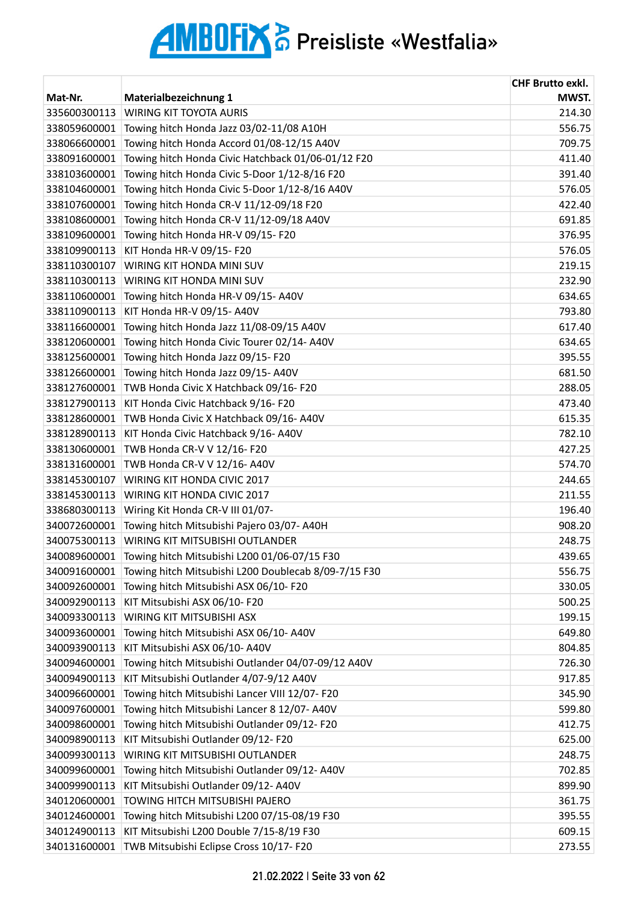# AMBOFIX AG Preisliste «Westfalia»

| Mat-Nr. | Materialbezeichnung 1 | CHF Brutto exkl. MWST. |
|---|---|---|
| 335600300113 | WIRING KIT TOYOTA AURIS | 214.30 |
| 338059600001 | Towing hitch Honda Jazz 03/02-11/08 A10H | 556.75 |
| 338066600001 | Towing hitch Honda Accord 01/08-12/15 A40V | 709.75 |
| 338091600001 | Towing hitch Honda Civic Hatchback 01/06-01/12 F20 | 411.40 |
| 338103600001 | Towing hitch Honda Civic 5-Door 1/12-8/16 F20 | 391.40 |
| 338104600001 | Towing hitch Honda Civic 5-Door 1/12-8/16 A40V | 576.05 |
| 338107600001 | Towing hitch Honda CR-V 11/12-09/18 F20 | 422.40 |
| 338108600001 | Towing hitch Honda CR-V 11/12-09/18 A40V | 691.85 |
| 338109600001 | Towing hitch Honda HR-V 09/15- F20 | 376.95 |
| 338109900113 | KIT Honda HR-V 09/15- F20 | 576.05 |
| 338110300107 | WIRING KIT HONDA MINI SUV | 219.15 |
| 338110300113 | WIRING KIT HONDA MINI SUV | 232.90 |
| 338110600001 | Towing hitch Honda HR-V 09/15- A40V | 634.65 |
| 338110900113 | KIT Honda HR-V 09/15- A40V | 793.80 |
| 338116600001 | Towing hitch Honda Jazz 11/08-09/15 A40V | 617.40 |
| 338120600001 | Towing hitch Honda Civic Tourer 02/14- A40V | 634.65 |
| 338125600001 | Towing hitch Honda Jazz 09/15- F20 | 395.55 |
| 338126600001 | Towing hitch Honda Jazz 09/15- A40V | 681.50 |
| 338127600001 | TWB Honda Civic X Hatchback 09/16- F20 | 288.05 |
| 338127900113 | KIT Honda Civic Hatchback 9/16- F20 | 473.40 |
| 338128600001 | TWB Honda Civic X Hatchback 09/16- A40V | 615.35 |
| 338128900113 | KIT Honda Civic Hatchback 9/16- A40V | 782.10 |
| 338130600001 | TWB Honda CR-V V 12/16- F20 | 427.25 |
| 338131600001 | TWB Honda CR-V V 12/16- A40V | 574.70 |
| 338145300107 | WIRING KIT HONDA CIVIC 2017 | 244.65 |
| 338145300113 | WIRING KIT HONDA CIVIC 2017 | 211.55 |
| 338680300113 | Wiring Kit Honda CR-V III 01/07- | 196.40 |
| 340072600001 | Towing hitch Mitsubishi Pajero 03/07- A40H | 908.20 |
| 340075300113 | WIRING KIT MITSUBISHI OUTLANDER | 248.75 |
| 340089600001 | Towing hitch Mitsubishi L200 01/06-07/15 F30 | 439.65 |
| 340091600001 | Towing hitch Mitsubishi L200 Doublecab 8/09-7/15 F30 | 556.75 |
| 340092600001 | Towing hitch Mitsubishi ASX 06/10- F20 | 330.05 |
| 340092900113 | KIT Mitsubishi ASX 06/10- F20 | 500.25 |
| 340093300113 | WIRING KIT MITSUBISHI ASX | 199.15 |
| 340093600001 | Towing hitch Mitsubishi ASX 06/10- A40V | 649.80 |
| 340093900113 | KIT Mitsubishi ASX 06/10- A40V | 804.85 |
| 340094600001 | Towing hitch Mitsubishi Outlander 04/07-09/12 A40V | 726.30 |
| 340094900113 | KIT Mitsubishi Outlander 4/07-9/12 A40V | 917.85 |
| 340096600001 | Towing hitch Mitsubishi Lancer VIII 12/07- F20 | 345.90 |
| 340097600001 | Towing hitch Mitsubishi Lancer 8 12/07- A40V | 599.80 |
| 340098600001 | Towing hitch Mitsubishi Outlander 09/12- F20 | 412.75 |
| 340098900113 | KIT Mitsubishi Outlander 09/12- F20 | 625.00 |
| 340099300113 | WIRING KIT MITSUBISHI OUTLANDER | 248.75 |
| 340099600001 | Towing hitch Mitsubishi Outlander 09/12- A40V | 702.85 |
| 340099900113 | KIT Mitsubishi Outlander 09/12- A40V | 899.90 |
| 340120600001 | TOWING HITCH MITSUBISHI PAJERO | 361.75 |
| 340124600001 | Towing hitch Mitsubishi L200 07/15-08/19 F30 | 395.55 |
| 340124900113 | KIT Mitsubishi L200 Double 7/15-8/19 F30 | 609.15 |
| 340131600001 | TWB Mitsubishi Eclipse Cross 10/17- F20 | 273.55 |

21.02.2022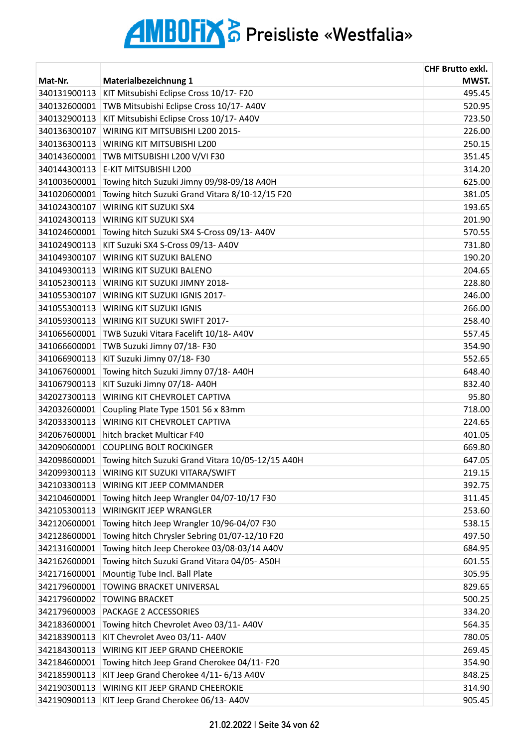# AMBOFIX AG Preisliste «Westfalia»

| Mat-Nr. | Materialbezeichnung 1 | CHF Brutto exkl. MWST. |
|---|---|---|
| 340131900113 | KIT Mitsubishi Eclipse Cross 10/17- F20 | 495.45 |
| 340132600001 | TWB Mitsubishi Eclipse Cross 10/17- A40V | 520.95 |
| 340132900113 | KIT Mitsubishi Eclipse Cross 10/17- A40V | 723.50 |
| 340136300107 | WIRING KIT MITSUBISHI L200 2015- | 226.00 |
| 340136300113 | WIRING KIT MITSUBISHI L200 | 250.15 |
| 340143600001 | TWB MITSUBISHI L200 V/VI F30 | 351.45 |
| 340144300113 | E-KIT MITSUBISHI L200 | 314.20 |
| 341003600001 | Towing hitch Suzuki Jimny 09/98-09/18 A40H | 625.00 |
| 341020600001 | Towing hitch Suzuki Grand Vitara 8/10-12/15 F20 | 381.05 |
| 341024300107 | WIRING KIT SUZUKI SX4 | 193.65 |
| 341024300113 | WIRING KIT SUZUKI SX4 | 201.90 |
| 341024600001 | Towing hitch Suzuki SX4 S-Cross 09/13- A40V | 570.55 |
| 341024900113 | KIT Suzuki SX4 S-Cross 09/13- A40V | 731.80 |
| 341049300107 | WIRING KIT SUZUKI BALENO | 190.20 |
| 341049300113 | WIRING KIT SUZUKI BALENO | 204.65 |
| 341052300113 | WIRING KIT SUZUKI JIMNY 2018- | 228.80 |
| 341055300107 | WIRING KIT SUZUKI IGNIS 2017- | 246.00 |
| 341055300113 | WIRING KIT SUZUKI IGNIS | 266.00 |
| 341059300113 | WIRING KIT SUZUKI SWIFT 2017- | 258.40 |
| 341065600001 | TWB Suzuki Vitara Facelift 10/18- A40V | 557.45 |
| 341066600001 | TWB Suzuki Jimny 07/18- F30 | 354.90 |
| 341066900113 | KIT Suzuki Jimny 07/18- F30 | 552.65 |
| 341067600001 | Towing hitch Suzuki Jimny 07/18- A40H | 648.40 |
| 341067900113 | KIT Suzuki Jimny 07/18- A40H | 832.40 |
| 342027300113 | WIRING KIT CHEVROLET CAPTIVA | 95.80 |
| 342032600001 | Coupling Plate Type 1501 56 x 83mm | 718.00 |
| 342033300113 | WIRING KIT CHEVROLET CAPTIVA | 224.65 |
| 342067600001 | hitch bracket Multicar F40 | 401.05 |
| 342090600001 | COUPLING BOLT ROCKINGER | 669.80 |
| 342098600001 | Towing hitch Suzuki Grand Vitara 10/05-12/15 A40H | 647.05 |
| 342099300113 | WIRING KIT SUZUKI VITARA/SWIFT | 219.15 |
| 342103300113 | WIRING KIT JEEP COMMANDER | 392.75 |
| 342104600001 | Towing hitch Jeep Wrangler 04/07-10/17 F30 | 311.45 |
| 342105300113 | WIRINGKIT JEEP WRANGLER | 253.60 |
| 342120600001 | Towing hitch Jeep Wrangler 10/96-04/07 F30 | 538.15 |
| 342128600001 | Towing hitch Chrysler Sebring 01/07-12/10 F20 | 497.50 |
| 342131600001 | Towing hitch Jeep Cherokee 03/08-03/14 A40V | 684.95 |
| 342162600001 | Towing hitch Suzuki Grand Vitara 04/05- A50H | 601.55 |
| 342171600001 | Mountig Tube Incl. Ball Plate | 305.95 |
| 342179600001 | TOWING BRACKET UNIVERSAL | 829.65 |
| 342179600002 | TOWING BRACKET | 500.25 |
| 342179600003 | PACKAGE 2 ACCESSORIES | 334.20 |
| 342183600001 | Towing hitch Chevrolet Aveo 03/11- A40V | 564.35 |
| 342183900113 | KIT Chevrolet Aveo 03/11- A40V | 780.05 |
| 342184300113 | WIRING KIT JEEP GRAND CHEEROKIE | 269.45 |
| 342184600001 | Towing hitch Jeep Grand Cherokee 04/11- F20 | 354.90 |
| 342185900113 | KIT Jeep Grand Cherokee 4/11- 6/13 A40V | 848.25 |
| 342190300113 | WIRING KIT JEEP GRAND CHEEROKIE | 314.90 |
| 342190900113 | KIT Jeep Grand Cherokee 06/13- A40V | 905.45 |

21.02.2022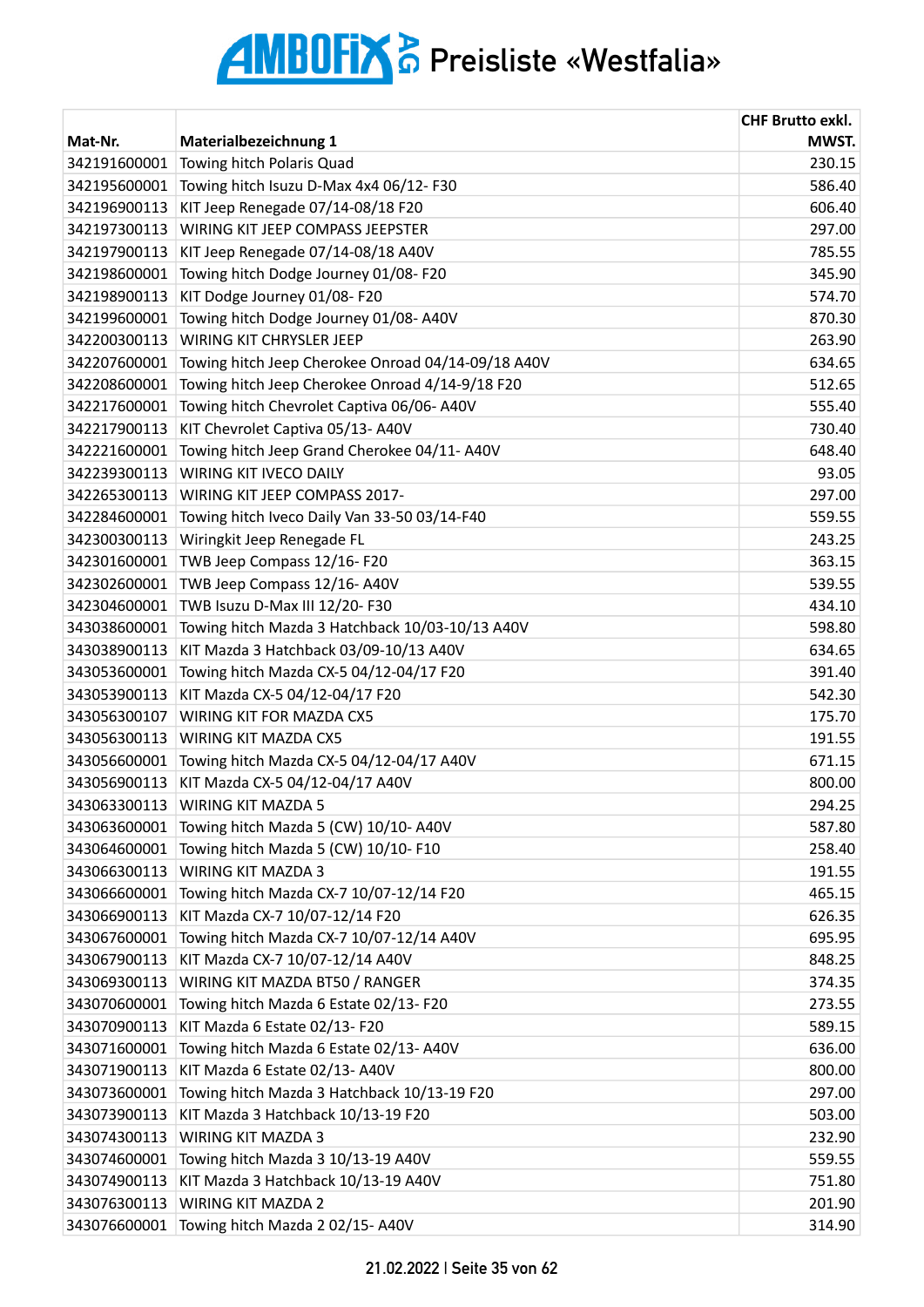# AMBOFIX AG Preisliste «Westfalia»

| Mat-Nr. | Materialbezeichnung 1 | CHF Brutto exkl. MWST. |
|---|---|---|
| 342191600001 | Towing hitch Polaris Quad | 230.15 |
| 342195600001 | Towing hitch Isuzu D-Max 4x4 06/12- F30 | 586.40 |
| 342196900113 | KIT Jeep Renegade 07/14-08/18 F20 | 606.40 |
| 342197300113 | WIRING KIT JEEP COMPASS JEEPSTER | 297.00 |
| 342197900113 | KIT Jeep Renegade 07/14-08/18 A40V | 785.55 |
| 342198600001 | Towing hitch Dodge Journey 01/08- F20 | 345.90 |
| 342198900113 | KIT Dodge Journey 01/08- F20 | 574.70 |
| 342199600001 | Towing hitch Dodge Journey 01/08- A40V | 870.30 |
| 342200300113 | WIRING KIT CHRYSLER JEEP | 263.90 |
| 342207600001 | Towing hitch Jeep Cherokee Onroad 04/14-09/18 A40V | 634.65 |
| 342208600001 | Towing hitch Jeep Cherokee Onroad 4/14-9/18 F20 | 512.65 |
| 342217600001 | Towing hitch Chevrolet Captiva 06/06- A40V | 555.40 |
| 342217900113 | KIT Chevrolet Captiva 05/13- A40V | 730.40 |
| 342221600001 | Towing hitch Jeep Grand Cherokee 04/11- A40V | 648.40 |
| 342239300113 | WIRING KIT IVECO DAILY | 93.05 |
| 342265300113 | WIRING KIT JEEP COMPASS 2017- | 297.00 |
| 342284600001 | Towing hitch Iveco Daily Van 33-50 03/14-F40 | 559.55 |
| 342300300113 | Wiringkit Jeep Renegade FL | 243.25 |
| 342301600001 | TWB Jeep Compass 12/16- F20 | 363.15 |
| 342302600001 | TWB Jeep Compass 12/16- A40V | 539.55 |
| 342304600001 | TWB Isuzu D-Max III 12/20- F30 | 434.10 |
| 343038600001 | Towing hitch Mazda 3 Hatchback 10/03-10/13 A40V | 598.80 |
| 343038900113 | KIT Mazda 3 Hatchback 03/09-10/13 A40V | 634.65 |
| 343053600001 | Towing hitch Mazda CX-5 04/12-04/17 F20 | 391.40 |
| 343053900113 | KIT Mazda CX-5 04/12-04/17 F20 | 542.30 |
| 343056300107 | WIRING KIT FOR MAZDA CX5 | 175.70 |
| 343056300113 | WIRING KIT MAZDA CX5 | 191.55 |
| 343056600001 | Towing hitch Mazda CX-5 04/12-04/17 A40V | 671.15 |
| 343056900113 | KIT Mazda CX-5 04/12-04/17 A40V | 800.00 |
| 343063300113 | WIRING KIT MAZDA 5 | 294.25 |
| 343063600001 | Towing hitch Mazda 5 (CW) 10/10- A40V | 587.80 |
| 343064600001 | Towing hitch Mazda 5 (CW) 10/10- F10 | 258.40 |
| 343066300113 | WIRING KIT MAZDA 3 | 191.55 |
| 343066600001 | Towing hitch Mazda CX-7 10/07-12/14 F20 | 465.15 |
| 343066900113 | KIT Mazda CX-7 10/07-12/14 F20 | 626.35 |
| 343067600001 | Towing hitch Mazda CX-7 10/07-12/14 A40V | 695.95 |
| 343067900113 | KIT Mazda CX-7 10/07-12/14 A40V | 848.25 |
| 343069300113 | WIRING KIT MAZDA BT50 / RANGER | 374.35 |
| 343070600001 | Towing hitch Mazda 6 Estate 02/13- F20 | 273.55 |
| 343070900113 | KIT Mazda 6 Estate 02/13- F20 | 589.15 |
| 343071600001 | Towing hitch Mazda 6 Estate 02/13- A40V | 636.00 |
| 343071900113 | KIT Mazda 6 Estate 02/13- A40V | 800.00 |
| 343073600001 | Towing hitch Mazda 3 Hatchback 10/13-19 F20 | 297.00 |
| 343073900113 | KIT Mazda 3 Hatchback 10/13-19 F20 | 503.00 |
| 343074300113 | WIRING KIT MAZDA 3 | 232.90 |
| 343074600001 | Towing hitch Mazda 3 10/13-19 A40V | 559.55 |
| 343074900113 | KIT Mazda 3 Hatchback 10/13-19 A40V | 751.80 |
| 343076300113 | WIRING KIT MAZDA 2 | 201.90 |
| 343076600001 | Towing hitch Mazda 2 02/15- A40V | 314.90 |

21.02.2022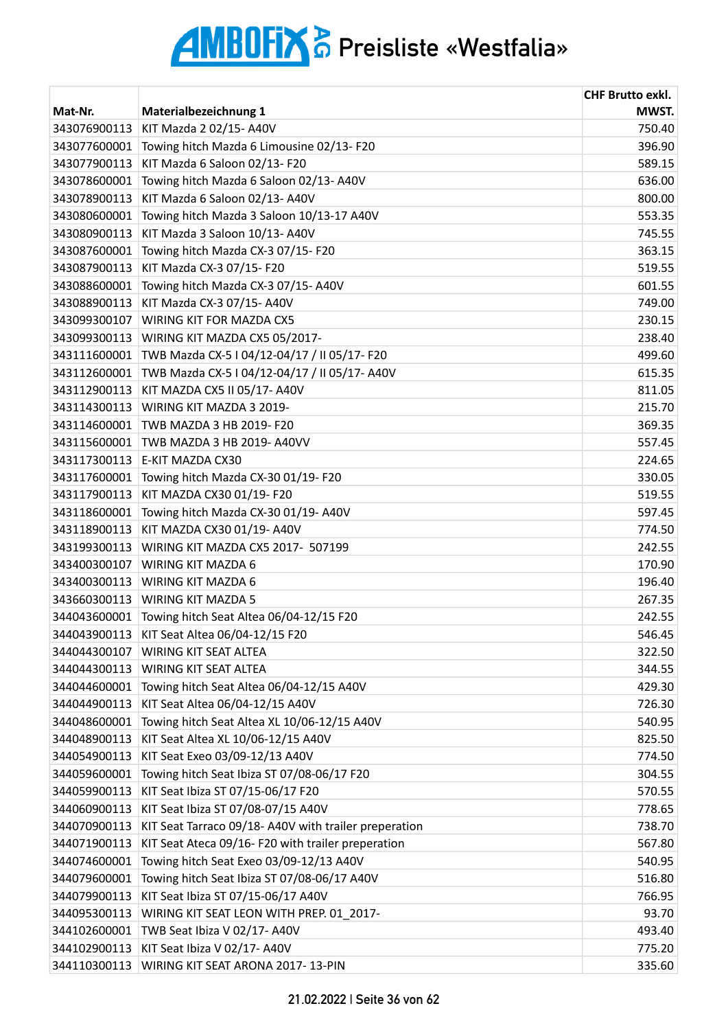# AMBOFIX AG Preisliste «Westfalia»

| Mat-Nr. | Materialbezeichnung 1 | CHF Brutto exkl. MWST. |
|---|---|---|
| 343076900113 | KIT Mazda 2 02/15- A40V | 750.40 |
| 343077600001 | Towing hitch Mazda 6 Limousine 02/13- F20 | 396.90 |
| 343077900113 | KIT Mazda 6 Saloon 02/13- F20 | 589.15 |
| 343078600001 | Towing hitch Mazda 6 Saloon 02/13- A40V | 636.00 |
| 343078900113 | KIT Mazda 6 Saloon 02/13- A40V | 800.00 |
| 343080600001 | Towing hitch Mazda 3 Saloon 10/13-17 A40V | 553.35 |
| 343080900113 | KIT Mazda 3 Saloon 10/13- A40V | 745.55 |
| 343087600001 | Towing hitch Mazda CX-3 07/15- F20 | 363.15 |
| 343087900113 | KIT Mazda CX-3 07/15- F20 | 519.55 |
| 343088600001 | Towing hitch Mazda CX-3 07/15- A40V | 601.55 |
| 343088900113 | KIT Mazda CX-3 07/15- A40V | 749.00 |
| 343099300107 | WIRING KIT FOR MAZDA CX5 | 230.15 |
| 343099300113 | WIRING KIT MAZDA CX5 05/2017- | 238.40 |
| 343111600001 | TWB Mazda CX-5 I 04/12-04/17 / II 05/17- F20 | 499.60 |
| 343112600001 | TWB Mazda CX-5 I 04/12-04/17 / II 05/17- A40V | 615.35 |
| 343112900113 | KIT MAZDA CX5 II 05/17- A40V | 811.05 |
| 343114300113 | WIRING KIT MAZDA 3 2019- | 215.70 |
| 343114600001 | TWB MAZDA 3 HB 2019- F20 | 369.35 |
| 343115600001 | TWB MAZDA 3 HB 2019- A40VV | 557.45 |
| 343117300113 | E-KIT MAZDA CX30 | 224.65 |
| 343117600001 | Towing hitch Mazda CX-30 01/19- F20 | 330.05 |
| 343117900113 | KIT MAZDA CX30 01/19- F20 | 519.55 |
| 343118600001 | Towing hitch Mazda CX-30 01/19- A40V | 597.45 |
| 343118900113 | KIT MAZDA CX30 01/19- A40V | 774.50 |
| 343199300113 | WIRING KIT MAZDA CX5 2017- 507199 | 242.55 |
| 343400300107 | WIRING KIT MAZDA 6 | 170.90 |
| 343400300113 | WIRING KIT MAZDA 6 | 196.40 |
| 343660300113 | WIRING KIT MAZDA 5 | 267.35 |
| 344043600001 | Towing hitch Seat Altea 06/04-12/15 F20 | 242.55 |
| 344043900113 | KIT Seat Altea 06/04-12/15 F20 | 546.45 |
| 344044300107 | WIRING KIT SEAT ALTEA | 322.50 |
| 344044300113 | WIRING KIT SEAT ALTEA | 344.55 |
| 344044600001 | Towing hitch Seat Altea 06/04-12/15 A40V | 429.30 |
| 344044900113 | KIT Seat Altea 06/04-12/15 A40V | 726.30 |
| 344048600001 | Towing hitch Seat Altea XL 10/06-12/15 A40V | 540.95 |
| 344048900113 | KIT Seat Altea XL 10/06-12/15 A40V | 825.50 |
| 344054900113 | KIT Seat Exeo 03/09-12/13 A40V | 774.50 |
| 344059600001 | Towing hitch Seat Ibiza ST 07/08-06/17 F20 | 304.55 |
| 344059900113 | KIT Seat Ibiza ST 07/15-06/17 F20 | 570.55 |
| 344060900113 | KIT Seat Ibiza ST 07/08-07/15 A40V | 778.65 |
| 344070900113 | KIT Seat Tarraco 09/18- A40V with trailer preperation | 738.70 |
| 344071900113 | KIT Seat Ateca 09/16- F20 with trailer preperation | 567.80 |
| 344074600001 | Towing hitch Seat Exeo 03/09-12/13 A40V | 540.95 |
| 344079600001 | Towing hitch Seat Ibiza ST 07/08-06/17 A40V | 516.80 |
| 344079900113 | KIT Seat Ibiza ST 07/15-06/17 A40V | 766.95 |
| 344095300113 | WIRING KIT SEAT LEON WITH PREP. 01_2017- | 93.70 |
| 344102600001 | TWB Seat Ibiza V 02/17- A40V | 493.40 |
| 344102900113 | KIT Seat Ibiza V 02/17- A40V | 775.20 |
| 344110300113 | WIRING KIT SEAT ARONA 2017- 13-PIN | 335.60 |

21.02.2022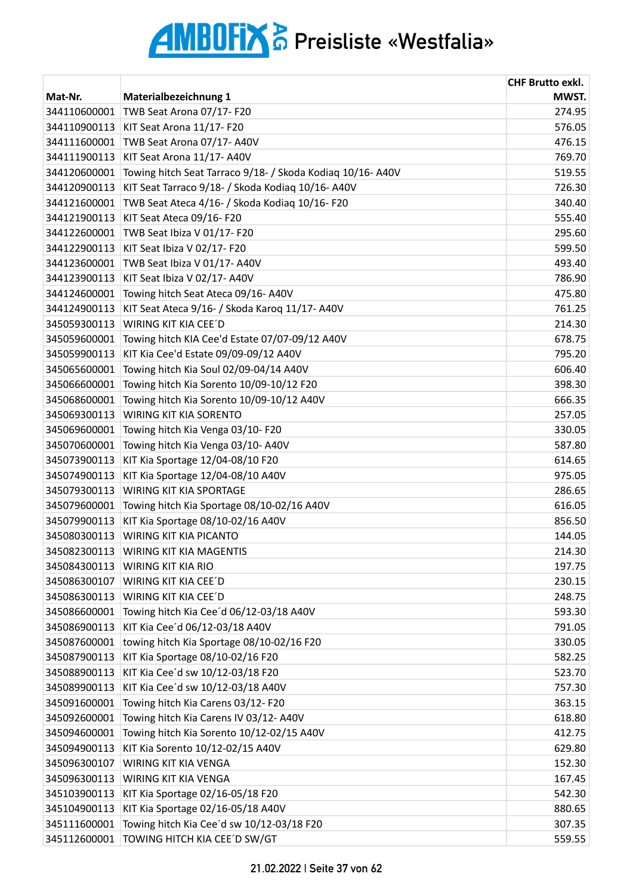# AMBOFIX AG Preisliste «Westfalia»

| Mat-Nr. | Materialbezeichnung 1 | CHF Brutto exkl. MWST. |
|---|---|---|
| 344110600001 | TWB Seat Arona 07/17- F20 | 274.95 |
| 344110900113 | KIT Seat Arona 11/17- F20 | 576.05 |
| 344111600001 | TWB Seat Arona 07/17- A40V | 476.15 |
| 344111900113 | KIT Seat Arona 11/17- A40V | 769.70 |
| 344120600001 | Towing hitch Seat Tarraco 9/18- / Skoda Kodiaq 10/16- A40V | 519.55 |
| 344120900113 | KIT Seat Tarraco 9/18- / Skoda Kodiaq 10/16- A40V | 726.30 |
| 344121600001 | TWB Seat Ateca 4/16- / Skoda Kodiaq 10/16- F20 | 340.40 |
| 344121900113 | KIT Seat Ateca 09/16- F20 | 555.40 |
| 344122600001 | TWB Seat Ibiza V 01/17- F20 | 295.60 |
| 344122900113 | KIT Seat Ibiza V 02/17- F20 | 599.50 |
| 344123600001 | TWB Seat Ibiza V 01/17- A40V | 493.40 |
| 344123900113 | KIT Seat Ibiza V 02/17- A40V | 786.90 |
| 344124600001 | Towing hitch Seat Ateca 09/16- A40V | 475.80 |
| 344124900113 | KIT Seat Ateca 9/16- / Skoda Karoq 11/17- A40V | 761.25 |
| 345059300113 | WIRING KIT KIA CEE´D | 214.30 |
| 345059600001 | Towing hitch KIA Cee'd Estate 07/07-09/12 A40V | 678.75 |
| 345059900113 | KIT Kia Cee'd Estate 09/09-09/12 A40V | 795.20 |
| 345065600001 | Towing hitch Kia Soul 02/09-04/14 A40V | 606.40 |
| 345066600001 | Towing hitch Kia Sorento 10/09-10/12 F20 | 398.30 |
| 345068600001 | Towing hitch Kia Sorento 10/09-10/12 A40V | 666.35 |
| 345069300113 | WIRING KIT KIA SORENTO | 257.05 |
| 345069600001 | Towing hitch Kia Venga 03/10- F20 | 330.05 |
| 345070600001 | Towing hitch Kia Venga 03/10- A40V | 587.80 |
| 345073900113 | KIT Kia Sportage 12/04-08/10 F20 | 614.65 |
| 345074900113 | KIT Kia Sportage 12/04-08/10 A40V | 975.05 |
| 345079300113 | WIRING KIT KIA SPORTAGE | 286.65 |
| 345079600001 | Towing hitch Kia Sportage 08/10-02/16 A40V | 616.05 |
| 345079900113 | KIT Kia Sportage 08/10-02/16 A40V | 856.50 |
| 345080300113 | WIRING KIT KIA PICANTO | 144.05 |
| 345082300113 | WIRING KIT KIA MAGENTIS | 214.30 |
| 345084300113 | WIRING KIT KIA RIO | 197.75 |
| 345086300107 | WIRING KIT KIA CEE´D | 230.15 |
| 345086300113 | WIRING KIT KIA CEE´D | 248.75 |
| 345086600001 | Towing hitch Kia Cee´d 06/12-03/18 A40V | 593.30 |
| 345086900113 | KIT Kia Cee´d 06/12-03/18 A40V | 791.05 |
| 345087600001 | towing hitch Kia Sportage 08/10-02/16 F20 | 330.05 |
| 345087900113 | KIT Kia Sportage 08/10-02/16 F20 | 582.25 |
| 345088900113 | KIT Kia Cee´d sw 10/12-03/18 F20 | 523.70 |
| 345089900113 | KIT Kia Cee´d sw 10/12-03/18 A40V | 757.30 |
| 345091600001 | Towing hitch Kia Carens 03/12- F20 | 363.15 |
| 345092600001 | Towing hitch Kia Carens IV 03/12- A40V | 618.80 |
| 345094600001 | Towing hitch Kia Sorento 10/12-02/15 A40V | 412.75 |
| 345094900113 | KIT Kia Sorento 10/12-02/15 A40V | 629.80 |
| 345096300107 | WIRING KIT KIA VENGA | 152.30 |
| 345096300113 | WIRING KIT KIA VENGA | 167.45 |
| 345103900113 | KIT Kia Sportage 02/16-05/18 F20 | 542.30 |
| 345104900113 | KIT Kia Sportage 02/16-05/18 A40V | 880.65 |
| 345111600001 | Towing hitch Kia Cee´d sw 10/12-03/18 F20 | 307.35 |
| 345112600001 | TOWING HITCH KIA CEE´D SW/GT | 559.55 |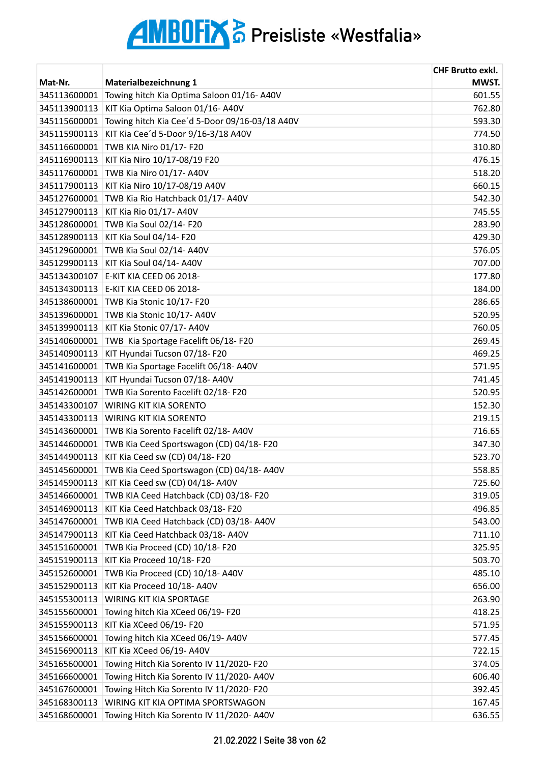# AMBOFIX AG Preisliste «Westfalia»

| Mat-Nr. | Materialbezeichnung 1 | CHF Brutto exkl. MWST. |
|---|---|---|
| 345113600001 | Towing hitch Kia Optima Saloon 01/16- A40V | 601.55 |
| 345113900113 | KIT Kia Optima Saloon 01/16- A40V | 762.80 |
| 345115600001 | Towing hitch Kia Cee´d 5-Door 09/16-03/18 A40V | 593.30 |
| 345115900113 | KIT Kia Cee´d 5-Door 9/16-3/18 A40V | 774.50 |
| 345116600001 | TWB KIA Niro 01/17- F20 | 310.80 |
| 345116900113 | KIT Kia Niro 10/17-08/19 F20 | 476.15 |
| 345117600001 | TWB Kia Niro 01/17- A40V | 518.20 |
| 345117900113 | KIT Kia Niro 10/17-08/19 A40V | 660.15 |
| 345127600001 | TWB Kia Rio Hatchback 01/17- A40V | 542.30 |
| 345127900113 | KIT Kia Rio 01/17- A40V | 745.55 |
| 345128600001 | TWB Kia Soul 02/14- F20 | 283.90 |
| 345128900113 | KIT Kia Soul 04/14- F20 | 429.30 |
| 345129600001 | TWB Kia Soul 02/14- A40V | 576.05 |
| 345129900113 | KIT Kia Soul 04/14- A40V | 707.00 |
| 345134300107 | E-KIT KIA CEED 06 2018- | 177.80 |
| 345134300113 | E-KIT KIA CEED 06 2018- | 184.00 |
| 345138600001 | TWB Kia Stonic 10/17- F20 | 286.65 |
| 345139600001 | TWB Kia Stonic 10/17- A40V | 520.95 |
| 345139900113 | KIT Kia Stonic 07/17- A40V | 760.05 |
| 345140600001 | TWB  Kia Sportage Facelift 06/18- F20 | 269.45 |
| 345140900113 | KIT Hyundai Tucson 07/18- F20 | 469.25 |
| 345141600001 | TWB Kia Sportage Facelift 06/18- A40V | 571.95 |
| 345141900113 | KIT Hyundai Tucson 07/18- A40V | 741.45 |
| 345142600001 | TWB Kia Sorento Facelift 02/18- F20 | 520.95 |
| 345143300107 | WIRING KIT KIA SORENTO | 152.30 |
| 345143300113 | WIRING KIT KIA SORENTO | 219.15 |
| 345143600001 | TWB Kia Sorento Facelift 02/18- A40V | 716.65 |
| 345144600001 | TWB Kia Ceed Sportswagon (CD) 04/18- F20 | 347.30 |
| 345144900113 | KIT Kia Ceed sw (CD) 04/18- F20 | 523.70 |
| 345145600001 | TWB Kia Ceed Sportswagon (CD) 04/18- A40V | 558.85 |
| 345145900113 | KIT Kia Ceed sw (CD) 04/18- A40V | 725.60 |
| 345146600001 | TWB KIA Ceed Hatchback (CD) 03/18- F20 | 319.05 |
| 345146900113 | KIT Kia Ceed Hatchback 03/18- F20 | 496.85 |
| 345147600001 | TWB KIA Ceed Hatchback (CD) 03/18- A40V | 543.00 |
| 345147900113 | KIT Kia Ceed Hatchback 03/18- A40V | 711.10 |
| 345151600001 | TWB Kia Proceed (CD) 10/18- F20 | 325.95 |
| 345151900113 | KIT Kia Proceed 10/18- F20 | 503.70 |
| 345152600001 | TWB Kia Proceed (CD) 10/18- A40V | 485.10 |
| 345152900113 | KIT Kia Proceed 10/18- A40V | 656.00 |
| 345155300113 | WIRING KIT KIA SPORTAGE | 263.90 |
| 345155600001 | Towing hitch Kia XCeed 06/19- F20 | 418.25 |
| 345155900113 | KIT Kia XCeed 06/19- F20 | 571.95 |
| 345156600001 | Towing hitch Kia XCeed 06/19- A40V | 577.45 |
| 345156900113 | KIT Kia XCeed 06/19- A40V | 722.15 |
| 345165600001 | Towing Hitch Kia Sorento IV 11/2020- F20 | 374.05 |
| 345166600001 | Towing Hitch Kia Sorento IV 11/2020- A40V | 606.40 |
| 345167600001 | Towing Hitch Kia Sorento IV 11/2020- F20 | 392.45 |
| 345168300113 | WIRING KIT KIA OPTIMA SPORTSWAGON | 167.45 |
| 345168600001 | Towing Hitch Kia Sorento IV 11/2020- A40V | 636.55 |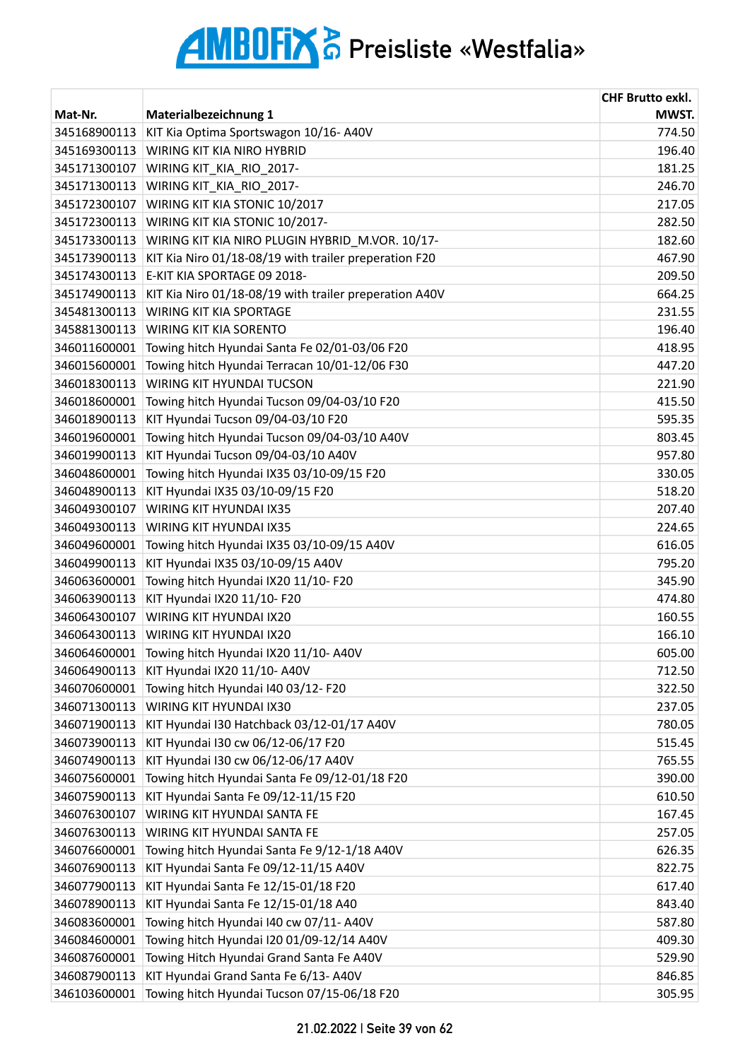# AMBOFIX AG Preisliste «Westfalia»

| Mat-Nr. | Materialbezeichnung 1 | CHF Brutto exkl. MWST. |
|---|---|---|
| 345168900113 | KIT Kia Optima Sportswagon 10/16- A40V | 774.50 |
| 345169300113 | WIRING KIT KIA NIRO HYBRID | 196.40 |
| 345171300107 | WIRING KIT_KIA_RIO_2017- | 181.25 |
| 345171300113 | WIRING KIT_KIA_RIO_2017- | 246.70 |
| 345172300107 | WIRING KIT KIA STONIC 10/2017 | 217.05 |
| 345172300113 | WIRING KIT KIA STONIC 10/2017- | 282.50 |
| 345173300113 | WIRING KIT KIA NIRO PLUGIN HYBRID_M.VOR. 10/17- | 182.60 |
| 345173900113 | KIT Kia Niro 01/18-08/19 with trailer preperation F20 | 467.90 |
| 345174300113 | E-KIT KIA SPORTAGE 09 2018- | 209.50 |
| 345174900113 | KIT Kia Niro 01/18-08/19 with trailer preperation A40V | 664.25 |
| 345481300113 | WIRING KIT KIA SPORTAGE | 231.55 |
| 345881300113 | WIRING KIT KIA SORENTO | 196.40 |
| 346011600001 | Towing hitch Hyundai Santa Fe 02/01-03/06 F20 | 418.95 |
| 346015600001 | Towing hitch Hyundai Terracan 10/01-12/06 F30 | 447.20 |
| 346018300113 | WIRING KIT HYUNDAI TUCSON | 221.90 |
| 346018600001 | Towing hitch Hyundai Tucson 09/04-03/10 F20 | 415.50 |
| 346018900113 | KIT Hyundai Tucson 09/04-03/10 F20 | 595.35 |
| 346019600001 | Towing hitch Hyundai Tucson 09/04-03/10 A40V | 803.45 |
| 346019900113 | KIT Hyundai Tucson 09/04-03/10 A40V | 957.80 |
| 346048600001 | Towing hitch Hyundai IX35 03/10-09/15 F20 | 330.05 |
| 346048900113 | KIT Hyundai IX35 03/10-09/15 F20 | 518.20 |
| 346049300107 | WIRING KIT HYUNDAI IX35 | 207.40 |
| 346049300113 | WIRING KIT HYUNDAI IX35 | 224.65 |
| 346049600001 | Towing hitch Hyundai IX35 03/10-09/15 A40V | 616.05 |
| 346049900113 | KIT Hyundai IX35 03/10-09/15 A40V | 795.20 |
| 346063600001 | Towing hitch Hyundai IX20 11/10- F20 | 345.90 |
| 346063900113 | KIT Hyundai IX20 11/10- F20 | 474.80 |
| 346064300107 | WIRING KIT HYUNDAI IX20 | 160.55 |
| 346064300113 | WIRING KIT HYUNDAI IX20 | 166.10 |
| 346064600001 | Towing hitch Hyundai IX20 11/10- A40V | 605.00 |
| 346064900113 | KIT Hyundai IX20 11/10- A40V | 712.50 |
| 346070600001 | Towing hitch Hyundai I40 03/12- F20 | 322.50 |
| 346071300113 | WIRING KIT HYUNDAI IX30 | 237.05 |
| 346071900113 | KIT Hyundai I30 Hatchback 03/12-01/17 A40V | 780.05 |
| 346073900113 | KIT Hyundai I30 cw 06/12-06/17 F20 | 515.45 |
| 346074900113 | KIT Hyundai I30 cw 06/12-06/17 A40V | 765.55 |
| 346075600001 | Towing hitch Hyundai Santa Fe 09/12-01/18 F20 | 390.00 |
| 346075900113 | KIT Hyundai Santa Fe 09/12-11/15 F20 | 610.50 |
| 346076300107 | WIRING KIT HYUNDAI SANTA FE | 167.45 |
| 346076300113 | WIRING KIT HYUNDAI SANTA FE | 257.05 |
| 346076600001 | Towing hitch Hyundai Santa Fe 9/12-1/18 A40V | 626.35 |
| 346076900113 | KIT Hyundai Santa Fe 09/12-11/15 A40V | 822.75 |
| 346077900113 | KIT Hyundai Santa Fe 12/15-01/18 F20 | 617.40 |
| 346078900113 | KIT Hyundai Santa Fe 12/15-01/18 A40 | 843.40 |
| 346083600001 | Towing hitch Hyundai I40 cw 07/11- A40V | 587.80 |
| 346084600001 | Towing hitch Hyundai I20 01/09-12/14 A40V | 409.30 |
| 346087600001 | Towing Hitch Hyundai Grand Santa Fe A40V | 529.90 |
| 346087900113 | KIT Hyundai Grand Santa Fe 6/13- A40V | 846.85 |
| 346103600001 | Towing hitch Hyundai Tucson 07/15-06/18 F20 | 305.95 |

21.02.2022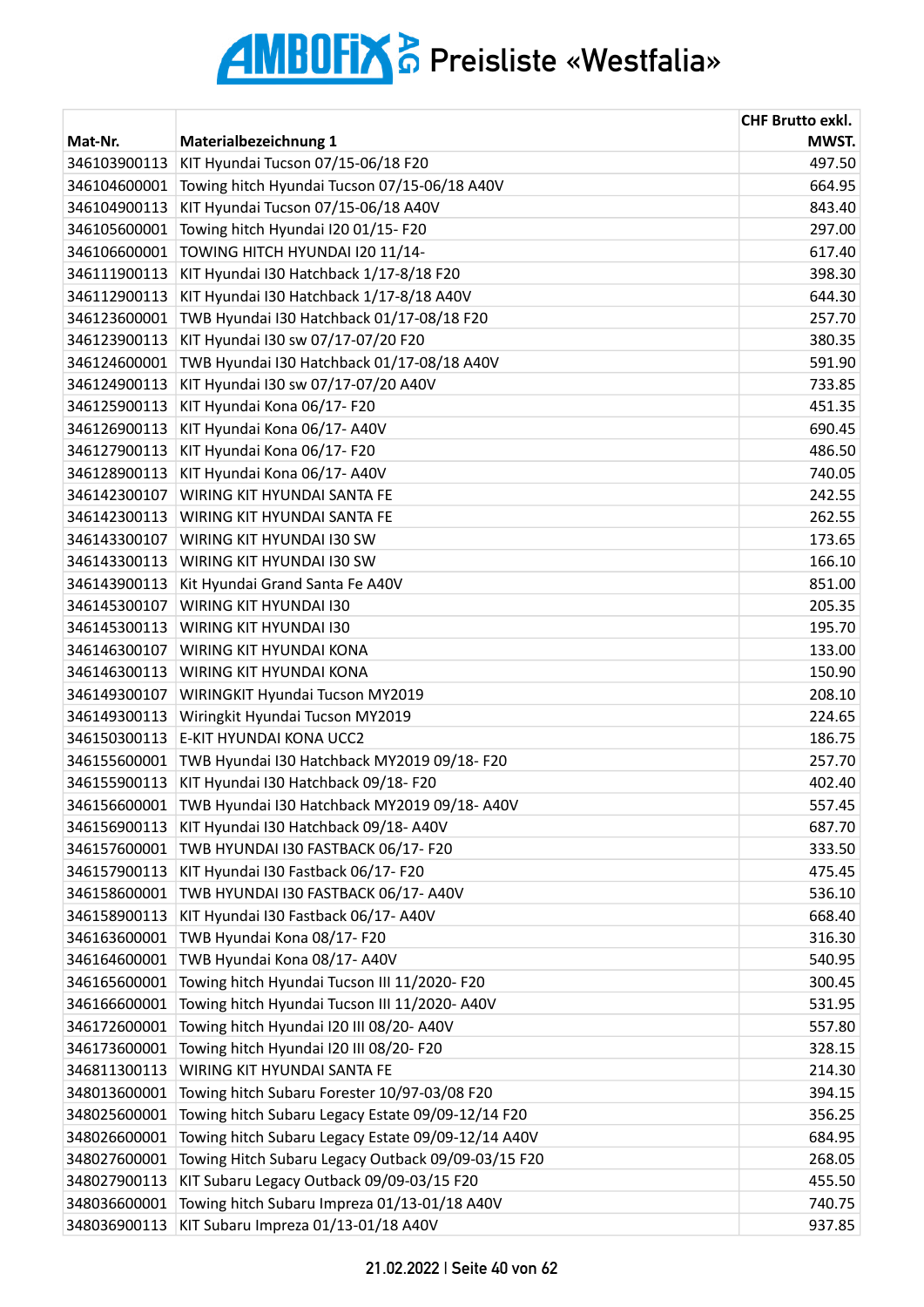# AMBOFIX AG Preisliste «Westfalia»

| Mat-Nr. | Materialbezeichnung 1 | CHF Brutto exkl. MWST. |
|---|---|---|
| 346103900113 | KIT Hyundai Tucson 07/15-06/18 F20 | 497.50 |
| 346104600001 | Towing hitch Hyundai Tucson 07/15-06/18 A40V | 664.95 |
| 346104900113 | KIT Hyundai Tucson 07/15-06/18 A40V | 843.40 |
| 346105600001 | Towing hitch Hyundai I20 01/15- F20 | 297.00 |
| 346106600001 | TOWING HITCH HYUNDAI I20 11/14- | 617.40 |
| 346111900113 | KIT Hyundai I30 Hatchback 1/17-8/18 F20 | 398.30 |
| 346112900113 | KIT Hyundai I30 Hatchback 1/17-8/18 A40V | 644.30 |
| 346123600001 | TWB Hyundai I30 Hatchback 01/17-08/18 F20 | 257.70 |
| 346123900113 | KIT Hyundai I30 sw 07/17-07/20 F20 | 380.35 |
| 346124600001 | TWB Hyundai I30 Hatchback 01/17-08/18 A40V | 591.90 |
| 346124900113 | KIT Hyundai I30 sw 07/17-07/20 A40V | 733.85 |
| 346125900113 | KIT Hyundai Kona 06/17- F20 | 451.35 |
| 346126900113 | KIT Hyundai Kona 06/17- A40V | 690.45 |
| 346127900113 | KIT Hyundai Kona 06/17- F20 | 486.50 |
| 346128900113 | KIT Hyundai Kona 06/17- A40V | 740.05 |
| 346142300107 | WIRING KIT HYUNDAI SANTA FE | 242.55 |
| 346142300113 | WIRING KIT HYUNDAI SANTA FE | 262.55 |
| 346143300107 | WIRING KIT HYUNDAI I30 SW | 173.65 |
| 346143300113 | WIRING KIT HYUNDAI I30 SW | 166.10 |
| 346143900113 | Kit Hyundai Grand Santa Fe A40V | 851.00 |
| 346145300107 | WIRING KIT HYUNDAI I30 | 205.35 |
| 346145300113 | WIRING KIT HYUNDAI I30 | 195.70 |
| 346146300107 | WIRING KIT HYUNDAI KONA | 133.00 |
| 346146300113 | WIRING KIT HYUNDAI KONA | 150.90 |
| 346149300107 | WIRINGKIT Hyundai Tucson MY2019 | 208.10 |
| 346149300113 | Wiringkit Hyundai Tucson MY2019 | 224.65 |
| 346150300113 | E-KIT HYUNDAI KONA UCC2 | 186.75 |
| 346155600001 | TWB Hyundai I30 Hatchback MY2019 09/18- F20 | 257.70 |
| 346155900113 | KIT Hyundai I30 Hatchback 09/18- F20 | 402.40 |
| 346156600001 | TWB Hyundai I30 Hatchback MY2019 09/18- A40V | 557.45 |
| 346156900113 | KIT Hyundai I30 Hatchback 09/18- A40V | 687.70 |
| 346157600001 | TWB HYUNDAI I30 FASTBACK 06/17- F20 | 333.50 |
| 346157900113 | KIT Hyundai I30 Fastback 06/17- F20 | 475.45 |
| 346158600001 | TWB HYUNDAI I30 FASTBACK 06/17- A40V | 536.10 |
| 346158900113 | KIT Hyundai I30 Fastback 06/17- A40V | 668.40 |
| 346163600001 | TWB Hyundai Kona 08/17- F20 | 316.30 |
| 346164600001 | TWB Hyundai Kona 08/17- A40V | 540.95 |
| 346165600001 | Towing hitch Hyundai Tucson III 11/2020- F20 | 300.45 |
| 346166600001 | Towing hitch Hyundai Tucson III 11/2020- A40V | 531.95 |
| 346172600001 | Towing hitch Hyundai I20 III 08/20- A40V | 557.80 |
| 346173600001 | Towing hitch Hyundai I20 III 08/20- F20 | 328.15 |
| 346811300113 | WIRING KIT HYUNDAI SANTA FE | 214.30 |
| 348013600001 | Towing hitch Subaru Forester 10/97-03/08 F20 | 394.15 |
| 348025600001 | Towing hitch Subaru Legacy Estate 09/09-12/14 F20 | 356.25 |
| 348026600001 | Towing hitch Subaru Legacy Estate 09/09-12/14 A40V | 684.95 |
| 348027600001 | Towing Hitch Subaru Legacy Outback 09/09-03/15 F20 | 268.05 |
| 348027900113 | KIT Subaru Legacy Outback 09/09-03/15 F20 | 455.50 |
| 348036600001 | Towing hitch Subaru Impreza 01/13-01/18 A40V | 740.75 |
| 348036900113 | KIT Subaru Impreza 01/13-01/18 A40V | 937.85 |

21.02.2022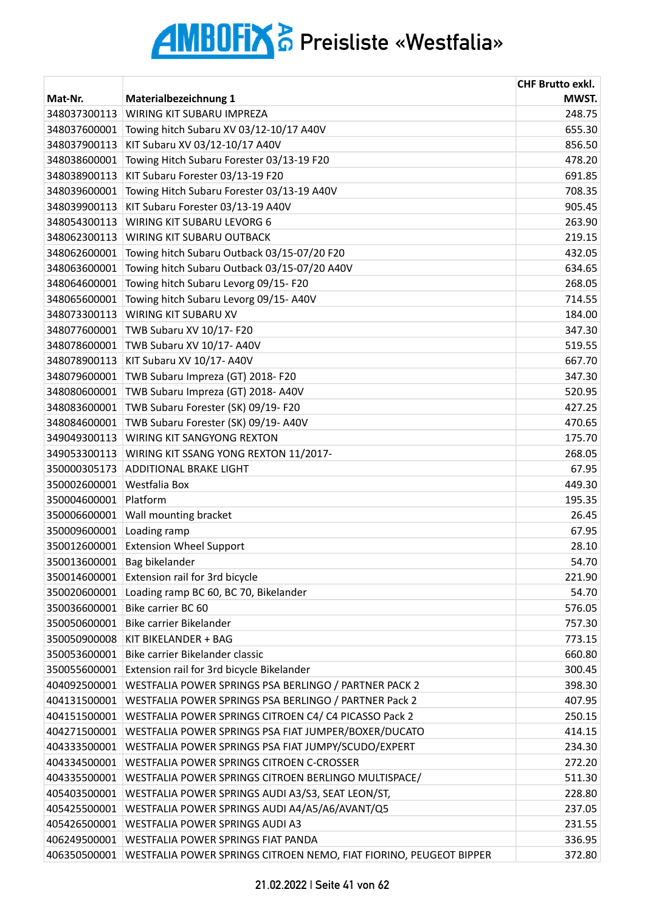# AMBOFIX AG Preisliste «Westfalia»

| Mat-Nr. | Materialbezeichnung 1 | CHF Brutto exkl. MWST. |
|---|---|---|
| 348037300113 | WIRING KIT SUBARU IMPREZA | 248.75 |
| 348037600001 | Towing hitch Subaru XV 03/12-10/17 A40V | 655.30 |
| 348037900113 | KIT Subaru XV 03/12-10/17 A40V | 856.50 |
| 348038600001 | Towing Hitch Subaru Forester 03/13-19 F20 | 478.20 |
| 348038900113 | KIT Subaru Forester 03/13-19 F20 | 691.85 |
| 348039600001 | Towing Hitch Subaru Forester 03/13-19 A40V | 708.35 |
| 348039900113 | KIT Subaru Forester 03/13-19 A40V | 905.45 |
| 348054300113 | WIRING KIT SUBARU LEVORG 6 | 263.90 |
| 348062300113 | WIRING KIT SUBARU OUTBACK | 219.15 |
| 348062600001 | Towing hitch Subaru Outback 03/15-07/20 F20 | 432.05 |
| 348063600001 | Towing hitch Subaru Outback 03/15-07/20 A40V | 634.65 |
| 348064600001 | Towing hitch Subaru Levorg 09/15- F20 | 268.05 |
| 348065600001 | Towing hitch Subaru Levorg 09/15- A40V | 714.55 |
| 348073300113 | WIRING KIT SUBARU XV | 184.00 |
| 348077600001 | TWB Subaru XV 10/17- F20 | 347.30 |
| 348078600001 | TWB Subaru XV 10/17- A40V | 519.55 |
| 348078900113 | KIT Subaru XV 10/17- A40V | 667.70 |
| 348079600001 | TWB Subaru Impreza (GT) 2018- F20 | 347.30 |
| 348080600001 | TWB Subaru Impreza (GT) 2018- A40V | 520.95 |
| 348083600001 | TWB Subaru Forester (SK) 09/19- F20 | 427.25 |
| 348084600001 | TWB Subaru Forester (SK) 09/19- A40V | 470.65 |
| 349049300113 | WIRING KIT SANGYONG REXTON | 175.70 |
| 349053300113 | WIRING KIT SSANG YONG REXTON 11/2017- | 268.05 |
| 350000305173 | ADDITIONAL BRAKE LIGHT | 67.95 |
| 350002600001 | Westfalia Box | 449.30 |
| 350004600001 | Platform | 195.35 |
| 350006600001 | Wall mounting bracket | 26.45 |
| 350009600001 | Loading ramp | 67.95 |
| 350012600001 | Extension Wheel Support | 28.10 |
| 350013600001 | Bag bikelander | 54.70 |
| 350014600001 | Extension rail for 3rd bicycle | 221.90 |
| 350020600001 | Loading ramp BC 60, BC 70, Bikelander | 54.70 |
| 350036600001 | Bike carrier BC 60 | 576.05 |
| 350050600001 | Bike carrier Bikelander | 757.30 |
| 350050900008 | KIT BIKELANDER + BAG | 773.15 |
| 350053600001 | Bike carrier Bikelander classic | 660.80 |
| 350055600001 | Extension rail for 3rd bicycle Bikelander | 300.45 |
| 404092500001 | WESTFALIA POWER SPRINGS PSA BERLINGO / PARTNER PACK 2 | 398.30 |
| 404131500001 | WESTFALIA POWER SPRINGS PSA BERLINGO / PARTNER Pack 2 | 407.95 |
| 404151500001 | WESTFALIA POWER SPRINGS CITROEN C4/ C4 PICASSO Pack 2 | 250.15 |
| 404271500001 | WESTFALIA POWER SPRINGS PSA FIAT JUMPER/BOXER/DUCATO | 414.15 |
| 404333500001 | WESTFALIA POWER SPRINGS PSA FIAT JUMPY/SCUDO/EXPERT | 234.30 |
| 404334500001 | WESTFALIA POWER SPRINGS CITROEN C-CROSSER | 272.20 |
| 404335500001 | WESTFALIA POWER SPRINGS CITROEN BERLINGO MULTISPACE/ | 511.30 |
| 405403500001 | WESTFALIA POWER SPRINGS AUDI A3/S3, SEAT LEON/ST, | 228.80 |
| 405425500001 | WESTFALIA POWER SPRINGS AUDI A4/A5/A6/AVANT/Q5 | 237.05 |
| 405426500001 | WESTFALIA POWER SPRINGS AUDI A3 | 231.55 |
| 406249500001 | WESTFALIA POWER SPRINGS FIAT PANDA | 336.95 |
| 406350500001 | WESTFALIA POWER SPRINGS CITROEN NEMO, FIAT FIORINO, PEUGEOT BIPPER | 372.80 |

21.02.2022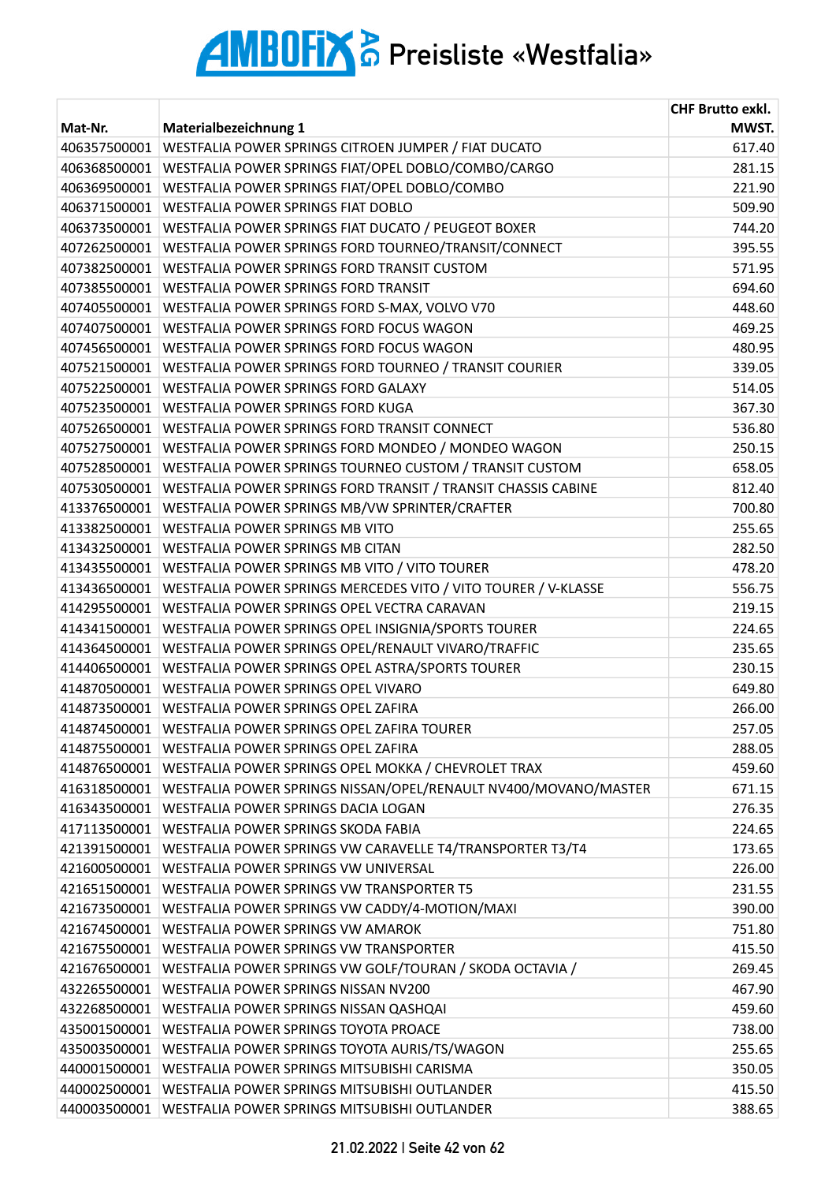# AMBOFIX AG Preisliste «Westfalia»

| Mat-Nr. | Materialbezeichnung 1 | CHF Brutto exkl. MWST. |
|---|---|---|
| 406357500001 | WESTFALIA POWER SPRINGS CITROEN JUMPER / FIAT DUCATO | 617.40 |
| 406368500001 | WESTFALIA POWER SPRINGS FIAT/OPEL DOBLO/COMBO/CARGO | 281.15 |
| 406369500001 | WESTFALIA POWER SPRINGS FIAT/OPEL DOBLO/COMBO | 221.90 |
| 406371500001 | WESTFALIA POWER SPRINGS FIAT DOBLO | 509.90 |
| 406373500001 | WESTFALIA POWER SPRINGS FIAT DUCATO / PEUGEOT BOXER | 744.20 |
| 407262500001 | WESTFALIA POWER SPRINGS FORD TOURNEO/TRANSIT/CONNECT | 395.55 |
| 407382500001 | WESTFALIA POWER SPRINGS FORD TRANSIT CUSTOM | 571.95 |
| 407385500001 | WESTFALIA POWER SPRINGS FORD TRANSIT | 694.60 |
| 407405500001 | WESTFALIA POWER SPRINGS FORD S-MAX, VOLVO V70 | 448.60 |
| 407407500001 | WESTFALIA POWER SPRINGS FORD FOCUS WAGON | 469.25 |
| 407456500001 | WESTFALIA POWER SPRINGS FORD FOCUS WAGON | 480.95 |
| 407521500001 | WESTFALIA POWER SPRINGS FORD TOURNEO / TRANSIT COURIER | 339.05 |
| 407522500001 | WESTFALIA POWER SPRINGS FORD GALAXY | 514.05 |
| 407523500001 | WESTFALIA POWER SPRINGS FORD KUGA | 367.30 |
| 407526500001 | WESTFALIA POWER SPRINGS FORD TRANSIT CONNECT | 536.80 |
| 407527500001 | WESTFALIA POWER SPRINGS FORD MONDEO / MONDEO WAGON | 250.15 |
| 407528500001 | WESTFALIA POWER SPRINGS TOURNEO CUSTOM / TRANSIT CUSTOM | 658.05 |
| 407530500001 | WESTFALIA POWER SPRINGS FORD TRANSIT / TRANSIT CHASSIS CABINE | 812.40 |
| 413376500001 | WESTFALIA POWER SPRINGS MB/VW SPRINTER/CRAFTER | 700.80 |
| 413382500001 | WESTFALIA POWER SPRINGS MB VITO | 255.65 |
| 413432500001 | WESTFALIA POWER SPRINGS MB CITAN | 282.50 |
| 413435500001 | WESTFALIA POWER SPRINGS MB VITO / VITO TOURER | 478.20 |
| 413436500001 | WESTFALIA POWER SPRINGS MERCEDES VITO / VITO TOURER / V-KLASSE | 556.75 |
| 414295500001 | WESTFALIA POWER SPRINGS OPEL VECTRA CARAVAN | 219.15 |
| 414341500001 | WESTFALIA POWER SPRINGS OPEL INSIGNIA/SPORTS TOURER | 224.65 |
| 414364500001 | WESTFALIA POWER SPRINGS OPEL/RENAULT VIVARO/TRAFFIC | 235.65 |
| 414406500001 | WESTFALIA POWER SPRINGS OPEL ASTRA/SPORTS TOURER | 230.15 |
| 414870500001 | WESTFALIA POWER SPRINGS OPEL VIVARO | 649.80 |
| 414873500001 | WESTFALIA POWER SPRINGS OPEL ZAFIRA | 266.00 |
| 414874500001 | WESTFALIA POWER SPRINGS OPEL ZAFIRA TOURER | 257.05 |
| 414875500001 | WESTFALIA POWER SPRINGS OPEL ZAFIRA | 288.05 |
| 414876500001 | WESTFALIA POWER SPRINGS OPEL MOKKA / CHEVROLET TRAX | 459.60 |
| 416318500001 | WESTFALIA POWER SPRINGS NISSAN/OPEL/RENAULT NV400/MOVANO/MASTER | 671.15 |
| 416343500001 | WESTFALIA POWER SPRINGS DACIA LOGAN | 276.35 |
| 417113500001 | WESTFALIA POWER SPRINGS SKODA FABIA | 224.65 |
| 421391500001 | WESTFALIA POWER SPRINGS VW CARAVELLE T4/TRANSPORTER T3/T4 | 173.65 |
| 421600500001 | WESTFALIA POWER SPRINGS VW UNIVERSAL | 226.00 |
| 421651500001 | WESTFALIA POWER SPRINGS VW TRANSPORTER T5 | 231.55 |
| 421673500001 | WESTFALIA POWER SPRINGS VW CADDY/4-MOTION/MAXI | 390.00 |
| 421674500001 | WESTFALIA POWER SPRINGS VW AMAROK | 751.80 |
| 421675500001 | WESTFALIA POWER SPRINGS VW TRANSPORTER | 415.50 |
| 421676500001 | WESTFALIA POWER SPRINGS VW GOLF/TOURAN / SKODA OCTAVIA / | 269.45 |
| 432265500001 | WESTFALIA POWER SPRINGS NISSAN NV200 | 467.90 |
| 432268500001 | WESTFALIA POWER SPRINGS NISSAN QASHQAI | 459.60 |
| 435001500001 | WESTFALIA POWER SPRINGS TOYOTA PROACE | 738.00 |
| 435003500001 | WESTFALIA POWER SPRINGS TOYOTA AURIS/TS/WAGON | 255.65 |
| 440001500001 | WESTFALIA POWER SPRINGS MITSUBISHI CARISMA | 350.05 |
| 440002500001 | WESTFALIA POWER SPRINGS MITSUBISHI OUTLANDER | 415.50 |
| 440003500001 | WESTFALIA POWER SPRINGS MITSUBISHI OUTLANDER | 388.65 |

21.02.2022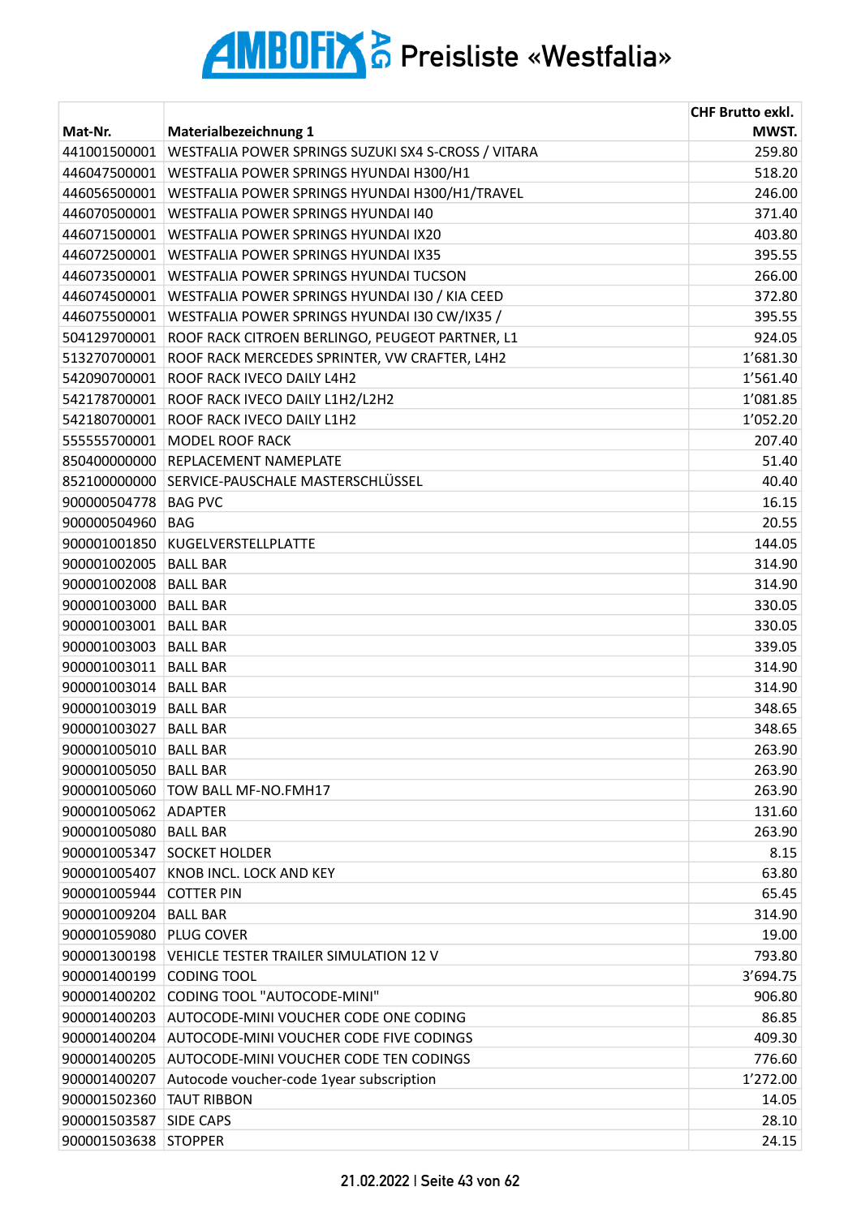# AMBOFIX AG Preisliste «Westfalia»

| Mat-Nr. | Materialbezeichnung 1 | CHF Brutto exkl. MWST. |
|---|---|---|
| 441001500001 | WESTFALIA POWER SPRINGS SUZUKI SX4 S-CROSS / VITARA | 259.80 |
| 446047500001 | WESTFALIA POWER SPRINGS HYUNDAI H300/H1 | 518.20 |
| 446056500001 | WESTFALIA POWER SPRINGS HYUNDAI H300/H1/TRAVEL | 246.00 |
| 446070500001 | WESTFALIA POWER SPRINGS HYUNDAI I40 | 371.40 |
| 446071500001 | WESTFALIA POWER SPRINGS HYUNDAI IX20 | 403.80 |
| 446072500001 | WESTFALIA POWER SPRINGS HYUNDAI IX35 | 395.55 |
| 446073500001 | WESTFALIA POWER SPRINGS HYUNDAI TUCSON | 266.00 |
| 446074500001 | WESTFALIA POWER SPRINGS HYUNDAI I30 / KIA CEED | 372.80 |
| 446075500001 | WESTFALIA POWER SPRINGS HYUNDAI I30 CW/IX35 / | 395.55 |
| 504129700001 | ROOF RACK CITROEN BERLINGO, PEUGEOT PARTNER, L1 | 924.05 |
| 513270700001 | ROOF RACK MERCEDES SPRINTER, VW CRAFTER, L4H2 | 1'681.30 |
| 542090700001 | ROOF RACK IVECO DAILY L4H2 | 1'561.40 |
| 542178700001 | ROOF RACK IVECO DAILY L1H2/L2H2 | 1'081.85 |
| 542180700001 | ROOF RACK IVECO DAILY L1H2 | 1'052.20 |
| 555555700001 | MODEL ROOF RACK | 207.40 |
| 850400000000 | REPLACEMENT NAMEPLATE | 51.40 |
| 852100000000 | SERVICE-PAUSCHALE MASTERSCHLÜSSEL | 40.40 |
| 900000504778 | BAG PVC | 16.15 |
| 900000504960 | BAG | 20.55 |
| 900001001850 | KUGELVERSTELLPLATTE | 144.05 |
| 900001002005 | BALL BAR | 314.90 |
| 900001002008 | BALL BAR | 314.90 |
| 900001003000 | BALL BAR | 330.05 |
| 900001003001 | BALL BAR | 330.05 |
| 900001003003 | BALL BAR | 339.05 |
| 900001003011 | BALL BAR | 314.90 |
| 900001003014 | BALL BAR | 314.90 |
| 900001003019 | BALL BAR | 348.65 |
| 900001003027 | BALL BAR | 348.65 |
| 900001005010 | BALL BAR | 263.90 |
| 900001005050 | BALL BAR | 263.90 |
| 900001005060 | TOW BALL MF-NO.FMH17 | 263.90 |
| 900001005062 | ADAPTER | 131.60 |
| 900001005080 | BALL BAR | 263.90 |
| 900001005347 | SOCKET HOLDER | 8.15 |
| 900001005407 | KNOB INCL. LOCK AND KEY | 63.80 |
| 900001005944 | COTTER PIN | 65.45 |
| 900001009204 | BALL BAR | 314.90 |
| 900001059080 | PLUG COVER | 19.00 |
| 900001300198 | VEHICLE TESTER TRAILER SIMULATION 12 V | 793.80 |
| 900001400199 | CODING TOOL | 3'694.75 |
| 900001400202 | CODING TOOL "AUTOCODE-MINI" | 906.80 |
| 900001400203 | AUTOCODE-MINI VOUCHER CODE ONE CODING | 86.85 |
| 900001400204 | AUTOCODE-MINI VOUCHER CODE FIVE CODINGS | 409.30 |
| 900001400205 | AUTOCODE-MINI VOUCHER CODE TEN CODINGS | 776.60 |
| 900001400207 | Autocode voucher-code 1year subscription | 1'272.00 |
| 900001502360 | TAUT RIBBON | 14.05 |
| 900001503587 | SIDE CAPS | 28.10 |
| 900001503638 | STOPPER | 24.15 |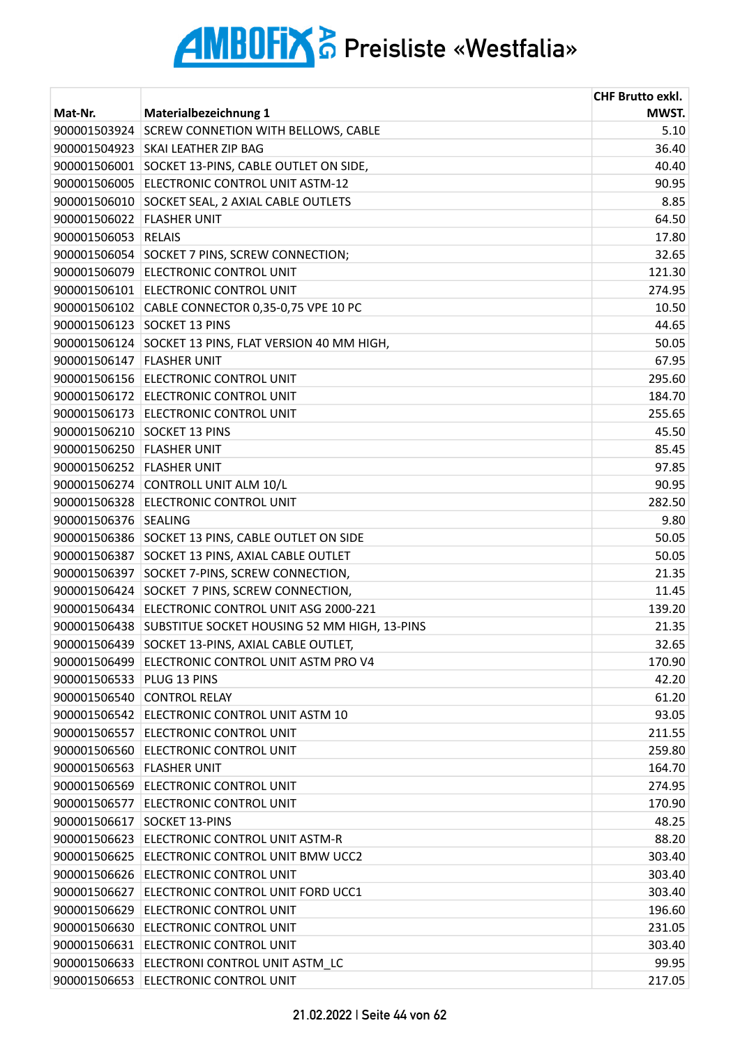# AMBOFIX AG Preisliste «Westfalia»

| Mat-Nr. | Materialbezeichnung 1 | CHF Brutto exkl. MWST. |
|---|---|---|
| 900001503924 | SCREW CONNETION WITH BELLOWS, CABLE | 5.10 |
| 900001504923 | SKAI LEATHER ZIP BAG | 36.40 |
| 900001506001 | SOCKET 13-PINS, CABLE OUTLET ON SIDE, | 40.40 |
| 900001506005 | ELECTRONIC CONTROL UNIT ASTM-12 | 90.95 |
| 900001506010 | SOCKET SEAL, 2 AXIAL CABLE OUTLETS | 8.85 |
| 900001506022 | FLASHER UNIT | 64.50 |
| 900001506053 | RELAIS | 17.80 |
| 900001506054 | SOCKET 7 PINS, SCREW CONNECTION; | 32.65 |
| 900001506079 | ELECTRONIC CONTROL UNIT | 121.30 |
| 900001506101 | ELECTRONIC CONTROL UNIT | 274.95 |
| 900001506102 | CABLE CONNECTOR 0,35-0,75 VPE 10 PC | 10.50 |
| 900001506123 | SOCKET 13 PINS | 44.65 |
| 900001506124 | SOCKET 13 PINS, FLAT VERSION 40 MM HIGH, | 50.05 |
| 900001506147 | FLASHER UNIT | 67.95 |
| 900001506156 | ELECTRONIC CONTROL UNIT | 295.60 |
| 900001506172 | ELECTRONIC CONTROL UNIT | 184.70 |
| 900001506173 | ELECTRONIC CONTROL UNIT | 255.65 |
| 900001506210 | SOCKET 13 PINS | 45.50 |
| 900001506250 | FLASHER UNIT | 85.45 |
| 900001506252 | FLASHER UNIT | 97.85 |
| 900001506274 | CONTROLL UNIT ALM 10/L | 90.95 |
| 900001506328 | ELECTRONIC CONTROL UNIT | 282.50 |
| 900001506376 | SEALING | 9.80 |
| 900001506386 | SOCKET 13 PINS, CABLE OUTLET ON SIDE | 50.05 |
| 900001506387 | SOCKET 13 PINS, AXIAL CABLE OUTLET | 50.05 |
| 900001506397 | SOCKET 7-PINS, SCREW CONNECTION, | 21.35 |
| 900001506424 | SOCKET 7 PINS, SCREW CONNECTION, | 11.45 |
| 900001506434 | ELECTRONIC CONTROL UNIT ASG 2000-221 | 139.20 |
| 900001506438 | SUBSTITUE SOCKET HOUSING 52 MM HIGH, 13-PINS | 21.35 |
| 900001506439 | SOCKET 13-PINS, AXIAL CABLE OUTLET, | 32.65 |
| 900001506499 | ELECTRONIC CONTROL UNIT ASTM PRO V4 | 170.90 |
| 900001506533 | PLUG 13 PINS | 42.20 |
| 900001506540 | CONTROL RELAY | 61.20 |
| 900001506542 | ELECTRONIC CONTROL UNIT ASTM 10 | 93.05 |
| 900001506557 | ELECTRONIC CONTROL UNIT | 211.55 |
| 900001506560 | ELECTRONIC CONTROL UNIT | 259.80 |
| 900001506563 | FLASHER UNIT | 164.70 |
| 900001506569 | ELECTRONIC CONTROL UNIT | 274.95 |
| 900001506577 | ELECTRONIC CONTROL UNIT | 170.90 |
| 900001506617 | SOCKET 13-PINS | 48.25 |
| 900001506623 | ELECTRONIC CONTROL UNIT ASTM-R | 88.20 |
| 900001506625 | ELECTRONIC CONTROL UNIT BMW UCC2 | 303.40 |
| 900001506626 | ELECTRONIC CONTROL UNIT | 303.40 |
| 900001506627 | ELECTRONIC CONTROL UNIT FORD UCC1 | 303.40 |
| 900001506629 | ELECTRONIC CONTROL UNIT | 196.60 |
| 900001506630 | ELECTRONIC CONTROL UNIT | 231.05 |
| 900001506631 | ELECTRONIC CONTROL UNIT | 303.40 |
| 900001506633 | ELECTRONI CONTROL UNIT ASTM_LC | 99.95 |
| 900001506653 | ELECTRONIC CONTROL UNIT | 217.05 |

21.02.2022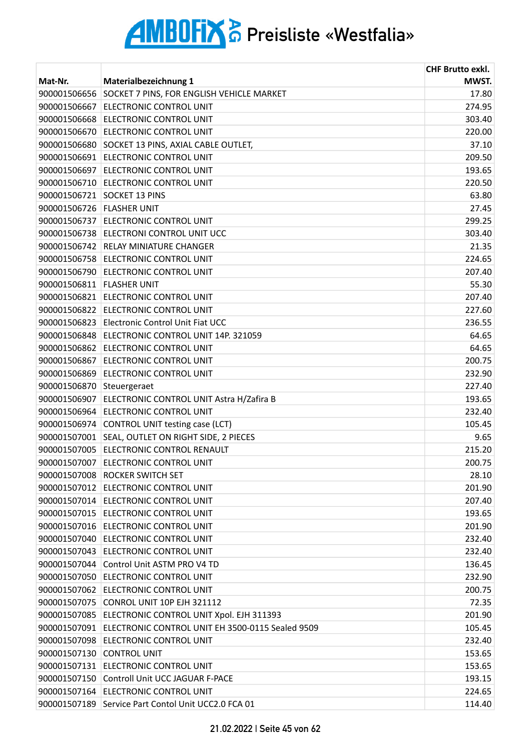# AMBOFIX AG Preisliste «Westfalia»

| Mat-Nr. | Materialbezeichnung 1 | CHF Brutto exkl. MWST. |
|---|---|---|
| 900001506656 | SOCKET 7 PINS, FOR ENGLISH VEHICLE MARKET | 17.80 |
| 900001506667 | ELECTRONIC CONTROL UNIT | 274.95 |
| 900001506668 | ELECTRONIC CONTROL UNIT | 303.40 |
| 900001506670 | ELECTRONIC CONTROL UNIT | 220.00 |
| 900001506680 | SOCKET 13 PINS, AXIAL CABLE OUTLET, | 37.10 |
| 900001506691 | ELECTRONIC CONTROL UNIT | 209.50 |
| 900001506697 | ELECTRONIC CONTROL UNIT | 193.65 |
| 900001506710 | ELECTRONIC CONTROL UNIT | 220.50 |
| 900001506721 | SOCKET 13 PINS | 63.80 |
| 900001506726 | FLASHER UNIT | 27.45 |
| 900001506737 | ELECTRONIC CONTROL UNIT | 299.25 |
| 900001506738 | ELECTRONI CONTROL UNIT UCC | 303.40 |
| 900001506742 | RELAY MINIATURE CHANGER | 21.35 |
| 900001506758 | ELECTRONIC CONTROL UNIT | 224.65 |
| 900001506790 | ELECTRONIC CONTROL UNIT | 207.40 |
| 900001506811 | FLASHER UNIT | 55.30 |
| 900001506821 | ELECTRONIC CONTROL UNIT | 207.40 |
| 900001506822 | ELECTRONIC CONTROL UNIT | 227.60 |
| 900001506823 | Electronic Control Unit Fiat UCC | 236.55 |
| 900001506848 | ELECTRONIC CONTROL UNIT 14P. 321059 | 64.65 |
| 900001506862 | ELECTRONIC CONTROL UNIT | 64.65 |
| 900001506867 | ELECTRONIC CONTROL UNIT | 200.75 |
| 900001506869 | ELECTRONIC CONTROL UNIT | 232.90 |
| 900001506870 | Steuergeraet | 227.40 |
| 900001506907 | ELECTRONIC CONTROL UNIT Astra H/Zafira B | 193.65 |
| 900001506964 | ELECTRONIC CONTROL UNIT | 232.40 |
| 900001506974 | CONTROL UNIT testing case (LCT) | 105.45 |
| 900001507001 | SEAL, OUTLET ON RIGHT SIDE, 2 PIECES | 9.65 |
| 900001507005 | ELECTRONIC CONTROL RENAULT | 215.20 |
| 900001507007 | ELECTRONIC CONTROL UNIT | 200.75 |
| 900001507008 | ROCKER SWITCH SET | 28.10 |
| 900001507012 | ELECTRONIC CONTROL UNIT | 201.90 |
| 900001507014 | ELECTRONIC CONTROL UNIT | 207.40 |
| 900001507015 | ELECTRONIC CONTROL UNIT | 193.65 |
| 900001507016 | ELECTRONIC CONTROL UNIT | 201.90 |
| 900001507040 | ELECTRONIC CONTROL UNIT | 232.40 |
| 900001507043 | ELECTRONIC CONTROL UNIT | 232.40 |
| 900001507044 | Control Unit ASTM PRO V4 TD | 136.45 |
| 900001507050 | ELECTRONIC CONTROL UNIT | 232.90 |
| 900001507062 | ELECTRONIC CONTROL UNIT | 200.75 |
| 900001507075 | CONROL UNIT 10P EJH 321112 | 72.35 |
| 900001507085 | ELECTRONIC CONTROL UNIT Xpol. EJH 311393 | 201.90 |
| 900001507091 | ELECTRONIC CONTROL UNIT EH 3500-0115 Sealed 9509 | 105.45 |
| 900001507098 | ELECTRONIC CONTROL UNIT | 232.40 |
| 900001507130 | CONTROL UNIT | 153.65 |
| 900001507131 | ELECTRONIC CONTROL UNIT | 153.65 |
| 900001507150 | Controll Unit UCC JAGUAR F-PACE | 193.15 |
| 900001507164 | ELECTRONIC CONTROL UNIT | 224.65 |
| 900001507189 | Service Part Contol Unit UCC2.0 FCA 01 | 114.40 |

21.02.2022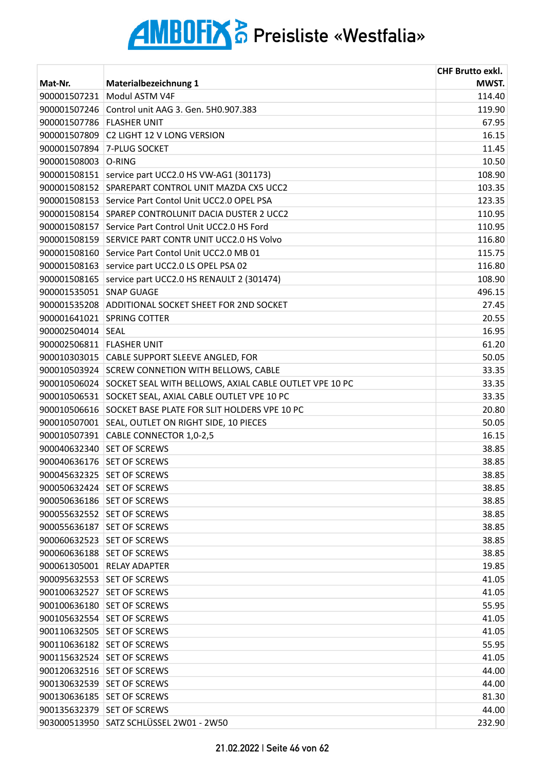# AMBOFIX AG Preisliste «Westfalia»

| Mat-Nr. | Materialbezeichnung 1 | CHF Brutto exkl. MWST. |
|---|---|---|
| 900001507231 | Modul ASTM V4F | 114.40 |
| 900001507246 | Control unit AAG 3. Gen. 5H0.907.383 | 119.90 |
| 900001507786 | FLASHER UNIT | 67.95 |
| 900001507809 | C2 LIGHT 12 V LONG VERSION | 16.15 |
| 900001507894 | 7-PLUG SOCKET | 11.45 |
| 900001508003 | O-RING | 10.50 |
| 900001508151 | service part UCC2.0 HS VW-AG1 (301173) | 108.90 |
| 900001508152 | SPAREPART CONTROL UNIT MAZDA CX5 UCC2 | 103.35 |
| 900001508153 | Service Part Contol Unit UCC2.0 OPEL PSA | 123.35 |
| 900001508154 | SPAREP CONTROLUNIT DACIA DUSTER 2 UCC2 | 110.95 |
| 900001508157 | Service Part Control Unit UCC2.0 HS Ford | 110.95 |
| 900001508159 | SERVICE PART CONTR UNIT UCC2.0 HS Volvo | 116.80 |
| 900001508160 | Service Part Contol Unit UCC2.0 MB 01 | 115.75 |
| 900001508163 | service part UCC2.0 LS OPEL PSA 02 | 116.80 |
| 900001508165 | service part UCC2.0 HS RENAULT 2 (301474) | 108.90 |
| 900001535051 | SNAP GUAGE | 496.15 |
| 900001535208 | ADDITIONAL SOCKET SHEET FOR 2ND SOCKET | 27.45 |
| 900001641021 | SPRING COTTER | 20.55 |
| 900002504014 | SEAL | 16.95 |
| 900002506811 | FLASHER UNIT | 61.20 |
| 900010303015 | CABLE SUPPORT SLEEVE ANGLED, FOR | 50.05 |
| 900010503924 | SCREW CONNETION WITH BELLOWS, CABLE | 33.35 |
| 900010506024 | SOCKET SEAL WITH BELLOWS, AXIAL CABLE OUTLET VPE 10 PC | 33.35 |
| 900010506531 | SOCKET SEAL, AXIAL CABLE OUTLET VPE 10 PC | 33.35 |
| 900010506616 | SOCKET BASE PLATE FOR SLIT HOLDERS VPE 10 PC | 20.80 |
| 900010507001 | SEAL, OUTLET ON RIGHT SIDE, 10 PIECES | 50.05 |
| 900010507391 | CABLE CONNECTOR 1,0-2,5 | 16.15 |
| 900040632340 | SET OF SCREWS | 38.85 |
| 900040636176 | SET OF SCREWS | 38.85 |
| 900045632325 | SET OF SCREWS | 38.85 |
| 900050632424 | SET OF SCREWS | 38.85 |
| 900050636186 | SET OF SCREWS | 38.85 |
| 900055632552 | SET OF SCREWS | 38.85 |
| 900055636187 | SET OF SCREWS | 38.85 |
| 900060632523 | SET OF SCREWS | 38.85 |
| 900060636188 | SET OF SCREWS | 38.85 |
| 900061305001 | RELAY ADAPTER | 19.85 |
| 900095632553 | SET OF SCREWS | 41.05 |
| 900100632527 | SET OF SCREWS | 41.05 |
| 900100636180 | SET OF SCREWS | 55.95 |
| 900105632554 | SET OF SCREWS | 41.05 |
| 900110632505 | SET OF SCREWS | 41.05 |
| 900110636182 | SET OF SCREWS | 55.95 |
| 900115632524 | SET OF SCREWS | 41.05 |
| 900120632516 | SET OF SCREWS | 44.00 |
| 900130632539 | SET OF SCREWS | 44.00 |
| 900130636185 | SET OF SCREWS | 81.30 |
| 900135632379 | SET OF SCREWS | 44.00 |
| 903000513950 | SATZ SCHLÜSSEL 2W01 - 2W50 | 232.90 |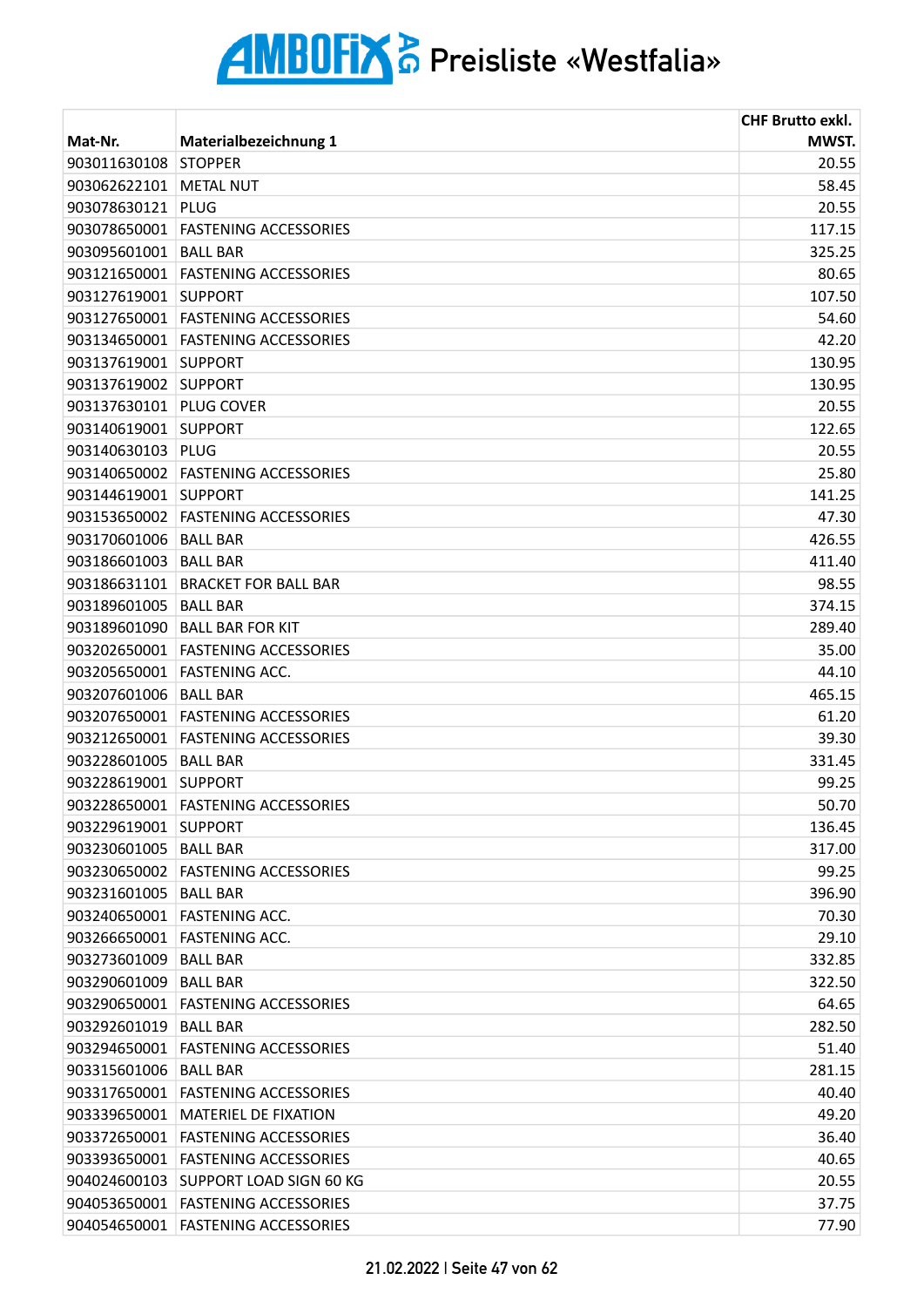# AMBOFIX AG Preisliste «Westfalia»

| Mat-Nr. | Materialbezeichnung 1 | CHF Brutto exkl. MWST. |
|---|---|---|
| 903011630108 | STOPPER | 20.55 |
| 903062622101 | METAL NUT | 58.45 |
| 903078630121 | PLUG | 20.55 |
| 903078650001 | FASTENING ACCESSORIES | 117.15 |
| 903095601001 | BALL BAR | 325.25 |
| 903121650001 | FASTENING ACCESSORIES | 80.65 |
| 903127619001 | SUPPORT | 107.50 |
| 903127650001 | FASTENING ACCESSORIES | 54.60 |
| 903134650001 | FASTENING ACCESSORIES | 42.20 |
| 903137619001 | SUPPORT | 130.95 |
| 903137619002 | SUPPORT | 130.95 |
| 903137630101 | PLUG COVER | 20.55 |
| 903140619001 | SUPPORT | 122.65 |
| 903140630103 | PLUG | 20.55 |
| 903140650002 | FASTENING ACCESSORIES | 25.80 |
| 903144619001 | SUPPORT | 141.25 |
| 903153650002 | FASTENING ACCESSORIES | 47.30 |
| 903170601006 | BALL BAR | 426.55 |
| 903186601003 | BALL BAR | 411.40 |
| 903186631101 | BRACKET FOR BALL BAR | 98.55 |
| 903189601005 | BALL BAR | 374.15 |
| 903189601090 | BALL BAR FOR KIT | 289.40 |
| 903202650001 | FASTENING ACCESSORIES | 35.00 |
| 903205650001 | FASTENING ACC. | 44.10 |
| 903207601006 | BALL BAR | 465.15 |
| 903207650001 | FASTENING ACCESSORIES | 61.20 |
| 903212650001 | FASTENING ACCESSORIES | 39.30 |
| 903228601005 | BALL BAR | 331.45 |
| 903228619001 | SUPPORT | 99.25 |
| 903228650001 | FASTENING ACCESSORIES | 50.70 |
| 903229619001 | SUPPORT | 136.45 |
| 903230601005 | BALL BAR | 317.00 |
| 903230650002 | FASTENING ACCESSORIES | 99.25 |
| 903231601005 | BALL BAR | 396.90 |
| 903240650001 | FASTENING ACC. | 70.30 |
| 903266650001 | FASTENING ACC. | 29.10 |
| 903273601009 | BALL BAR | 332.85 |
| 903290601009 | BALL BAR | 322.50 |
| 903290650001 | FASTENING ACCESSORIES | 64.65 |
| 903292601019 | BALL BAR | 282.50 |
| 903294650001 | FASTENING ACCESSORIES | 51.40 |
| 903315601006 | BALL BAR | 281.15 |
| 903317650001 | FASTENING ACCESSORIES | 40.40 |
| 903339650001 | MATERIEL DE FIXATION | 49.20 |
| 903372650001 | FASTENING ACCESSORIES | 36.40 |
| 903393650001 | FASTENING ACCESSORIES | 40.65 |
| 904024600103 | SUPPORT LOAD SIGN 60 KG | 20.55 |
| 904053650001 | FASTENING ACCESSORIES | 37.75 |
| 904054650001 | FASTENING ACCESSORIES | 77.90 |

21.02.2022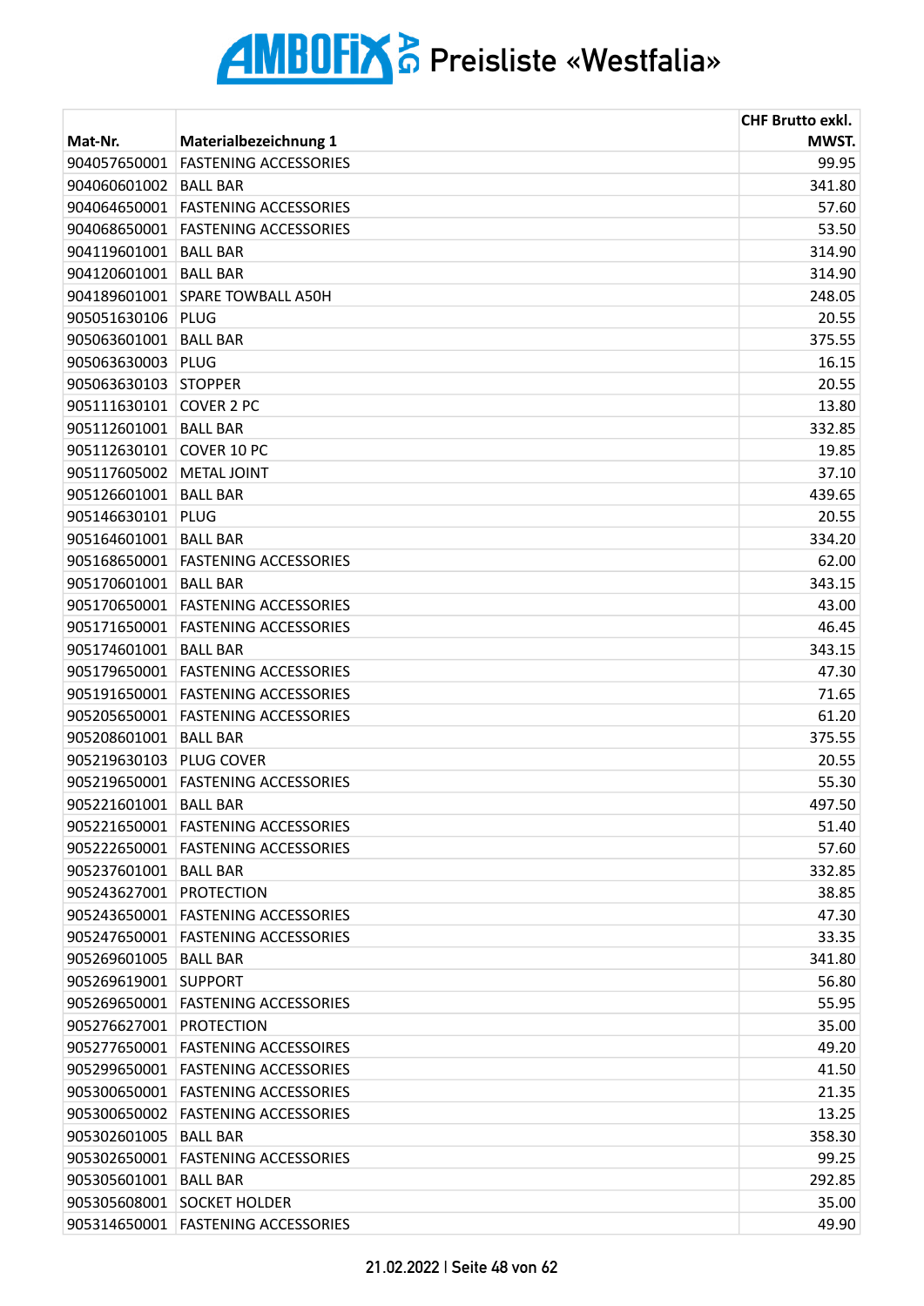# AMBOFIX AG Preisliste «Westfalia»

| Mat-Nr. | Materialbezeichnung 1 | CHF Brutto exkl. MWST. |
|---|---|---|
| 904057650001 | FASTENING ACCESSORIES | 99.95 |
| 904060601002 | BALL BAR | 341.80 |
| 904064650001 | FASTENING ACCESSORIES | 57.60 |
| 904068650001 | FASTENING ACCESSORIES | 53.50 |
| 904119601001 | BALL BAR | 314.90 |
| 904120601001 | BALL BAR | 314.90 |
| 904189601001 | SPARE TOWBALL A50H | 248.05 |
| 905051630106 | PLUG | 20.55 |
| 905063601001 | BALL BAR | 375.55 |
| 905063630003 | PLUG | 16.15 |
| 905063630103 | STOPPER | 20.55 |
| 905111630101 | COVER 2 PC | 13.80 |
| 905112601001 | BALL BAR | 332.85 |
| 905112630101 | COVER 10 PC | 19.85 |
| 905117605002 | METAL JOINT | 37.10 |
| 905126601001 | BALL BAR | 439.65 |
| 905146630101 | PLUG | 20.55 |
| 905164601001 | BALL BAR | 334.20 |
| 905168650001 | FASTENING ACCESSORIES | 62.00 |
| 905170601001 | BALL BAR | 343.15 |
| 905170650001 | FASTENING ACCESSORIES | 43.00 |
| 905171650001 | FASTENING ACCESSORIES | 46.45 |
| 905174601001 | BALL BAR | 343.15 |
| 905179650001 | FASTENING ACCESSORIES | 47.30 |
| 905191650001 | FASTENING ACCESSORIES | 71.65 |
| 905205650001 | FASTENING ACCESSORIES | 61.20 |
| 905208601001 | BALL BAR | 375.55 |
| 905219630103 | PLUG COVER | 20.55 |
| 905219650001 | FASTENING ACCESSORIES | 55.30 |
| 905221601001 | BALL BAR | 497.50 |
| 905221650001 | FASTENING ACCESSORIES | 51.40 |
| 905222650001 | FASTENING ACCESSORIES | 57.60 |
| 905237601001 | BALL BAR | 332.85 |
| 905243627001 | PROTECTION | 38.85 |
| 905243650001 | FASTENING ACCESSORIES | 47.30 |
| 905247650001 | FASTENING ACCESSORIES | 33.35 |
| 905269601005 | BALL BAR | 341.80 |
| 905269619001 | SUPPORT | 56.80 |
| 905269650001 | FASTENING ACCESSORIES | 55.95 |
| 905276627001 | PROTECTION | 35.00 |
| 905277650001 | FASTENING ACCESSOIRES | 49.20 |
| 905299650001 | FASTENING ACCESSORIES | 41.50 |
| 905300650001 | FASTENING ACCESSORIES | 21.35 |
| 905300650002 | FASTENING ACCESSORIES | 13.25 |
| 905302601005 | BALL BAR | 358.30 |
| 905302650001 | FASTENING ACCESSORIES | 99.25 |
| 905305601001 | BALL BAR | 292.85 |
| 905305608001 | SOCKET HOLDER | 35.00 |
| 905314650001 | FASTENING ACCESSORIES | 49.90 |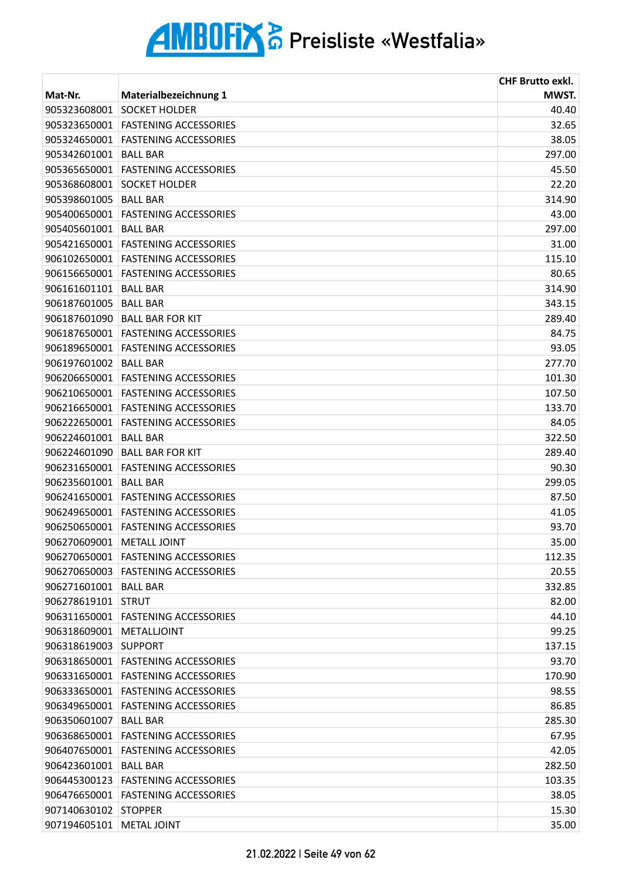# AMBOFIX AG Preisliste «Westfalia»

| Mat-Nr. | Materialbezeichnung 1 | CHF Brutto exkl. MWST. |
|---|---|---|
| 905323608001 | SOCKET HOLDER | 40.40 |
| 905323650001 | FASTENING ACCESSORIES | 32.65 |
| 905324650001 | FASTENING ACCESSORIES | 38.05 |
| 905342601001 | BALL BAR | 297.00 |
| 905365650001 | FASTENING ACCESSORIES | 45.50 |
| 905368608001 | SOCKET HOLDER | 22.20 |
| 905398601005 | BALL BAR | 314.90 |
| 905400650001 | FASTENING ACCESSORIES | 43.00 |
| 905405601001 | BALL BAR | 297.00 |
| 905421650001 | FASTENING ACCESSORIES | 31.00 |
| 906102650001 | FASTENING ACCESSORIES | 115.10 |
| 906156650001 | FASTENING ACCESSORIES | 80.65 |
| 906161601101 | BALL BAR | 314.90 |
| 906187601005 | BALL BAR | 343.15 |
| 906187601090 | BALL BAR FOR KIT | 289.40 |
| 906187650001 | FASTENING ACCESSORIES | 84.75 |
| 906189650001 | FASTENING ACCESSORIES | 93.05 |
| 906197601002 | BALL BAR | 277.70 |
| 906206650001 | FASTENING ACCESSORIES | 101.30 |
| 906210650001 | FASTENING ACCESSORIES | 107.50 |
| 906216650001 | FASTENING ACCESSORIES | 133.70 |
| 906222650001 | FASTENING ACCESSORIES | 84.05 |
| 906224601001 | BALL BAR | 322.50 |
| 906224601090 | BALL BAR FOR KIT | 289.40 |
| 906231650001 | FASTENING ACCESSORIES | 90.30 |
| 906235601001 | BALL BAR | 299.05 |
| 906241650001 | FASTENING ACCESSORIES | 87.50 |
| 906249650001 | FASTENING ACCESSORIES | 41.05 |
| 906250650001 | FASTENING ACCESSORIES | 93.70 |
| 906270609001 | METALL JOINT | 35.00 |
| 906270650001 | FASTENING ACCESSORIES | 112.35 |
| 906270650003 | FASTENING ACCESSORIES | 20.55 |
| 906271601001 | BALL BAR | 332.85 |
| 906278619101 | STRUT | 82.00 |
| 906311650001 | FASTENING ACCESSORIES | 44.10 |
| 906318609001 | METALLJOINT | 99.25 |
| 906318619003 | SUPPORT | 137.15 |
| 906318650001 | FASTENING ACCESSORIES | 93.70 |
| 906331650001 | FASTENING ACCESSORIES | 170.90 |
| 906333650001 | FASTENING ACCESSORIES | 98.55 |
| 906349650001 | FASTENING ACCESSORIES | 86.85 |
| 906350601007 | BALL BAR | 285.30 |
| 906368650001 | FASTENING ACCESSORIES | 67.95 |
| 906407650001 | FASTENING ACCESSORIES | 42.05 |
| 906423601001 | BALL BAR | 282.50 |
| 906445300123 | FASTENING ACCESSORIES | 103.35 |
| 906476650001 | FASTENING ACCESSORIES | 38.05 |
| 907140630102 | STOPPER | 15.30 |
| 907194605101 | METAL JOINT | 35.00 |

21.02.2022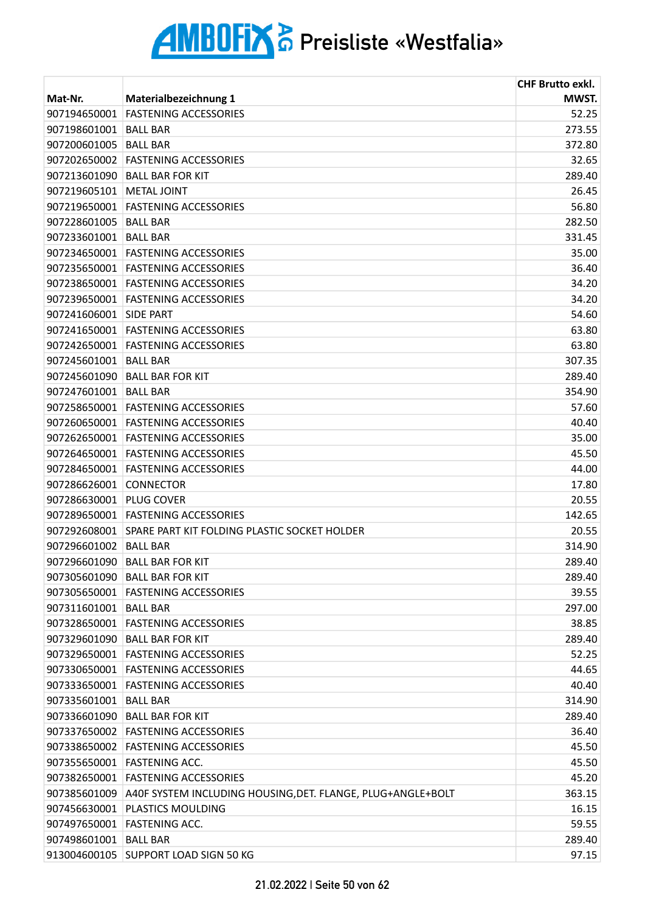# AMBOFIX AG Preisliste «Westfalia»

| Mat-Nr. | Materialbezeichnung 1 | CHF Brutto exkl. MWST. |
|---|---|---|
| 907194650001 | FASTENING ACCESSORIES | 52.25 |
| 907198601001 | BALL BAR | 273.55 |
| 907200601005 | BALL BAR | 372.80 |
| 907202650002 | FASTENING ACCESSORIES | 32.65 |
| 907213601090 | BALL BAR FOR KIT | 289.40 |
| 907219605101 | METAL JOINT | 26.45 |
| 907219650001 | FASTENING ACCESSORIES | 56.80 |
| 907228601005 | BALL BAR | 282.50 |
| 907233601001 | BALL BAR | 331.45 |
| 907234650001 | FASTENING ACCESSORIES | 35.00 |
| 907235650001 | FASTENING ACCESSORIES | 36.40 |
| 907238650001 | FASTENING ACCESSORIES | 34.20 |
| 907239650001 | FASTENING ACCESSORIES | 34.20 |
| 907241606001 | SIDE PART | 54.60 |
| 907241650001 | FASTENING ACCESSORIES | 63.80 |
| 907242650001 | FASTENING ACCESSORIES | 63.80 |
| 907245601001 | BALL BAR | 307.35 |
| 907245601090 | BALL BAR FOR KIT | 289.40 |
| 907247601001 | BALL BAR | 354.90 |
| 907258650001 | FASTENING ACCESSORIES | 57.60 |
| 907260650001 | FASTENING ACCESSORIES | 40.40 |
| 907262650001 | FASTENING ACCESSORIES | 35.00 |
| 907264650001 | FASTENING ACCESSORIES | 45.50 |
| 907284650001 | FASTENING ACCESSORIES | 44.00 |
| 907286626001 | CONNECTOR | 17.80 |
| 907286630001 | PLUG COVER | 20.55 |
| 907289650001 | FASTENING ACCESSORIES | 142.65 |
| 907292608001 | SPARE PART KIT FOLDING PLASTIC SOCKET HOLDER | 20.55 |
| 907296601002 | BALL BAR | 314.90 |
| 907296601090 | BALL BAR FOR KIT | 289.40 |
| 907305601090 | BALL BAR FOR KIT | 289.40 |
| 907305650001 | FASTENING ACCESSORIES | 39.55 |
| 907311601001 | BALL BAR | 297.00 |
| 907328650001 | FASTENING ACCESSORIES | 38.85 |
| 907329601090 | BALL BAR FOR KIT | 289.40 |
| 907329650001 | FASTENING ACCESSORIES | 52.25 |
| 907330650001 | FASTENING ACCESSORIES | 44.65 |
| 907333650001 | FASTENING ACCESSORIES | 40.40 |
| 907335601001 | BALL BAR | 314.90 |
| 907336601090 | BALL BAR FOR KIT | 289.40 |
| 907337650002 | FASTENING ACCESSORIES | 36.40 |
| 907338650002 | FASTENING ACCESSORIES | 45.50 |
| 907355650001 | FASTENING ACC. | 45.50 |
| 907382650001 | FASTENING ACCESSORIES | 45.20 |
| 907385601009 | A40F SYSTEM INCLUDING HOUSING,DET. FLANGE, PLUG+ANGLE+BOLT | 363.15 |
| 907456630001 | PLASTICS MOULDING | 16.15 |
| 907497650001 | FASTENING ACC. | 59.55 |
| 907498601001 | BALL BAR | 289.40 |
| 913004600105 | SUPPORT LOAD SIGN 50 KG | 97.15 |

21.02.2022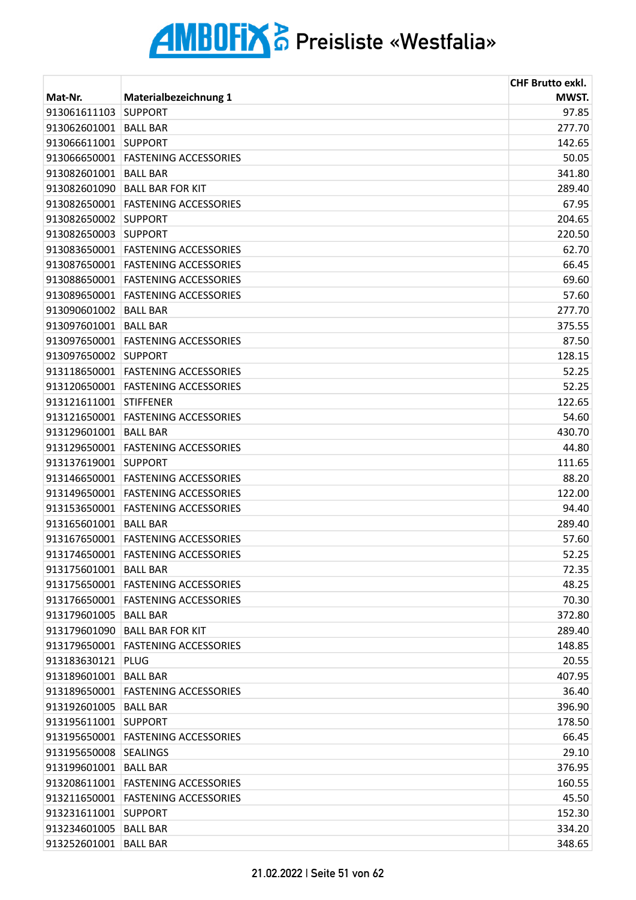# AMBOFIX AG Preisliste «Westfalia»

| Mat-Nr. | Materialbezeichnung 1 | CHF Brutto exkl. MWST. |
|---|---|---|
| 913061611103 | SUPPORT | 97.85 |
| 913062601001 | BALL BAR | 277.70 |
| 913066611001 | SUPPORT | 142.65 |
| 913066650001 | FASTENING ACCESSORIES | 50.05 |
| 913082601001 | BALL BAR | 341.80 |
| 913082601090 | BALL BAR FOR KIT | 289.40 |
| 913082650001 | FASTENING ACCESSORIES | 67.95 |
| 913082650002 | SUPPORT | 204.65 |
| 913082650003 | SUPPORT | 220.50 |
| 913083650001 | FASTENING ACCESSORIES | 62.70 |
| 913087650001 | FASTENING ACCESSORIES | 66.45 |
| 913088650001 | FASTENING ACCESSORIES | 69.60 |
| 913089650001 | FASTENING ACCESSORIES | 57.60 |
| 913090601002 | BALL BAR | 277.70 |
| 913097601001 | BALL BAR | 375.55 |
| 913097650001 | FASTENING ACCESSORIES | 87.50 |
| 913097650002 | SUPPORT | 128.15 |
| 913118650001 | FASTENING ACCESSORIES | 52.25 |
| 913120650001 | FASTENING ACCESSORIES | 52.25 |
| 913121611001 | STIFFENER | 122.65 |
| 913121650001 | FASTENING ACCESSORIES | 54.60 |
| 913129601001 | BALL BAR | 430.70 |
| 913129650001 | FASTENING ACCESSORIES | 44.80 |
| 913137619001 | SUPPORT | 111.65 |
| 913146650001 | FASTENING ACCESSORIES | 88.20 |
| 913149650001 | FASTENING ACCESSORIES | 122.00 |
| 913153650001 | FASTENING ACCESSORIES | 94.40 |
| 913165601001 | BALL BAR | 289.40 |
| 913167650001 | FASTENING ACCESSORIES | 57.60 |
| 913174650001 | FASTENING ACCESSORIES | 52.25 |
| 913175601001 | BALL BAR | 72.35 |
| 913175650001 | FASTENING ACCESSORIES | 48.25 |
| 913176650001 | FASTENING ACCESSORIES | 70.30 |
| 913179601005 | BALL BAR | 372.80 |
| 913179601090 | BALL BAR FOR KIT | 289.40 |
| 913179650001 | FASTENING ACCESSORIES | 148.85 |
| 913183630121 | PLUG | 20.55 |
| 913189601001 | BALL BAR | 407.95 |
| 913189650001 | FASTENING ACCESSORIES | 36.40 |
| 913192601005 | BALL BAR | 396.90 |
| 913195611001 | SUPPORT | 178.50 |
| 913195650001 | FASTENING ACCESSORIES | 66.45 |
| 913195650008 | SEALINGS | 29.10 |
| 913199601001 | BALL BAR | 376.95 |
| 913208611001 | FASTENING ACCESSORIES | 160.55 |
| 913211650001 | FASTENING ACCESSORIES | 45.50 |
| 913231611001 | SUPPORT | 152.30 |
| 913234601005 | BALL BAR | 334.20 |
| 913252601001 | BALL BAR | 348.65 |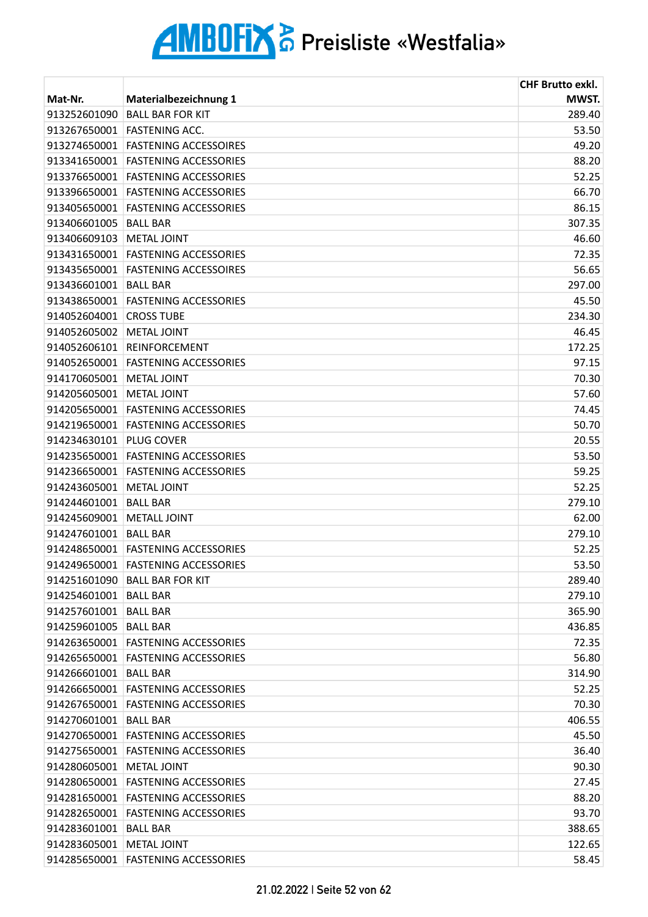# AMBOFIX AG Preisliste «Westfalia»

| Mat-Nr. | Materialbezeichnung 1 | CHF Brutto exkl. MWST. |
|---|---|---|
| 913252601090 | BALL BAR FOR KIT | 289.40 |
| 913267650001 | FASTENING ACC. | 53.50 |
| 913274650001 | FASTENING ACCESSOIRES | 49.20 |
| 913341650001 | FASTENING ACCESSORIES | 88.20 |
| 913376650001 | FASTENING ACCESSORIES | 52.25 |
| 913396650001 | FASTENING ACCESSORIES | 66.70 |
| 913405650001 | FASTENING ACCESSORIES | 86.15 |
| 913406601005 | BALL BAR | 307.35 |
| 913406609103 | METAL JOINT | 46.60 |
| 913431650001 | FASTENING ACCESSORIES | 72.35 |
| 913435650001 | FASTENING ACCESSOIRES | 56.65 |
| 913436601001 | BALL BAR | 297.00 |
| 913438650001 | FASTENING ACCESSORIES | 45.50 |
| 914052604001 | CROSS TUBE | 234.30 |
| 914052605002 | METAL JOINT | 46.45 |
| 914052606101 | REINFORCEMENT | 172.25 |
| 914052650001 | FASTENING ACCESSORIES | 97.15 |
| 914170605001 | METAL JOINT | 70.30 |
| 914205605001 | METAL JOINT | 57.60 |
| 914205650001 | FASTENING ACCESSORIES | 74.45 |
| 914219650001 | FASTENING ACCESSORIES | 50.70 |
| 914234630101 | PLUG COVER | 20.55 |
| 914235650001 | FASTENING ACCESSORIES | 53.50 |
| 914236650001 | FASTENING ACCESSORIES | 59.25 |
| 914243605001 | METAL JOINT | 52.25 |
| 914244601001 | BALL BAR | 279.10 |
| 914245609001 | METALL JOINT | 62.00 |
| 914247601001 | BALL BAR | 279.10 |
| 914248650001 | FASTENING ACCESSORIES | 52.25 |
| 914249650001 | FASTENING ACCESSORIES | 53.50 |
| 914251601090 | BALL BAR FOR KIT | 289.40 |
| 914254601001 | BALL BAR | 279.10 |
| 914257601001 | BALL BAR | 365.90 |
| 914259601005 | BALL BAR | 436.85 |
| 914263650001 | FASTENING ACCESSORIES | 72.35 |
| 914265650001 | FASTENING ACCESSORIES | 56.80 |
| 914266601001 | BALL BAR | 314.90 |
| 914266650001 | FASTENING ACCESSORIES | 52.25 |
| 914267650001 | FASTENING ACCESSORIES | 70.30 |
| 914270601001 | BALL BAR | 406.55 |
| 914270650001 | FASTENING ACCESSORIES | 45.50 |
| 914275650001 | FASTENING ACCESSORIES | 36.40 |
| 914280605001 | METAL JOINT | 90.30 |
| 914280650001 | FASTENING ACCESSORIES | 27.45 |
| 914281650001 | FASTENING ACCESSORIES | 88.20 |
| 914282650001 | FASTENING ACCESSORIES | 93.70 |
| 914283601001 | BALL BAR | 388.65 |
| 914283605001 | METAL JOINT | 122.65 |
| 914285650001 | FASTENING ACCESSORIES | 58.45 |

21.02.2022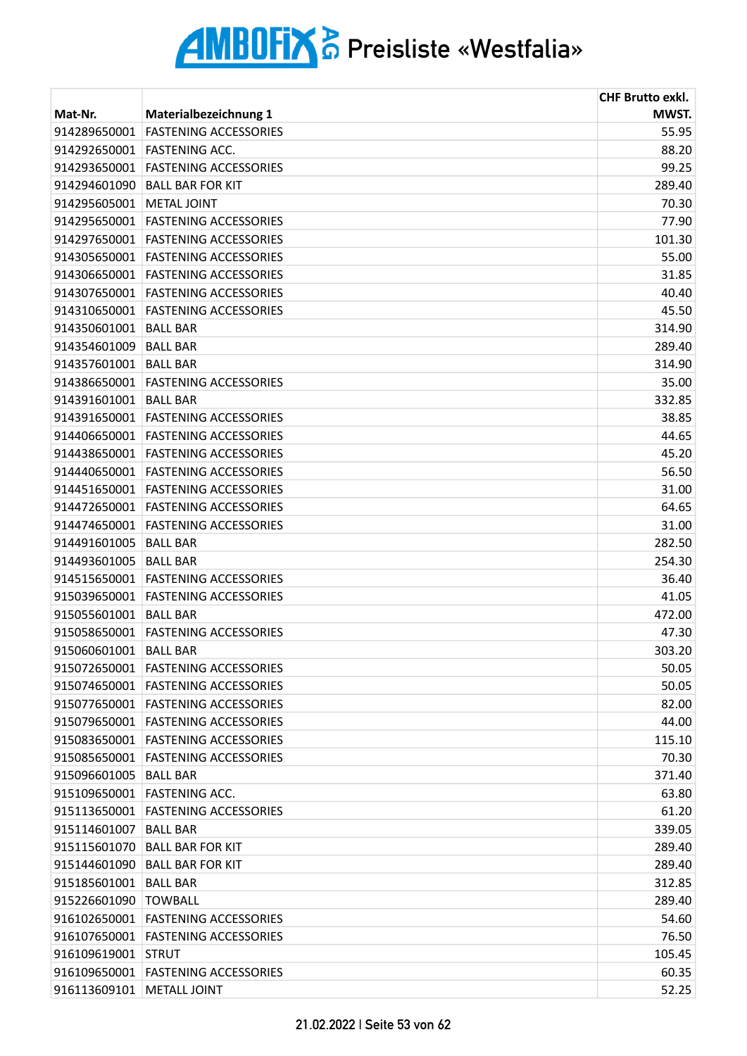# AMBOFIX AG Preisliste «Westfalia»

| Mat-Nr. | Materialbezeichnung 1 | CHF Brutto exkl. MWST. |
|---|---|---|
| 914289650001 | FASTENING ACCESSORIES | 55.95 |
| 914292650001 | FASTENING ACC. | 88.20 |
| 914293650001 | FASTENING ACCESSORIES | 99.25 |
| 914294601090 | BALL BAR FOR KIT | 289.40 |
| 914295605001 | METAL JOINT | 70.30 |
| 914295650001 | FASTENING ACCESSORIES | 77.90 |
| 914297650001 | FASTENING ACCESSORIES | 101.30 |
| 914305650001 | FASTENING ACCESSORIES | 55.00 |
| 914306650001 | FASTENING ACCESSORIES | 31.85 |
| 914307650001 | FASTENING ACCESSORIES | 40.40 |
| 914310650001 | FASTENING ACCESSORIES | 45.50 |
| 914350601001 | BALL BAR | 314.90 |
| 914354601009 | BALL BAR | 289.40 |
| 914357601001 | BALL BAR | 314.90 |
| 914386650001 | FASTENING ACCESSORIES | 35.00 |
| 914391601001 | BALL BAR | 332.85 |
| 914391650001 | FASTENING ACCESSORIES | 38.85 |
| 914406650001 | FASTENING ACCESSORIES | 44.65 |
| 914438650001 | FASTENING ACCESSORIES | 45.20 |
| 914440650001 | FASTENING ACCESSORIES | 56.50 |
| 914451650001 | FASTENING ACCESSORIES | 31.00 |
| 914472650001 | FASTENING ACCESSORIES | 64.65 |
| 914474650001 | FASTENING ACCESSORIES | 31.00 |
| 914491601005 | BALL BAR | 282.50 |
| 914493601005 | BALL BAR | 254.30 |
| 914515650001 | FASTENING ACCESSORIES | 36.40 |
| 915039650001 | FASTENING ACCESSORIES | 41.05 |
| 915055601001 | BALL BAR | 472.00 |
| 915058650001 | FASTENING ACCESSORIES | 47.30 |
| 915060601001 | BALL BAR | 303.20 |
| 915072650001 | FASTENING ACCESSORIES | 50.05 |
| 915074650001 | FASTENING ACCESSORIES | 50.05 |
| 915077650001 | FASTENING ACCESSORIES | 82.00 |
| 915079650001 | FASTENING ACCESSORIES | 44.00 |
| 915083650001 | FASTENING ACCESSORIES | 115.10 |
| 915085650001 | FASTENING ACCESSORIES | 70.30 |
| 915096601005 | BALL BAR | 371.40 |
| 915109650001 | FASTENING ACC. | 63.80 |
| 915113650001 | FASTENING ACCESSORIES | 61.20 |
| 915114601007 | BALL BAR | 339.05 |
| 915115601070 | BALL BAR FOR KIT | 289.40 |
| 915144601090 | BALL BAR FOR KIT | 289.40 |
| 915185601001 | BALL BAR | 312.85 |
| 915226601090 | TOWBALL | 289.40 |
| 916102650001 | FASTENING ACCESSORIES | 54.60 |
| 916107650001 | FASTENING ACCESSORIES | 76.50 |
| 916109619001 | STRUT | 105.45 |
| 916109650001 | FASTENING ACCESSORIES | 60.35 |
| 916113609101 | METALL JOINT | 52.25 |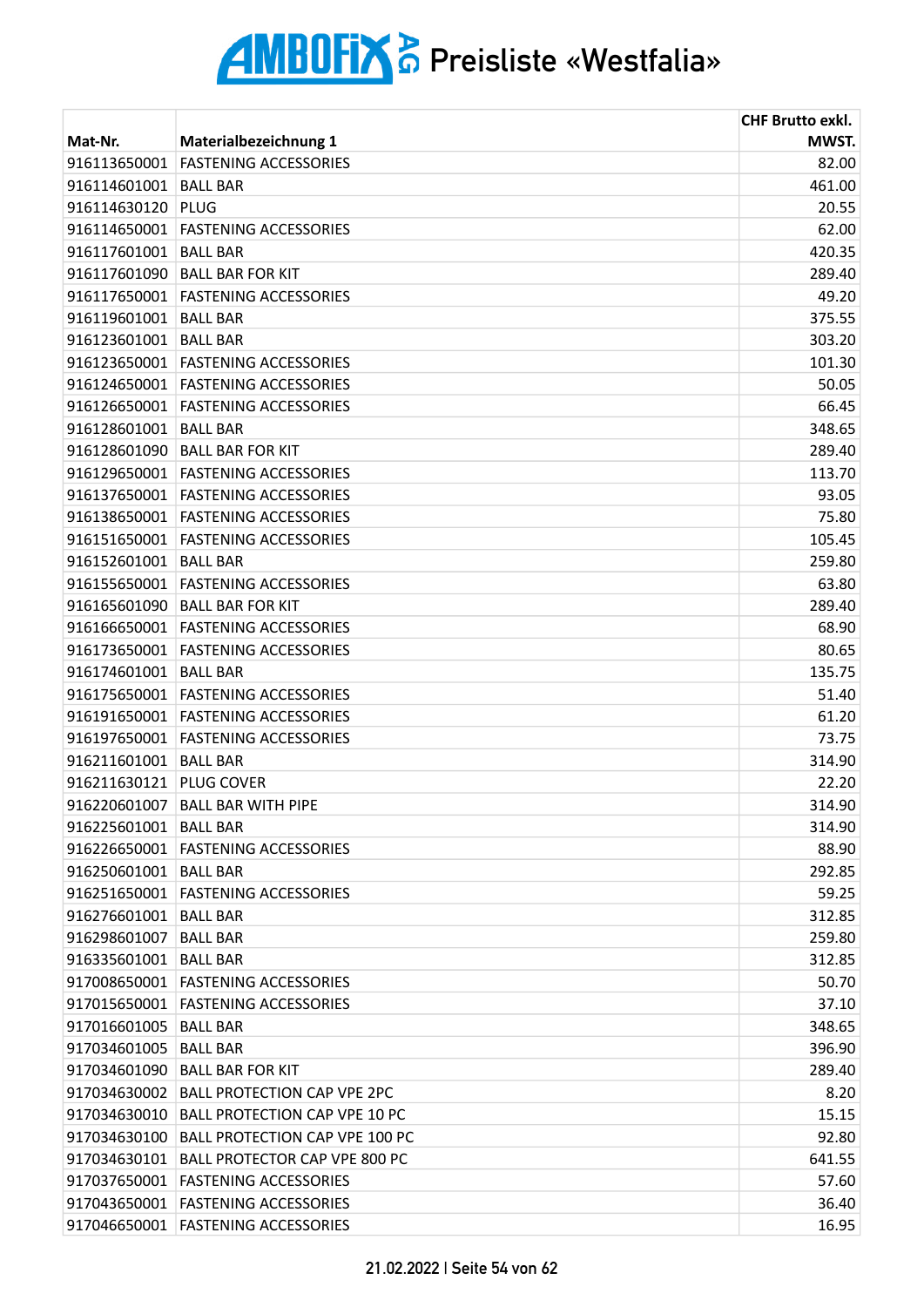# AMBOFIX AG Preisliste «Westfalia»

| Mat-Nr. | Materialbezeichnung 1 | CHF Brutto exkl. MWST. |
|---|---|---|
| 916113650001 | FASTENING ACCESSORIES | 82.00 |
| 916114601001 | BALL BAR | 461.00 |
| 916114630120 | PLUG | 20.55 |
| 916114650001 | FASTENING ACCESSORIES | 62.00 |
| 916117601001 | BALL BAR | 420.35 |
| 916117601090 | BALL BAR FOR KIT | 289.40 |
| 916117650001 | FASTENING ACCESSORIES | 49.20 |
| 916119601001 | BALL BAR | 375.55 |
| 916123601001 | BALL BAR | 303.20 |
| 916123650001 | FASTENING ACCESSORIES | 101.30 |
| 916124650001 | FASTENING ACCESSORIES | 50.05 |
| 916126650001 | FASTENING ACCESSORIES | 66.45 |
| 916128601001 | BALL BAR | 348.65 |
| 916128601090 | BALL BAR FOR KIT | 289.40 |
| 916129650001 | FASTENING ACCESSORIES | 113.70 |
| 916137650001 | FASTENING ACCESSORIES | 93.05 |
| 916138650001 | FASTENING ACCESSORIES | 75.80 |
| 916151650001 | FASTENING ACCESSORIES | 105.45 |
| 916152601001 | BALL BAR | 259.80 |
| 916155650001 | FASTENING ACCESSORIES | 63.80 |
| 916165601090 | BALL BAR FOR KIT | 289.40 |
| 916166650001 | FASTENING ACCESSORIES | 68.90 |
| 916173650001 | FASTENING ACCESSORIES | 80.65 |
| 916174601001 | BALL BAR | 135.75 |
| 916175650001 | FASTENING ACCESSORIES | 51.40 |
| 916191650001 | FASTENING ACCESSORIES | 61.20 |
| 916197650001 | FASTENING ACCESSORIES | 73.75 |
| 916211601001 | BALL BAR | 314.90 |
| 916211630121 | PLUG COVER | 22.20 |
| 916220601007 | BALL BAR WITH PIPE | 314.90 |
| 916225601001 | BALL BAR | 314.90 |
| 916226650001 | FASTENING ACCESSORIES | 88.90 |
| 916250601001 | BALL BAR | 292.85 |
| 916251650001 | FASTENING ACCESSORIES | 59.25 |
| 916276601001 | BALL BAR | 312.85 |
| 916298601007 | BALL BAR | 259.80 |
| 916335601001 | BALL BAR | 312.85 |
| 917008650001 | FASTENING ACCESSORIES | 50.70 |
| 917015650001 | FASTENING ACCESSORIES | 37.10 |
| 917016601005 | BALL BAR | 348.65 |
| 917034601005 | BALL BAR | 396.90 |
| 917034601090 | BALL BAR FOR KIT | 289.40 |
| 917034630002 | BALL PROTECTION CAP VPE 2PC | 8.20 |
| 917034630010 | BALL PROTECTION CAP VPE 10 PC | 15.15 |
| 917034630100 | BALL PROTECTION CAP VPE 100 PC | 92.80 |
| 917034630101 | BALL PROTECTOR CAP VPE 800 PC | 641.55 |
| 917037650001 | FASTENING ACCESSORIES | 57.60 |
| 917043650001 | FASTENING ACCESSORIES | 36.40 |
| 917046650001 | FASTENING ACCESSORIES | 16.95 |

21.02.2022 | Seite 54 von 62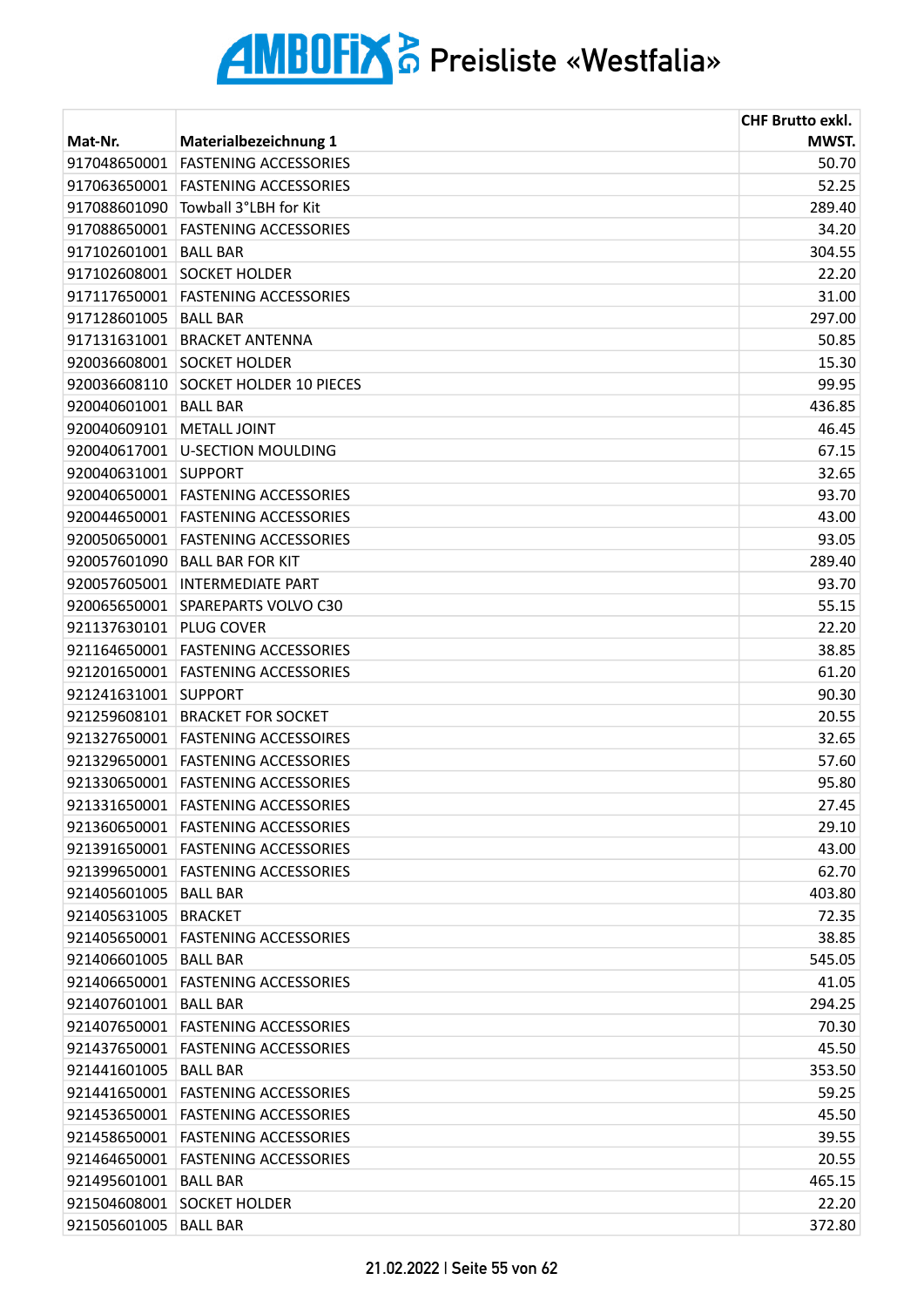# AMBOFIX AG Preisliste «Westfalia»

| Mat-Nr. | Materialbezeichnung 1 | CHF Brutto exkl. MWST. |
|---|---|---|
| 917048650001 | FASTENING ACCESSORIES | 50.70 |
| 917063650001 | FASTENING ACCESSORIES | 52.25 |
| 917088601090 | Towball 3°LBH for Kit | 289.40 |
| 917088650001 | FASTENING ACCESSORIES | 34.20 |
| 917102601001 | BALL BAR | 304.55 |
| 917102608001 | SOCKET HOLDER | 22.20 |
| 917117650001 | FASTENING ACCESSORIES | 31.00 |
| 917128601005 | BALL BAR | 297.00 |
| 917131631001 | BRACKET ANTENNA | 50.85 |
| 920036608001 | SOCKET HOLDER | 15.30 |
| 920036608110 | SOCKET HOLDER 10 PIECES | 99.95 |
| 920040601001 | BALL BAR | 436.85 |
| 920040609101 | METALL JOINT | 46.45 |
| 920040617001 | U-SECTION MOULDING | 67.15 |
| 920040631001 | SUPPORT | 32.65 |
| 920040650001 | FASTENING ACCESSORIES | 93.70 |
| 920044650001 | FASTENING ACCESSORIES | 43.00 |
| 920050650001 | FASTENING ACCESSORIES | 93.05 |
| 920057601090 | BALL BAR FOR KIT | 289.40 |
| 920057605001 | INTERMEDIATE PART | 93.70 |
| 920065650001 | SPAREPARTS VOLVO C30 | 55.15 |
| 921137630101 | PLUG COVER | 22.20 |
| 921164650001 | FASTENING ACCESSORIES | 38.85 |
| 921201650001 | FASTENING ACCESSORIES | 61.20 |
| 921241631001 | SUPPORT | 90.30 |
| 921259608101 | BRACKET FOR SOCKET | 20.55 |
| 921327650001 | FASTENING ACCESSOIRES | 32.65 |
| 921329650001 | FASTENING ACCESSORIES | 57.60 |
| 921330650001 | FASTENING ACCESSORIES | 95.80 |
| 921331650001 | FASTENING ACCESSORIES | 27.45 |
| 921360650001 | FASTENING ACCESSORIES | 29.10 |
| 921391650001 | FASTENING ACCESSORIES | 43.00 |
| 921399650001 | FASTENING ACCESSORIES | 62.70 |
| 921405601005 | BALL BAR | 403.80 |
| 921405631005 | BRACKET | 72.35 |
| 921405650001 | FASTENING ACCESSORIES | 38.85 |
| 921406601005 | BALL BAR | 545.05 |
| 921406650001 | FASTENING ACCESSORIES | 41.05 |
| 921407601001 | BALL BAR | 294.25 |
| 921407650001 | FASTENING ACCESSORIES | 70.30 |
| 921437650001 | FASTENING ACCESSORIES | 45.50 |
| 921441601005 | BALL BAR | 353.50 |
| 921441650001 | FASTENING ACCESSORIES | 59.25 |
| 921453650001 | FASTENING ACCESSORIES | 45.50 |
| 921458650001 | FASTENING ACCESSORIES | 39.55 |
| 921464650001 | FASTENING ACCESSORIES | 20.55 |
| 921495601001 | BALL BAR | 465.15 |
| 921504608001 | SOCKET HOLDER | 22.20 |
| 921505601005 | BALL BAR | 372.80 |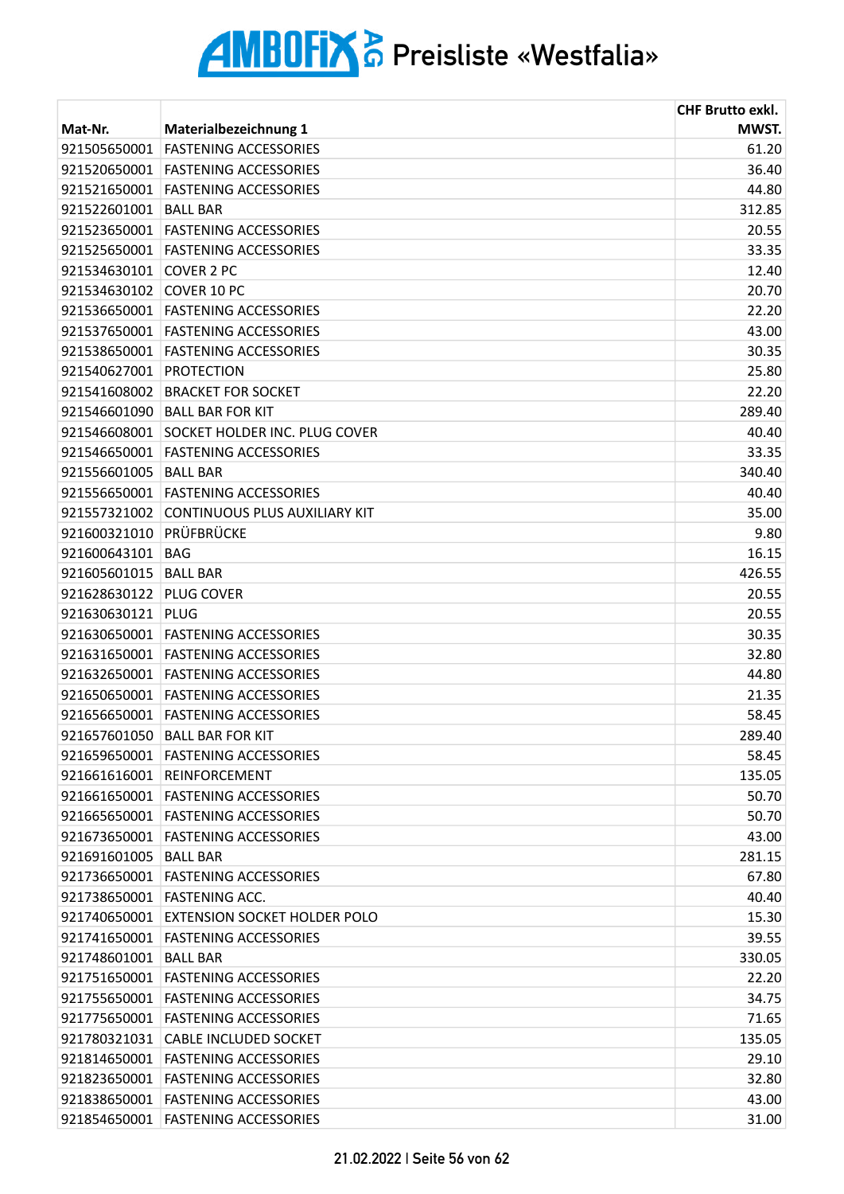# AMBOFIX AG Preisliste «Westfalia»

| Mat-Nr. | Materialbezeichnung 1 | CHF Brutto exkl. MWST. |
|---|---|---|
| 921505650001 | FASTENING ACCESSORIES | 61.20 |
| 921520650001 | FASTENING ACCESSORIES | 36.40 |
| 921521650001 | FASTENING ACCESSORIES | 44.80 |
| 921522601001 | BALL BAR | 312.85 |
| 921523650001 | FASTENING ACCESSORIES | 20.55 |
| 921525650001 | FASTENING ACCESSORIES | 33.35 |
| 921534630101 | COVER 2 PC | 12.40 |
| 921534630102 | COVER 10 PC | 20.70 |
| 921536650001 | FASTENING ACCESSORIES | 22.20 |
| 921537650001 | FASTENING ACCESSORIES | 43.00 |
| 921538650001 | FASTENING ACCESSORIES | 30.35 |
| 921540627001 | PROTECTION | 25.80 |
| 921541608002 | BRACKET FOR SOCKET | 22.20 |
| 921546601090 | BALL BAR FOR KIT | 289.40 |
| 921546608001 | SOCKET HOLDER INC. PLUG COVER | 40.40 |
| 921546650001 | FASTENING ACCESSORIES | 33.35 |
| 921556601005 | BALL BAR | 340.40 |
| 921556650001 | FASTENING ACCESSORIES | 40.40 |
| 921557321002 | CONTINUOUS PLUS AUXILIARY KIT | 35.00 |
| 921600321010 | PRÜFBRÜCKE | 9.80 |
| 921600643101 | BAG | 16.15 |
| 921605601015 | BALL BAR | 426.55 |
| 921628630122 | PLUG COVER | 20.55 |
| 921630630121 | PLUG | 20.55 |
| 921630650001 | FASTENING ACCESSORIES | 30.35 |
| 921631650001 | FASTENING ACCESSORIES | 32.80 |
| 921632650001 | FASTENING ACCESSORIES | 44.80 |
| 921650650001 | FASTENING ACCESSORIES | 21.35 |
| 921656650001 | FASTENING ACCESSORIES | 58.45 |
| 921657601050 | BALL BAR FOR KIT | 289.40 |
| 921659650001 | FASTENING ACCESSORIES | 58.45 |
| 921661616001 | REINFORCEMENT | 135.05 |
| 921661650001 | FASTENING ACCESSORIES | 50.70 |
| 921665650001 | FASTENING ACCESSORIES | 50.70 |
| 921673650001 | FASTENING ACCESSORIES | 43.00 |
| 921691601005 | BALL BAR | 281.15 |
| 921736650001 | FASTENING ACCESSORIES | 67.80 |
| 921738650001 | FASTENING ACC. | 40.40 |
| 921740650001 | EXTENSION SOCKET HOLDER POLO | 15.30 |
| 921741650001 | FASTENING ACCESSORIES | 39.55 |
| 921748601001 | BALL BAR | 330.05 |
| 921751650001 | FASTENING ACCESSORIES | 22.20 |
| 921755650001 | FASTENING ACCESSORIES | 34.75 |
| 921775650001 | FASTENING ACCESSORIES | 71.65 |
| 921780321031 | CABLE INCLUDED SOCKET | 135.05 |
| 921814650001 | FASTENING ACCESSORIES | 29.10 |
| 921823650001 | FASTENING ACCESSORIES | 32.80 |
| 921838650001 | FASTENING ACCESSORIES | 43.00 |
| 921854650001 | FASTENING ACCESSORIES | 31.00 |

21.02.2022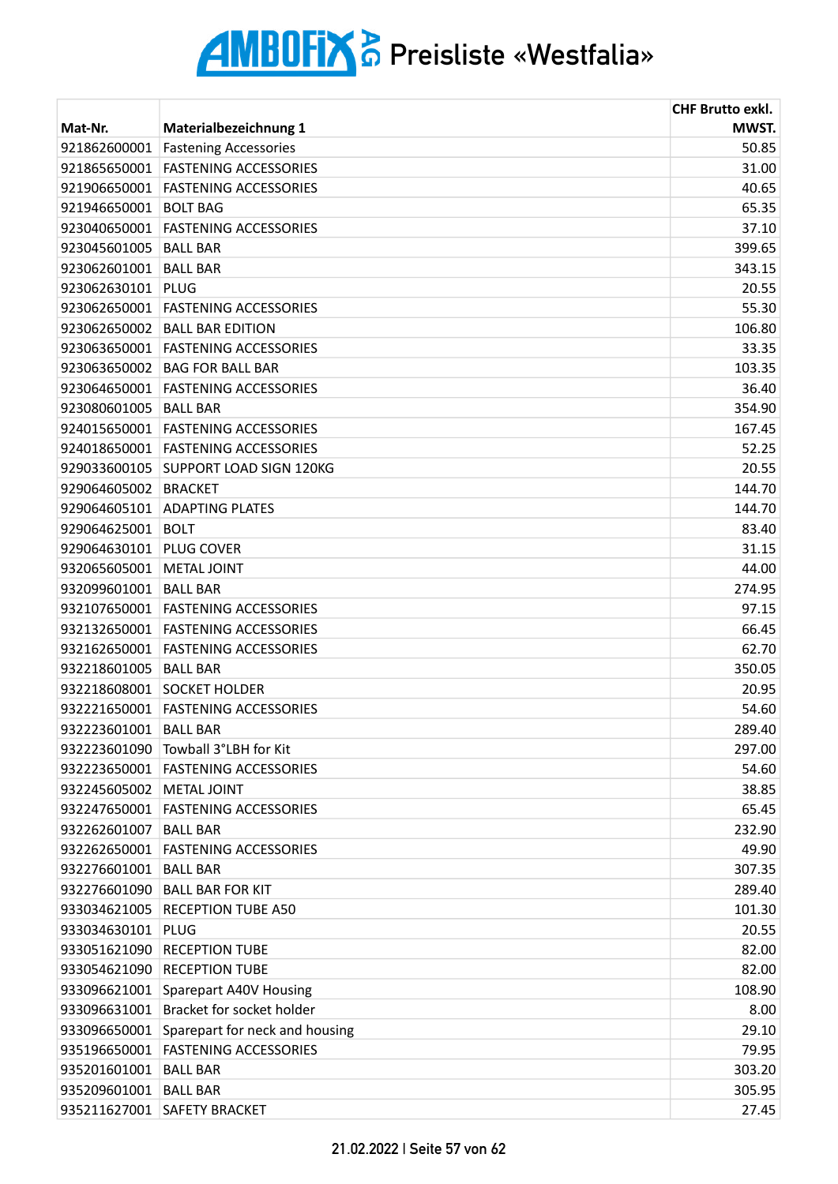# AMBOFIX AG Preisliste «Westfalia»

| Mat-Nr. | Materialbezeichnung 1 | CHF Brutto exkl. MWST. |
|---|---|---|
| 921862600001 | Fastening Accessories | 50.85 |
| 921865650001 | FASTENING ACCESSORIES | 31.00 |
| 921906650001 | FASTENING ACCESSORIES | 40.65 |
| 921946650001 | BOLT BAG | 65.35 |
| 923040650001 | FASTENING ACCESSORIES | 37.10 |
| 923045601005 | BALL BAR | 399.65 |
| 923062601001 | BALL BAR | 343.15 |
| 923062630101 | PLUG | 20.55 |
| 923062650001 | FASTENING ACCESSORIES | 55.30 |
| 923062650002 | BALL BAR EDITION | 106.80 |
| 923063650001 | FASTENING ACCESSORIES | 33.35 |
| 923063650002 | BAG FOR BALL BAR | 103.35 |
| 923064650001 | FASTENING ACCESSORIES | 36.40 |
| 923080601005 | BALL BAR | 354.90 |
| 924015650001 | FASTENING ACCESSORIES | 167.45 |
| 924018650001 | FASTENING ACCESSORIES | 52.25 |
| 929033600105 | SUPPORT LOAD SIGN 120KG | 20.55 |
| 929064605002 | BRACKET | 144.70 |
| 929064605101 | ADAPTING PLATES | 144.70 |
| 929064625001 | BOLT | 83.40 |
| 929064630101 | PLUG COVER | 31.15 |
| 932065605001 | METAL JOINT | 44.00 |
| 932099601001 | BALL BAR | 274.95 |
| 932107650001 | FASTENING ACCESSORIES | 97.15 |
| 932132650001 | FASTENING ACCESSORIES | 66.45 |
| 932162650001 | FASTENING ACCESSORIES | 62.70 |
| 932218601005 | BALL BAR | 350.05 |
| 932218608001 | SOCKET HOLDER | 20.95 |
| 932221650001 | FASTENING ACCESSORIES | 54.60 |
| 932223601001 | BALL BAR | 289.40 |
| 932223601090 | Towball 3°LBH for Kit | 297.00 |
| 932223650001 | FASTENING ACCESSORIES | 54.60 |
| 932245605002 | METAL JOINT | 38.85 |
| 932247650001 | FASTENING ACCESSORIES | 65.45 |
| 932262601007 | BALL BAR | 232.90 |
| 932262650001 | FASTENING ACCESSORIES | 49.90 |
| 932276601001 | BALL BAR | 307.35 |
| 932276601090 | BALL BAR FOR KIT | 289.40 |
| 933034621005 | RECEPTION TUBE A50 | 101.30 |
| 933034630101 | PLUG | 20.55 |
| 933051621090 | RECEPTION TUBE | 82.00 |
| 933054621090 | RECEPTION TUBE | 82.00 |
| 933096621001 | Sparepart A40V Housing | 108.90 |
| 933096631001 | Bracket for socket holder | 8.00 |
| 933096650001 | Sparepart for neck and housing | 29.10 |
| 935196650001 | FASTENING ACCESSORIES | 79.95 |
| 935201601001 | BALL BAR | 303.20 |
| 935209601001 | BALL BAR | 305.95 |
| 935211627001 | SAFETY BRACKET | 27.45 |

21.02.2022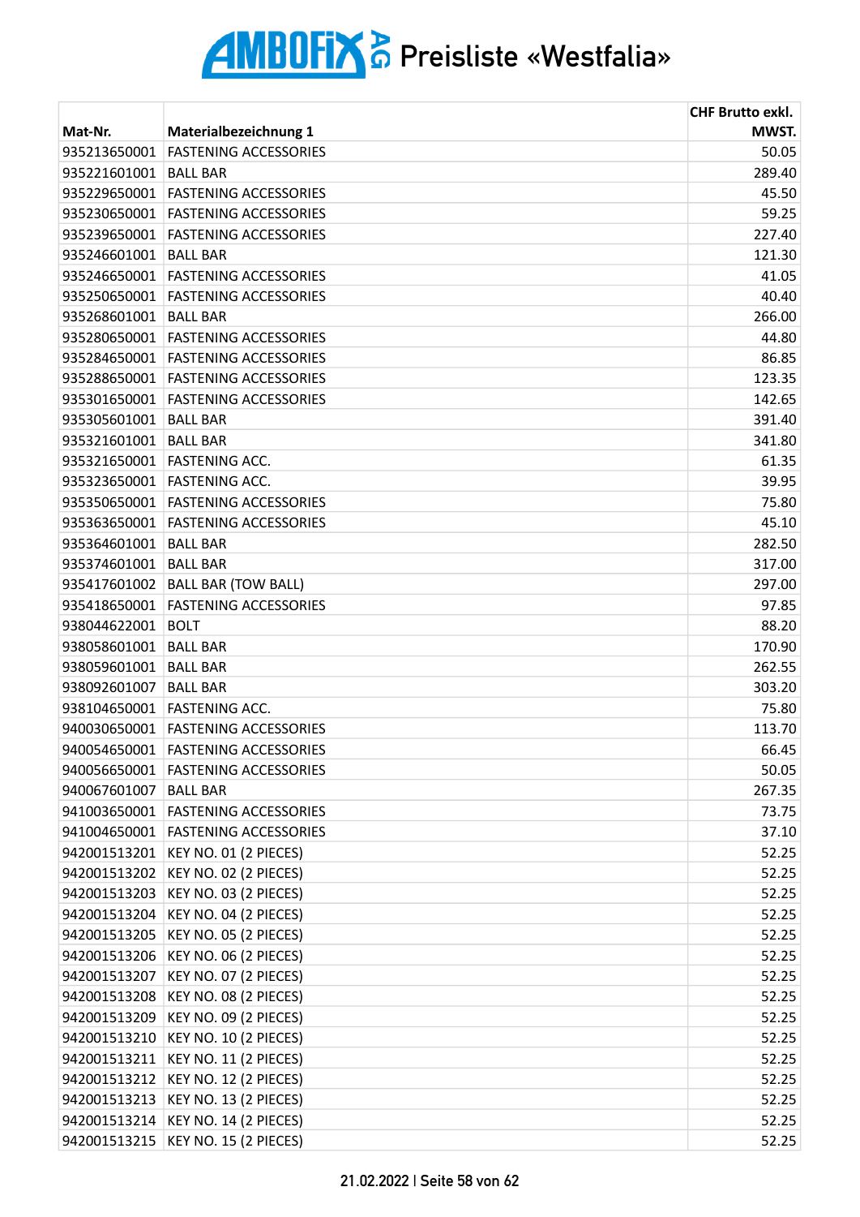# AMBOFIX AG Preisliste «Westfalia»

| Mat-Nr. | Materialbezeichnung 1 | CHF Brutto exkl. MWST. |
|---|---|---|
| 935213650001 | FASTENING ACCESSORIES | 50.05 |
| 935221601001 | BALL BAR | 289.40 |
| 935229650001 | FASTENING ACCESSORIES | 45.50 |
| 935230650001 | FASTENING ACCESSORIES | 59.25 |
| 935239650001 | FASTENING ACCESSORIES | 227.40 |
| 935246601001 | BALL BAR | 121.30 |
| 935246650001 | FASTENING ACCESSORIES | 41.05 |
| 935250650001 | FASTENING ACCESSORIES | 40.40 |
| 935268601001 | BALL BAR | 266.00 |
| 935280650001 | FASTENING ACCESSORIES | 44.80 |
| 935284650001 | FASTENING ACCESSORIES | 86.85 |
| 935288650001 | FASTENING ACCESSORIES | 123.35 |
| 935301650001 | FASTENING ACCESSORIES | 142.65 |
| 935305601001 | BALL BAR | 391.40 |
| 935321601001 | BALL BAR | 341.80 |
| 935321650001 | FASTENING ACC. | 61.35 |
| 935323650001 | FASTENING ACC. | 39.95 |
| 935350650001 | FASTENING ACCESSORIES | 75.80 |
| 935363650001 | FASTENING ACCESSORIES | 45.10 |
| 935364601001 | BALL BAR | 282.50 |
| 935374601001 | BALL BAR | 317.00 |
| 935417601002 | BALL BAR (TOW BALL) | 297.00 |
| 935418650001 | FASTENING ACCESSORIES | 97.85 |
| 938044622001 | BOLT | 88.20 |
| 938058601001 | BALL BAR | 170.90 |
| 938059601001 | BALL BAR | 262.55 |
| 938092601007 | BALL BAR | 303.20 |
| 938104650001 | FASTENING ACC. | 75.80 |
| 940030650001 | FASTENING ACCESSORIES | 113.70 |
| 940054650001 | FASTENING ACCESSORIES | 66.45 |
| 940056650001 | FASTENING ACCESSORIES | 50.05 |
| 940067601007 | BALL BAR | 267.35 |
| 941003650001 | FASTENING ACCESSORIES | 73.75 |
| 941004650001 | FASTENING ACCESSORIES | 37.10 |
| 942001513201 | KEY NO. 01 (2 PIECES) | 52.25 |
| 942001513202 | KEY NO. 02 (2 PIECES) | 52.25 |
| 942001513203 | KEY NO. 03 (2 PIECES) | 52.25 |
| 942001513204 | KEY NO. 04 (2 PIECES) | 52.25 |
| 942001513205 | KEY NO. 05 (2 PIECES) | 52.25 |
| 942001513206 | KEY NO. 06 (2 PIECES) | 52.25 |
| 942001513207 | KEY NO. 07 (2 PIECES) | 52.25 |
| 942001513208 | KEY NO. 08 (2 PIECES) | 52.25 |
| 942001513209 | KEY NO. 09 (2 PIECES) | 52.25 |
| 942001513210 | KEY NO. 10 (2 PIECES) | 52.25 |
| 942001513211 | KEY NO. 11 (2 PIECES) | 52.25 |
| 942001513212 | KEY NO. 12 (2 PIECES) | 52.25 |
| 942001513213 | KEY NO. 13 (2 PIECES) | 52.25 |
| 942001513214 | KEY NO. 14 (2 PIECES) | 52.25 |
| 942001513215 | KEY NO. 15 (2 PIECES) | 52.25 |

21.02.2022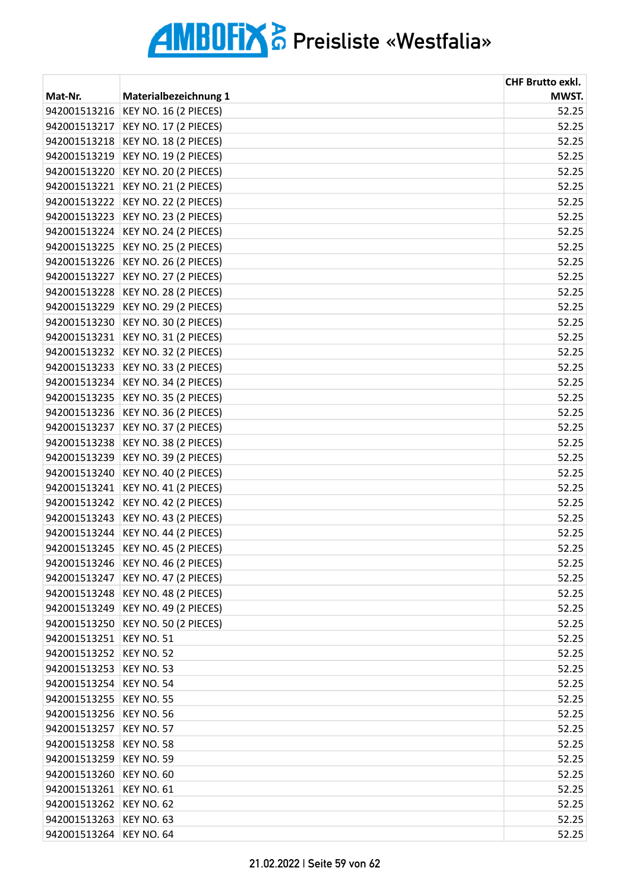# AMBOFIX AG Preisliste «Westfalia»

| Mat-Nr. | Materialbezeichnung 1 | CHF Brutto exkl. MWST. |
|---|---|---|
| 942001513216 | KEY NO. 16 (2 PIECES) | 52.25 |
| 942001513217 | KEY NO. 17 (2 PIECES) | 52.25 |
| 942001513218 | KEY NO. 18 (2 PIECES) | 52.25 |
| 942001513219 | KEY NO. 19 (2 PIECES) | 52.25 |
| 942001513220 | KEY NO. 20 (2 PIECES) | 52.25 |
| 942001513221 | KEY NO. 21 (2 PIECES) | 52.25 |
| 942001513222 | KEY NO. 22 (2 PIECES) | 52.25 |
| 942001513223 | KEY NO. 23 (2 PIECES) | 52.25 |
| 942001513224 | KEY NO. 24 (2 PIECES) | 52.25 |
| 942001513225 | KEY NO. 25 (2 PIECES) | 52.25 |
| 942001513226 | KEY NO. 26 (2 PIECES) | 52.25 |
| 942001513227 | KEY NO. 27 (2 PIECES) | 52.25 |
| 942001513228 | KEY NO. 28 (2 PIECES) | 52.25 |
| 942001513229 | KEY NO. 29 (2 PIECES) | 52.25 |
| 942001513230 | KEY NO. 30 (2 PIECES) | 52.25 |
| 942001513231 | KEY NO. 31 (2 PIECES) | 52.25 |
| 942001513232 | KEY NO. 32 (2 PIECES) | 52.25 |
| 942001513233 | KEY NO. 33 (2 PIECES) | 52.25 |
| 942001513234 | KEY NO. 34 (2 PIECES) | 52.25 |
| 942001513235 | KEY NO. 35 (2 PIECES) | 52.25 |
| 942001513236 | KEY NO. 36 (2 PIECES) | 52.25 |
| 942001513237 | KEY NO. 37 (2 PIECES) | 52.25 |
| 942001513238 | KEY NO. 38 (2 PIECES) | 52.25 |
| 942001513239 | KEY NO. 39 (2 PIECES) | 52.25 |
| 942001513240 | KEY NO. 40 (2 PIECES) | 52.25 |
| 942001513241 | KEY NO. 41 (2 PIECES) | 52.25 |
| 942001513242 | KEY NO. 42 (2 PIECES) | 52.25 |
| 942001513243 | KEY NO. 43 (2 PIECES) | 52.25 |
| 942001513244 | KEY NO. 44 (2 PIECES) | 52.25 |
| 942001513245 | KEY NO. 45 (2 PIECES) | 52.25 |
| 942001513246 | KEY NO. 46 (2 PIECES) | 52.25 |
| 942001513247 | KEY NO. 47 (2 PIECES) | 52.25 |
| 942001513248 | KEY NO. 48 (2 PIECES) | 52.25 |
| 942001513249 | KEY NO. 49 (2 PIECES) | 52.25 |
| 942001513250 | KEY NO. 50 (2 PIECES) | 52.25 |
| 942001513251 | KEY NO. 51 | 52.25 |
| 942001513252 | KEY NO. 52 | 52.25 |
| 942001513253 | KEY NO. 53 | 52.25 |
| 942001513254 | KEY NO. 54 | 52.25 |
| 942001513255 | KEY NO. 55 | 52.25 |
| 942001513256 | KEY NO. 56 | 52.25 |
| 942001513257 | KEY NO. 57 | 52.25 |
| 942001513258 | KEY NO. 58 | 52.25 |
| 942001513259 | KEY NO. 59 | 52.25 |
| 942001513260 | KEY NO. 60 | 52.25 |
| 942001513261 | KEY NO. 61 | 52.25 |
| 942001513262 | KEY NO. 62 | 52.25 |
| 942001513263 | KEY NO. 63 | 52.25 |
| 942001513264 | KEY NO. 64 | 52.25 |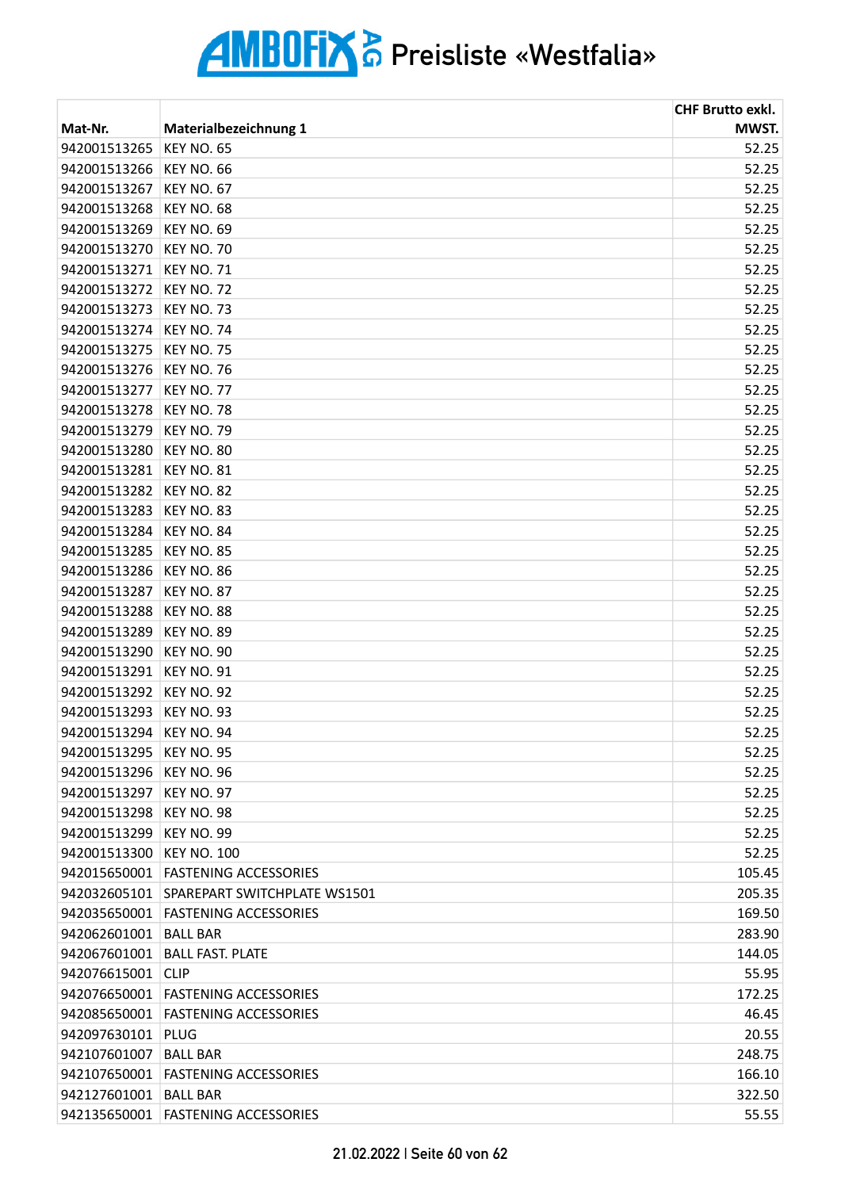# AMBOFIX AG Preisliste «Westfalia»

| Mat-Nr. | Materialbezeichnung 1 | CHF Brutto exkl. MWST. |
|---|---|---|
| 942001513265 | KEY NO. 65 | 52.25 |
| 942001513266 | KEY NO. 66 | 52.25 |
| 942001513267 | KEY NO. 67 | 52.25 |
| 942001513268 | KEY NO. 68 | 52.25 |
| 942001513269 | KEY NO. 69 | 52.25 |
| 942001513270 | KEY NO. 70 | 52.25 |
| 942001513271 | KEY NO. 71 | 52.25 |
| 942001513272 | KEY NO. 72 | 52.25 |
| 942001513273 | KEY NO. 73 | 52.25 |
| 942001513274 | KEY NO. 74 | 52.25 |
| 942001513275 | KEY NO. 75 | 52.25 |
| 942001513276 | KEY NO. 76 | 52.25 |
| 942001513277 | KEY NO. 77 | 52.25 |
| 942001513278 | KEY NO. 78 | 52.25 |
| 942001513279 | KEY NO. 79 | 52.25 |
| 942001513280 | KEY NO. 80 | 52.25 |
| 942001513281 | KEY NO. 81 | 52.25 |
| 942001513282 | KEY NO. 82 | 52.25 |
| 942001513283 | KEY NO. 83 | 52.25 |
| 942001513284 | KEY NO. 84 | 52.25 |
| 942001513285 | KEY NO. 85 | 52.25 |
| 942001513286 | KEY NO. 86 | 52.25 |
| 942001513287 | KEY NO. 87 | 52.25 |
| 942001513288 | KEY NO. 88 | 52.25 |
| 942001513289 | KEY NO. 89 | 52.25 |
| 942001513290 | KEY NO. 90 | 52.25 |
| 942001513291 | KEY NO. 91 | 52.25 |
| 942001513292 | KEY NO. 92 | 52.25 |
| 942001513293 | KEY NO. 93 | 52.25 |
| 942001513294 | KEY NO. 94 | 52.25 |
| 942001513295 | KEY NO. 95 | 52.25 |
| 942001513296 | KEY NO. 96 | 52.25 |
| 942001513297 | KEY NO. 97 | 52.25 |
| 942001513298 | KEY NO. 98 | 52.25 |
| 942001513299 | KEY NO. 99 | 52.25 |
| 942001513300 | KEY NO. 100 | 52.25 |
| 942015650001 | FASTENING ACCESSORIES | 105.45 |
| 942032605101 | SPAREPART SWITCHPLATE WS1501 | 205.35 |
| 942035650001 | FASTENING ACCESSORIES | 169.50 |
| 942062601001 | BALL BAR | 283.90 |
| 942067601001 | BALL FAST. PLATE | 144.05 |
| 942076615001 | CLIP | 55.95 |
| 942076650001 | FASTENING ACCESSORIES | 172.25 |
| 942085650001 | FASTENING ACCESSORIES | 46.45 |
| 942097630101 | PLUG | 20.55 |
| 942107601007 | BALL BAR | 248.75 |
| 942107650001 | FASTENING ACCESSORIES | 166.10 |
| 942127601001 | BALL BAR | 322.50 |
| 942135650001 | FASTENING ACCESSORIES | 55.55 |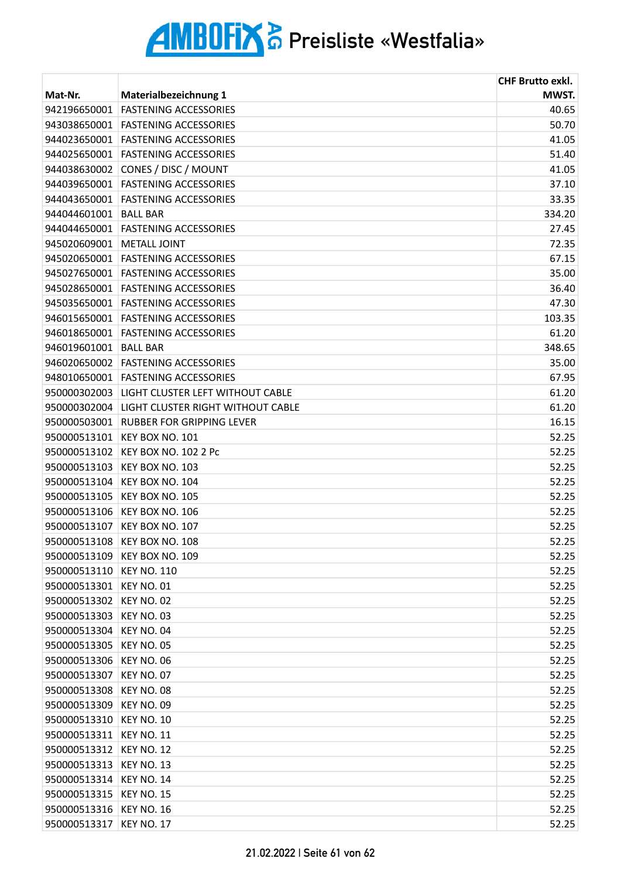# AMBOFIX AG Preisliste «Westfalia»

| Mat-Nr. | Materialbezeichnung 1 | CHF Brutto exkl. MWST. |
|---|---|---|
| 942196650001 | FASTENING ACCESSORIES | 40.65 |
| 943038650001 | FASTENING ACCESSORIES | 50.70 |
| 944023650001 | FASTENING ACCESSORIES | 41.05 |
| 944025650001 | FASTENING ACCESSORIES | 51.40 |
| 944038630002 | CONES / DISC / MOUNT | 41.05 |
| 944039650001 | FASTENING ACCESSORIES | 37.10 |
| 944043650001 | FASTENING ACCESSORIES | 33.35 |
| 944044601001 | BALL BAR | 334.20 |
| 944044650001 | FASTENING ACCESSORIES | 27.45 |
| 945020609001 | METALL JOINT | 72.35 |
| 945020650001 | FASTENING ACCESSORIES | 67.15 |
| 945027650001 | FASTENING ACCESSORIES | 35.00 |
| 945028650001 | FASTENING ACCESSORIES | 36.40 |
| 945035650001 | FASTENING ACCESSORIES | 47.30 |
| 946015650001 | FASTENING ACCESSORIES | 103.35 |
| 946018650001 | FASTENING ACCESSORIES | 61.20 |
| 946019601001 | BALL BAR | 348.65 |
| 946020650002 | FASTENING ACCESSORIES | 35.00 |
| 948010650001 | FASTENING ACCESSORIES | 67.95 |
| 950000302003 | LIGHT CLUSTER LEFT WITHOUT CABLE | 61.20 |
| 950000302004 | LIGHT CLUSTER RIGHT WITHOUT CABLE | 61.20 |
| 950000503001 | RUBBER FOR GRIPPING LEVER | 16.15 |
| 950000513101 | KEY BOX NO. 101 | 52.25 |
| 950000513102 | KEY BOX NO. 102 2 Pc | 52.25 |
| 950000513103 | KEY BOX NO. 103 | 52.25 |
| 950000513104 | KEY BOX NO. 104 | 52.25 |
| 950000513105 | KEY BOX NO. 105 | 52.25 |
| 950000513106 | KEY BOX NO. 106 | 52.25 |
| 950000513107 | KEY BOX NO. 107 | 52.25 |
| 950000513108 | KEY BOX NO. 108 | 52.25 |
| 950000513109 | KEY BOX NO. 109 | 52.25 |
| 950000513110 | KEY NO. 110 | 52.25 |
| 950000513301 | KEY NO. 01 | 52.25 |
| 950000513302 | KEY NO. 02 | 52.25 |
| 950000513303 | KEY NO. 03 | 52.25 |
| 950000513304 | KEY NO. 04 | 52.25 |
| 950000513305 | KEY NO. 05 | 52.25 |
| 950000513306 | KEY NO. 06 | 52.25 |
| 950000513307 | KEY NO. 07 | 52.25 |
| 950000513308 | KEY NO. 08 | 52.25 |
| 950000513309 | KEY NO. 09 | 52.25 |
| 950000513310 | KEY NO. 10 | 52.25 |
| 950000513311 | KEY NO. 11 | 52.25 |
| 950000513312 | KEY NO. 12 | 52.25 |
| 950000513313 | KEY NO. 13 | 52.25 |
| 950000513314 | KEY NO. 14 | 52.25 |
| 950000513315 | KEY NO. 15 | 52.25 |
| 950000513316 | KEY NO. 16 | 52.25 |
| 950000513317 | KEY NO. 17 | 52.25 |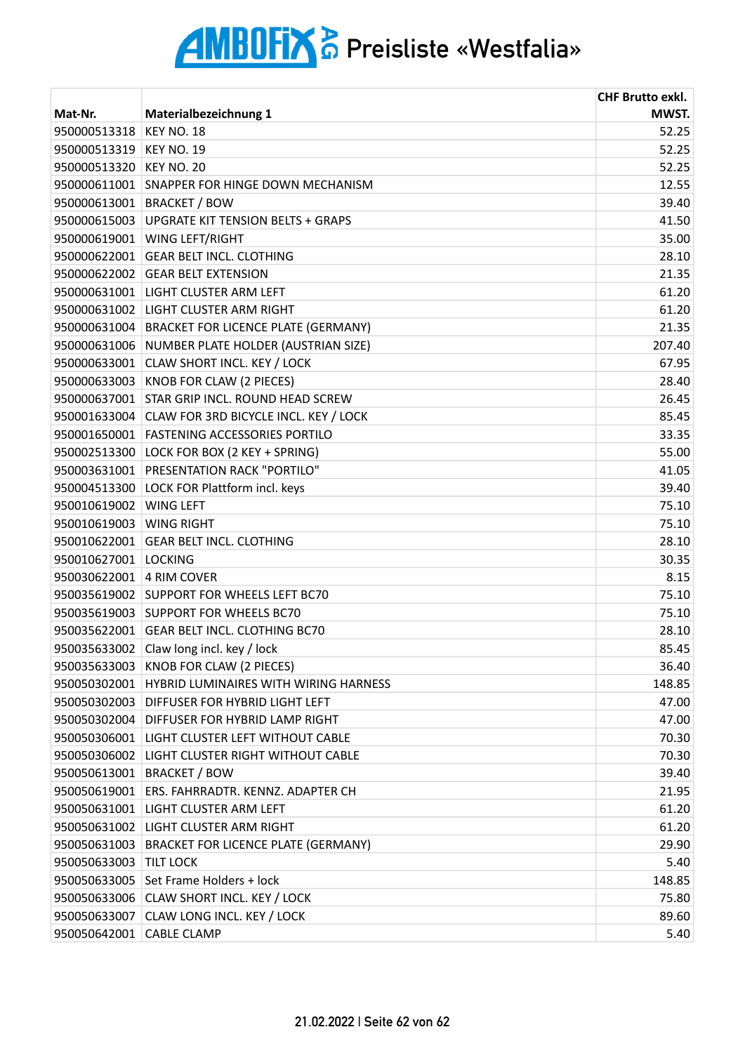# AMBOFIX AG Preisliste «Westfalia»

| Mat-Nr. | Materialbezeichnung 1 | CHF Brutto exkl. MWST. |
|---|---|---|
| 950000513318 | KEY NO. 18 | 52.25 |
| 950000513319 | KEY NO. 19 | 52.25 |
| 950000513320 | KEY NO. 20 | 52.25 |
| 950000611001 | SNAPPER FOR HINGE DOWN MECHANISM | 12.55 |
| 950000613001 | BRACKET / BOW | 39.40 |
| 950000615003 | UPGRATE KIT TENSION BELTS + GRAPS | 41.50 |
| 950000619001 | WING LEFT/RIGHT | 35.00 |
| 950000622001 | GEAR BELT INCL. CLOTHING | 28.10 |
| 950000622002 | GEAR BELT EXTENSION | 21.35 |
| 950000631001 | LIGHT CLUSTER ARM LEFT | 61.20 |
| 950000631002 | LIGHT CLUSTER ARM RIGHT | 61.20 |
| 950000631004 | BRACKET FOR LICENCE PLATE (GERMANY) | 21.35 |
| 950000631006 | NUMBER PLATE HOLDER (AUSTRIAN SIZE) | 207.40 |
| 950000633001 | CLAW SHORT INCL. KEY / LOCK | 67.95 |
| 950000633003 | KNOB FOR CLAW (2 PIECES) | 28.40 |
| 950000637001 | STAR GRIP INCL. ROUND HEAD SCREW | 26.45 |
| 950001633004 | CLAW FOR 3RD BICYCLE INCL. KEY / LOCK | 85.45 |
| 950001650001 | FASTENING ACCESSORIES PORTILO | 33.35 |
| 950002513300 | LOCK FOR BOX (2 KEY + SPRING) | 55.00 |
| 950003631001 | PRESENTATION RACK "PORTILO" | 41.05 |
| 950004513300 | LOCK FOR Plattform incl. keys | 39.40 |
| 950010619002 | WING LEFT | 75.10 |
| 950010619003 | WING RIGHT | 75.10 |
| 950010622001 | GEAR BELT INCL. CLOTHING | 28.10 |
| 950010627001 | LOCKING | 30.35 |
| 950030622001 | 4 RIM COVER | 8.15 |
| 950035619002 | SUPPORT FOR WHEELS LEFT BC70 | 75.10 |
| 950035619003 | SUPPORT FOR WHEELS BC70 | 75.10 |
| 950035622001 | GEAR BELT INCL. CLOTHING BC70 | 28.10 |
| 950035633002 | Claw long incl. key / lock | 85.45 |
| 950035633003 | KNOB FOR CLAW (2 PIECES) | 36.40 |
| 950050302001 | HYBRID LUMINAIRES WITH WIRING HARNESS | 148.85 |
| 950050302003 | DIFFUSER FOR HYBRID LIGHT LEFT | 47.00 |
| 950050302004 | DIFFUSER FOR HYBRID LAMP RIGHT | 47.00 |
| 950050306001 | LIGHT CLUSTER LEFT WITHOUT CABLE | 70.30 |
| 950050306002 | LIGHT CLUSTER RIGHT WITHOUT CABLE | 70.30 |
| 950050613001 | BRACKET / BOW | 39.40 |
| 950050619001 | ERS. FAHRRADTR. KENNZ. ADAPTER CH | 21.95 |
| 950050631001 | LIGHT CLUSTER ARM LEFT | 61.20 |
| 950050631002 | LIGHT CLUSTER ARM RIGHT | 61.20 |
| 950050631003 | BRACKET FOR LICENCE PLATE (GERMANY) | 29.90 |
| 950050633003 | TILT LOCK | 5.40 |
| 950050633005 | Set Frame Holders + lock | 148.85 |
| 950050633006 | CLAW SHORT INCL. KEY / LOCK | 75.80 |
| 950050633007 | CLAW LONG INCL. KEY / LOCK | 89.60 |
| 950050642001 | CABLE CLAMP | 5.40 |

21.02.2022